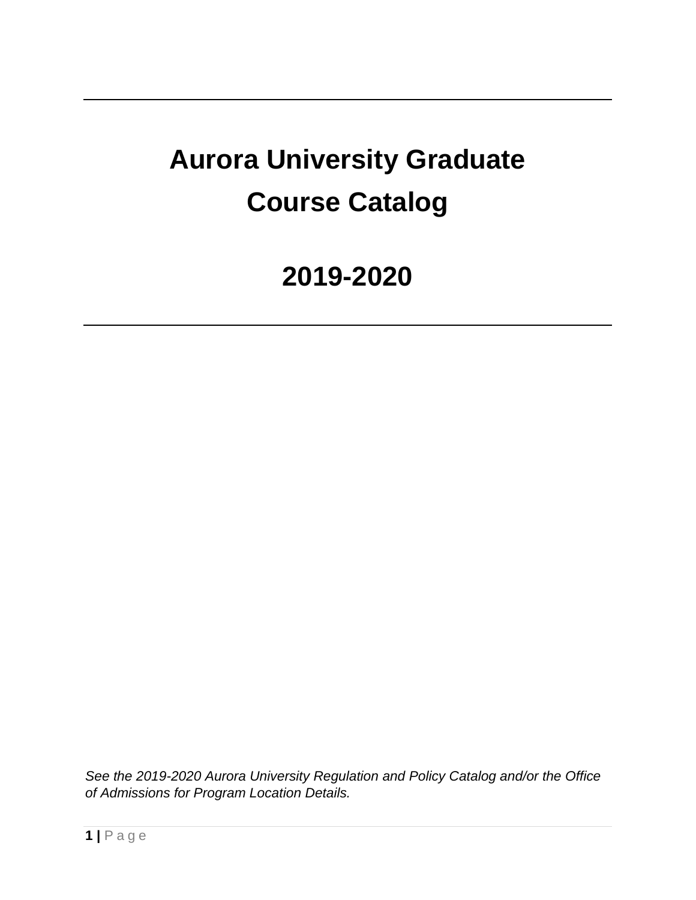# Aurora University Graduate Course Catalog

# 2019-2020

*See the 2019-2020 Aurora University Regulation and Policy Catalog and/or the Office of Admissions for Program Location Details.*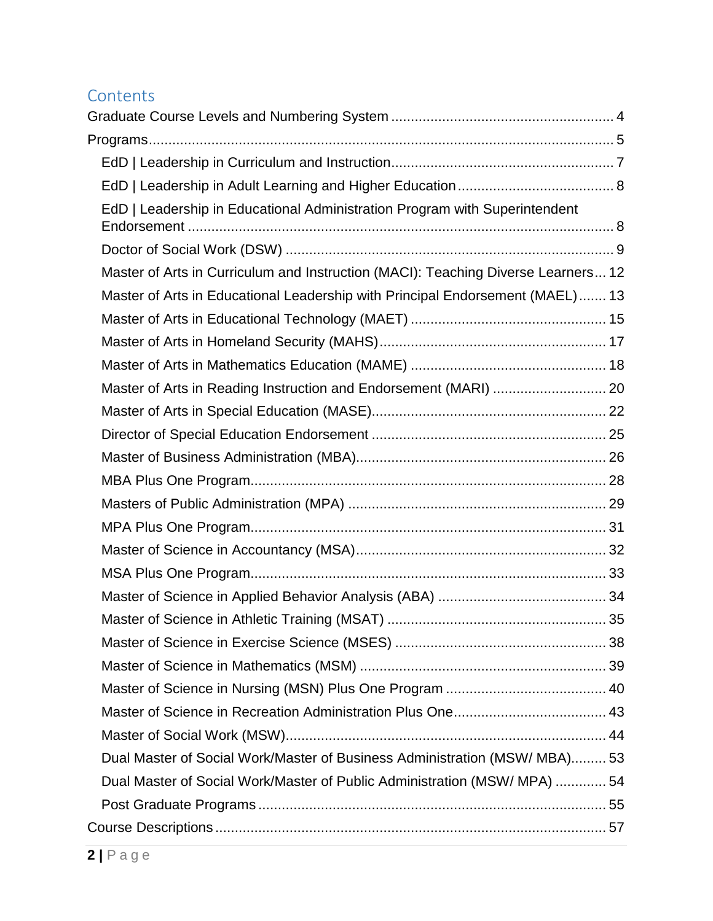# Contents

- Graduate Course Levels and Numbering System ........ 4
- Programs ........ 5
  - EdD | Leadership in Curriculum and Instruction ........ 7
  - EdD | Leadership in Adult Learning and Higher Education ........ 8
  - EdD | Leadership in Educational Administration Program with Superintendent Endorsement ........ 8
  - Doctor of Social Work (DSW) ........ 9
  - Master of Arts in Curriculum and Instruction (MACI): Teaching Diverse Learners ... 12
  - Master of Arts in Educational Leadership with Principal Endorsement (MAEL) ........ 13
  - Master of Arts in Educational Technology (MAET) ........ 15
  - Master of Arts in Homeland Security (MAHS) ........ 17
  - Master of Arts in Mathematics Education (MAME) ........ 18
  - Master of Arts in Reading Instruction and Endorsement (MARI) ........ 20
  - Master of Arts in Special Education (MASE) ........ 22
  - Director of Special Education Endorsement ........ 25
  - Master of Business Administration (MBA) ........ 26
  - MBA Plus One Program ........ 28
  - Masters of Public Administration (MPA) ........ 29
  - MPA Plus One Program ........ 31
  - Master of Science in Accountancy (MSA) ........ 32
  - MSA Plus One Program ........ 33
  - Master of Science in Applied Behavior Analysis (ABA) ........ 34
  - Master of Science in Athletic Training (MSAT) ........ 35
  - Master of Science in Exercise Science (MSES) ........ 38
  - Master of Science in Mathematics (MSM) ........ 39
  - Master of Science in Nursing (MSN) Plus One Program ........ 40
  - Master of Science in Recreation Administration Plus One ........ 43
  - Master of Social Work (MSW) ........ 44
  - Dual Master of Social Work/Master of Business Administration (MSW/ MBA) ........ 53
  - Dual Master of Social Work/Master of Public Administration (MSW/ MPA) ........ 54
  - Post Graduate Programs ........ 55
- Course Descriptions ........ 57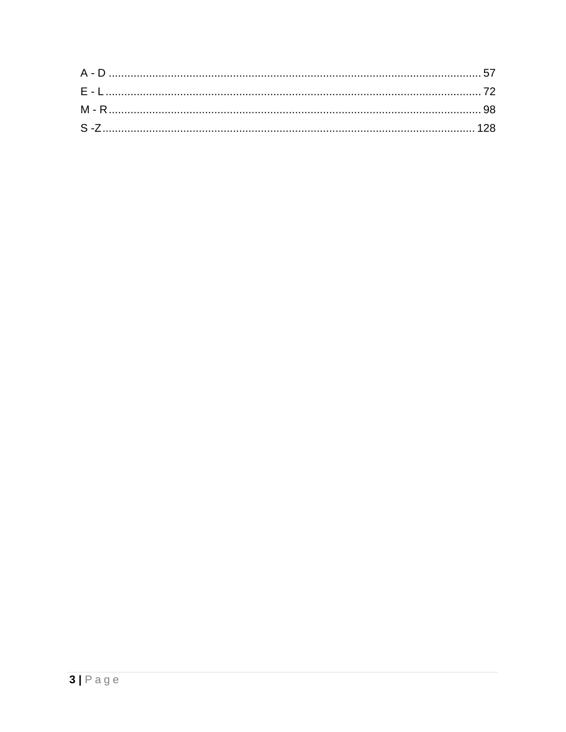A - D ........................................................................................................................ 57
E - L ........................................................................................................................ 72
M - R ........................................................................................................................ 98
S -Z ........................................................................................................................ 128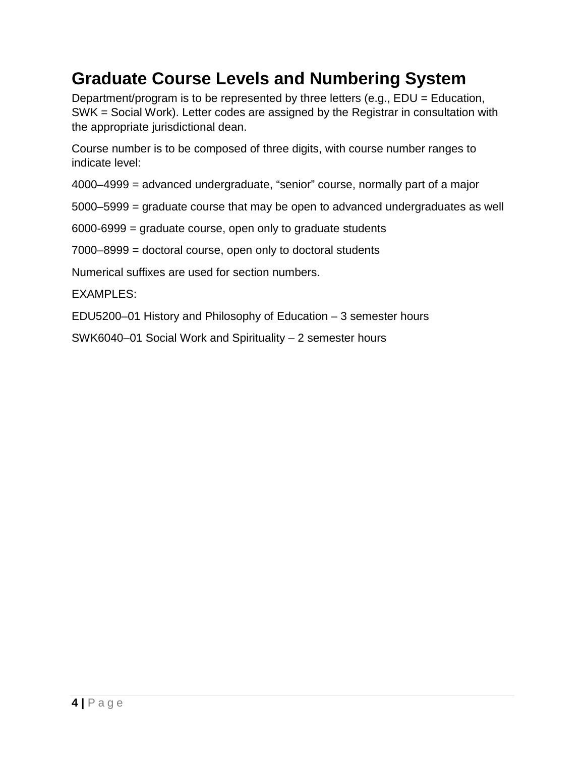## Graduate Course Levels and Numbering System

Department/program is to be represented by three letters (e.g., EDU = Education, SWK = Social Work). Letter codes are assigned by the Registrar in consultation with the appropriate jurisdictional dean.

Course number is to be composed of three digits, with course number ranges to indicate level:

4000–4999 = advanced undergraduate, "senior" course, normally part of a major

5000–5999 = graduate course that may be open to advanced undergraduates as well

6000-6999 = graduate course, open only to graduate students

7000–8999 = doctoral course, open only to doctoral students

Numerical suffixes are used for section numbers.

EXAMPLES:

EDU5200–01 History and Philosophy of Education – 3 semester hours

SWK6040–01 Social Work and Spirituality – 2 semester hours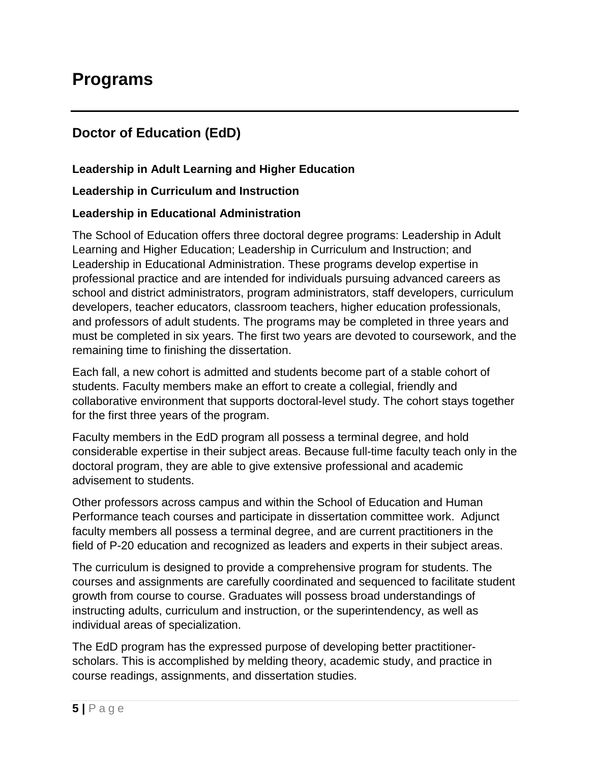# Programs

## Doctor of Education (EdD)

**Leadership in Adult Learning and Higher Education**

**Leadership in Curriculum and Instruction**

**Leadership in Educational Administration**

The School of Education offers three doctoral degree programs: Leadership in Adult Learning and Higher Education; Leadership in Curriculum and Instruction; and Leadership in Educational Administration. These programs develop expertise in professional practice and are intended for individuals pursuing advanced careers as school and district administrators, program administrators, staff developers, curriculum developers, teacher educators, classroom teachers, higher education professionals, and professors of adult students. The programs may be completed in three years and must be completed in six years. The first two years are devoted to coursework, and the remaining time to finishing the dissertation.

Each fall, a new cohort is admitted and students become part of a stable cohort of students. Faculty members make an effort to create a collegial, friendly and collaborative environment that supports doctoral-level study. The cohort stays together for the first three years of the program.

Faculty members in the EdD program all possess a terminal degree, and hold considerable expertise in their subject areas. Because full-time faculty teach only in the doctoral program, they are able to give extensive professional and academic advisement to students.

Other professors across campus and within the School of Education and Human Performance teach courses and participate in dissertation committee work. Adjunct faculty members all possess a terminal degree, and are current practitioners in the field of P-20 education and recognized as leaders and experts in their subject areas.

The curriculum is designed to provide a comprehensive program for students. The courses and assignments are carefully coordinated and sequenced to facilitate student growth from course to course. Graduates will possess broad understandings of instructing adults, curriculum and instruction, or the superintendency, as well as individual areas of specialization.

The EdD program has the expressed purpose of developing better practitioner-scholars. This is accomplished by melding theory, academic study, and practice in course readings, assignments, and dissertation studies.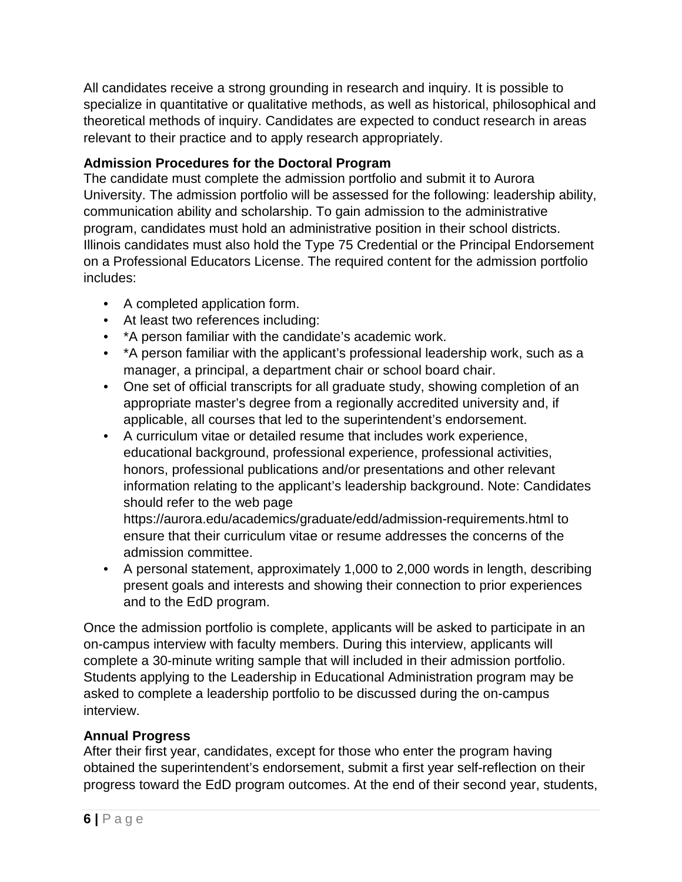All candidates receive a strong grounding in research and inquiry. It is possible to specialize in quantitative or qualitative methods, as well as historical, philosophical and theoretical methods of inquiry. Candidates are expected to conduct research in areas relevant to their practice and to apply research appropriately.

**Admission Procedures for the Doctoral Program**

The candidate must complete the admission portfolio and submit it to Aurora University. The admission portfolio will be assessed for the following: leadership ability, communication ability and scholarship. To gain admission to the administrative program, candidates must hold an administrative position in their school districts. Illinois candidates must also hold the Type 75 Credential or the Principal Endorsement on a Professional Educators License. The required content for the admission portfolio includes:

- A completed application form.
- At least two references including:
- *A person familiar with the candidate's academic work.
- *A person familiar with the applicant's professional leadership work, such as a manager, a principal, a department chair or school board chair.
- One set of official transcripts for all graduate study, showing completion of an appropriate master's degree from a regionally accredited university and, if applicable, all courses that led to the superintendent's endorsement.
- A curriculum vitae or detailed resume that includes work experience, educational background, professional experience, professional activities, honors, professional publications and/or presentations and other relevant information relating to the applicant's leadership background. Note: Candidates should refer to the web page https://aurora.edu/academics/graduate/edd/admission-requirements.html to ensure that their curriculum vitae or resume addresses the concerns of the admission committee.
- A personal statement, approximately 1,000 to 2,000 words in length, describing present goals and interests and showing their connection to prior experiences and to the EdD program.

Once the admission portfolio is complete, applicants will be asked to participate in an on-campus interview with faculty members. During this interview, applicants will complete a 30-minute writing sample that will included in their admission portfolio. Students applying to the Leadership in Educational Administration program may be asked to complete a leadership portfolio to be discussed during the on-campus interview.

**Annual Progress**

After their first year, candidates, except for those who enter the program having obtained the superintendent's endorsement, submit a first year self-reflection on their progress toward the EdD program outcomes. At the end of their second year, students,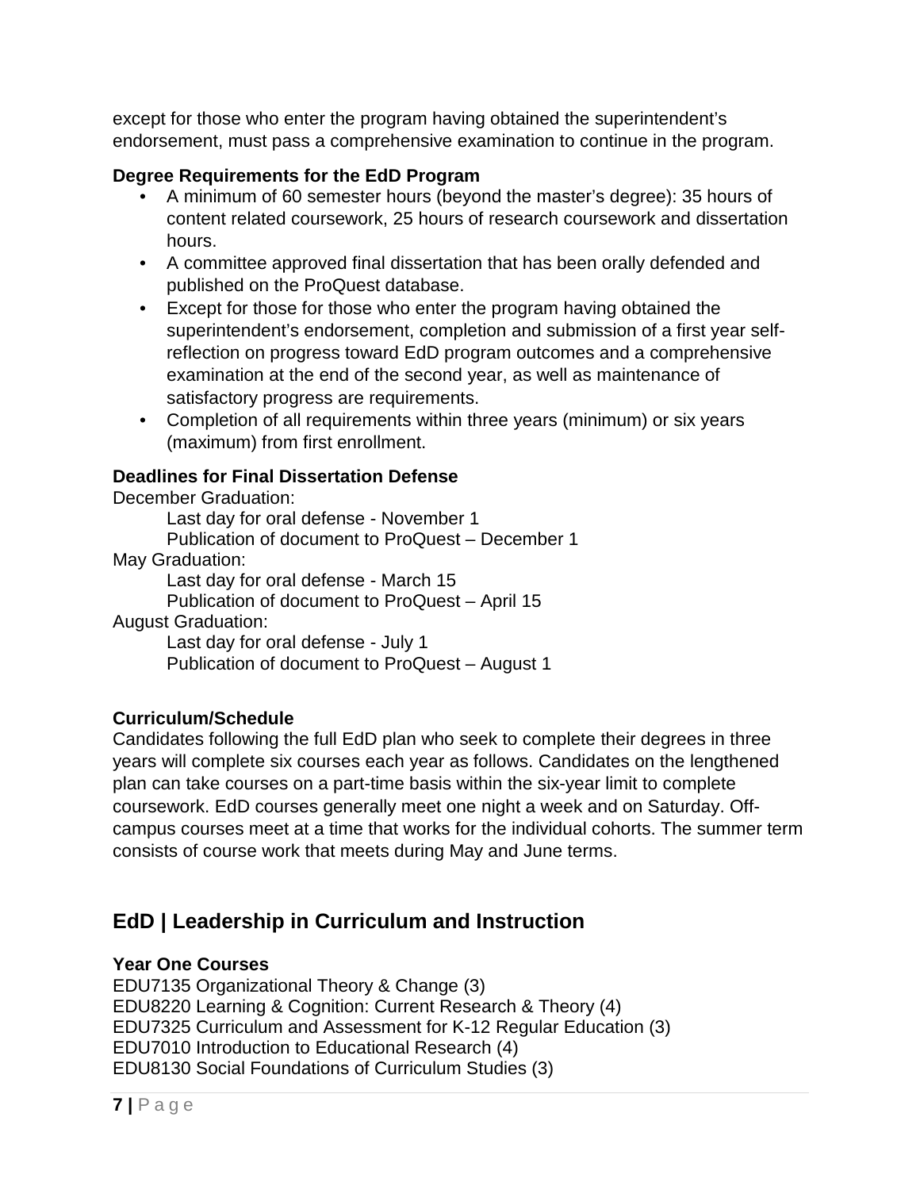except for those who enter the program having obtained the superintendent's endorsement, must pass a comprehensive examination to continue in the program.

**Degree Requirements for the EdD Program**

- A minimum of 60 semester hours (beyond the master's degree): 35 hours of content related coursework, 25 hours of research coursework and dissertation hours.
- A committee approved final dissertation that has been orally defended and published on the ProQuest database.
- Except for those for those who enter the program having obtained the superintendent's endorsement, completion and submission of a first year self-reflection on progress toward EdD program outcomes and a comprehensive examination at the end of the second year, as well as maintenance of satisfactory progress are requirements.
- Completion of all requirements within three years (minimum) or six years (maximum) from first enrollment.

**Deadlines for Final Dissertation Defense**

December Graduation:
  Last day for oral defense - November 1
  Publication of document to ProQuest – December 1
May Graduation:
  Last day for oral defense - March 15
  Publication of document to ProQuest – April 15
August Graduation:
  Last day for oral defense - July 1
  Publication of document to ProQuest – August 1

**Curriculum/Schedule**

Candidates following the full EdD plan who seek to complete their degrees in three years will complete six courses each year as follows. Candidates on the lengthened plan can take courses on a part-time basis within the six-year limit to complete coursework. EdD courses generally meet one night a week and on Saturday. Off-campus courses meet at a time that works for the individual cohorts. The summer term consists of course work that meets during May and June terms.

## EdD | Leadership in Curriculum and Instruction

**Year One Courses**

EDU7135 Organizational Theory & Change (3)
EDU8220 Learning & Cognition: Current Research & Theory (4)
EDU7325 Curriculum and Assessment for K-12 Regular Education (3)
EDU7010 Introduction to Educational Research (4)
EDU8130 Social Foundations of Curriculum Studies (3)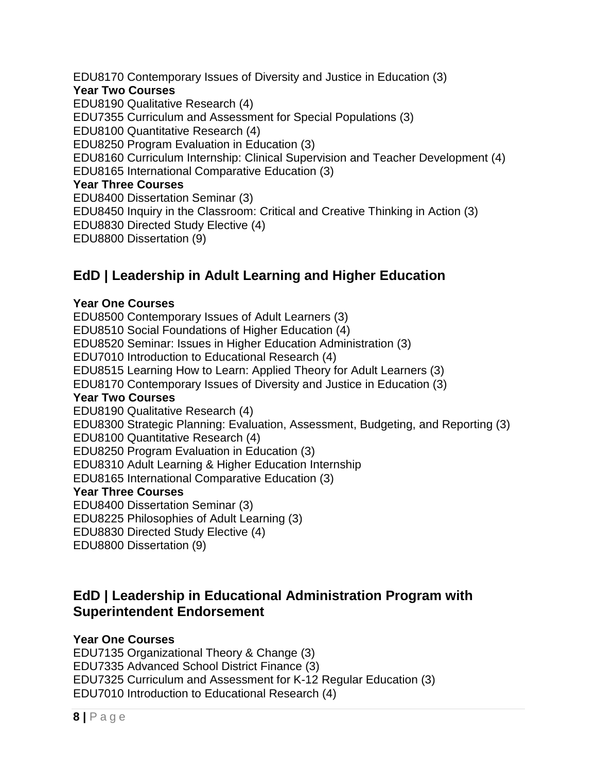EDU8170 Contemporary Issues of Diversity and Justice in Education (3)

**Year Two Courses**

EDU8190 Qualitative Research (4)
EDU7355 Curriculum and Assessment for Special Populations (3)
EDU8100 Quantitative Research (4)
EDU8250 Program Evaluation in Education (3)
EDU8160 Curriculum Internship: Clinical Supervision and Teacher Development (4)
EDU8165 International Comparative Education (3)

**Year Three Courses**

EDU8400 Dissertation Seminar (3)
EDU8450 Inquiry in the Classroom: Critical and Creative Thinking in Action (3)
EDU8830 Directed Study Elective (4)
EDU8800 Dissertation (9)

## EdD | Leadership in Adult Learning and Higher Education

**Year One Courses**

EDU8500 Contemporary Issues of Adult Learners (3)
EDU8510 Social Foundations of Higher Education (4)
EDU8520 Seminar: Issues in Higher Education Administration (3)
EDU7010 Introduction to Educational Research (4)
EDU8515 Learning How to Learn: Applied Theory for Adult Learners (3)
EDU8170 Contemporary Issues of Diversity and Justice in Education (3)

**Year Two Courses**

EDU8190 Qualitative Research (4)
EDU8300 Strategic Planning: Evaluation, Assessment, Budgeting, and Reporting (3)
EDU8100 Quantitative Research (4)
EDU8250 Program Evaluation in Education (3)
EDU8310 Adult Learning & Higher Education Internship
EDU8165 International Comparative Education (3)

**Year Three Courses**

EDU8400 Dissertation Seminar (3)
EDU8225 Philosophies of Adult Learning (3)
EDU8830 Directed Study Elective (4)
EDU8800 Dissertation (9)

## EdD | Leadership in Educational Administration Program with Superintendent Endorsement

**Year One Courses**

EDU7135 Organizational Theory & Change (3)
EDU7335 Advanced School District Finance (3)
EDU7325 Curriculum and Assessment for K-12 Regular Education (3)
EDU7010 Introduction to Educational Research (4)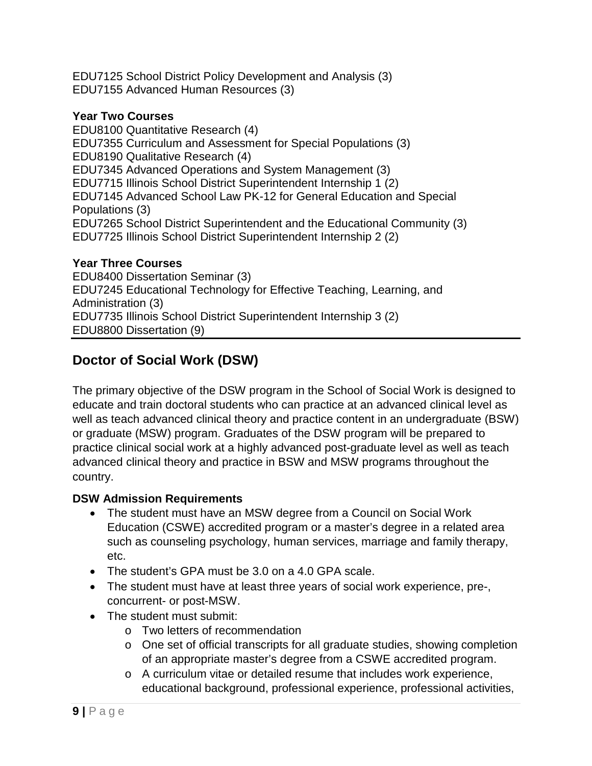EDU7125 School District Policy Development and Analysis (3)
EDU7155 Advanced Human Resources (3)

**Year Two Courses**
EDU8100 Quantitative Research (4)
EDU7355 Curriculum and Assessment for Special Populations (3)
EDU8190 Qualitative Research (4)
EDU7345 Advanced Operations and System Management (3)
EDU7715 Illinois School District Superintendent Internship 1 (2)
EDU7145 Advanced School Law PK-12 for General Education and Special Populations (3)
EDU7265 School District Superintendent and the Educational Community (3)
EDU7725 Illinois School District Superintendent Internship 2 (2)

**Year Three Courses**
EDU8400 Dissertation Seminar (3)
EDU7245 Educational Technology for Effective Teaching, Learning, and Administration (3)
EDU7735 Illinois School District Superintendent Internship 3 (2)
EDU8800 Dissertation (9)

## Doctor of Social Work (DSW)

The primary objective of the DSW program in the School of Social Work is designed to educate and train doctoral students who can practice at an advanced clinical level as well as teach advanced clinical theory and practice content in an undergraduate (BSW) or graduate (MSW) program. Graduates of the DSW program will be prepared to practice clinical social work at a highly advanced post-graduate level as well as teach advanced clinical theory and practice in BSW and MSW programs throughout the country.

**DSW Admission Requirements**

- The student must have an MSW degree from a Council on Social Work Education (CSWE) accredited program or a master's degree in a related area such as counseling psychology, human services, marriage and family therapy, etc.
- The student's GPA must be 3.0 on a 4.0 GPA scale.
- The student must have at least three years of social work experience, pre-, concurrent- or post-MSW.
- The student must submit:
  - Two letters of recommendation
  - One set of official transcripts for all graduate studies, showing completion of an appropriate master's degree from a CSWE accredited program.
  - A curriculum vitae or detailed resume that includes work experience, educational background, professional experience, professional activities,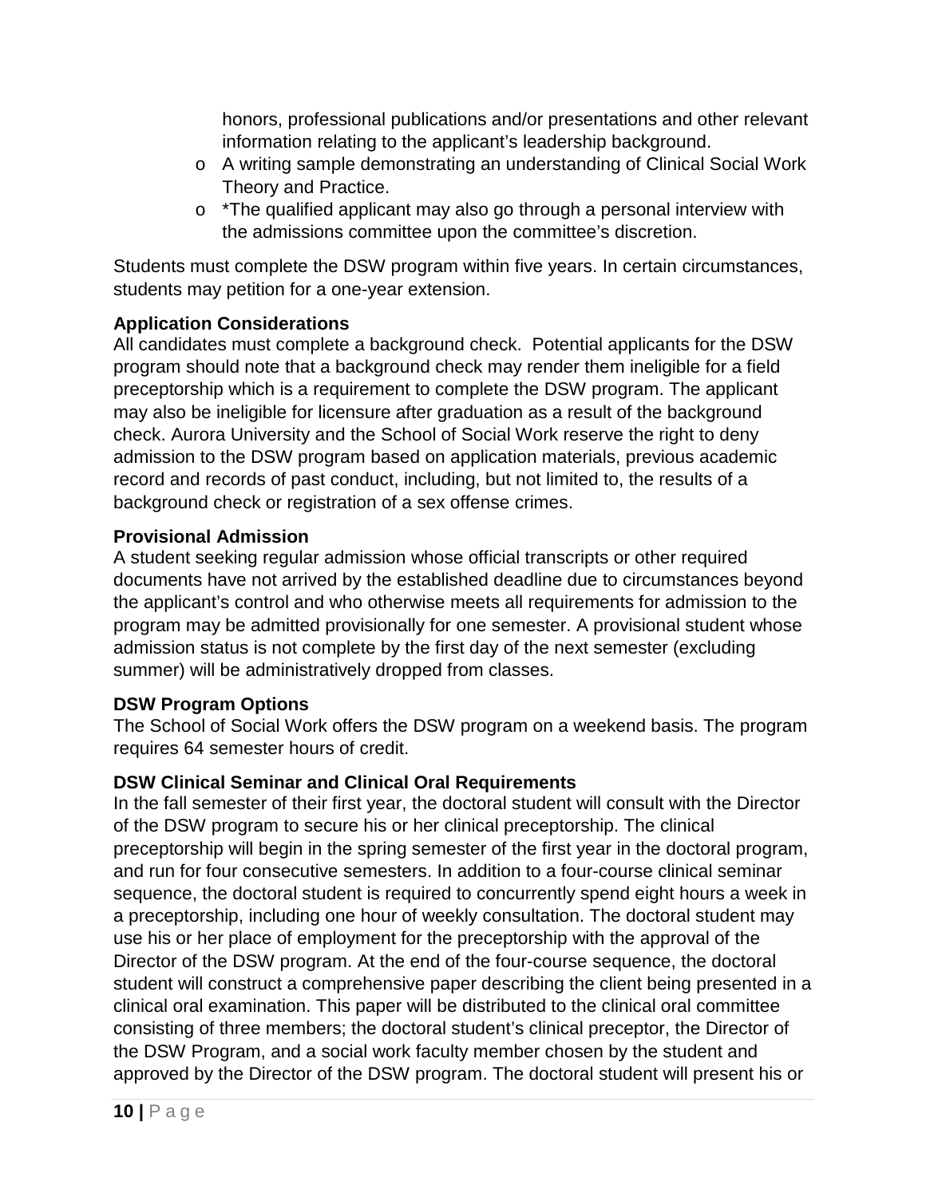honors, professional publications and/or presentations and other relevant information relating to the applicant's leadership background.

- A writing sample demonstrating an understanding of Clinical Social Work Theory and Practice.
- *The qualified applicant may also go through a personal interview with the admissions committee upon the committee's discretion.

Students must complete the DSW program within five years. In certain circumstances, students may petition for a one-year extension.

**Application Considerations**

All candidates must complete a background check. Potential applicants for the DSW program should note that a background check may render them ineligible for a field preceptorship which is a requirement to complete the DSW program. The applicant may also be ineligible for licensure after graduation as a result of the background check. Aurora University and the School of Social Work reserve the right to deny admission to the DSW program based on application materials, previous academic record and records of past conduct, including, but not limited to, the results of a background check or registration of a sex offense crimes.

**Provisional Admission**

A student seeking regular admission whose official transcripts or other required documents have not arrived by the established deadline due to circumstances beyond the applicant's control and who otherwise meets all requirements for admission to the program may be admitted provisionally for one semester. A provisional student whose admission status is not complete by the first day of the next semester (excluding summer) will be administratively dropped from classes.

**DSW Program Options**

The School of Social Work offers the DSW program on a weekend basis. The program requires 64 semester hours of credit.

**DSW Clinical Seminar and Clinical Oral Requirements**

In the fall semester of their first year, the doctoral student will consult with the Director of the DSW program to secure his or her clinical preceptorship. The clinical preceptorship will begin in the spring semester of the first year in the doctoral program, and run for four consecutive semesters. In addition to a four-course clinical seminar sequence, the doctoral student is required to concurrently spend eight hours a week in a preceptorship, including one hour of weekly consultation. The doctoral student may use his or her place of employment for the preceptorship with the approval of the Director of the DSW program. At the end of the four-course sequence, the doctoral student will construct a comprehensive paper describing the client being presented in a clinical oral examination. This paper will be distributed to the clinical oral committee consisting of three members; the doctoral student's clinical preceptor, the Director of the DSW Program, and a social work faculty member chosen by the student and approved by the Director of the DSW program. The doctoral student will present his or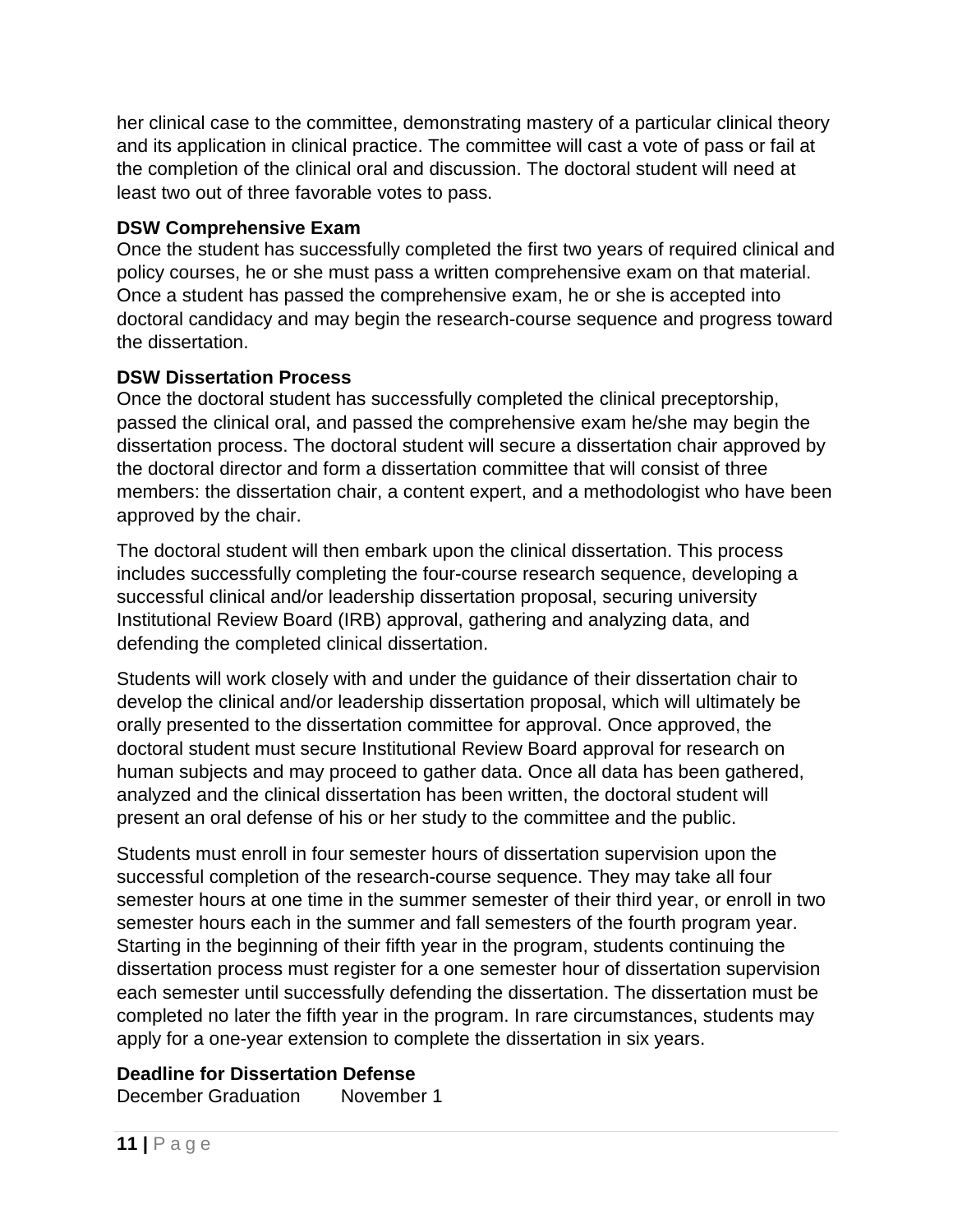her clinical case to the committee, demonstrating mastery of a particular clinical theory and its application in clinical practice. The committee will cast a vote of pass or fail at the completion of the clinical oral and discussion. The doctoral student will need at least two out of three favorable votes to pass.

**DSW Comprehensive Exam**

Once the student has successfully completed the first two years of required clinical and policy courses, he or she must pass a written comprehensive exam on that material. Once a student has passed the comprehensive exam, he or she is accepted into doctoral candidacy and may begin the research-course sequence and progress toward the dissertation.

**DSW Dissertation Process**

Once the doctoral student has successfully completed the clinical preceptorship, passed the clinical oral, and passed the comprehensive exam he/she may begin the dissertation process. The doctoral student will secure a dissertation chair approved by the doctoral director and form a dissertation committee that will consist of three members: the dissertation chair, a content expert, and a methodologist who have been approved by the chair.

The doctoral student will then embark upon the clinical dissertation. This process includes successfully completing the four-course research sequence, developing a successful clinical and/or leadership dissertation proposal, securing university Institutional Review Board (IRB) approval, gathering and analyzing data, and defending the completed clinical dissertation.

Students will work closely with and under the guidance of their dissertation chair to develop the clinical and/or leadership dissertation proposal, which will ultimately be orally presented to the dissertation committee for approval. Once approved, the doctoral student must secure Institutional Review Board approval for research on human subjects and may proceed to gather data. Once all data has been gathered, analyzed and the clinical dissertation has been written, the doctoral student will present an oral defense of his or her study to the committee and the public.

Students must enroll in four semester hours of dissertation supervision upon the successful completion of the research-course sequence. They may take all four semester hours at one time in the summer semester of their third year, or enroll in two semester hours each in the summer and fall semesters of the fourth program year. Starting in the beginning of their fifth year in the program, students continuing the dissertation process must register for a one semester hour of dissertation supervision each semester until successfully defending the dissertation. The dissertation must be completed no later the fifth year in the program. In rare circumstances, students may apply for a one-year extension to complete the dissertation in six years.

**Deadline for Dissertation Defense**

December Graduation November 1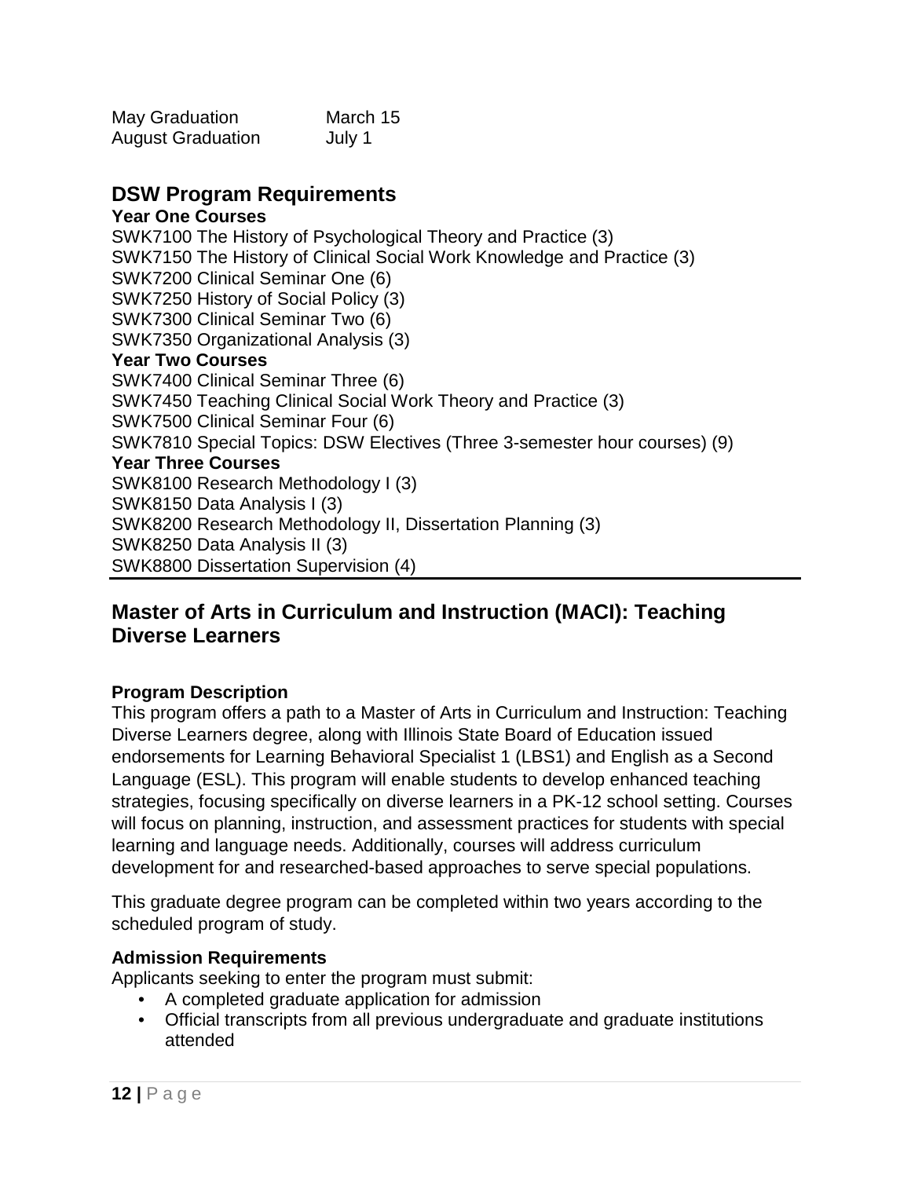| | |
|---|---|
| May Graduation | March 15 |
| August Graduation | July 1 |

## DSW Program Requirements

**Year One Courses**

SWK7100 The History of Psychological Theory and Practice (3)
SWK7150 The History of Clinical Social Work Knowledge and Practice (3)
SWK7200 Clinical Seminar One (6)
SWK7250 History of Social Policy (3)
SWK7300 Clinical Seminar Two (6)
SWK7350 Organizational Analysis (3)

**Year Two Courses**

SWK7400 Clinical Seminar Three (6)
SWK7450 Teaching Clinical Social Work Theory and Practice (3)
SWK7500 Clinical Seminar Four (6)
SWK7810 Special Topics: DSW Electives (Three 3-semester hour courses) (9)

**Year Three Courses**

SWK8100 Research Methodology I (3)
SWK8150 Data Analysis I (3)
SWK8200 Research Methodology II, Dissertation Planning (3)
SWK8250 Data Analysis II (3)
SWK8800 Dissertation Supervision (4)

---

## Master of Arts in Curriculum and Instruction (MACI): Teaching Diverse Learners

### Program Description

This program offers a path to a Master of Arts in Curriculum and Instruction: Teaching Diverse Learners degree, along with Illinois State Board of Education issued endorsements for Learning Behavioral Specialist 1 (LBS1) and English as a Second Language (ESL). This program will enable students to develop enhanced teaching strategies, focusing specifically on diverse learners in a PK-12 school setting. Courses will focus on planning, instruction, and assessment practices for students with special learning and language needs. Additionally, courses will address curriculum development for and researched-based approaches to serve special populations.

This graduate degree program can be completed within two years according to the scheduled program of study.

### Admission Requirements

Applicants seeking to enter the program must submit:

- A completed graduate application for admission
- Official transcripts from all previous undergraduate and graduate institutions attended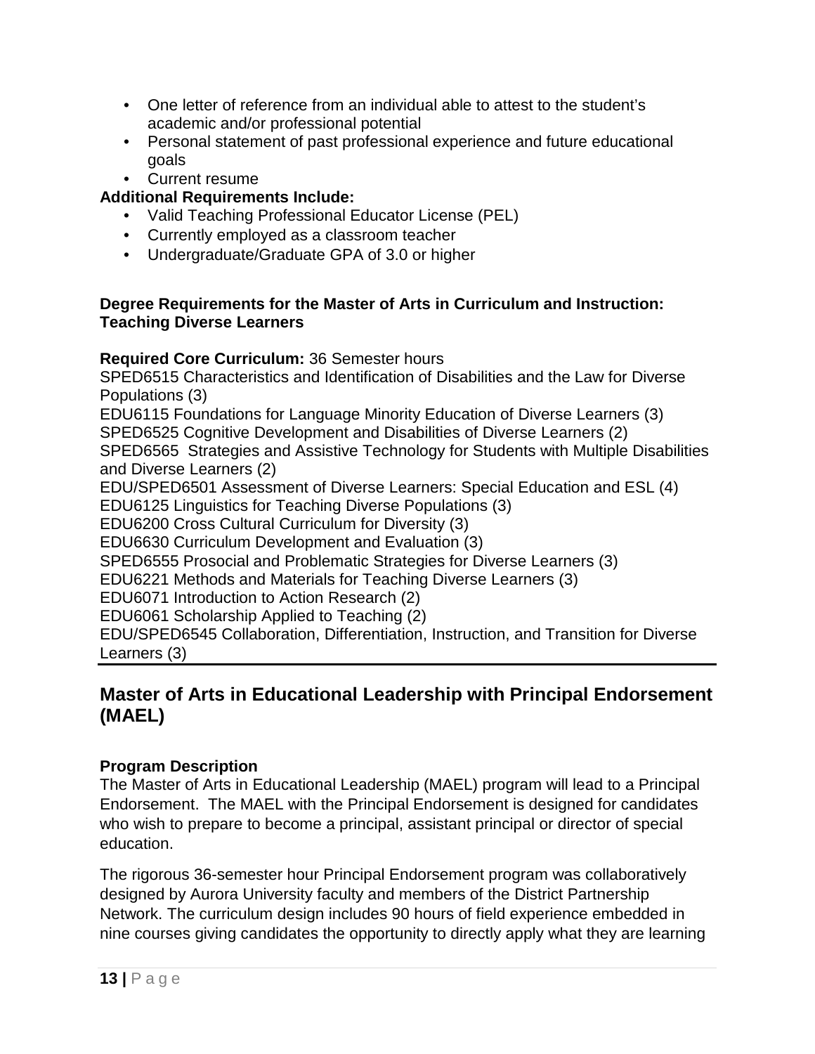- One letter of reference from an individual able to attest to the student's academic and/or professional potential
- Personal statement of past professional experience and future educational goals
- Current resume

**Additional Requirements Include:**

- Valid Teaching Professional Educator License (PEL)
- Currently employed as a classroom teacher
- Undergraduate/Graduate GPA of 3.0 or higher

**Degree Requirements for the Master of Arts in Curriculum and Instruction: Teaching Diverse Learners**

**Required Core Curriculum:** 36 Semester hours
SPED6515 Characteristics and Identification of Disabilities and the Law for Diverse Populations (3)
EDU6115 Foundations for Language Minority Education of Diverse Learners (3)
SPED6525 Cognitive Development and Disabilities of Diverse Learners (2)
SPED6565 Strategies and Assistive Technology for Students with Multiple Disabilities and Diverse Learners (2)
EDU/SPED6501 Assessment of Diverse Learners: Special Education and ESL (4)
EDU6125 Linguistics for Teaching Diverse Populations (3)
EDU6200 Cross Cultural Curriculum for Diversity (3)
EDU6630 Curriculum Development and Evaluation (3)
SPED6555 Prosocial and Problematic Strategies for Diverse Learners (3)
EDU6221 Methods and Materials for Teaching Diverse Learners (3)
EDU6071 Introduction to Action Research (2)
EDU6061 Scholarship Applied to Teaching (2)
EDU/SPED6545 Collaboration, Differentiation, Instruction, and Transition for Diverse Learners (3)

## Master of Arts in Educational Leadership with Principal Endorsement (MAEL)

**Program Description**
The Master of Arts in Educational Leadership (MAEL) program will lead to a Principal Endorsement. The MAEL with the Principal Endorsement is designed for candidates who wish to prepare to become a principal, assistant principal or director of special education.

The rigorous 36-semester hour Principal Endorsement program was collaboratively designed by Aurora University faculty and members of the District Partnership Network. The curriculum design includes 90 hours of field experience embedded in nine courses giving candidates the opportunity to directly apply what they are learning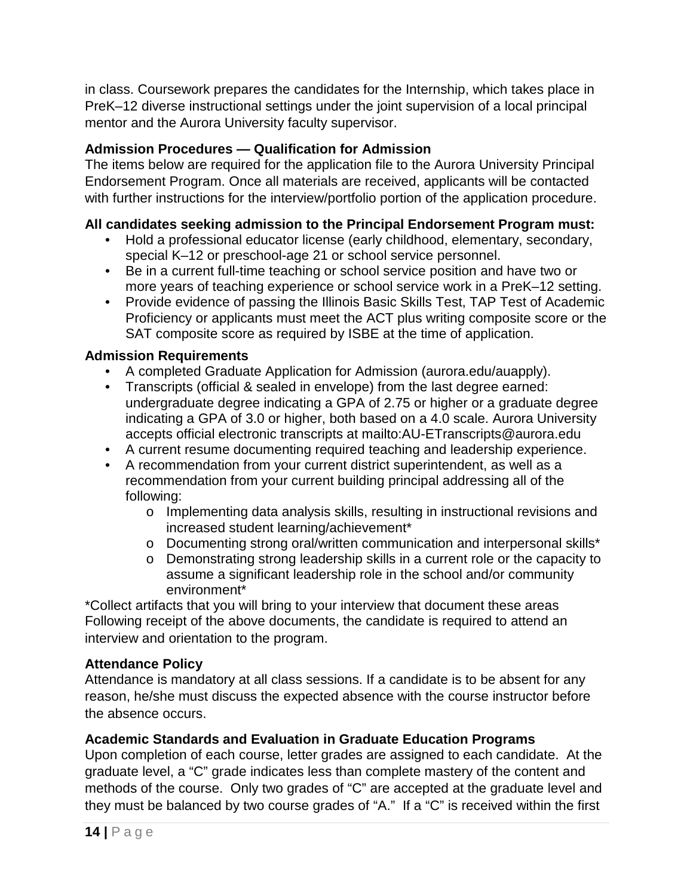in class. Coursework prepares the candidates for the Internship, which takes place in PreK–12 diverse instructional settings under the joint supervision of a local principal mentor and the Aurora University faculty supervisor.

**Admission Procedures — Qualification for Admission**
The items below are required for the application file to the Aurora University Principal Endorsement Program. Once all materials are received, applicants will be contacted with further instructions for the interview/portfolio portion of the application procedure.

**All candidates seeking admission to the Principal Endorsement Program must:**

- Hold a professional educator license (early childhood, elementary, secondary, special K–12 or preschool-age 21 or school service personnel.
- Be in a current full-time teaching or school service position and have two or more years of teaching experience or school service work in a PreK–12 setting.
- Provide evidence of passing the Illinois Basic Skills Test, TAP Test of Academic Proficiency or applicants must meet the ACT plus writing composite score or the SAT composite score as required by ISBE at the time of application.

**Admission Requirements**

- A completed Graduate Application for Admission (aurora.edu/auapply).
- Transcripts (official & sealed in envelope) from the last degree earned: undergraduate degree indicating a GPA of 2.75 or higher or a graduate degree indicating a GPA of 3.0 or higher, both based on a 4.0 scale. Aurora University accepts official electronic transcripts at mailto:AU-ETranscripts@aurora.edu
- A current resume documenting required teaching and leadership experience.
- A recommendation from your current district superintendent, as well as a recommendation from your current building principal addressing all of the following:
  - Implementing data analysis skills, resulting in instructional revisions and increased student learning/achievement*
  - Documenting strong oral/written communication and interpersonal skills*
  - Demonstrating strong leadership skills in a current role or the capacity to assume a significant leadership role in the school and/or community environment*

*Collect artifacts that you will bring to your interview that document these areas
Following receipt of the above documents, the candidate is required to attend an interview and orientation to the program.

**Attendance Policy**
Attendance is mandatory at all class sessions. If a candidate is to be absent for any reason, he/she must discuss the expected absence with the course instructor before the absence occurs.

**Academic Standards and Evaluation in Graduate Education Programs**
Upon completion of each course, letter grades are assigned to each candidate. At the graduate level, a "C" grade indicates less than complete mastery of the content and methods of the course. Only two grades of "C" are accepted at the graduate level and they must be balanced by two course grades of "A." If a "C" is received within the first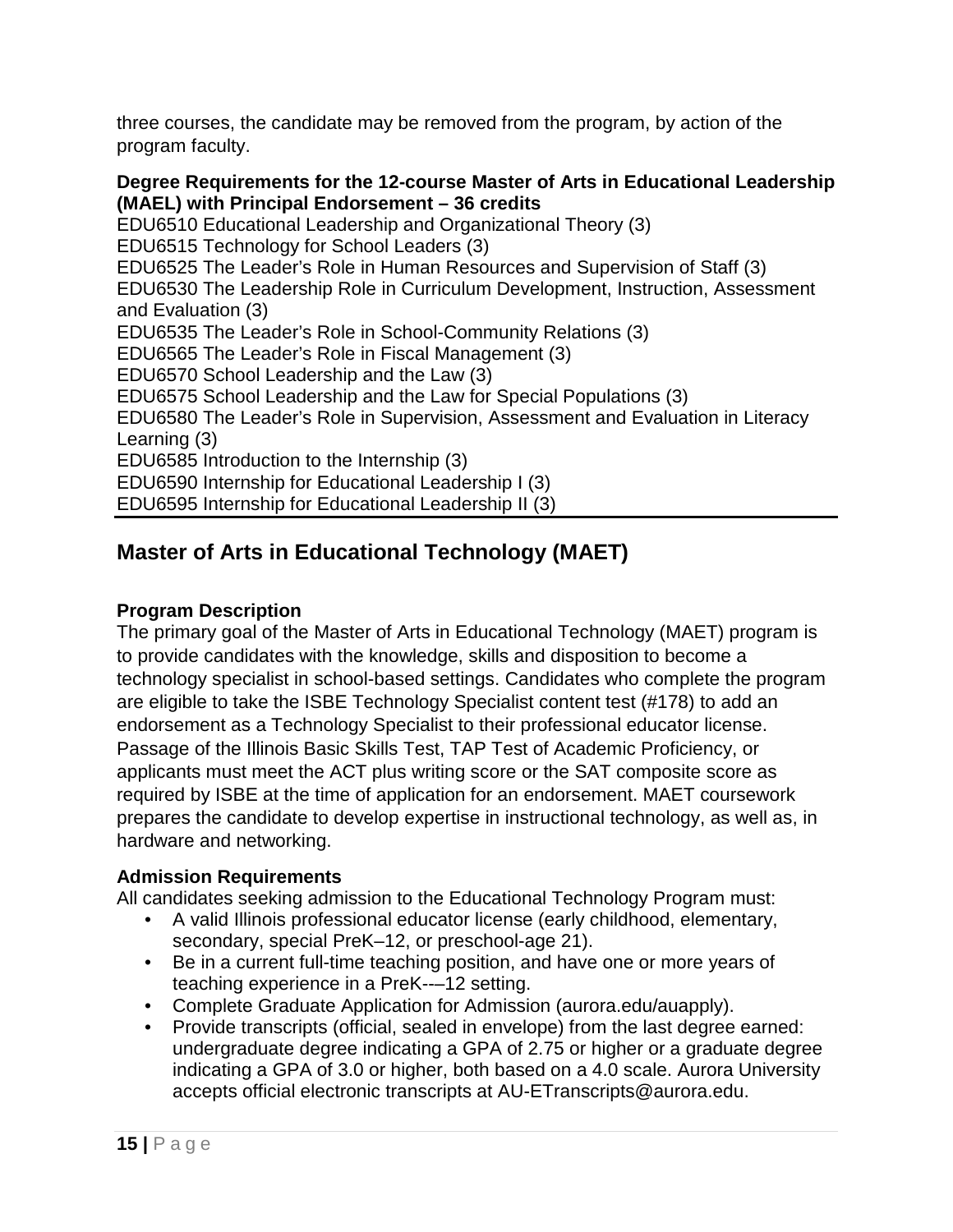three courses, the candidate may be removed from the program, by action of the program faculty.

**Degree Requirements for the 12-course Master of Arts in Educational Leadership (MAEL) with Principal Endorsement – 36 credits**

EDU6510 Educational Leadership and Organizational Theory (3)
EDU6515 Technology for School Leaders (3)
EDU6525 The Leader's Role in Human Resources and Supervision of Staff (3)
EDU6530 The Leadership Role in Curriculum Development, Instruction, Assessment and Evaluation (3)
EDU6535 The Leader's Role in School-Community Relations (3)
EDU6565 The Leader's Role in Fiscal Management (3)
EDU6570 School Leadership and the Law (3)
EDU6575 School Leadership and the Law for Special Populations (3)
EDU6580 The Leader's Role in Supervision, Assessment and Evaluation in Literacy Learning (3)
EDU6585 Introduction to the Internship (3)
EDU6590 Internship for Educational Leadership I (3)
EDU6595 Internship for Educational Leadership II (3)

## Master of Arts in Educational Technology (MAET)

**Program Description**

The primary goal of the Master of Arts in Educational Technology (MAET) program is to provide candidates with the knowledge, skills and disposition to become a technology specialist in school-based settings. Candidates who complete the program are eligible to take the ISBE Technology Specialist content test (#178) to add an endorsement as a Technology Specialist to their professional educator license. Passage of the Illinois Basic Skills Test, TAP Test of Academic Proficiency, or applicants must meet the ACT plus writing score or the SAT composite score as required by ISBE at the time of application for an endorsement. MAET coursework prepares the candidate to develop expertise in instructional technology, as well as, in hardware and networking.

**Admission Requirements**

All candidates seeking admission to the Educational Technology Program must:

- A valid Illinois professional educator license (early childhood, elementary, secondary, special PreK–12, or preschool-age 21).
- Be in a current full-time teaching position, and have one or more years of teaching experience in a PreK-––12 setting.
- Complete Graduate Application for Admission (aurora.edu/auapply).
- Provide transcripts (official, sealed in envelope) from the last degree earned: undergraduate degree indicating a GPA of 2.75 or higher or a graduate degree indicating a GPA of 3.0 or higher, both based on a 4.0 scale. Aurora University accepts official electronic transcripts at AU-ETranscripts@aurora.edu.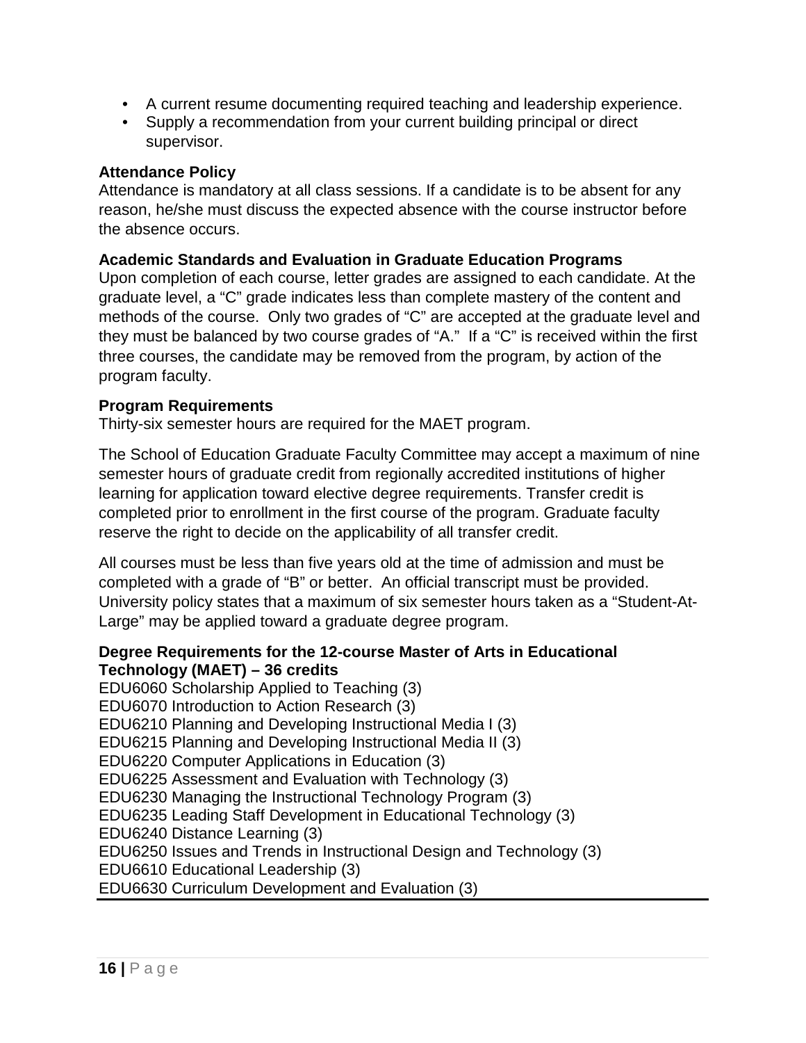- A current resume documenting required teaching and leadership experience.
- Supply a recommendation from your current building principal or direct supervisor.

**Attendance Policy**

Attendance is mandatory at all class sessions. If a candidate is to be absent for any reason, he/she must discuss the expected absence with the course instructor before the absence occurs.

**Academic Standards and Evaluation in Graduate Education Programs**

Upon completion of each course, letter grades are assigned to each candidate. At the graduate level, a "C" grade indicates less than complete mastery of the content and methods of the course. Only two grades of "C" are accepted at the graduate level and they must be balanced by two course grades of "A." If a "C" is received within the first three courses, the candidate may be removed from the program, by action of the program faculty.

**Program Requirements**

Thirty-six semester hours are required for the MAET program.

The School of Education Graduate Faculty Committee may accept a maximum of nine semester hours of graduate credit from regionally accredited institutions of higher learning for application toward elective degree requirements. Transfer credit is completed prior to enrollment in the first course of the program. Graduate faculty reserve the right to decide on the applicability of all transfer credit.

All courses must be less than five years old at the time of admission and must be completed with a grade of "B" or better. An official transcript must be provided. University policy states that a maximum of six semester hours taken as a "Student-At-Large" may be applied toward a graduate degree program.

**Degree Requirements for the 12-course Master of Arts in Educational Technology (MAET) – 36 credits**

EDU6060 Scholarship Applied to Teaching (3)
EDU6070 Introduction to Action Research (3)
EDU6210 Planning and Developing Instructional Media I (3)
EDU6215 Planning and Developing Instructional Media II (3)
EDU6220 Computer Applications in Education (3)
EDU6225 Assessment and Evaluation with Technology (3)
EDU6230 Managing the Instructional Technology Program (3)
EDU6235 Leading Staff Development in Educational Technology (3)
EDU6240 Distance Learning (3)
EDU6250 Issues and Trends in Instructional Design and Technology (3)
EDU6610 Educational Leadership (3)
EDU6630 Curriculum Development and Evaluation (3)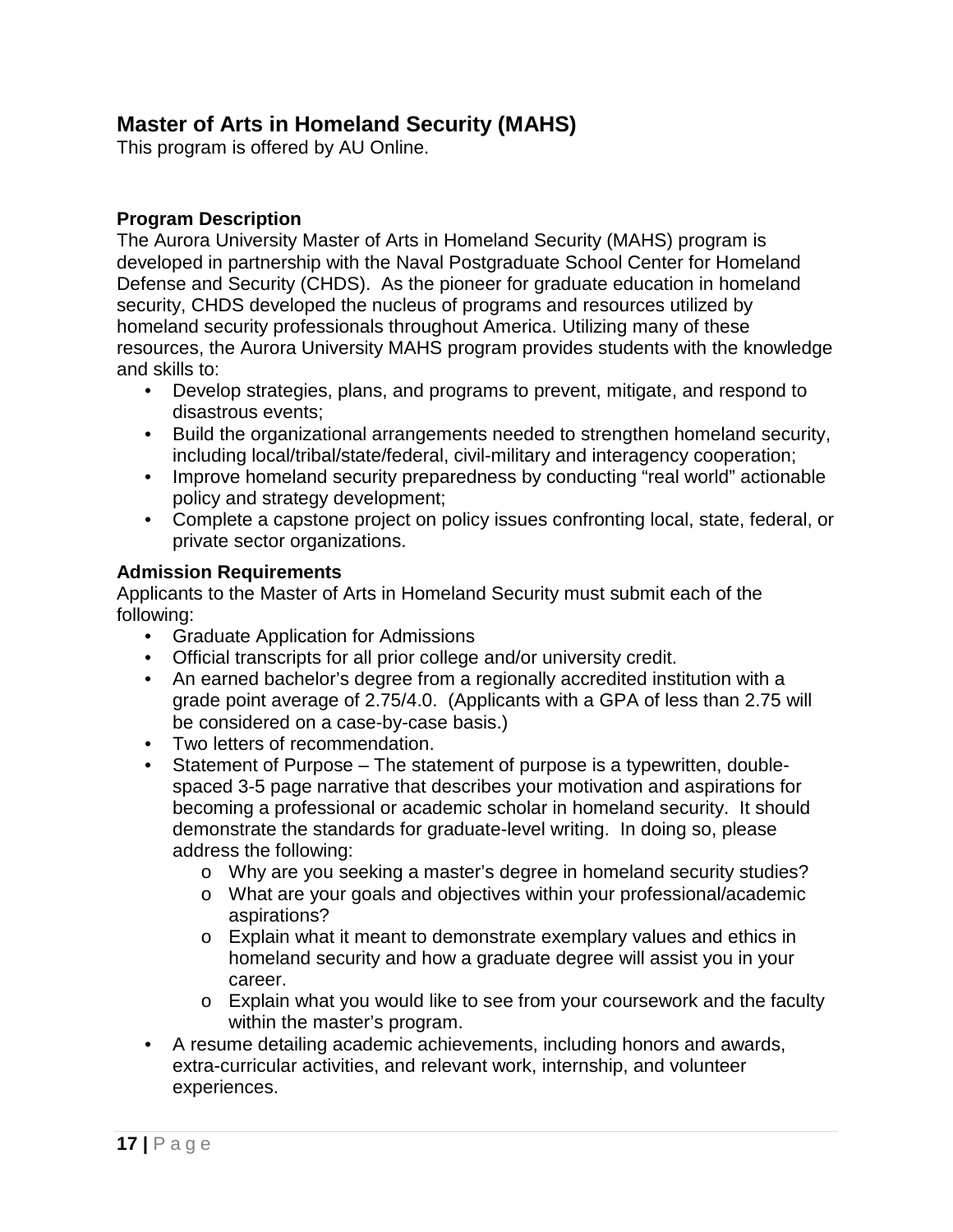## Master of Arts in Homeland Security (MAHS)

This program is offered by AU Online.

### Program Description

The Aurora University Master of Arts in Homeland Security (MAHS) program is developed in partnership with the Naval Postgraduate School Center for Homeland Defense and Security (CHDS). As the pioneer for graduate education in homeland security, CHDS developed the nucleus of programs and resources utilized by homeland security professionals throughout America. Utilizing many of these resources, the Aurora University MAHS program provides students with the knowledge and skills to:

- Develop strategies, plans, and programs to prevent, mitigate, and respond to disastrous events;
- Build the organizational arrangements needed to strengthen homeland security, including local/tribal/state/federal, civil-military and interagency cooperation;
- Improve homeland security preparedness by conducting "real world" actionable policy and strategy development;
- Complete a capstone project on policy issues confronting local, state, federal, or private sector organizations.

### Admission Requirements

Applicants to the Master of Arts in Homeland Security must submit each of the following:

- Graduate Application for Admissions
- Official transcripts for all prior college and/or university credit.
- An earned bachelor's degree from a regionally accredited institution with a grade point average of 2.75/4.0. (Applicants with a GPA of less than 2.75 will be considered on a case-by-case basis.)
- Two letters of recommendation.
- Statement of Purpose – The statement of purpose is a typewritten, double-spaced 3-5 page narrative that describes your motivation and aspirations for becoming a professional or academic scholar in homeland security. It should demonstrate the standards for graduate-level writing. In doing so, please address the following:
  - Why are you seeking a master's degree in homeland security studies?
  - What are your goals and objectives within your professional/academic aspirations?
  - Explain what it meant to demonstrate exemplary values and ethics in homeland security and how a graduate degree will assist you in your career.
  - Explain what you would like to see from your coursework and the faculty within the master's program.
- A resume detailing academic achievements, including honors and awards, extra-curricular activities, and relevant work, internship, and volunteer experiences.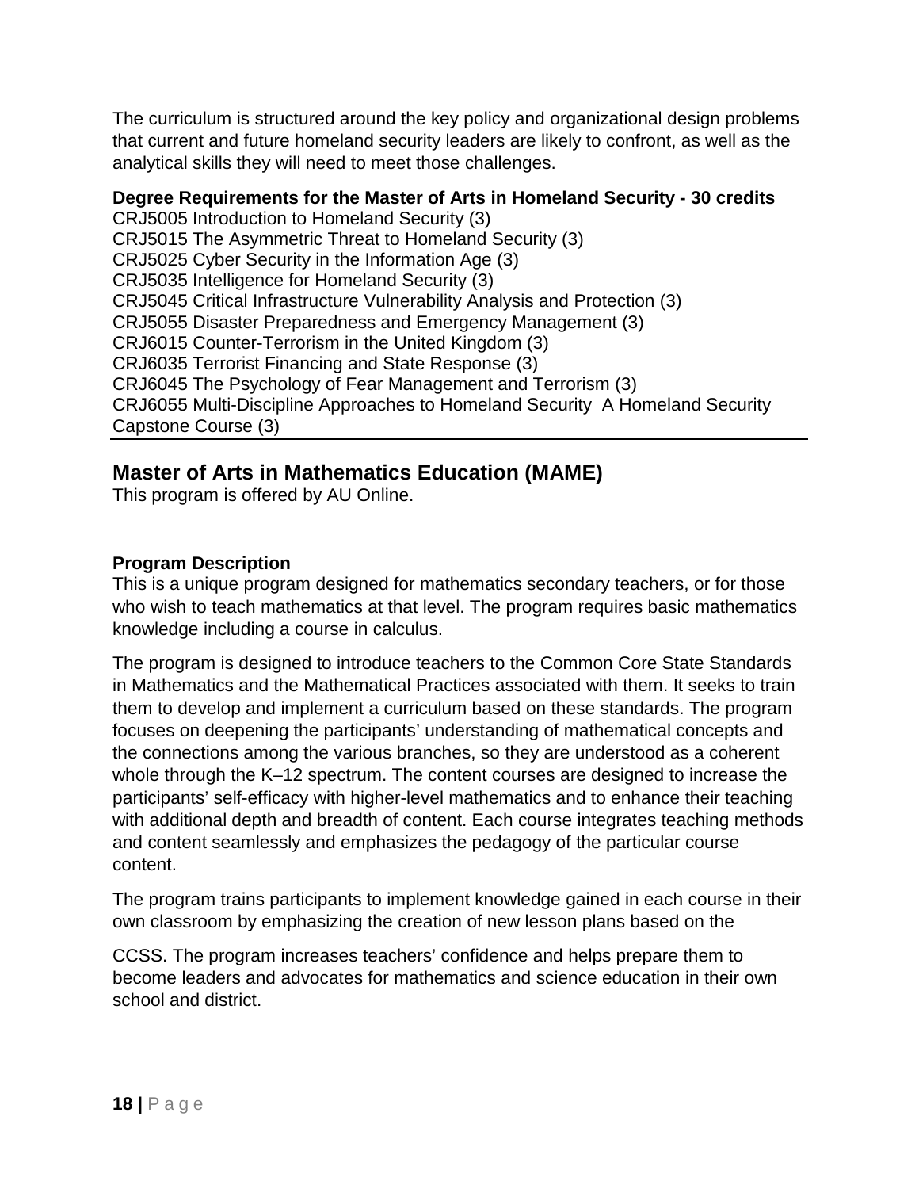The curriculum is structured around the key policy and organizational design problems that current and future homeland security leaders are likely to confront, as well as the analytical skills they will need to meet those challenges.

**Degree Requirements for the Master of Arts in Homeland Security - 30 credits**

CRJ5005 Introduction to Homeland Security (3)
CRJ5015 The Asymmetric Threat to Homeland Security (3)
CRJ5025 Cyber Security in the Information Age (3)
CRJ5035 Intelligence for Homeland Security (3)
CRJ5045 Critical Infrastructure Vulnerability Analysis and Protection (3)
CRJ5055 Disaster Preparedness and Emergency Management (3)
CRJ6015 Counter-Terrorism in the United Kingdom (3)
CRJ6035 Terrorist Financing and State Response (3)
CRJ6045 The Psychology of Fear Management and Terrorism (3)
CRJ6055 Multi-Discipline Approaches to Homeland Security A Homeland Security Capstone Course (3)

## Master of Arts in Mathematics Education (MAME)

This program is offered by AU Online.

**Program Description**

This is a unique program designed for mathematics secondary teachers, or for those who wish to teach mathematics at that level. The program requires basic mathematics knowledge including a course in calculus.

The program is designed to introduce teachers to the Common Core State Standards in Mathematics and the Mathematical Practices associated with them. It seeks to train them to develop and implement a curriculum based on these standards. The program focuses on deepening the participants' understanding of mathematical concepts and the connections among the various branches, so they are understood as a coherent whole through the K–12 spectrum. The content courses are designed to increase the participants' self-efficacy with higher-level mathematics and to enhance their teaching with additional depth and breadth of content. Each course integrates teaching methods and content seamlessly and emphasizes the pedagogy of the particular course content.

The program trains participants to implement knowledge gained in each course in their own classroom by emphasizing the creation of new lesson plans based on the

CCSS. The program increases teachers' confidence and helps prepare them to become leaders and advocates for mathematics and science education in their own school and district.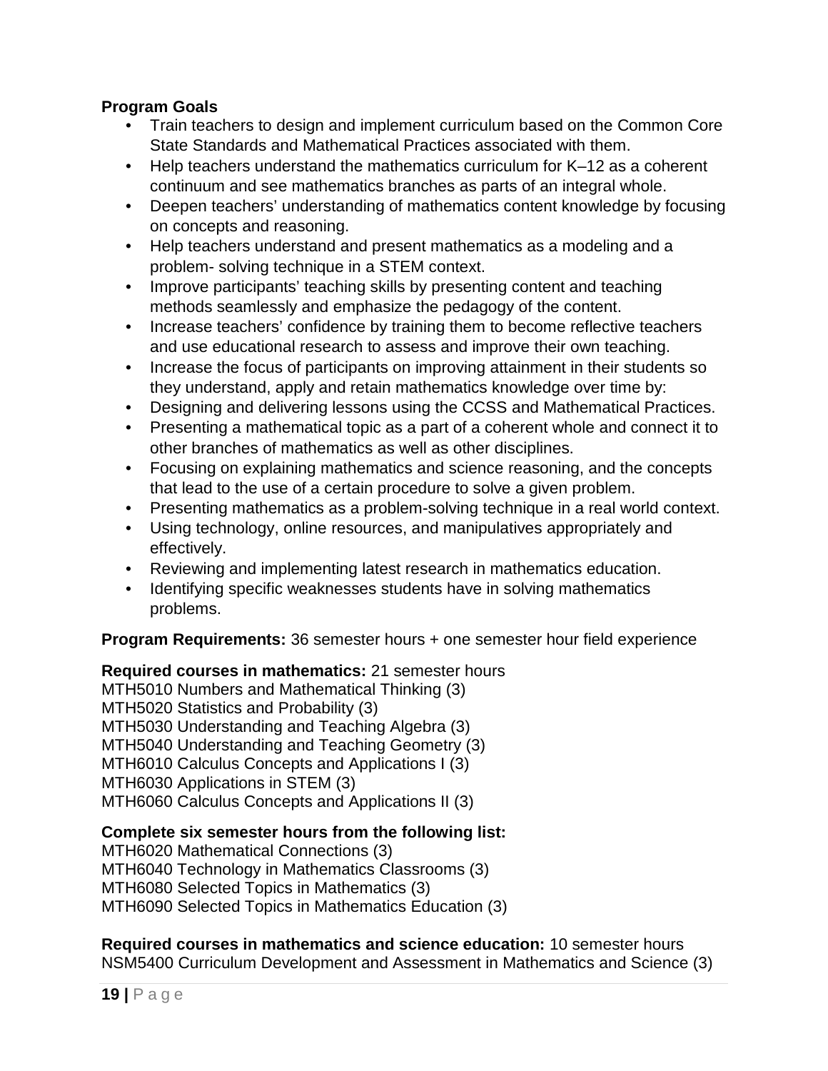**Program Goals**

- Train teachers to design and implement curriculum based on the Common Core State Standards and Mathematical Practices associated with them.
- Help teachers understand the mathematics curriculum for K–12 as a coherent continuum and see mathematics branches as parts of an integral whole.
- Deepen teachers' understanding of mathematics content knowledge by focusing on concepts and reasoning.
- Help teachers understand and present mathematics as a modeling and a problem- solving technique in a STEM context.
- Improve participants' teaching skills by presenting content and teaching methods seamlessly and emphasize the pedagogy of the content.
- Increase teachers' confidence by training them to become reflective teachers and use educational research to assess and improve their own teaching.
- Increase the focus of participants on improving attainment in their students so they understand, apply and retain mathematics knowledge over time by:
- Designing and delivering lessons using the CCSS and Mathematical Practices.
- Presenting a mathematical topic as a part of a coherent whole and connect it to other branches of mathematics as well as other disciplines.
- Focusing on explaining mathematics and science reasoning, and the concepts that lead to the use of a certain procedure to solve a given problem.
- Presenting mathematics as a problem-solving technique in a real world context.
- Using technology, online resources, and manipulatives appropriately and effectively.
- Reviewing and implementing latest research in mathematics education.
- Identifying specific weaknesses students have in solving mathematics problems.

**Program Requirements:** 36 semester hours + one semester hour field experience

**Required courses in mathematics:** 21 semester hours
MTH5010 Numbers and Mathematical Thinking (3)
MTH5020 Statistics and Probability (3)
MTH5030 Understanding and Teaching Algebra (3)
MTH5040 Understanding and Teaching Geometry (3)
MTH6010 Calculus Concepts and Applications I (3)
MTH6030 Applications in STEM (3)
MTH6060 Calculus Concepts and Applications II (3)

**Complete six semester hours from the following list:**
MTH6020 Mathematical Connections (3)
MTH6040 Technology in Mathematics Classrooms (3)
MTH6080 Selected Topics in Mathematics (3)
MTH6090 Selected Topics in Mathematics Education (3)

**Required courses in mathematics and science education:** 10 semester hours
NSM5400 Curriculum Development and Assessment in Mathematics and Science (3)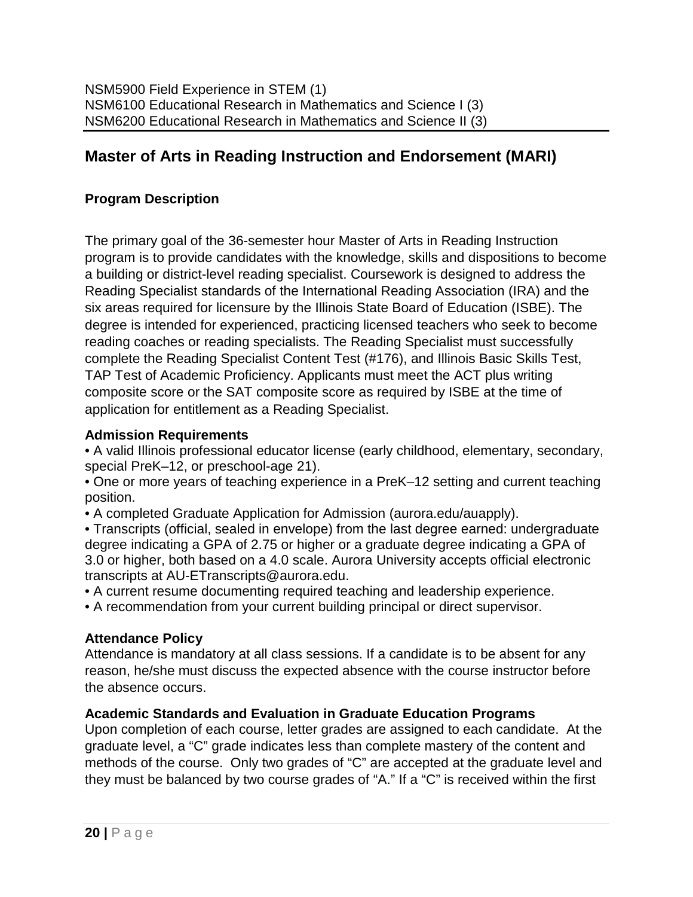NSM5900 Field Experience in STEM (1)
NSM6100 Educational Research in Mathematics and Science I (3)
NSM6200 Educational Research in Mathematics and Science II (3)

## Master of Arts in Reading Instruction and Endorsement (MARI)

### Program Description

The primary goal of the 36-semester hour Master of Arts in Reading Instruction program is to provide candidates with the knowledge, skills and dispositions to become a building or district-level reading specialist. Coursework is designed to address the Reading Specialist standards of the International Reading Association (IRA) and the six areas required for licensure by the Illinois State Board of Education (ISBE). The degree is intended for experienced, practicing licensed teachers who seek to become reading coaches or reading specialists. The Reading Specialist must successfully complete the Reading Specialist Content Test (#176), and Illinois Basic Skills Test, TAP Test of Academic Proficiency. Applicants must meet the ACT plus writing composite score or the SAT composite score as required by ISBE at the time of application for entitlement as a Reading Specialist.

**Admission Requirements**

- A valid Illinois professional educator license (early childhood, elementary, secondary, special PreK–12, or preschool-age 21).
- One or more years of teaching experience in a PreK–12 setting and current teaching position.
- A completed Graduate Application for Admission (aurora.edu/auapply).
- Transcripts (official, sealed in envelope) from the last degree earned: undergraduate degree indicating a GPA of 2.75 or higher or a graduate degree indicating a GPA of 3.0 or higher, both based on a 4.0 scale. Aurora University accepts official electronic transcripts at AU-ETranscripts@aurora.edu.
- A current resume documenting required teaching and leadership experience.
- A recommendation from your current building principal or direct supervisor.

**Attendance Policy**

Attendance is mandatory at all class sessions. If a candidate is to be absent for any reason, he/she must discuss the expected absence with the course instructor before the absence occurs.

**Academic Standards and Evaluation in Graduate Education Programs**

Upon completion of each course, letter grades are assigned to each candidate. At the graduate level, a "C" grade indicates less than complete mastery of the content and methods of the course. Only two grades of "C" are accepted at the graduate level and they must be balanced by two course grades of "A." If a "C" is received within the first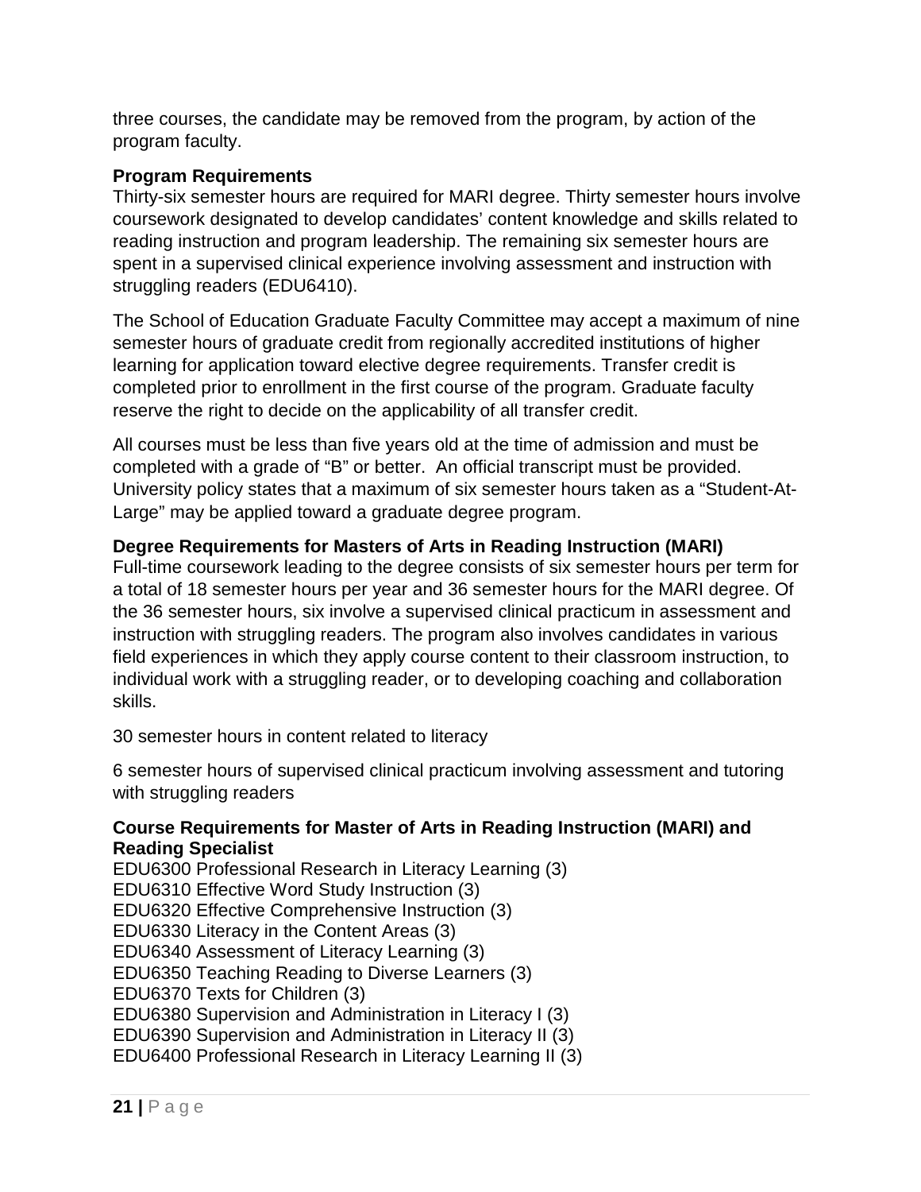three courses, the candidate may be removed from the program, by action of the program faculty.

**Program Requirements**

Thirty-six semester hours are required for MARI degree. Thirty semester hours involve coursework designated to develop candidates' content knowledge and skills related to reading instruction and program leadership. The remaining six semester hours are spent in a supervised clinical experience involving assessment and instruction with struggling readers (EDU6410).

The School of Education Graduate Faculty Committee may accept a maximum of nine semester hours of graduate credit from regionally accredited institutions of higher learning for application toward elective degree requirements. Transfer credit is completed prior to enrollment in the first course of the program. Graduate faculty reserve the right to decide on the applicability of all transfer credit.

All courses must be less than five years old at the time of admission and must be completed with a grade of "B" or better. An official transcript must be provided. University policy states that a maximum of six semester hours taken as a "Student-At-Large" may be applied toward a graduate degree program.

**Degree Requirements for Masters of Arts in Reading Instruction (MARI)**

Full-time coursework leading to the degree consists of six semester hours per term for a total of 18 semester hours per year and 36 semester hours for the MARI degree. Of the 36 semester hours, six involve a supervised clinical practicum in assessment and instruction with struggling readers. The program also involves candidates in various field experiences in which they apply course content to their classroom instruction, to individual work with a struggling reader, or to developing coaching and collaboration skills.

30 semester hours in content related to literacy

6 semester hours of supervised clinical practicum involving assessment and tutoring with struggling readers

**Course Requirements for Master of Arts in Reading Instruction (MARI) and Reading Specialist**

EDU6300 Professional Research in Literacy Learning (3)
EDU6310 Effective Word Study Instruction (3)
EDU6320 Effective Comprehensive Instruction (3)
EDU6330 Literacy in the Content Areas (3)
EDU6340 Assessment of Literacy Learning (3)
EDU6350 Teaching Reading to Diverse Learners (3)
EDU6370 Texts for Children (3)
EDU6380 Supervision and Administration in Literacy I (3)
EDU6390 Supervision and Administration in Literacy II (3)
EDU6400 Professional Research in Literacy Learning II (3)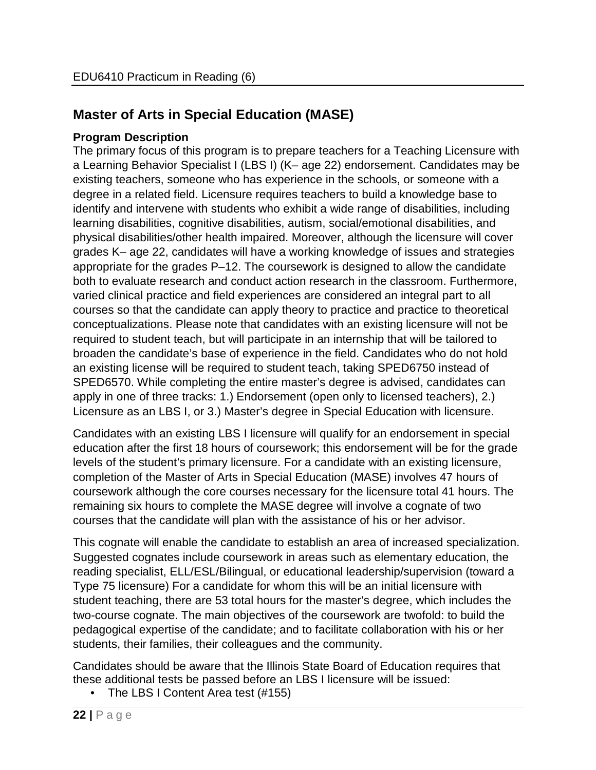EDU6410 Practicum in Reading (6)

## Master of Arts in Special Education (MASE)

### Program Description

The primary focus of this program is to prepare teachers for a Teaching Licensure with a Learning Behavior Specialist I (LBS I) (K– age 22) endorsement. Candidates may be existing teachers, someone who has experience in the schools, or someone with a degree in a related field. Licensure requires teachers to build a knowledge base to identify and intervene with students who exhibit a wide range of disabilities, including learning disabilities, cognitive disabilities, autism, social/emotional disabilities, and physical disabilities/other health impaired. Moreover, although the licensure will cover grades K– age 22, candidates will have a working knowledge of issues and strategies appropriate for the grades P–12. The coursework is designed to allow the candidate both to evaluate research and conduct action research in the classroom. Furthermore, varied clinical practice and field experiences are considered an integral part to all courses so that the candidate can apply theory to practice and practice to theoretical conceptualizations. Please note that candidates with an existing licensure will not be required to student teach, but will participate in an internship that will be tailored to broaden the candidate's base of experience in the field. Candidates who do not hold an existing license will be required to student teach, taking SPED6750 instead of SPED6570. While completing the entire master's degree is advised, candidates can apply in one of three tracks: 1.) Endorsement (open only to licensed teachers), 2.) Licensure as an LBS I, or 3.) Master's degree in Special Education with licensure.

Candidates with an existing LBS I licensure will qualify for an endorsement in special education after the first 18 hours of coursework; this endorsement will be for the grade levels of the student's primary licensure. For a candidate with an existing licensure, completion of the Master of Arts in Special Education (MASE) involves 47 hours of coursework although the core courses necessary for the licensure total 41 hours. The remaining six hours to complete the MASE degree will involve a cognate of two courses that the candidate will plan with the assistance of his or her advisor.

This cognate will enable the candidate to establish an area of increased specialization. Suggested cognates include coursework in areas such as elementary education, the reading specialist, ELL/ESL/Bilingual, or educational leadership/supervision (toward a Type 75 licensure) For a candidate for whom this will be an initial licensure with student teaching, there are 53 total hours for the master's degree, which includes the two-course cognate. The main objectives of the coursework are twofold: to build the pedagogical expertise of the candidate; and to facilitate collaboration with his or her students, their families, their colleagues and the community.

Candidates should be aware that the Illinois State Board of Education requires that these additional tests be passed before an LBS I licensure will be issued:

- The LBS I Content Area test (#155)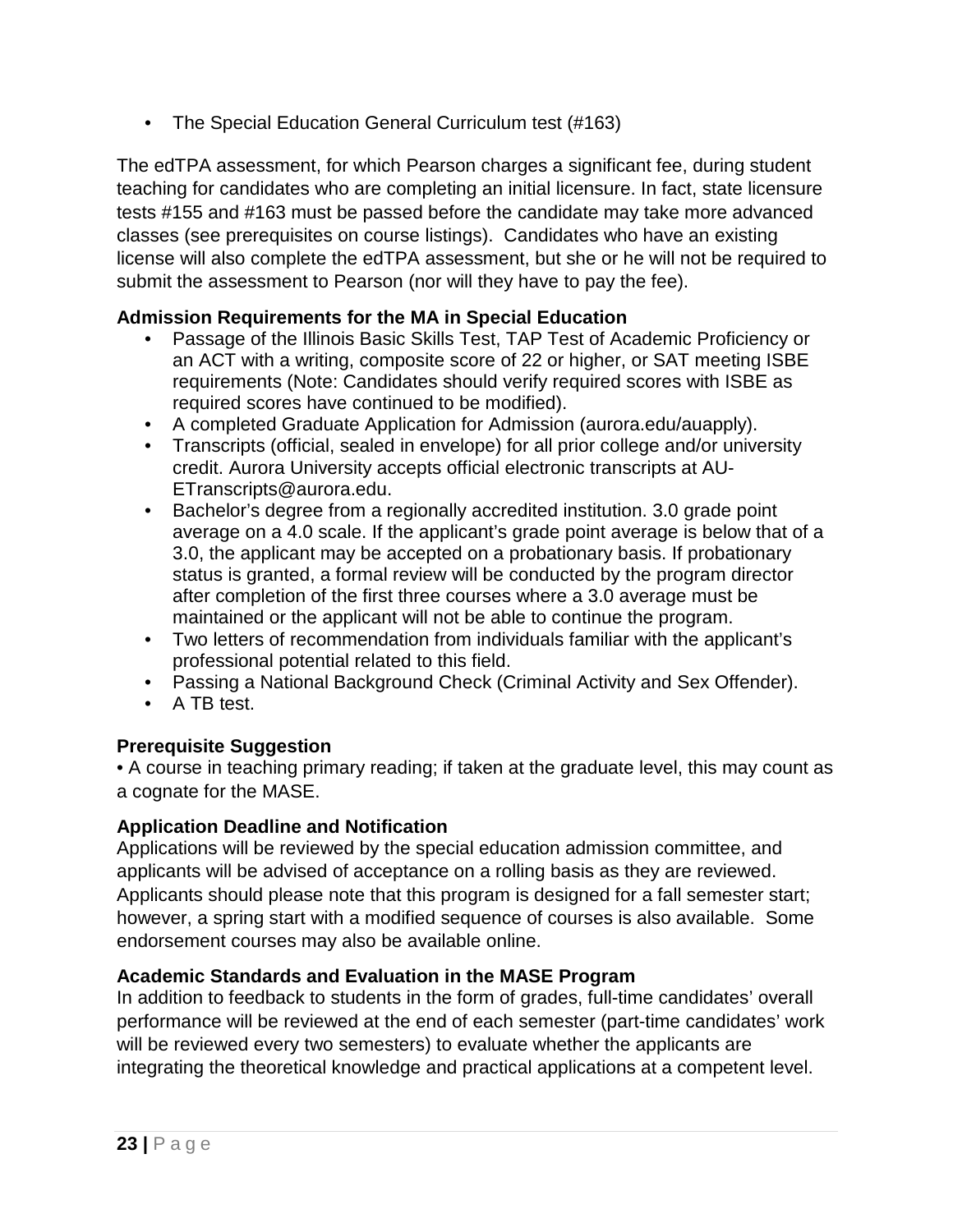- The Special Education General Curriculum test (#163)

The edTPA assessment, for which Pearson charges a significant fee, during student teaching for candidates who are completing an initial licensure. In fact, state licensure tests #155 and #163 must be passed before the candidate may take more advanced classes (see prerequisites on course listings). Candidates who have an existing license will also complete the edTPA assessment, but she or he will not be required to submit the assessment to Pearson (nor will they have to pay the fee).

### Admission Requirements for the MA in Special Education

- Passage of the Illinois Basic Skills Test, TAP Test of Academic Proficiency or an ACT with a writing, composite score of 22 or higher, or SAT meeting ISBE requirements (Note: Candidates should verify required scores with ISBE as required scores have continued to be modified).
- A completed Graduate Application for Admission (aurora.edu/auapply).
- Transcripts (official, sealed in envelope) for all prior college and/or university credit. Aurora University accepts official electronic transcripts at AU-ETranscripts@aurora.edu.
- Bachelor's degree from a regionally accredited institution. 3.0 grade point average on a 4.0 scale. If the applicant's grade point average is below that of a 3.0, the applicant may be accepted on a probationary basis. If probationary status is granted, a formal review will be conducted by the program director after completion of the first three courses where a 3.0 average must be maintained or the applicant will not be able to continue the program.
- Two letters of recommendation from individuals familiar with the applicant's professional potential related to this field.
- Passing a National Background Check (Criminal Activity and Sex Offender).
- A TB test.

### Prerequisite Suggestion

- A course in teaching primary reading; if taken at the graduate level, this may count as a cognate for the MASE.

### Application Deadline and Notification

Applications will be reviewed by the special education admission committee, and applicants will be advised of acceptance on a rolling basis as they are reviewed. Applicants should please note that this program is designed for a fall semester start; however, a spring start with a modified sequence of courses is also available. Some endorsement courses may also be available online.

### Academic Standards and Evaluation in the MASE Program

In addition to feedback to students in the form of grades, full-time candidates' overall performance will be reviewed at the end of each semester (part-time candidates' work will be reviewed every two semesters) to evaluate whether the applicants are integrating the theoretical knowledge and practical applications at a competent level.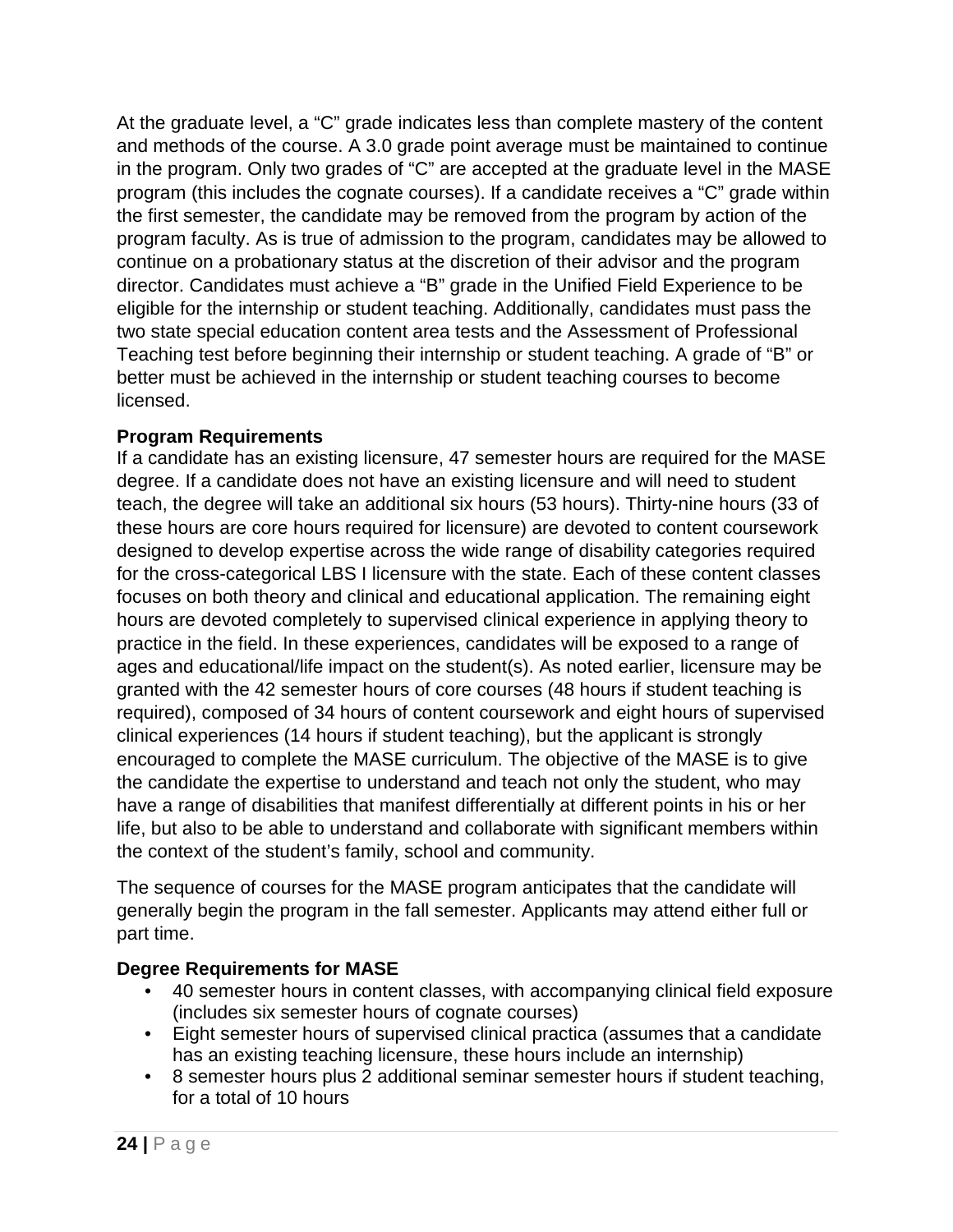At the graduate level, a "C" grade indicates less than complete mastery of the content and methods of the course. A 3.0 grade point average must be maintained to continue in the program. Only two grades of "C" are accepted at the graduate level in the MASE program (this includes the cognate courses). If a candidate receives a "C" grade within the first semester, the candidate may be removed from the program by action of the program faculty. As is true of admission to the program, candidates may be allowed to continue on a probationary status at the discretion of their advisor and the program director. Candidates must achieve a "B" grade in the Unified Field Experience to be eligible for the internship or student teaching. Additionally, candidates must pass the two state special education content area tests and the Assessment of Professional Teaching test before beginning their internship or student teaching. A grade of "B" or better must be achieved in the internship or student teaching courses to become licensed.

**Program Requirements**

If a candidate has an existing licensure, 47 semester hours are required for the MASE degree. If a candidate does not have an existing licensure and will need to student teach, the degree will take an additional six hours (53 hours). Thirty-nine hours (33 of these hours are core hours required for licensure) are devoted to content coursework designed to develop expertise across the wide range of disability categories required for the cross-categorical LBS I licensure with the state. Each of these content classes focuses on both theory and clinical and educational application. The remaining eight hours are devoted completely to supervised clinical experience in applying theory to practice in the field. In these experiences, candidates will be exposed to a range of ages and educational/life impact on the student(s). As noted earlier, licensure may be granted with the 42 semester hours of core courses (48 hours if student teaching is required), composed of 34 hours of content coursework and eight hours of supervised clinical experiences (14 hours if student teaching), but the applicant is strongly encouraged to complete the MASE curriculum. The objective of the MASE is to give the candidate the expertise to understand and teach not only the student, who may have a range of disabilities that manifest differentially at different points in his or her life, but also to be able to understand and collaborate with significant members within the context of the student's family, school and community.

The sequence of courses for the MASE program anticipates that the candidate will generally begin the program in the fall semester. Applicants may attend either full or part time.

**Degree Requirements for MASE**

- 40 semester hours in content classes, with accompanying clinical field exposure (includes six semester hours of cognate courses)
- Eight semester hours of supervised clinical practica (assumes that a candidate has an existing teaching licensure, these hours include an internship)
- 8 semester hours plus 2 additional seminar semester hours if student teaching, for a total of 10 hours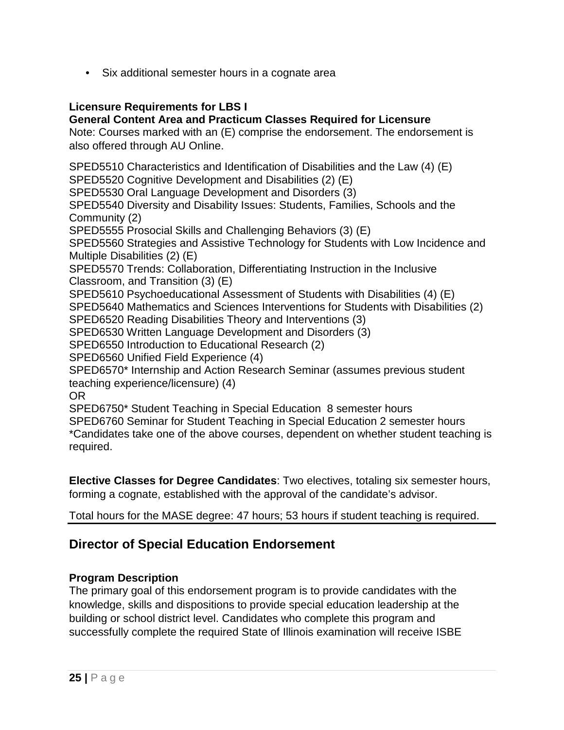- Six additional semester hours in a cognate area

**Licensure Requirements for LBS I**
**General Content Area and Practicum Classes Required for Licensure**
Note: Courses marked with an (E) comprise the endorsement. The endorsement is also offered through AU Online.

SPED5510 Characteristics and Identification of Disabilities and the Law (4) (E)
SPED5520 Cognitive Development and Disabilities (2) (E)
SPED5530 Oral Language Development and Disorders (3)
SPED5540 Diversity and Disability Issues: Students, Families, Schools and the Community (2)
SPED5555 Prosocial Skills and Challenging Behaviors (3) (E)
SPED5560 Strategies and Assistive Technology for Students with Low Incidence and Multiple Disabilities (2) (E)
SPED5570 Trends: Collaboration, Differentiating Instruction in the Inclusive Classroom, and Transition (3) (E)
SPED5610 Psychoeducational Assessment of Students with Disabilities (4) (E)
SPED5640 Mathematics and Sciences Interventions for Students with Disabilities (2)
SPED6520 Reading Disabilities Theory and Interventions (3)
SPED6530 Written Language Development and Disorders (3)
SPED6550 Introduction to Educational Research (2)
SPED6560 Unified Field Experience (4)
SPED6570* Internship and Action Research Seminar (assumes previous student teaching experience/licensure) (4)
OR
SPED6750* Student Teaching in Special Education 8 semester hours
SPED6760 Seminar for Student Teaching in Special Education 2 semester hours
*Candidates take one of the above courses, dependent on whether student teaching is required.

**Elective Classes for Degree Candidates**: Two electives, totaling six semester hours, forming a cognate, established with the approval of the candidate's advisor.

Total hours for the MASE degree: 47 hours; 53 hours if student teaching is required.

## Director of Special Education Endorsement

### Program Description

The primary goal of this endorsement program is to provide candidates with the knowledge, skills and dispositions to provide special education leadership at the building or school district level. Candidates who complete this program and successfully complete the required State of Illinois examination will receive ISBE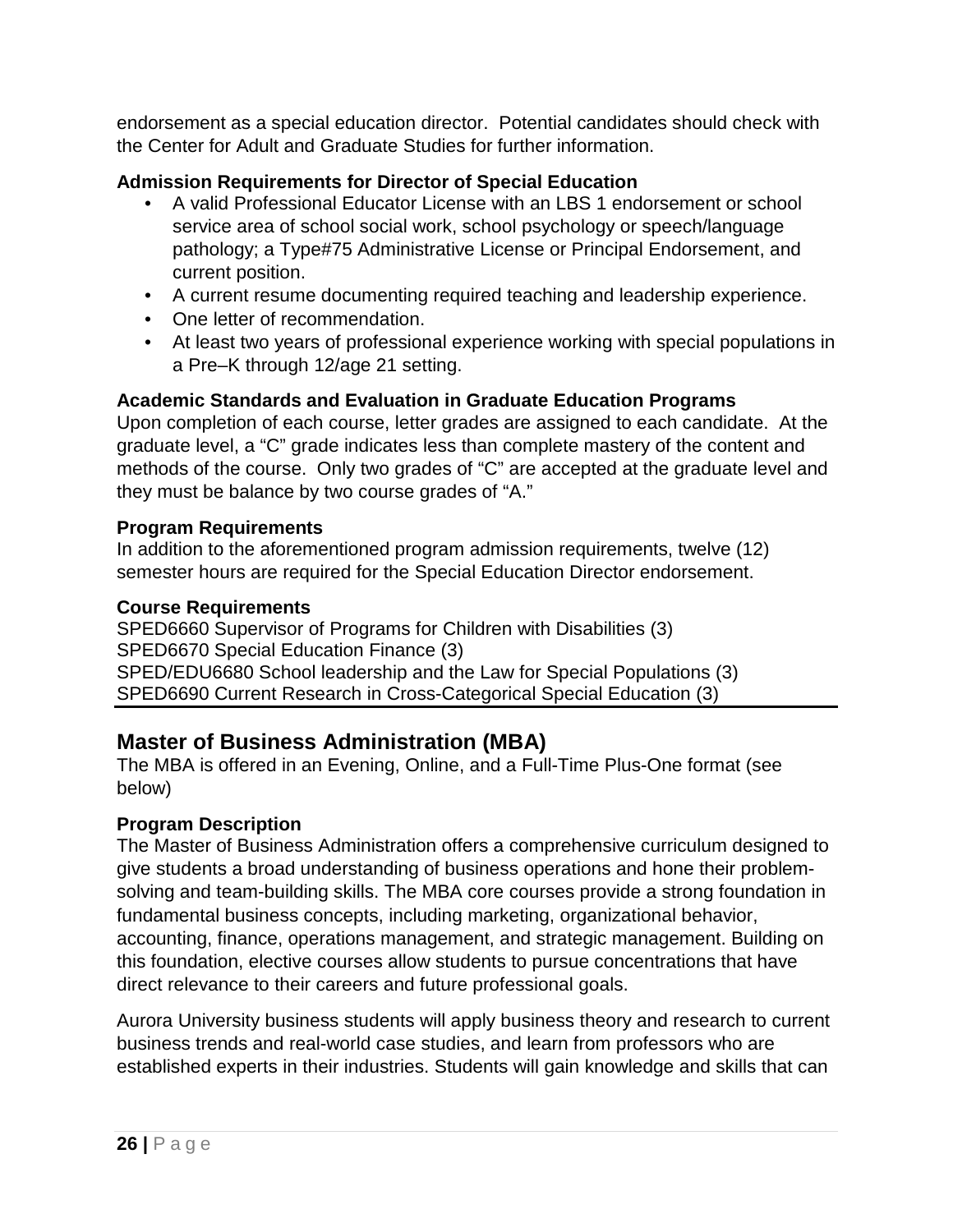endorsement as a special education director. Potential candidates should check with the Center for Adult and Graduate Studies for further information.

### Admission Requirements for Director of Special Education

- A valid Professional Educator License with an LBS 1 endorsement or school service area of school social work, school psychology or speech/language pathology; a Type#75 Administrative License or Principal Endorsement, and current position.
- A current resume documenting required teaching and leadership experience.
- One letter of recommendation.
- At least two years of professional experience working with special populations in a Pre–K through 12/age 21 setting.

### Academic Standards and Evaluation in Graduate Education Programs

Upon completion of each course, letter grades are assigned to each candidate. At the graduate level, a "C" grade indicates less than complete mastery of the content and methods of the course. Only two grades of "C" are accepted at the graduate level and they must be balance by two course grades of "A."

### Program Requirements

In addition to the aforementioned program admission requirements, twelve (12) semester hours are required for the Special Education Director endorsement.

### Course Requirements

SPED6660 Supervisor of Programs for Children with Disabilities (3)
SPED6670 Special Education Finance (3)
SPED/EDU6680 School leadership and the Law for Special Populations (3)
SPED6690 Current Research in Cross-Categorical Special Education (3)

## Master of Business Administration (MBA)

The MBA is offered in an Evening, Online, and a Full-Time Plus-One format (see below)

### Program Description

The Master of Business Administration offers a comprehensive curriculum designed to give students a broad understanding of business operations and hone their problem-solving and team-building skills. The MBA core courses provide a strong foundation in fundamental business concepts, including marketing, organizational behavior, accounting, finance, operations management, and strategic management. Building on this foundation, elective courses allow students to pursue concentrations that have direct relevance to their careers and future professional goals.

Aurora University business students will apply business theory and research to current business trends and real-world case studies, and learn from professors who are established experts in their industries. Students will gain knowledge and skills that can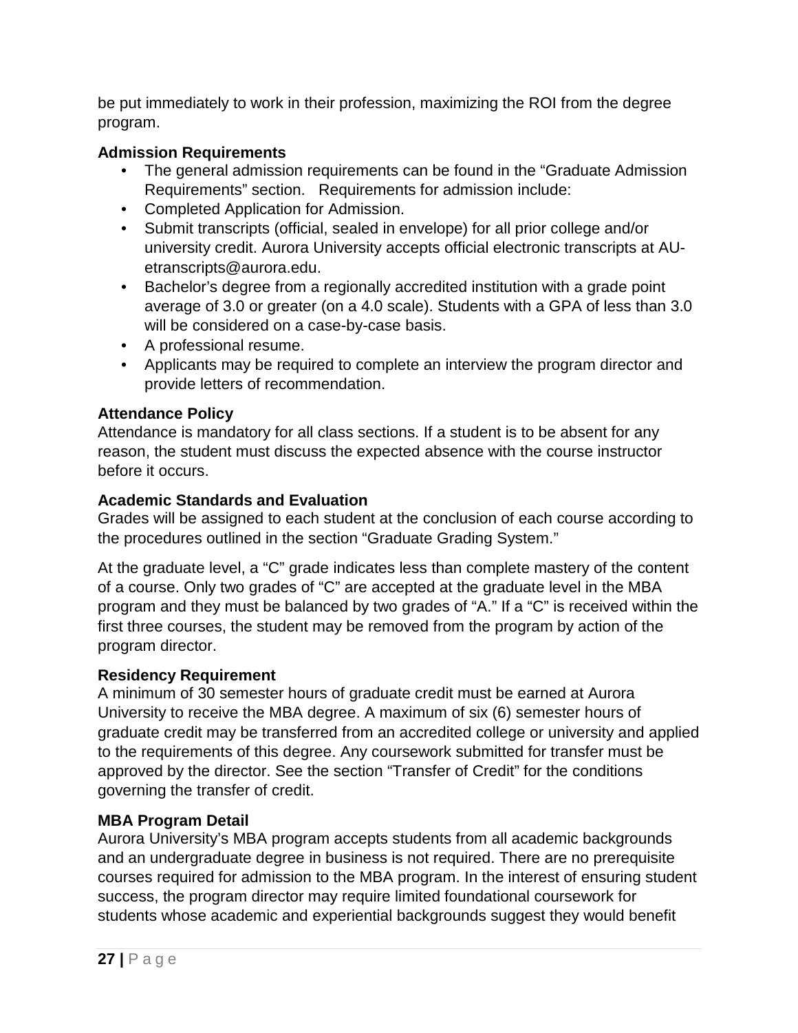be put immediately to work in their profession, maximizing the ROI from the degree program.

**Admission Requirements**

- The general admission requirements can be found in the “Graduate Admission Requirements” section. Requirements for admission include:
- Completed Application for Admission.
- Submit transcripts (official, sealed in envelope) for all prior college and/or university credit. Aurora University accepts official electronic transcripts at AU-etranscripts@aurora.edu.
- Bachelor’s degree from a regionally accredited institution with a grade point average of 3.0 or greater (on a 4.0 scale). Students with a GPA of less than 3.0 will be considered on a case-by-case basis.
- A professional resume.
- Applicants may be required to complete an interview the program director and provide letters of recommendation.

**Attendance Policy**

Attendance is mandatory for all class sections. If a student is to be absent for any reason, the student must discuss the expected absence with the course instructor before it occurs.

**Academic Standards and Evaluation**

Grades will be assigned to each student at the conclusion of each course according to the procedures outlined in the section “Graduate Grading System.”

At the graduate level, a “C” grade indicates less than complete mastery of the content of a course. Only two grades of “C” are accepted at the graduate level in the MBA program and they must be balanced by two grades of “A.” If a “C” is received within the first three courses, the student may be removed from the program by action of the program director.

**Residency Requirement**

A minimum of 30 semester hours of graduate credit must be earned at Aurora University to receive the MBA degree. A maximum of six (6) semester hours of graduate credit may be transferred from an accredited college or university and applied to the requirements of this degree. Any coursework submitted for transfer must be approved by the director. See the section “Transfer of Credit” for the conditions governing the transfer of credit.

**MBA Program Detail**

Aurora University’s MBA program accepts students from all academic backgrounds and an undergraduate degree in business is not required. There are no prerequisite courses required for admission to the MBA program. In the interest of ensuring student success, the program director may require limited foundational coursework for students whose academic and experiential backgrounds suggest they would benefit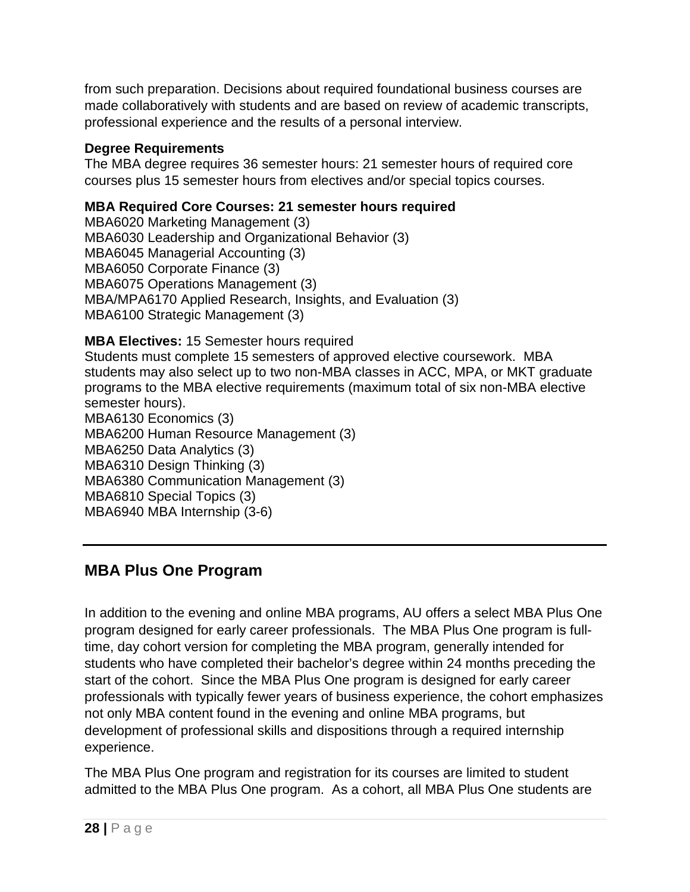from such preparation. Decisions about required foundational business courses are made collaboratively with students and are based on review of academic transcripts, professional experience and the results of a personal interview.

**Degree Requirements**

The MBA degree requires 36 semester hours: 21 semester hours of required core courses plus 15 semester hours from electives and/or special topics courses.

**MBA Required Core Courses: 21 semester hours required**

MBA6020 Marketing Management (3)
MBA6030 Leadership and Organizational Behavior (3)
MBA6045 Managerial Accounting (3)
MBA6050 Corporate Finance (3)
MBA6075 Operations Management (3)
MBA/MPA6170 Applied Research, Insights, and Evaluation (3)
MBA6100 Strategic Management (3)

**MBA Electives:** 15 Semester hours required

Students must complete 15 semesters of approved elective coursework. MBA students may also select up to two non-MBA classes in ACC, MPA, or MKT graduate programs to the MBA elective requirements (maximum total of six non-MBA elective semester hours).

MBA6130 Economics (3)
MBA6200 Human Resource Management (3)
MBA6250 Data Analytics (3)
MBA6310 Design Thinking (3)
MBA6380 Communication Management (3)
MBA6810 Special Topics (3)
MBA6940 MBA Internship (3-6)

---

## MBA Plus One Program

In addition to the evening and online MBA programs, AU offers a select MBA Plus One program designed for early career professionals. The MBA Plus One program is full-time, day cohort version for completing the MBA program, generally intended for students who have completed their bachelor's degree within 24 months preceding the start of the cohort. Since the MBA Plus One program is designed for early career professionals with typically fewer years of business experience, the cohort emphasizes not only MBA content found in the evening and online MBA programs, but development of professional skills and dispositions through a required internship experience.

The MBA Plus One program and registration for its courses are limited to student admitted to the MBA Plus One program. As a cohort, all MBA Plus One students are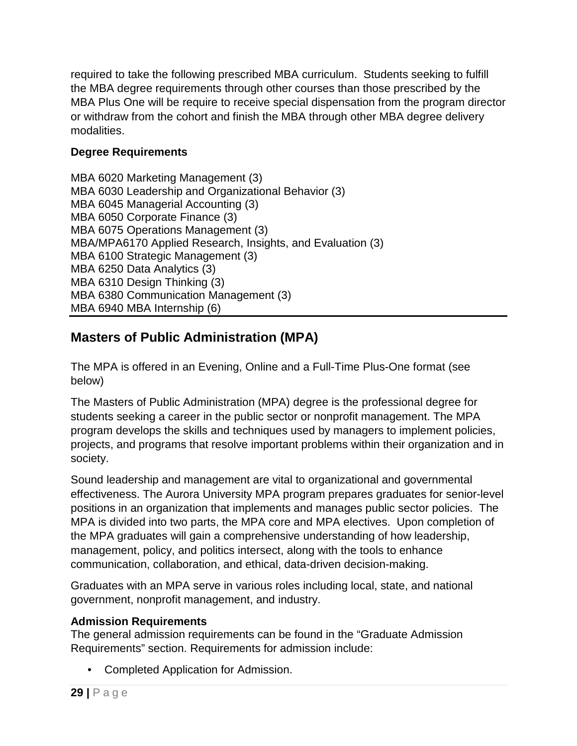required to take the following prescribed MBA curriculum.  Students seeking to fulfill the MBA degree requirements through other courses than those prescribed by the MBA Plus One will be require to receive special dispensation from the program director or withdraw from the cohort and finish the MBA through other MBA degree delivery modalities.

**Degree Requirements**

MBA 6020 Marketing Management (3)
MBA 6030 Leadership and Organizational Behavior (3)
MBA 6045 Managerial Accounting (3)
MBA 6050 Corporate Finance (3)
MBA 6075 Operations Management (3)
MBA/MPA6170 Applied Research, Insights, and Evaluation (3)
MBA 6100 Strategic Management (3)
MBA 6250 Data Analytics (3)
MBA 6310 Design Thinking (3)
MBA 6380 Communication Management (3)
MBA 6940 MBA Internship (6)

## Masters of Public Administration (MPA)

The MPA is offered in an Evening, Online and a Full-Time Plus-One format (see below)

The Masters of Public Administration (MPA) degree is the professional degree for students seeking a career in the public sector or nonprofit management. The MPA program develops the skills and techniques used by managers to implement policies, projects, and programs that resolve important problems within their organization and in society.

Sound leadership and management are vital to organizational and governmental effectiveness. The Aurora University MPA program prepares graduates for senior-level positions in an organization that implements and manages public sector policies.  The MPA is divided into two parts, the MPA core and MPA electives.  Upon completion of the MPA graduates will gain a comprehensive understanding of how leadership, management, policy, and politics intersect, along with the tools to enhance communication, collaboration, and ethical, data-driven decision-making.

Graduates with an MPA serve in various roles including local, state, and national government, nonprofit management, and industry.

**Admission Requirements**
The general admission requirements can be found in the "Graduate Admission Requirements" section. Requirements for admission include:

- Completed Application for Admission.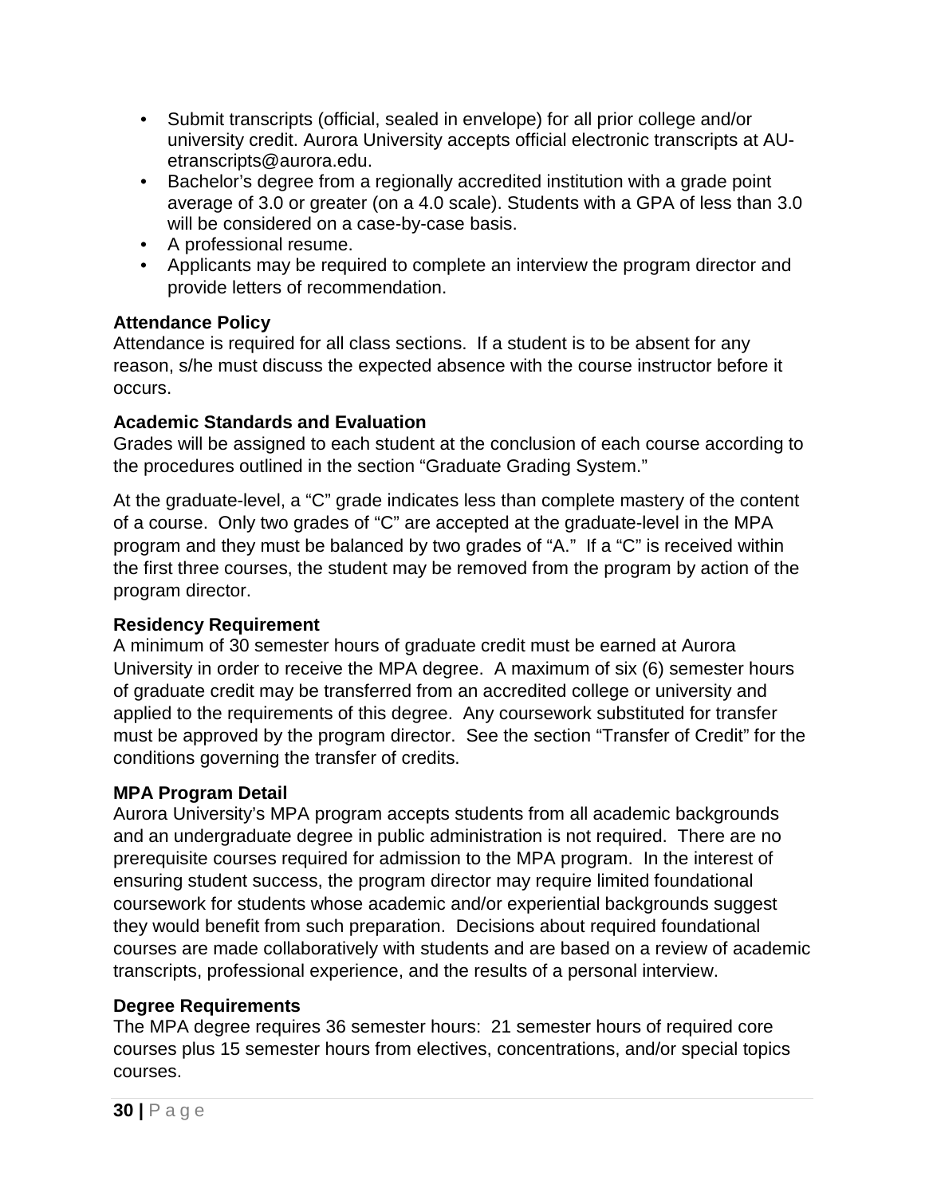- Submit transcripts (official, sealed in envelope) for all prior college and/or university credit. Aurora University accepts official electronic transcripts at AU-etranscripts@aurora.edu.
- Bachelor's degree from a regionally accredited institution with a grade point average of 3.0 or greater (on a 4.0 scale). Students with a GPA of less than 3.0 will be considered on a case-by-case basis.
- A professional resume.
- Applicants may be required to complete an interview the program director and provide letters of recommendation.

**Attendance Policy**

Attendance is required for all class sections. If a student is to be absent for any reason, s/he must discuss the expected absence with the course instructor before it occurs.

**Academic Standards and Evaluation**

Grades will be assigned to each student at the conclusion of each course according to the procedures outlined in the section "Graduate Grading System."

At the graduate-level, a "C" grade indicates less than complete mastery of the content of a course. Only two grades of "C" are accepted at the graduate-level in the MPA program and they must be balanced by two grades of "A." If a "C" is received within the first three courses, the student may be removed from the program by action of the program director.

**Residency Requirement**

A minimum of 30 semester hours of graduate credit must be earned at Aurora University in order to receive the MPA degree. A maximum of six (6) semester hours of graduate credit may be transferred from an accredited college or university and applied to the requirements of this degree. Any coursework substituted for transfer must be approved by the program director. See the section "Transfer of Credit" for the conditions governing the transfer of credits.

**MPA Program Detail**

Aurora University's MPA program accepts students from all academic backgrounds and an undergraduate degree in public administration is not required. There are no prerequisite courses required for admission to the MPA program. In the interest of ensuring student success, the program director may require limited foundational coursework for students whose academic and/or experiential backgrounds suggest they would benefit from such preparation. Decisions about required foundational courses are made collaboratively with students and are based on a review of academic transcripts, professional experience, and the results of a personal interview.

**Degree Requirements**

The MPA degree requires 36 semester hours: 21 semester hours of required core courses plus 15 semester hours from electives, concentrations, and/or special topics courses.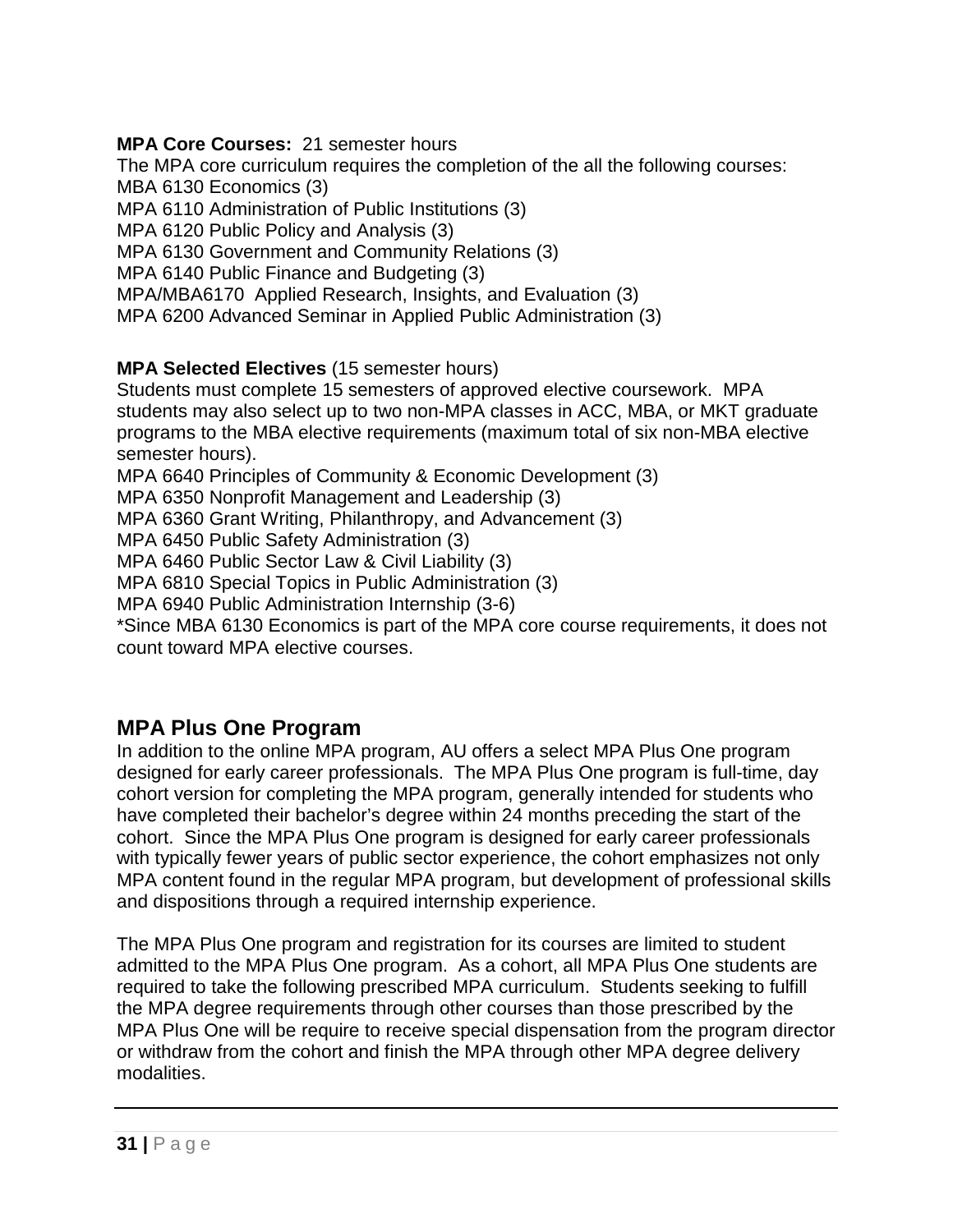**MPA Core Courses:** 21 semester hours
The MPA core curriculum requires the completion of the all the following courses:
MBA 6130 Economics (3)
MPA 6110 Administration of Public Institutions (3)
MPA 6120 Public Policy and Analysis (3)
MPA 6130 Government and Community Relations (3)
MPA 6140 Public Finance and Budgeting (3)
MPA/MBA6170 Applied Research, Insights, and Evaluation (3)
MPA 6200 Advanced Seminar in Applied Public Administration (3)

**MPA Selected Electives** (15 semester hours)
Students must complete 15 semesters of approved elective coursework. MPA students may also select up to two non-MPA classes in ACC, MBA, or MKT graduate programs to the MBA elective requirements (maximum total of six non-MBA elective semester hours).
MPA 6640 Principles of Community & Economic Development (3)
MPA 6350 Nonprofit Management and Leadership (3)
MPA 6360 Grant Writing, Philanthropy, and Advancement (3)
MPA 6450 Public Safety Administration (3)
MPA 6460 Public Sector Law & Civil Liability (3)
MPA 6810 Special Topics in Public Administration (3)
MPA 6940 Public Administration Internship (3-6)
*Since MBA 6130 Economics is part of the MPA core course requirements, it does not count toward MPA elective courses.

## MPA Plus One Program

In addition to the online MPA program, AU offers a select MPA Plus One program designed for early career professionals. The MPA Plus One program is full-time, day cohort version for completing the MPA program, generally intended for students who have completed their bachelor's degree within 24 months preceding the start of the cohort. Since the MPA Plus One program is designed for early career professionals with typically fewer years of public sector experience, the cohort emphasizes not only MPA content found in the regular MPA program, but development of professional skills and dispositions through a required internship experience.

The MPA Plus One program and registration for its courses are limited to student admitted to the MPA Plus One program. As a cohort, all MPA Plus One students are required to take the following prescribed MPA curriculum. Students seeking to fulfill the MPA degree requirements through other courses than those prescribed by the MPA Plus One will be require to receive special dispensation from the program director or withdraw from the cohort and finish the MPA through other MPA degree delivery modalities.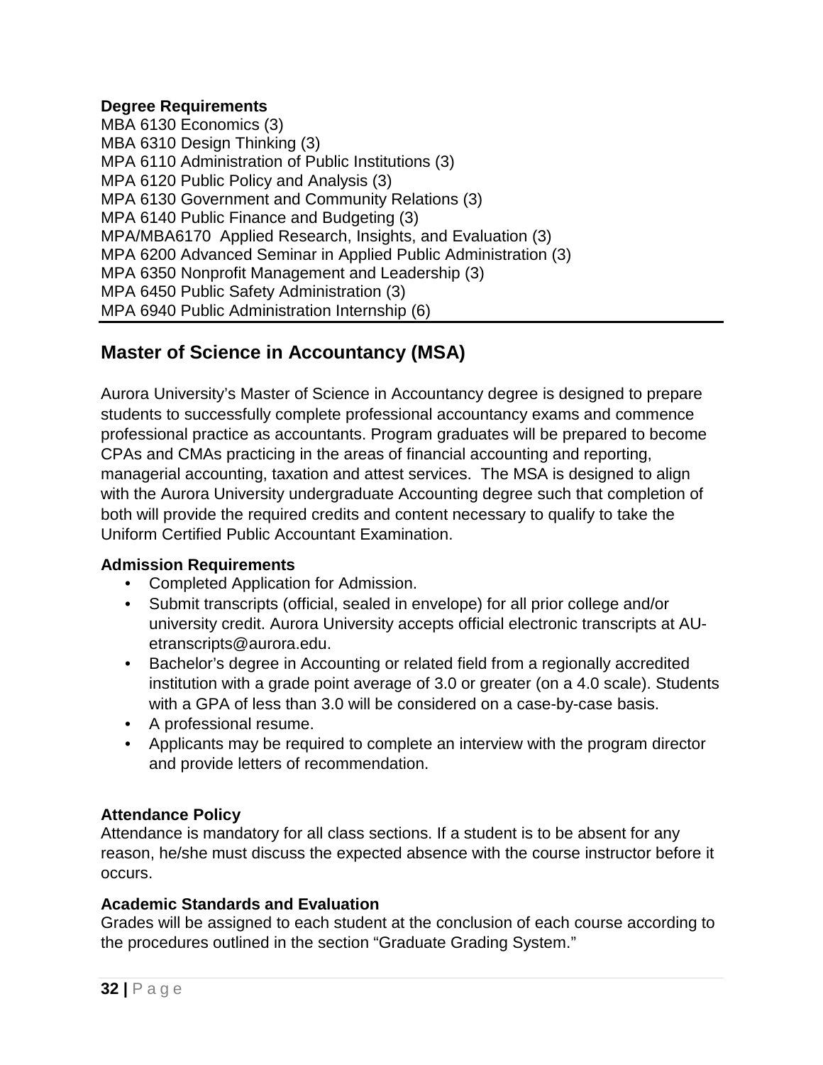**Degree Requirements**
MBA 6130 Economics (3)
MBA 6310 Design Thinking (3)
MPA 6110 Administration of Public Institutions (3)
MPA 6120 Public Policy and Analysis (3)
MPA 6130 Government and Community Relations (3)
MPA 6140 Public Finance and Budgeting (3)
MPA/MBA6170 Applied Research, Insights, and Evaluation (3)
MPA 6200 Advanced Seminar in Applied Public Administration (3)
MPA 6350 Nonprofit Management and Leadership (3)
MPA 6450 Public Safety Administration (3)
MPA 6940 Public Administration Internship (6)

---

## Master of Science in Accountancy (MSA)

Aurora University's Master of Science in Accountancy degree is designed to prepare students to successfully complete professional accountancy exams and commence professional practice as accountants. Program graduates will be prepared to become CPAs and CMAs practicing in the areas of financial accounting and reporting, managerial accounting, taxation and attest services. The MSA is designed to align with the Aurora University undergraduate Accounting degree such that completion of both will provide the required credits and content necessary to qualify to take the Uniform Certified Public Accountant Examination.

**Admission Requirements**

- Completed Application for Admission.
- Submit transcripts (official, sealed in envelope) for all prior college and/or university credit. Aurora University accepts official electronic transcripts at AU-etranscripts@aurora.edu.
- Bachelor's degree in Accounting or related field from a regionally accredited institution with a grade point average of 3.0 or greater (on a 4.0 scale). Students with a GPA of less than 3.0 will be considered on a case-by-case basis.
- A professional resume.
- Applicants may be required to complete an interview with the program director and provide letters of recommendation.

**Attendance Policy**
Attendance is mandatory for all class sections. If a student is to be absent for any reason, he/she must discuss the expected absence with the course instructor before it occurs.

**Academic Standards and Evaluation**
Grades will be assigned to each student at the conclusion of each course according to the procedures outlined in the section "Graduate Grading System."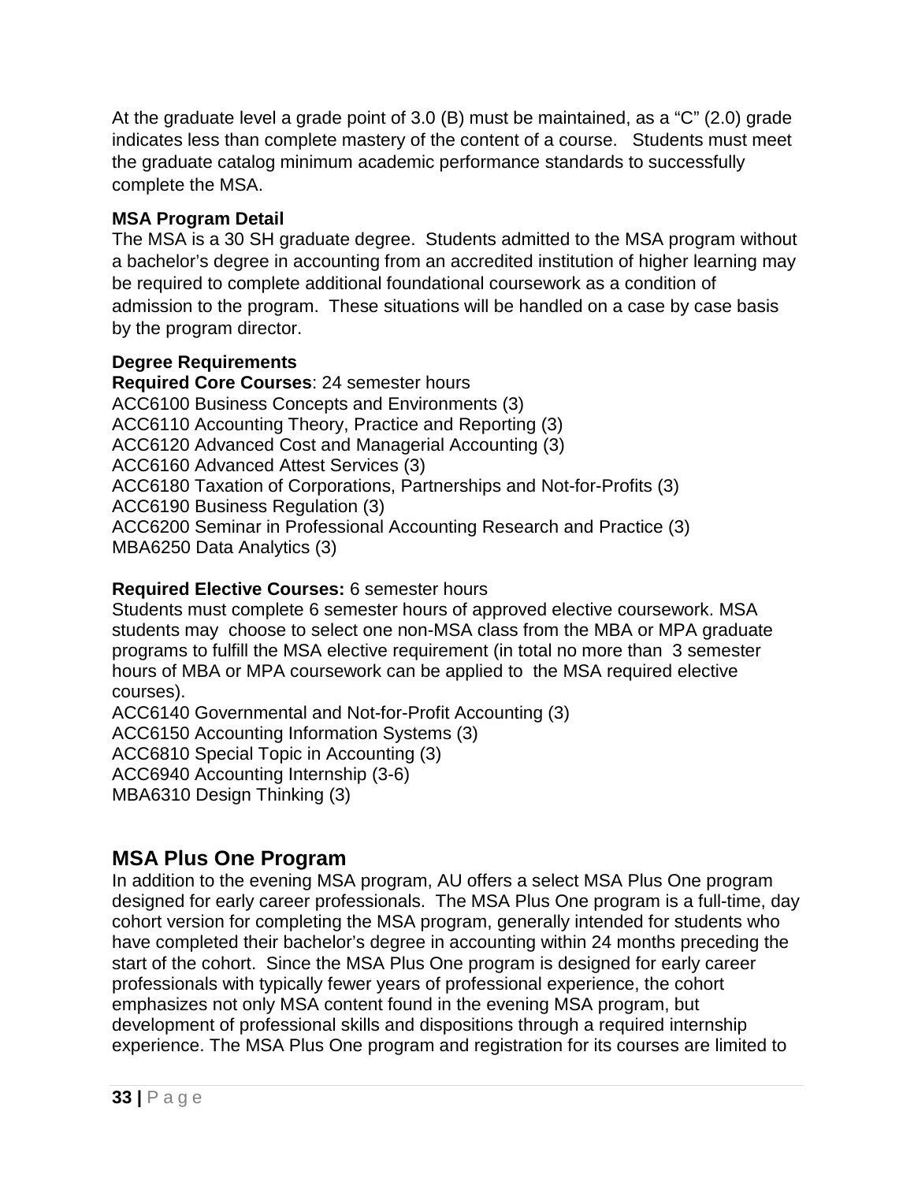At the graduate level a grade point of 3.0 (B) must be maintained, as a “C” (2.0) grade indicates less than complete mastery of the content of a course. Students must meet the graduate catalog minimum academic performance standards to successfully complete the MSA.

**MSA Program Detail**
The MSA is a 30 SH graduate degree. Students admitted to the MSA program without a bachelor’s degree in accounting from an accredited institution of higher learning may be required to complete additional foundational coursework as a condition of admission to the program. These situations will be handled on a case by case basis by the program director.

**Degree Requirements**
**Required Core Courses**: 24 semester hours
ACC6100 Business Concepts and Environments (3)
ACC6110 Accounting Theory, Practice and Reporting (3)
ACC6120 Advanced Cost and Managerial Accounting (3)
ACC6160 Advanced Attest Services (3)
ACC6180 Taxation of Corporations, Partnerships and Not-for-Profits (3)
ACC6190 Business Regulation (3)
ACC6200 Seminar in Professional Accounting Research and Practice (3)
MBA6250 Data Analytics (3)

**Required Elective Courses:** 6 semester hours
Students must complete 6 semester hours of approved elective coursework. MSA students may choose to select one non-MSA class from the MBA or MPA graduate programs to fulfill the MSA elective requirement (in total no more than 3 semester hours of MBA or MPA coursework can be applied to the MSA required elective courses).
ACC6140 Governmental and Not-for-Profit Accounting (3)
ACC6150 Accounting Information Systems (3)
ACC6810 Special Topic in Accounting (3)
ACC6940 Accounting Internship (3-6)
MBA6310 Design Thinking (3)

## MSA Plus One Program

In addition to the evening MSA program, AU offers a select MSA Plus One program designed for early career professionals. The MSA Plus One program is a full-time, day cohort version for completing the MSA program, generally intended for students who have completed their bachelor’s degree in accounting within 24 months preceding the start of the cohort. Since the MSA Plus One program is designed for early career professionals with typically fewer years of professional experience, the cohort emphasizes not only MSA content found in the evening MSA program, but development of professional skills and dispositions through a required internship experience. The MSA Plus One program and registration for its courses are limited to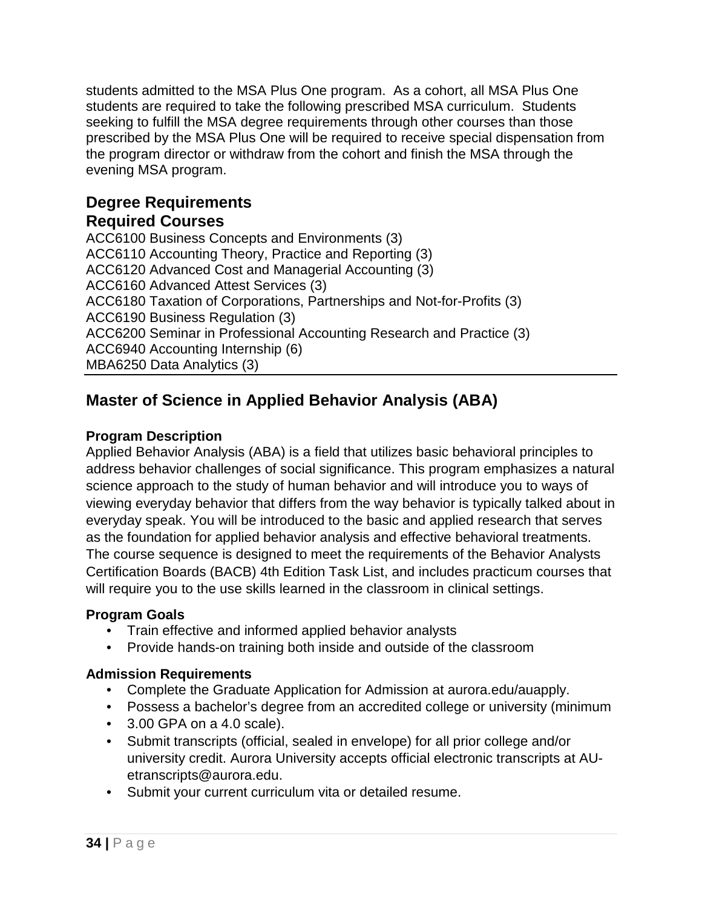students admitted to the MSA Plus One program. As a cohort, all MSA Plus One students are required to take the following prescribed MSA curriculum. Students seeking to fulfill the MSA degree requirements through other courses than those prescribed by the MSA Plus One will be required to receive special dispensation from the program director or withdraw from the cohort and finish the MSA through the evening MSA program.

## Degree Requirements

## Required Courses

ACC6100 Business Concepts and Environments (3)
ACC6110 Accounting Theory, Practice and Reporting (3)
ACC6120 Advanced Cost and Managerial Accounting (3)
ACC6160 Advanced Attest Services (3)
ACC6180 Taxation of Corporations, Partnerships and Not-for-Profits (3)
ACC6190 Business Regulation (3)
ACC6200 Seminar in Professional Accounting Research and Practice (3)
ACC6940 Accounting Internship (6)
MBA6250 Data Analytics (3)

---

## Master of Science in Applied Behavior Analysis (ABA)

**Program Description**

Applied Behavior Analysis (ABA) is a field that utilizes basic behavioral principles to address behavior challenges of social significance. This program emphasizes a natural science approach to the study of human behavior and will introduce you to ways of viewing everyday behavior that differs from the way behavior is typically talked about in everyday speak. You will be introduced to the basic and applied research that serves as the foundation for applied behavior analysis and effective behavioral treatments. The course sequence is designed to meet the requirements of the Behavior Analysts Certification Boards (BACB) 4th Edition Task List, and includes practicum courses that will require you to the use skills learned in the classroom in clinical settings.

**Program Goals**

- Train effective and informed applied behavior analysts
- Provide hands-on training both inside and outside of the classroom

**Admission Requirements**

- Complete the Graduate Application for Admission at aurora.edu/auapply.
- Possess a bachelor's degree from an accredited college or university (minimum
- 3.00 GPA on a 4.0 scale).
- Submit transcripts (official, sealed in envelope) for all prior college and/or university credit. Aurora University accepts official electronic transcripts at AU-etranscripts@aurora.edu.
- Submit your current curriculum vita or detailed resume.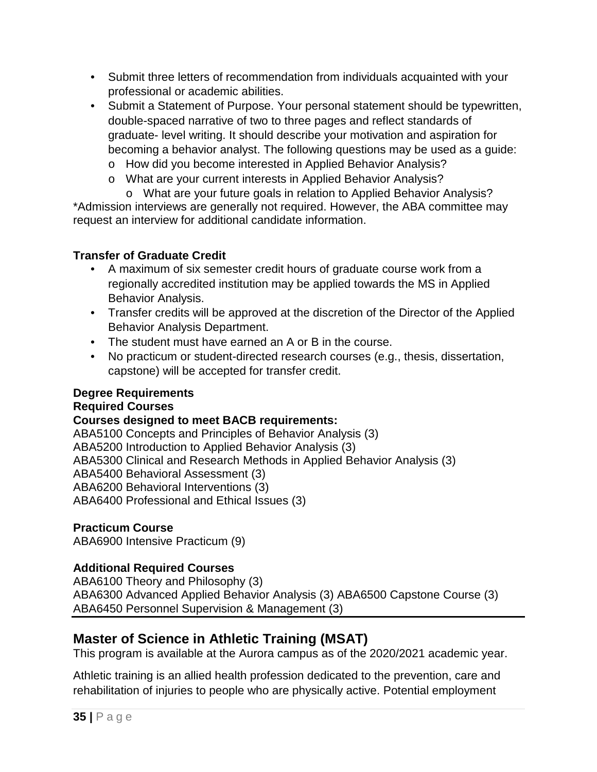- Submit three letters of recommendation from individuals acquainted with your professional or academic abilities.
- Submit a Statement of Purpose. Your personal statement should be typewritten, double-spaced narrative of two to three pages and reflect standards of graduate- level writing. It should describe your motivation and aspiration for becoming a behavior analyst. The following questions may be used as a guide:
  - How did you become interested in Applied Behavior Analysis?
  - What are your current interests in Applied Behavior Analysis?
  - What are your future goals in relation to Applied Behavior Analysis?

*Admission interviews are generally not required. However, the ABA committee may request an interview for additional candidate information.

**Transfer of Graduate Credit**

- A maximum of six semester credit hours of graduate course work from a regionally accredited institution may be applied towards the MS in Applied Behavior Analysis.
- Transfer credits will be approved at the discretion of the Director of the Applied Behavior Analysis Department.
- The student must have earned an A or B in the course.
- No practicum or student-directed research courses (e.g., thesis, dissertation, capstone) will be accepted for transfer credit.

**Degree Requirements**
**Required Courses**
**Courses designed to meet BACB requirements:**

ABA5100 Concepts and Principles of Behavior Analysis (3)
ABA5200 Introduction to Applied Behavior Analysis (3)
ABA5300 Clinical and Research Methods in Applied Behavior Analysis (3)
ABA5400 Behavioral Assessment (3)
ABA6200 Behavioral Interventions (3)
ABA6400 Professional and Ethical Issues (3)

**Practicum Course**

ABA6900 Intensive Practicum (9)

**Additional Required Courses**

ABA6100 Theory and Philosophy (3)
ABA6300 Advanced Applied Behavior Analysis (3) ABA6500 Capstone Course (3)
ABA6450 Personnel Supervision & Management (3)

## Master of Science in Athletic Training (MSAT)

This program is available at the Aurora campus as of the 2020/2021 academic year.

Athletic training is an allied health profession dedicated to the prevention, care and rehabilitation of injuries to people who are physically active. Potential employment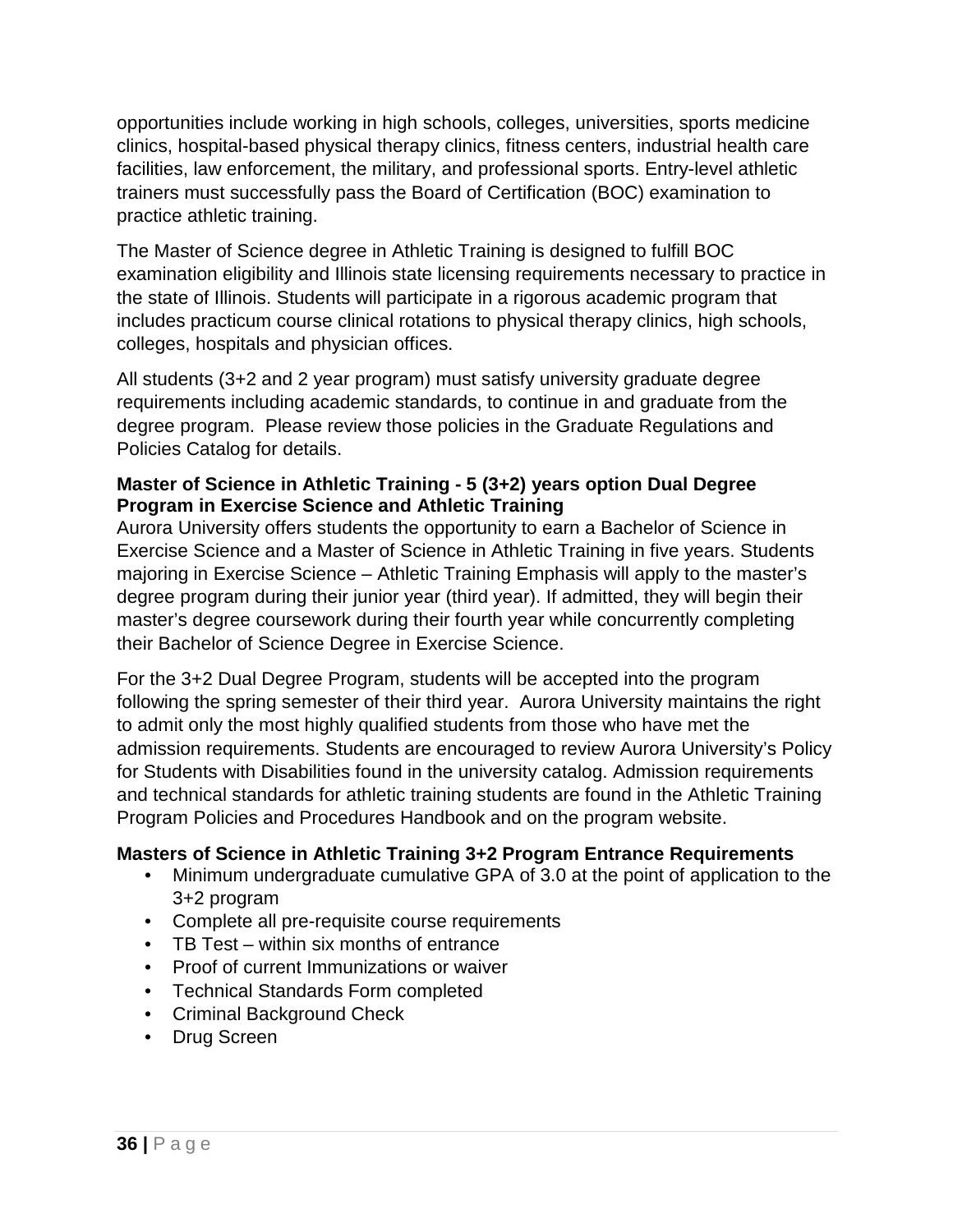opportunities include working in high schools, colleges, universities, sports medicine clinics, hospital-based physical therapy clinics, fitness centers, industrial health care facilities, law enforcement, the military, and professional sports. Entry-level athletic trainers must successfully pass the Board of Certification (BOC) examination to practice athletic training.

The Master of Science degree in Athletic Training is designed to fulfill BOC examination eligibility and Illinois state licensing requirements necessary to practice in the state of Illinois. Students will participate in a rigorous academic program that includes practicum course clinical rotations to physical therapy clinics, high schools, colleges, hospitals and physician offices.

All students (3+2 and 2 year program) must satisfy university graduate degree requirements including academic standards, to continue in and graduate from the degree program. Please review those policies in the Graduate Regulations and Policies Catalog for details.

**Master of Science in Athletic Training - 5 (3+2) years option Dual Degree Program in Exercise Science and Athletic Training**

Aurora University offers students the opportunity to earn a Bachelor of Science in Exercise Science and a Master of Science in Athletic Training in five years. Students majoring in Exercise Science – Athletic Training Emphasis will apply to the master's degree program during their junior year (third year). If admitted, they will begin their master's degree coursework during their fourth year while concurrently completing their Bachelor of Science Degree in Exercise Science.

For the 3+2 Dual Degree Program, students will be accepted into the program following the spring semester of their third year. Aurora University maintains the right to admit only the most highly qualified students from those who have met the admission requirements. Students are encouraged to review Aurora University's Policy for Students with Disabilities found in the university catalog. Admission requirements and technical standards for athletic training students are found in the Athletic Training Program Policies and Procedures Handbook and on the program website.

**Masters of Science in Athletic Training 3+2 Program Entrance Requirements**

- Minimum undergraduate cumulative GPA of 3.0 at the point of application to the 3+2 program
- Complete all pre-requisite course requirements
- TB Test – within six months of entrance
- Proof of current Immunizations or waiver
- Technical Standards Form completed
- Criminal Background Check
- Drug Screen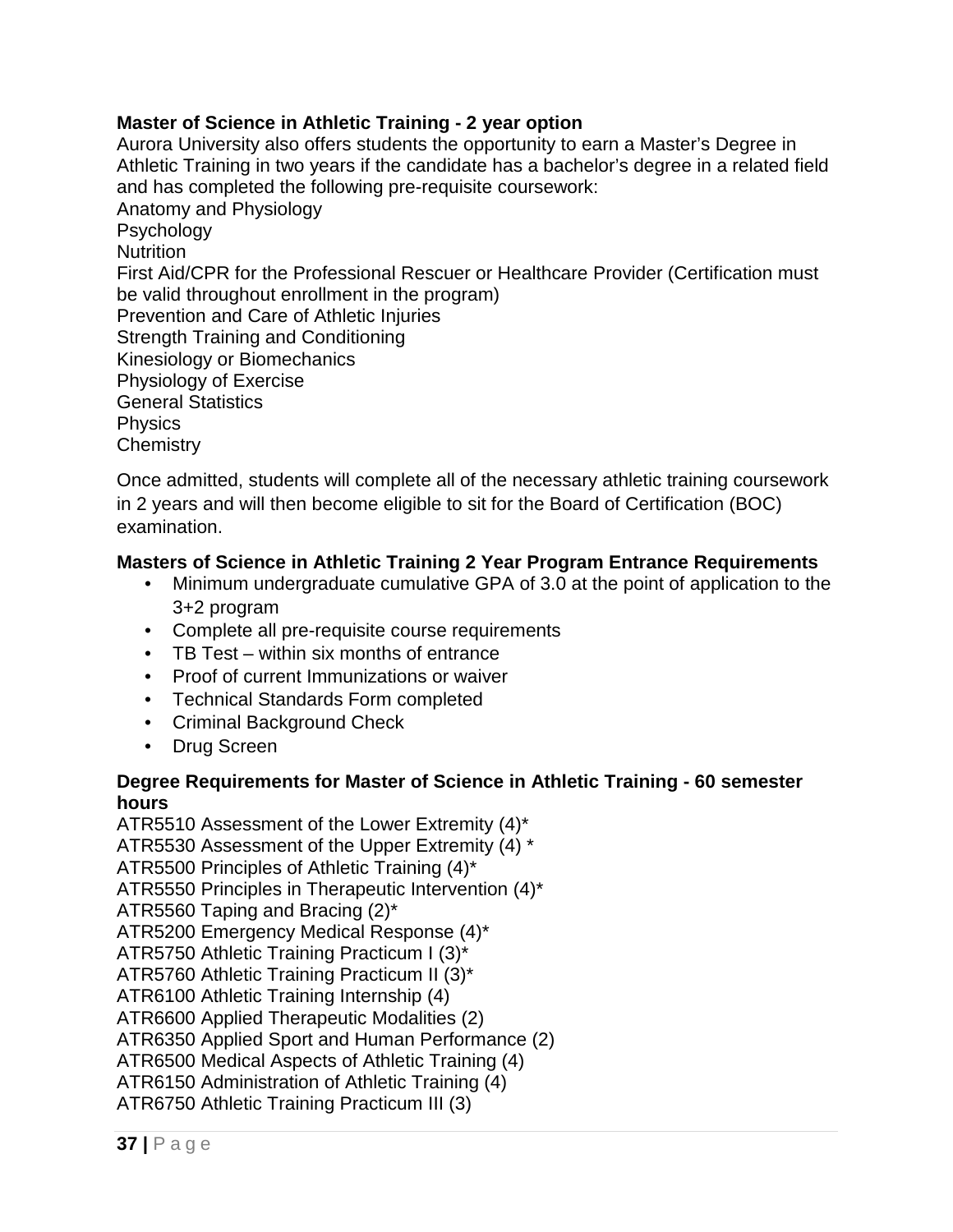**Master of Science in Athletic Training - 2 year option**

Aurora University also offers students the opportunity to earn a Master's Degree in Athletic Training in two years if the candidate has a bachelor's degree in a related field and has completed the following pre-requisite coursework:

Anatomy and Physiology
Psychology
Nutrition
First Aid/CPR for the Professional Rescuer or Healthcare Provider (Certification must be valid throughout enrollment in the program)
Prevention and Care of Athletic Injuries
Strength Training and Conditioning
Kinesiology or Biomechanics
Physiology of Exercise
General Statistics
Physics
Chemistry

Once admitted, students will complete all of the necessary athletic training coursework in 2 years and will then become eligible to sit for the Board of Certification (BOC) examination.

**Masters of Science in Athletic Training 2 Year Program Entrance Requirements**

- Minimum undergraduate cumulative GPA of 3.0 at the point of application to the 3+2 program
- Complete all pre-requisite course requirements
- TB Test – within six months of entrance
- Proof of current Immunizations or waiver
- Technical Standards Form completed
- Criminal Background Check
- Drug Screen

**Degree Requirements for Master of Science in Athletic Training - 60 semester hours**

ATR5510 Assessment of the Lower Extremity (4)*
ATR5530 Assessment of the Upper Extremity (4) *
ATR5500 Principles of Athletic Training (4)*
ATR5550 Principles in Therapeutic Intervention (4)*
ATR5560 Taping and Bracing (2)*
ATR5200 Emergency Medical Response (4)*
ATR5750 Athletic Training Practicum I (3)*
ATR5760 Athletic Training Practicum II (3)*
ATR6100 Athletic Training Internship (4)
ATR6600 Applied Therapeutic Modalities (2)
ATR6350 Applied Sport and Human Performance (2)
ATR6500 Medical Aspects of Athletic Training (4)
ATR6150 Administration of Athletic Training (4)
ATR6750 Athletic Training Practicum III (3)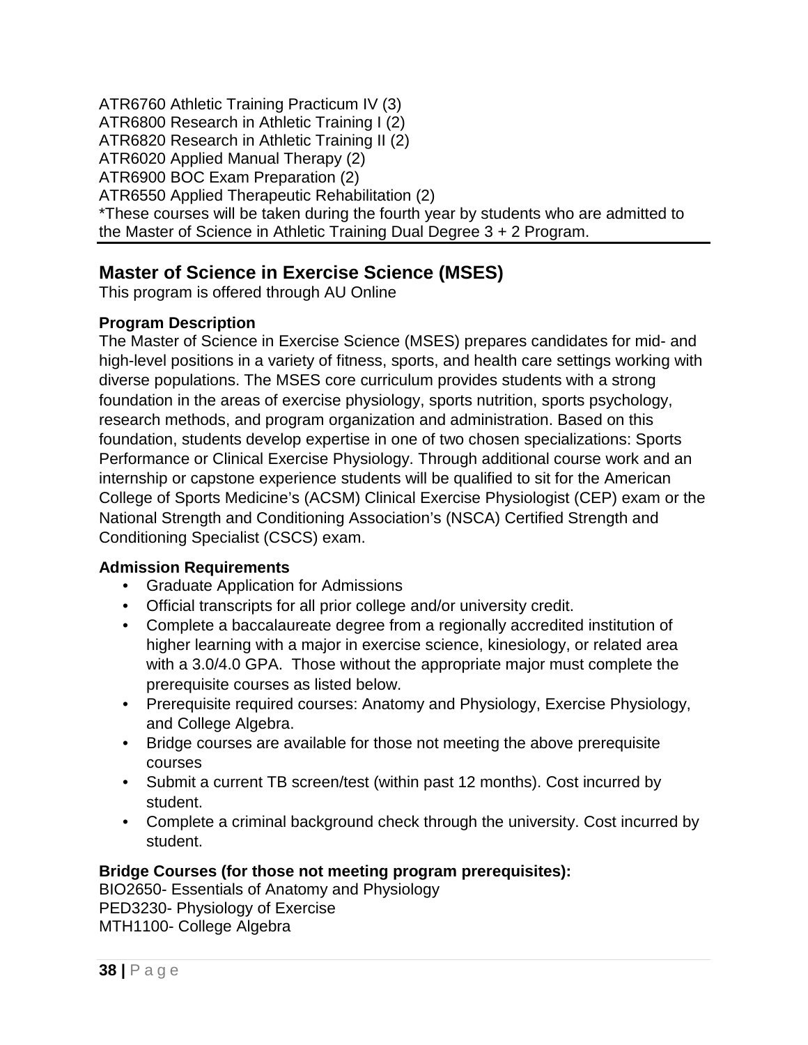ATR6760 Athletic Training Practicum IV (3)
ATR6800 Research in Athletic Training I (2)
ATR6820 Research in Athletic Training II (2)
ATR6020 Applied Manual Therapy (2)
ATR6900 BOC Exam Preparation (2)
ATR6550 Applied Therapeutic Rehabilitation (2)
*These courses will be taken during the fourth year by students who are admitted to the Master of Science in Athletic Training Dual Degree 3 + 2 Program.

## Master of Science in Exercise Science (MSES)

This program is offered through AU Online

**Program Description**

The Master of Science in Exercise Science (MSES) prepares candidates for mid- and high-level positions in a variety of fitness, sports, and health care settings working with diverse populations. The MSES core curriculum provides students with a strong foundation in the areas of exercise physiology, sports nutrition, sports psychology, research methods, and program organization and administration. Based on this foundation, students develop expertise in one of two chosen specializations: Sports Performance or Clinical Exercise Physiology. Through additional course work and an internship or capstone experience students will be qualified to sit for the American College of Sports Medicine's (ACSM) Clinical Exercise Physiologist (CEP) exam or the National Strength and Conditioning Association's (NSCA) Certified Strength and Conditioning Specialist (CSCS) exam.

**Admission Requirements**

- Graduate Application for Admissions
- Official transcripts for all prior college and/or university credit.
- Complete a baccalaureate degree from a regionally accredited institution of higher learning with a major in exercise science, kinesiology, or related area with a 3.0/4.0 GPA. Those without the appropriate major must complete the prerequisite courses as listed below.
- Prerequisite required courses: Anatomy and Physiology, Exercise Physiology, and College Algebra.
- Bridge courses are available for those not meeting the above prerequisite courses
- Submit a current TB screen/test (within past 12 months). Cost incurred by student.
- Complete a criminal background check through the university. Cost incurred by student.

**Bridge Courses (for those not meeting program prerequisites):**

BIO2650- Essentials of Anatomy and Physiology
PED3230- Physiology of Exercise
MTH1100- College Algebra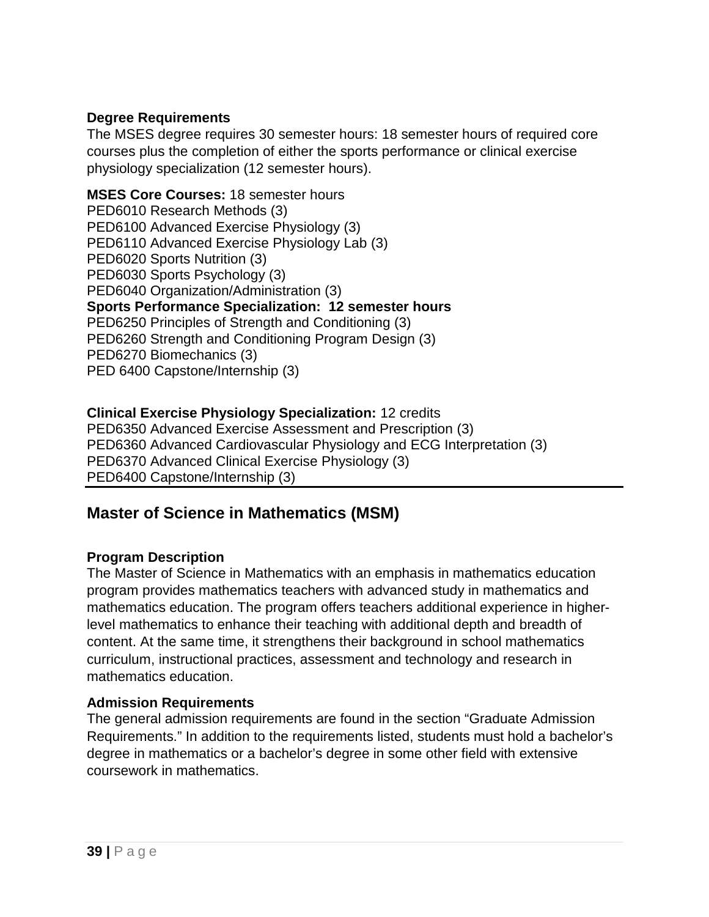**Degree Requirements**

The MSES degree requires 30 semester hours: 18 semester hours of required core courses plus the completion of either the sports performance or clinical exercise physiology specialization (12 semester hours).

**MSES Core Courses:** 18 semester hours
PED6010 Research Methods (3)
PED6100 Advanced Exercise Physiology (3)
PED6110 Advanced Exercise Physiology Lab (3)
PED6020 Sports Nutrition (3)
PED6030 Sports Psychology (3)
PED6040 Organization/Administration (3)

**Sports Performance Specialization: 12 semester hours**
PED6250 Principles of Strength and Conditioning (3)
PED6260 Strength and Conditioning Program Design (3)
PED6270 Biomechanics (3)
PED 6400 Capstone/Internship (3)

**Clinical Exercise Physiology Specialization:** 12 credits
PED6350 Advanced Exercise Assessment and Prescription (3)
PED6360 Advanced Cardiovascular Physiology and ECG Interpretation (3)
PED6370 Advanced Clinical Exercise Physiology (3)
PED6400 Capstone/Internship (3)

## Master of Science in Mathematics (MSM)

**Program Description**

The Master of Science in Mathematics with an emphasis in mathematics education program provides mathematics teachers with advanced study in mathematics and mathematics education. The program offers teachers additional experience in higher-level mathematics to enhance their teaching with additional depth and breadth of content. At the same time, it strengthens their background in school mathematics curriculum, instructional practices, assessment and technology and research in mathematics education.

**Admission Requirements**

The general admission requirements are found in the section "Graduate Admission Requirements." In addition to the requirements listed, students must hold a bachelor's degree in mathematics or a bachelor's degree in some other field with extensive coursework in mathematics.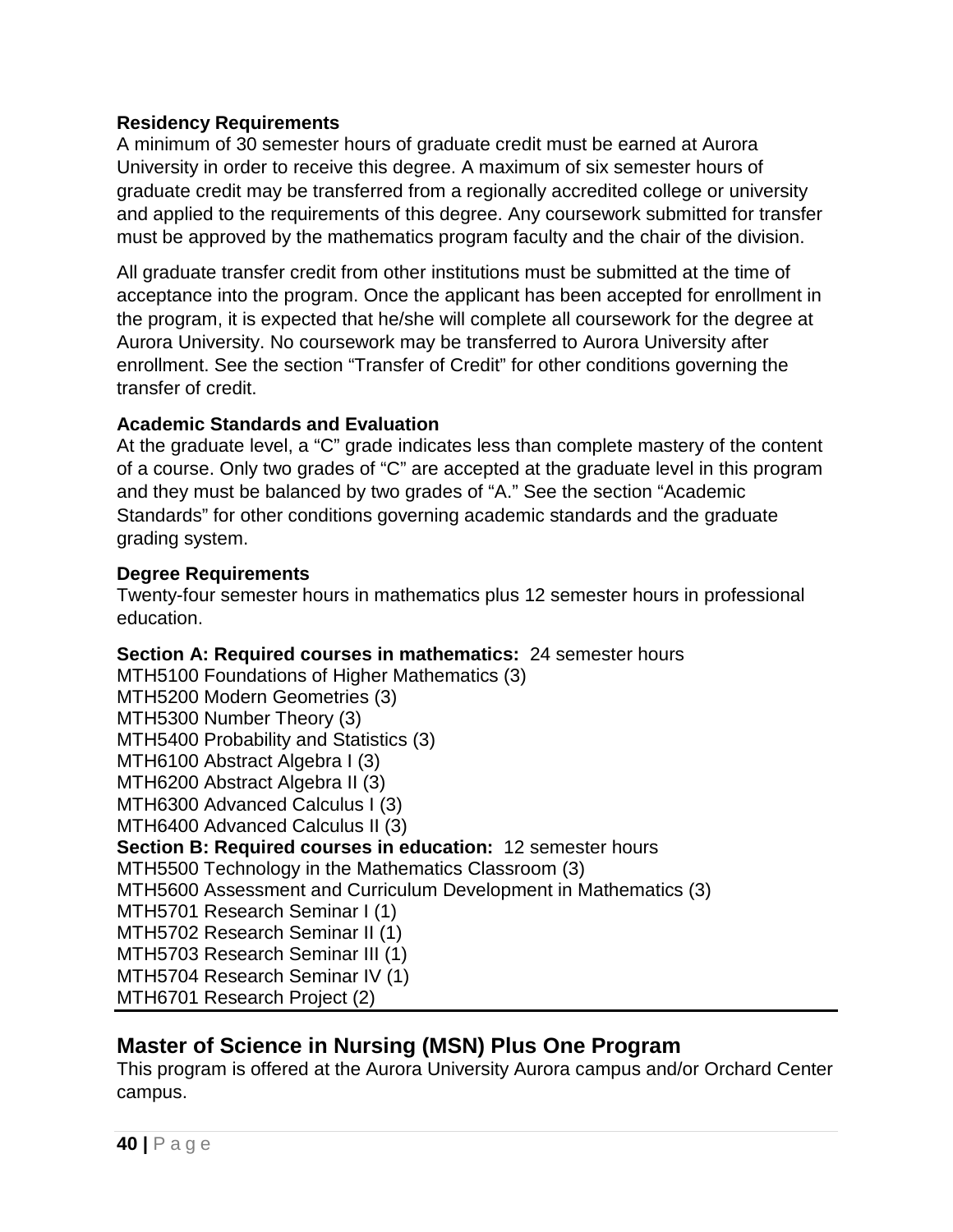**Residency Requirements**
A minimum of 30 semester hours of graduate credit must be earned at Aurora University in order to receive this degree. A maximum of six semester hours of graduate credit may be transferred from a regionally accredited college or university and applied to the requirements of this degree. Any coursework submitted for transfer must be approved by the mathematics program faculty and the chair of the division.

All graduate transfer credit from other institutions must be submitted at the time of acceptance into the program. Once the applicant has been accepted for enrollment in the program, it is expected that he/she will complete all coursework for the degree at Aurora University. No coursework may be transferred to Aurora University after enrollment. See the section "Transfer of Credit" for other conditions governing the transfer of credit.

**Academic Standards and Evaluation**
At the graduate level, a "C" grade indicates less than complete mastery of the content of a course. Only two grades of "C" are accepted at the graduate level in this program and they must be balanced by two grades of "A." See the section "Academic Standards" for other conditions governing academic standards and the graduate grading system.

**Degree Requirements**
Twenty-four semester hours in mathematics plus 12 semester hours in professional education.

**Section A: Required courses in mathematics:** 24 semester hours
MTH5100 Foundations of Higher Mathematics (3)
MTH5200 Modern Geometries (3)
MTH5300 Number Theory (3)
MTH5400 Probability and Statistics (3)
MTH6100 Abstract Algebra I (3)
MTH6200 Abstract Algebra II (3)
MTH6300 Advanced Calculus I (3)
MTH6400 Advanced Calculus II (3)
**Section B: Required courses in education:** 12 semester hours
MTH5500 Technology in the Mathematics Classroom (3)
MTH5600 Assessment and Curriculum Development in Mathematics (3)
MTH5701 Research Seminar I (1)
MTH5702 Research Seminar II (1)
MTH5703 Research Seminar III (1)
MTH5704 Research Seminar IV (1)
MTH6701 Research Project (2)

## Master of Science in Nursing (MSN) Plus One Program

This program is offered at the Aurora University Aurora campus and/or Orchard Center campus.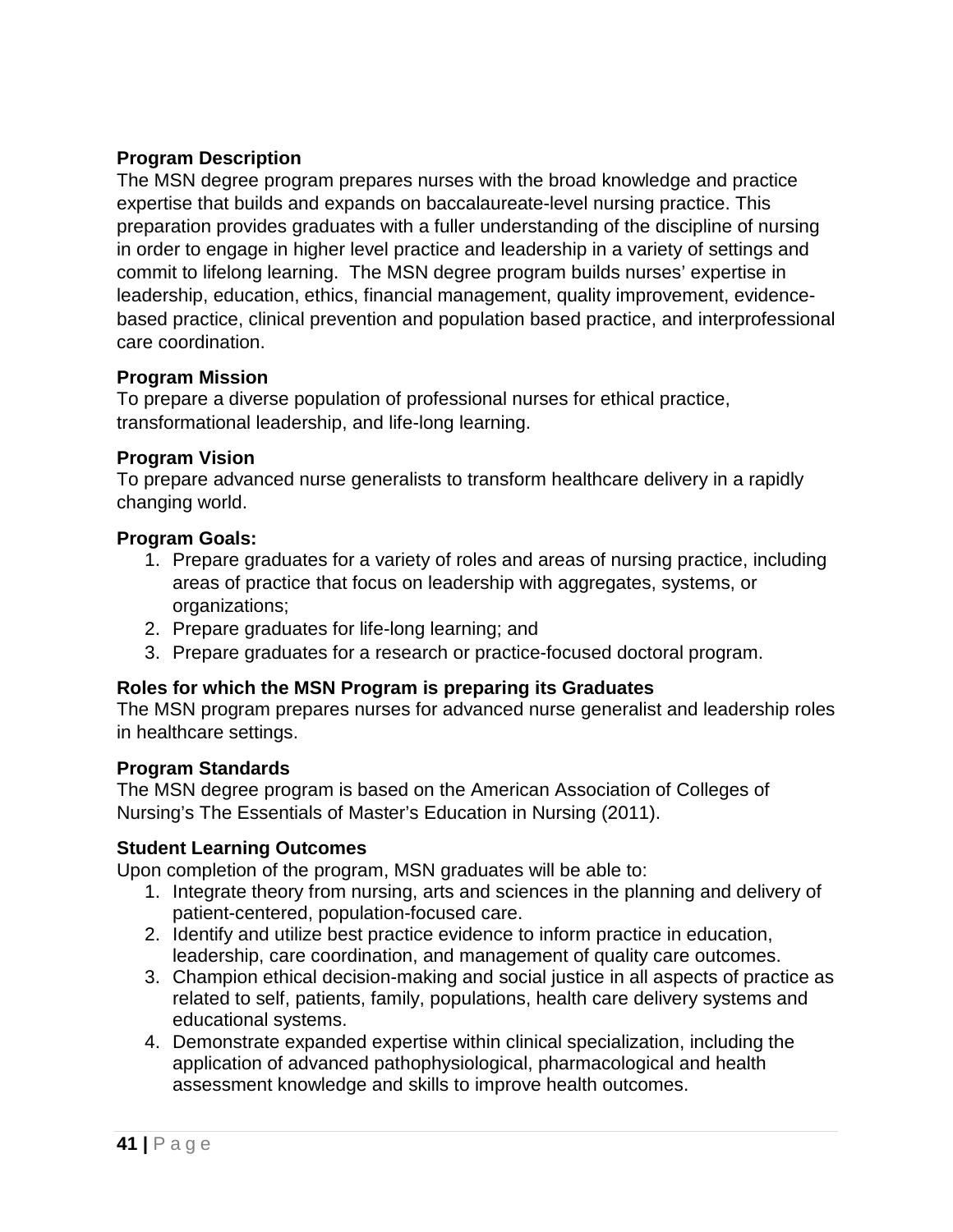### Program Description

The MSN degree program prepares nurses with the broad knowledge and practice expertise that builds and expands on baccalaureate-level nursing practice. This preparation provides graduates with a fuller understanding of the discipline of nursing in order to engage in higher level practice and leadership in a variety of settings and commit to lifelong learning. The MSN degree program builds nurses' expertise in leadership, education, ethics, financial management, quality improvement, evidence-based practice, clinical prevention and population based practice, and interprofessional care coordination.

### Program Mission

To prepare a diverse population of professional nurses for ethical practice, transformational leadership, and life-long learning.

### Program Vision

To prepare advanced nurse generalists to transform healthcare delivery in a rapidly changing world.

### Program Goals:

1. Prepare graduates for a variety of roles and areas of nursing practice, including areas of practice that focus on leadership with aggregates, systems, or organizations;
2. Prepare graduates for life-long learning; and
3. Prepare graduates for a research or practice-focused doctoral program.

### Roles for which the MSN Program is preparing its Graduates

The MSN program prepares nurses for advanced nurse generalist and leadership roles in healthcare settings.

### Program Standards

The MSN degree program is based on the American Association of Colleges of Nursing's The Essentials of Master's Education in Nursing (2011).

### Student Learning Outcomes

Upon completion of the program, MSN graduates will be able to:

1. Integrate theory from nursing, arts and sciences in the planning and delivery of patient-centered, population-focused care.
2. Identify and utilize best practice evidence to inform practice in education, leadership, care coordination, and management of quality care outcomes.
3. Champion ethical decision-making and social justice in all aspects of practice as related to self, patients, family, populations, health care delivery systems and educational systems.
4. Demonstrate expanded expertise within clinical specialization, including the application of advanced pathophysiological, pharmacological and health assessment knowledge and skills to improve health outcomes.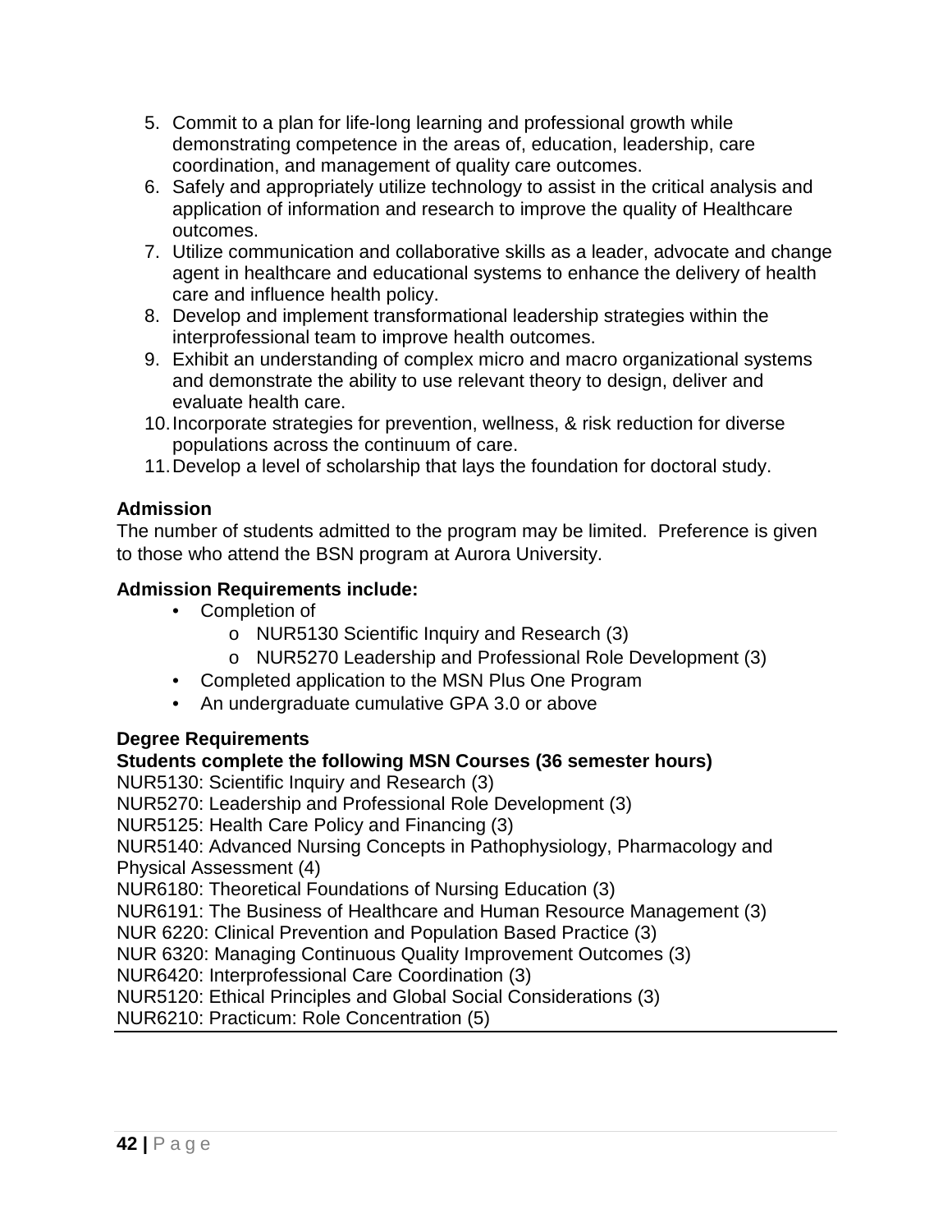5. Commit to a plan for life-long learning and professional growth while demonstrating competence in the areas of, education, leadership, care coordination, and management of quality care outcomes.
6. Safely and appropriately utilize technology to assist in the critical analysis and application of information and research to improve the quality of Healthcare outcomes.
7. Utilize communication and collaborative skills as a leader, advocate and change agent in healthcare and educational systems to enhance the delivery of health care and influence health policy.
8. Develop and implement transformational leadership strategies within the interprofessional team to improve health outcomes.
9. Exhibit an understanding of complex micro and macro organizational systems and demonstrate the ability to use relevant theory to design, deliver and evaluate health care.
10. Incorporate strategies for prevention, wellness, & risk reduction for diverse populations across the continuum of care.
11. Develop a level of scholarship that lays the foundation for doctoral study.

**Admission**

The number of students admitted to the program may be limited. Preference is given to those who attend the BSN program at Aurora University.

**Admission Requirements include:**

- Completion of
  - NUR5130 Scientific Inquiry and Research (3)
  - NUR5270 Leadership and Professional Role Development (3)
- Completed application to the MSN Plus One Program
- An undergraduate cumulative GPA 3.0 or above

**Degree Requirements**

**Students complete the following MSN Courses (36 semester hours)**

NUR5130: Scientific Inquiry and Research (3)
NUR5270: Leadership and Professional Role Development (3)
NUR5125: Health Care Policy and Financing (3)
NUR5140: Advanced Nursing Concepts in Pathophysiology, Pharmacology and Physical Assessment (4)
NUR6180: Theoretical Foundations of Nursing Education (3)
NUR6191: The Business of Healthcare and Human Resource Management (3)
NUR 6220: Clinical Prevention and Population Based Practice (3)
NUR 6320: Managing Continuous Quality Improvement Outcomes (3)
NUR6420: Interprofessional Care Coordination (3)
NUR5120: Ethical Principles and Global Social Considerations (3)
NUR6210: Practicum: Role Concentration (5)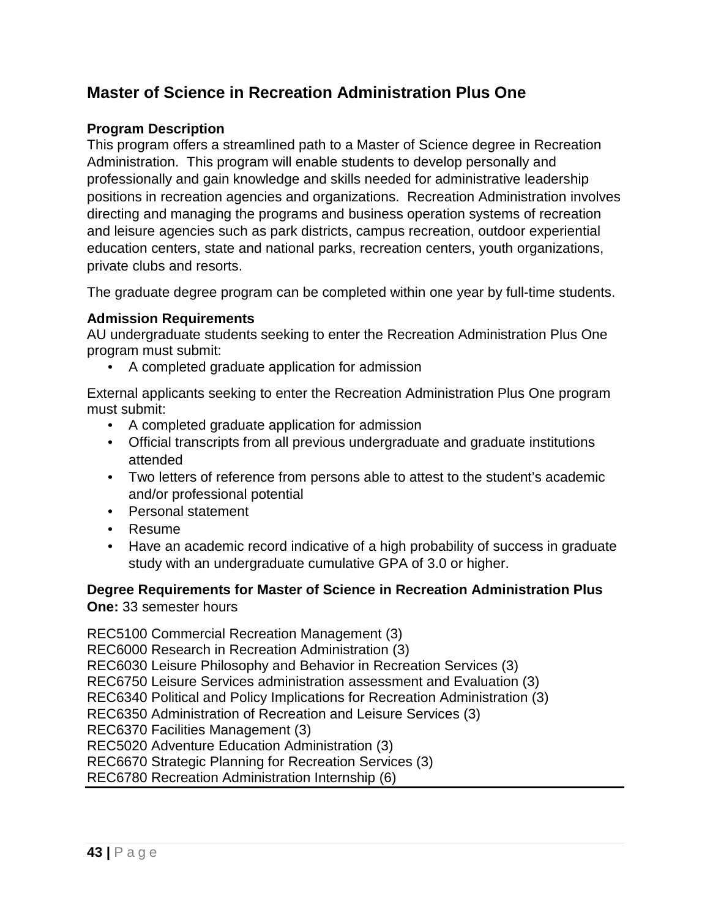## Master of Science in Recreation Administration Plus One

### Program Description

This program offers a streamlined path to a Master of Science degree in Recreation Administration. This program will enable students to develop personally and professionally and gain knowledge and skills needed for administrative leadership positions in recreation agencies and organizations. Recreation Administration involves directing and managing the programs and business operation systems of recreation and leisure agencies such as park districts, campus recreation, outdoor experiential education centers, state and national parks, recreation centers, youth organizations, private clubs and resorts.

The graduate degree program can be completed within one year by full-time students.

### Admission Requirements

AU undergraduate students seeking to enter the Recreation Administration Plus One program must submit:

- A completed graduate application for admission

External applicants seeking to enter the Recreation Administration Plus One program must submit:

- A completed graduate application for admission
- Official transcripts from all previous undergraduate and graduate institutions attended
- Two letters of reference from persons able to attest to the student's academic and/or professional potential
- Personal statement
- Resume
- Have an academic record indicative of a high probability of success in graduate study with an undergraduate cumulative GPA of 3.0 or higher.

**Degree Requirements for Master of Science in Recreation Administration Plus One:** 33 semester hours

REC5100 Commercial Recreation Management (3)
REC6000 Research in Recreation Administration (3)
REC6030 Leisure Philosophy and Behavior in Recreation Services (3)
REC6750 Leisure Services administration assessment and Evaluation (3)
REC6340 Political and Policy Implications for Recreation Administration (3)
REC6350 Administration of Recreation and Leisure Services (3)
REC6370 Facilities Management (3)
REC5020 Adventure Education Administration (3)
REC6670 Strategic Planning for Recreation Services (3)
REC6780 Recreation Administration Internship (6)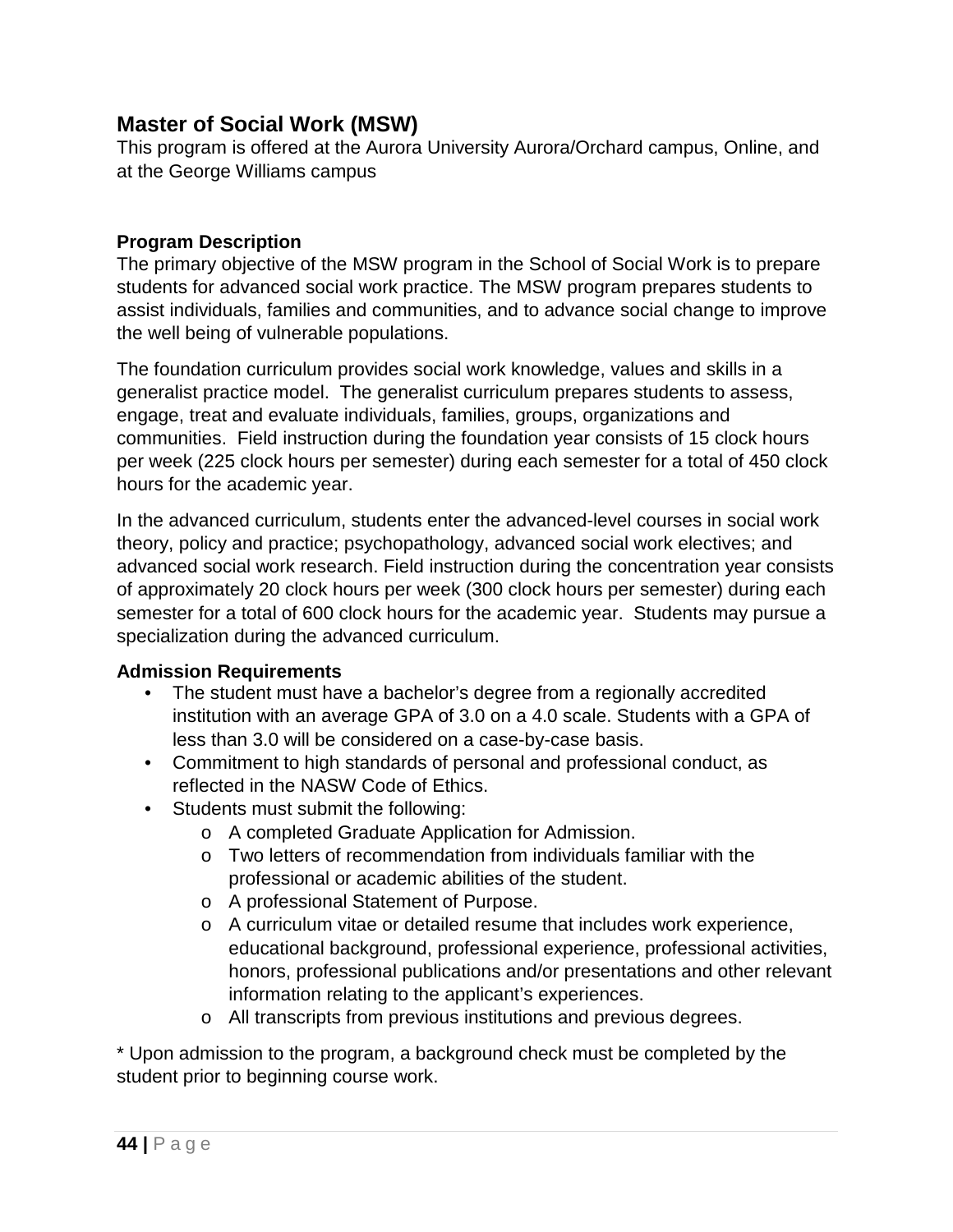## Master of Social Work (MSW)

This program is offered at the Aurora University Aurora/Orchard campus, Online, and at the George Williams campus

### Program Description

The primary objective of the MSW program in the School of Social Work is to prepare students for advanced social work practice. The MSW program prepares students to assist individuals, families and communities, and to advance social change to improve the well being of vulnerable populations.

The foundation curriculum provides social work knowledge, values and skills in a generalist practice model. The generalist curriculum prepares students to assess, engage, treat and evaluate individuals, families, groups, organizations and communities. Field instruction during the foundation year consists of 15 clock hours per week (225 clock hours per semester) during each semester for a total of 450 clock hours for the academic year.

In the advanced curriculum, students enter the advanced-level courses in social work theory, policy and practice; psychopathology, advanced social work electives; and advanced social work research. Field instruction during the concentration year consists of approximately 20 clock hours per week (300 clock hours per semester) during each semester for a total of 600 clock hours for the academic year. Students may pursue a specialization during the advanced curriculum.

### Admission Requirements

- The student must have a bachelor's degree from a regionally accredited institution with an average GPA of 3.0 on a 4.0 scale. Students with a GPA of less than 3.0 will be considered on a case-by-case basis.
- Commitment to high standards of personal and professional conduct, as reflected in the NASW Code of Ethics.
- Students must submit the following:
  - A completed Graduate Application for Admission.
  - Two letters of recommendation from individuals familiar with the professional or academic abilities of the student.
  - A professional Statement of Purpose.
  - A curriculum vitae or detailed resume that includes work experience, educational background, professional experience, professional activities, honors, professional publications and/or presentations and other relevant information relating to the applicant's experiences.
  - All transcripts from previous institutions and previous degrees.

* Upon admission to the program, a background check must be completed by the student prior to beginning course work.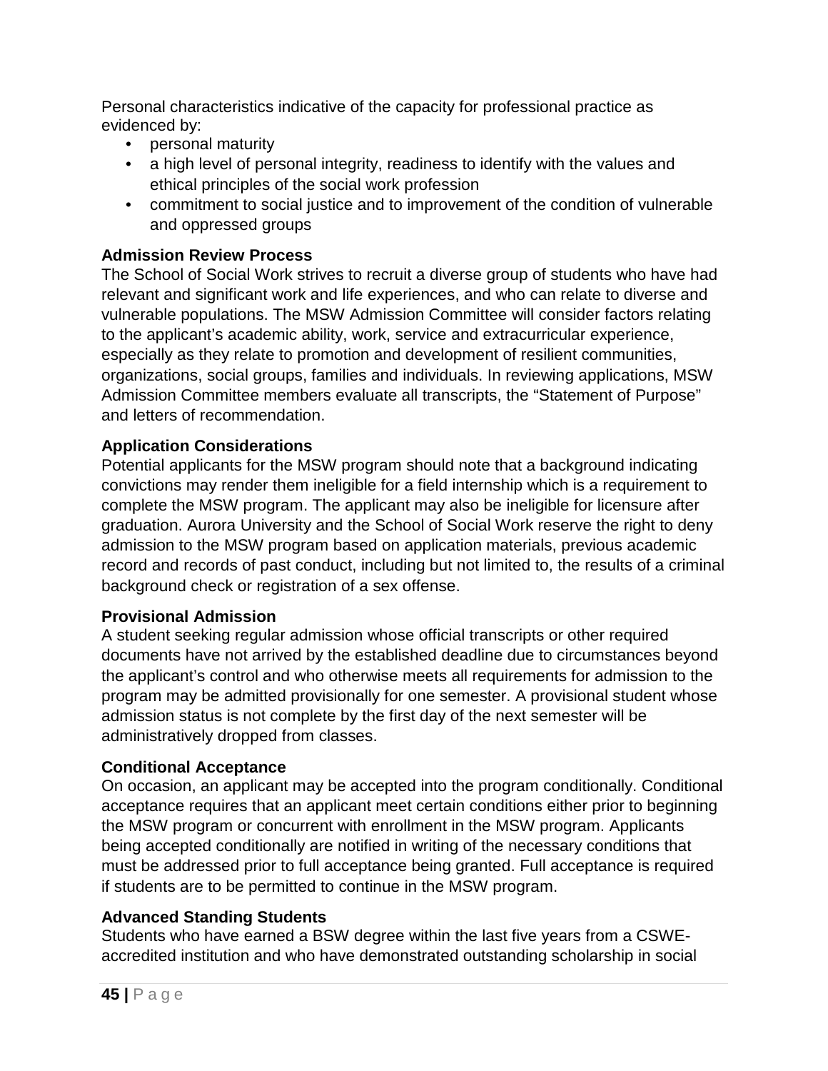Personal characteristics indicative of the capacity for professional practice as evidenced by:

- personal maturity
- a high level of personal integrity, readiness to identify with the values and ethical principles of the social work profession
- commitment to social justice and to improvement of the condition of vulnerable and oppressed groups

**Admission Review Process**

The School of Social Work strives to recruit a diverse group of students who have had relevant and significant work and life experiences, and who can relate to diverse and vulnerable populations. The MSW Admission Committee will consider factors relating to the applicant's academic ability, work, service and extracurricular experience, especially as they relate to promotion and development of resilient communities, organizations, social groups, families and individuals. In reviewing applications, MSW Admission Committee members evaluate all transcripts, the "Statement of Purpose" and letters of recommendation.

**Application Considerations**

Potential applicants for the MSW program should note that a background indicating convictions may render them ineligible for a field internship which is a requirement to complete the MSW program. The applicant may also be ineligible for licensure after graduation. Aurora University and the School of Social Work reserve the right to deny admission to the MSW program based on application materials, previous academic record and records of past conduct, including but not limited to, the results of a criminal background check or registration of a sex offense.

**Provisional Admission**

A student seeking regular admission whose official transcripts or other required documents have not arrived by the established deadline due to circumstances beyond the applicant's control and who otherwise meets all requirements for admission to the program may be admitted provisionally for one semester. A provisional student whose admission status is not complete by the first day of the next semester will be administratively dropped from classes.

**Conditional Acceptance**

On occasion, an applicant may be accepted into the program conditionally. Conditional acceptance requires that an applicant meet certain conditions either prior to beginning the MSW program or concurrent with enrollment in the MSW program. Applicants being accepted conditionally are notified in writing of the necessary conditions that must be addressed prior to full acceptance being granted. Full acceptance is required if students are to be permitted to continue in the MSW program.

**Advanced Standing Students**

Students who have earned a BSW degree within the last five years from a CSWE-accredited institution and who have demonstrated outstanding scholarship in social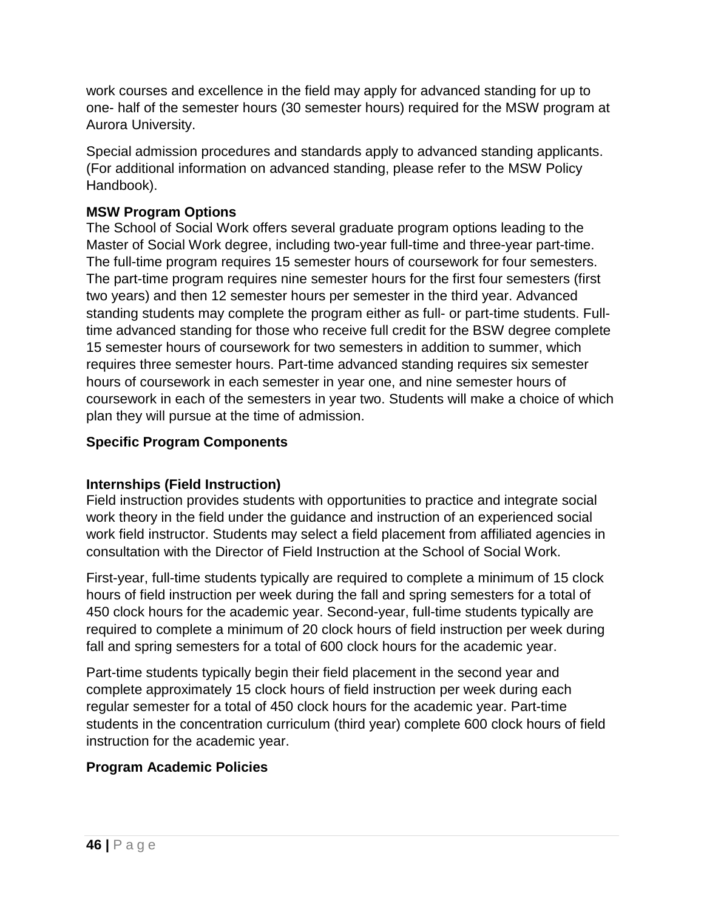work courses and excellence in the field may apply for advanced standing for up to one- half of the semester hours (30 semester hours) required for the MSW program at Aurora University.

Special admission procedures and standards apply to advanced standing applicants. (For additional information on advanced standing, please refer to the MSW Policy Handbook).

**MSW Program Options**

The School of Social Work offers several graduate program options leading to the Master of Social Work degree, including two-year full-time and three-year part-time. The full-time program requires 15 semester hours of coursework for four semesters. The part-time program requires nine semester hours for the first four semesters (first two years) and then 12 semester hours per semester in the third year. Advanced standing students may complete the program either as full- or part-time students. Full-time advanced standing for those who receive full credit for the BSW degree complete 15 semester hours of coursework for two semesters in addition to summer, which requires three semester hours. Part-time advanced standing requires six semester hours of coursework in each semester in year one, and nine semester hours of coursework in each of the semesters in year two. Students will make a choice of which plan they will pursue at the time of admission.

**Specific Program Components**

**Internships (Field Instruction)**

Field instruction provides students with opportunities to practice and integrate social work theory in the field under the guidance and instruction of an experienced social work field instructor. Students may select a field placement from affiliated agencies in consultation with the Director of Field Instruction at the School of Social Work.

First-year, full-time students typically are required to complete a minimum of 15 clock hours of field instruction per week during the fall and spring semesters for a total of 450 clock hours for the academic year. Second-year, full-time students typically are required to complete a minimum of 20 clock hours of field instruction per week during fall and spring semesters for a total of 600 clock hours for the academic year.

Part-time students typically begin their field placement in the second year and complete approximately 15 clock hours of field instruction per week during each regular semester for a total of 450 clock hours for the academic year. Part-time students in the concentration curriculum (third year) complete 600 clock hours of field instruction for the academic year.

**Program Academic Policies**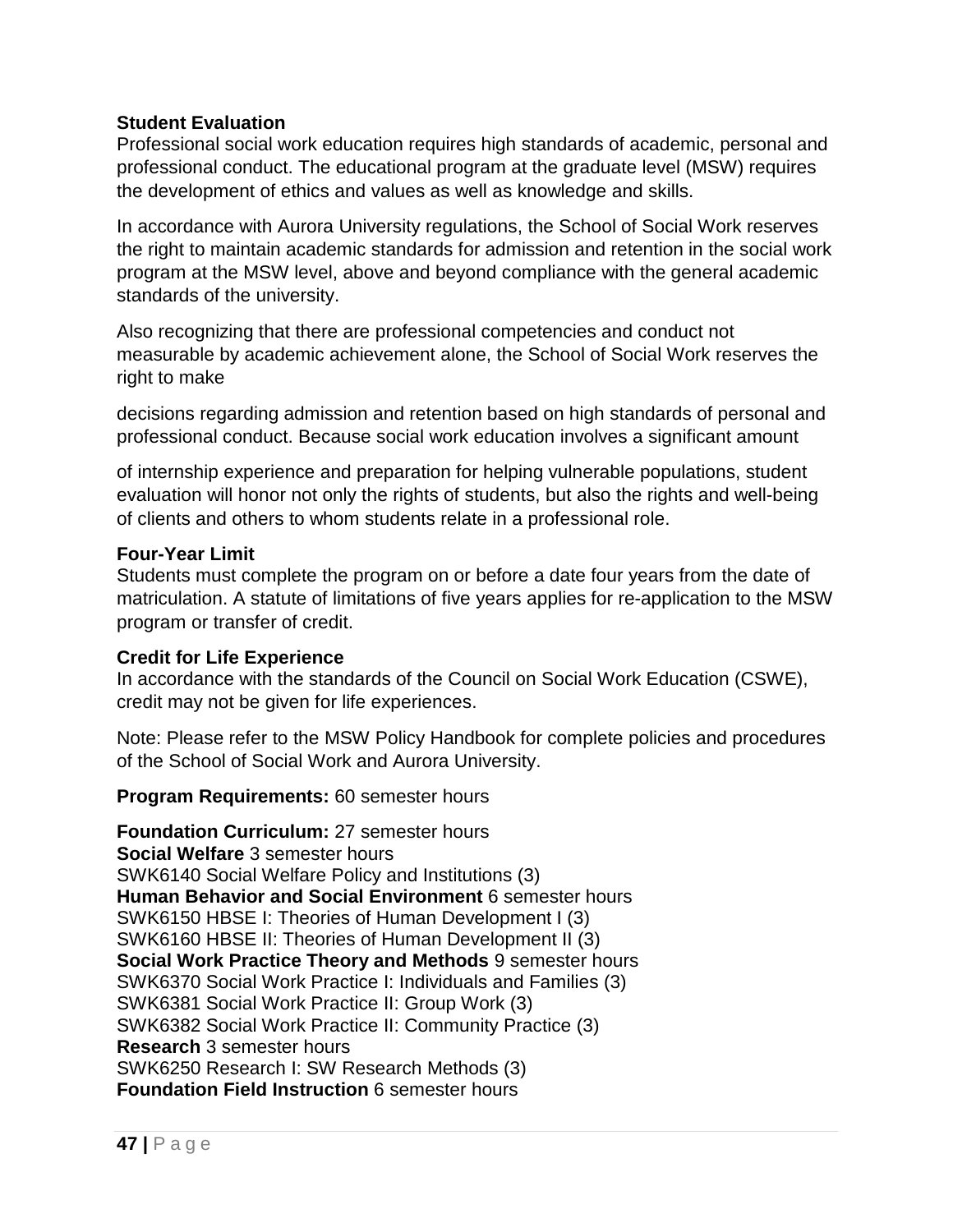**Student Evaluation**

Professional social work education requires high standards of academic, personal and professional conduct. The educational program at the graduate level (MSW) requires the development of ethics and values as well as knowledge and skills.

In accordance with Aurora University regulations, the School of Social Work reserves the right to maintain academic standards for admission and retention in the social work program at the MSW level, above and beyond compliance with the general academic standards of the university.

Also recognizing that there are professional competencies and conduct not measurable by academic achievement alone, the School of Social Work reserves the right to make

decisions regarding admission and retention based on high standards of personal and professional conduct. Because social work education involves a significant amount

of internship experience and preparation for helping vulnerable populations, student evaluation will honor not only the rights of students, but also the rights and well-being of clients and others to whom students relate in a professional role.

**Four-Year Limit**

Students must complete the program on or before a date four years from the date of matriculation. A statute of limitations of five years applies for re-application to the MSW program or transfer of credit.

**Credit for Life Experience**

In accordance with the standards of the Council on Social Work Education (CSWE), credit may not be given for life experiences.

Note: Please refer to the MSW Policy Handbook for complete policies and procedures of the School of Social Work and Aurora University.

**Program Requirements:** 60 semester hours

**Foundation Curriculum:** 27 semester hours
**Social Welfare** 3 semester hours
SWK6140 Social Welfare Policy and Institutions (3)
**Human Behavior and Social Environment** 6 semester hours
SWK6150 HBSE I: Theories of Human Development I (3)
SWK6160 HBSE II: Theories of Human Development II (3)
**Social Work Practice Theory and Methods** 9 semester hours
SWK6370 Social Work Practice I: Individuals and Families (3)
SWK6381 Social Work Practice II: Group Work (3)
SWK6382 Social Work Practice II: Community Practice (3)
**Research** 3 semester hours
SWK6250 Research I: SW Research Methods (3)
**Foundation Field Instruction** 6 semester hours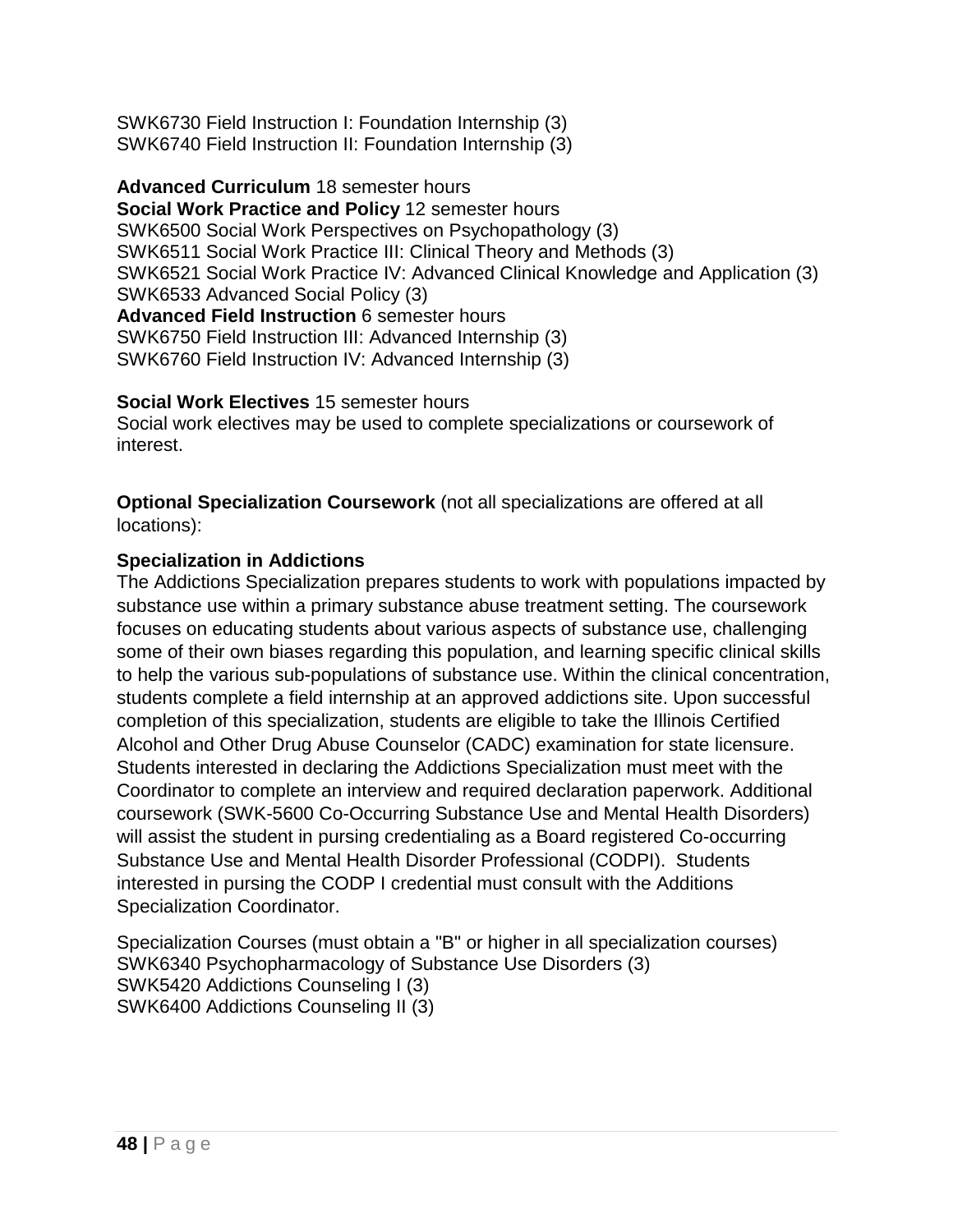SWK6730 Field Instruction I: Foundation Internship (3)
SWK6740 Field Instruction II: Foundation Internship (3)

**Advanced Curriculum** 18 semester hours
**Social Work Practice and Policy** 12 semester hours
SWK6500 Social Work Perspectives on Psychopathology (3)
SWK6511 Social Work Practice III: Clinical Theory and Methods (3)
SWK6521 Social Work Practice IV: Advanced Clinical Knowledge and Application (3)
SWK6533 Advanced Social Policy (3)
**Advanced Field Instruction** 6 semester hours
SWK6750 Field Instruction III: Advanced Internship (3)
SWK6760 Field Instruction IV: Advanced Internship (3)

**Social Work Electives** 15 semester hours
Social work electives may be used to complete specializations or coursework of interest.

**Optional Specialization Coursework** (not all specializations are offered at all locations):

**Specialization in Addictions**
The Addictions Specialization prepares students to work with populations impacted by substance use within a primary substance abuse treatment setting. The coursework focuses on educating students about various aspects of substance use, challenging some of their own biases regarding this population, and learning specific clinical skills to help the various sub-populations of substance use. Within the clinical concentration, students complete a field internship at an approved addictions site. Upon successful completion of this specialization, students are eligible to take the Illinois Certified Alcohol and Other Drug Abuse Counselor (CADC) examination for state licensure. Students interested in declaring the Addictions Specialization must meet with the Coordinator to complete an interview and required declaration paperwork. Additional coursework (SWK-5600 Co-Occurring Substance Use and Mental Health Disorders) will assist the student in pursing credentialing as a Board registered Co-occurring Substance Use and Mental Health Disorder Professional (CODPI). Students interested in pursing the CODP I credential must consult with the Additions Specialization Coordinator.

Specialization Courses (must obtain a "B" or higher in all specialization courses)
SWK6340 Psychopharmacology of Substance Use Disorders (3)
SWK5420 Addictions Counseling I (3)
SWK6400 Addictions Counseling II (3)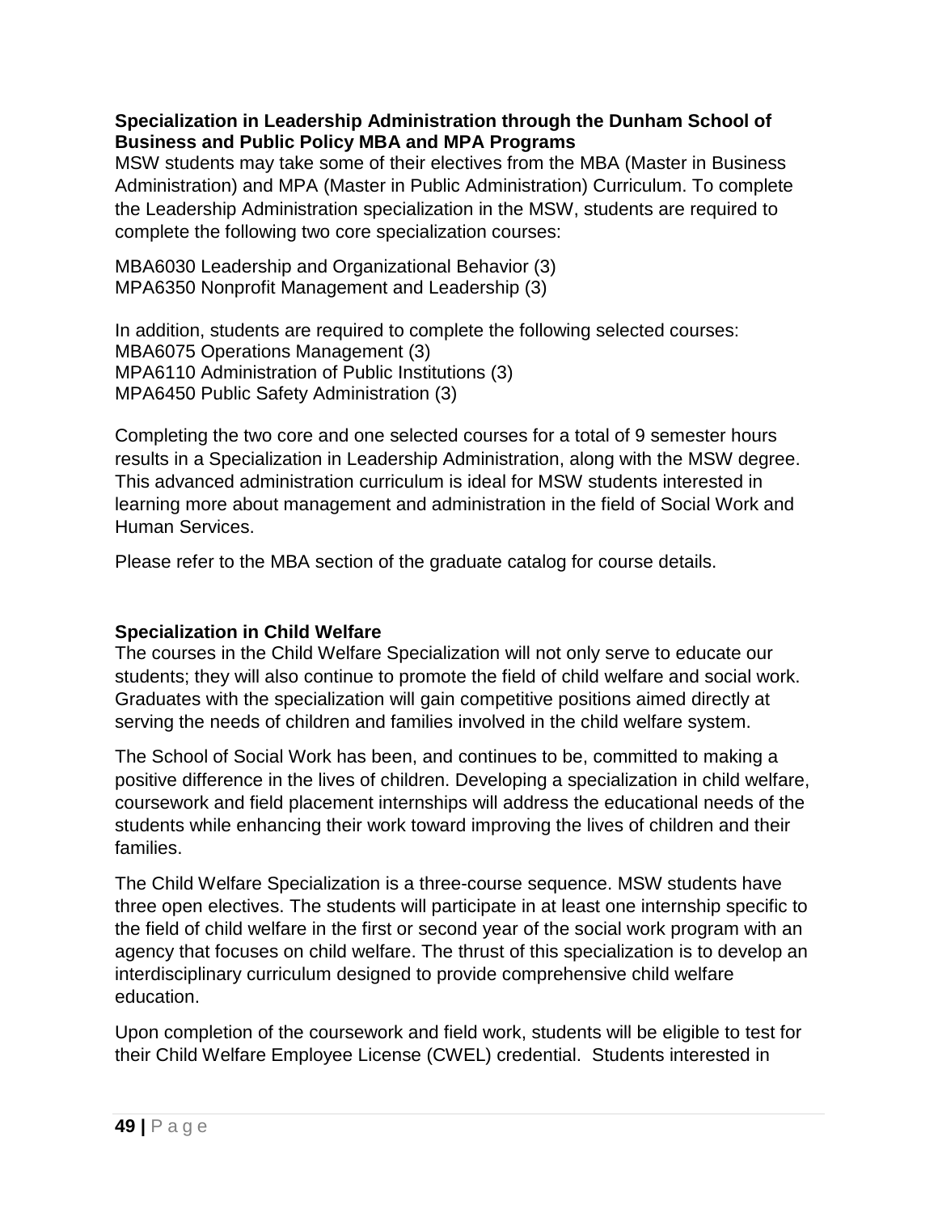**Specialization in Leadership Administration through the Dunham School of Business and Public Policy MBA and MPA Programs**

MSW students may take some of their electives from the MBA (Master in Business Administration) and MPA (Master in Public Administration) Curriculum. To complete the Leadership Administration specialization in the MSW, students are required to complete the following two core specialization courses:

MBA6030 Leadership and Organizational Behavior (3)
MPA6350 Nonprofit Management and Leadership (3)

In addition, students are required to complete the following selected courses:
MBA6075 Operations Management (3)
MPA6110 Administration of Public Institutions (3)
MPA6450 Public Safety Administration (3)

Completing the two core and one selected courses for a total of 9 semester hours results in a Specialization in Leadership Administration, along with the MSW degree. This advanced administration curriculum is ideal for MSW students interested in learning more about management and administration in the field of Social Work and Human Services.

Please refer to the MBA section of the graduate catalog for course details.

**Specialization in Child Welfare**

The courses in the Child Welfare Specialization will not only serve to educate our students; they will also continue to promote the field of child welfare and social work. Graduates with the specialization will gain competitive positions aimed directly at serving the needs of children and families involved in the child welfare system.

The School of Social Work has been, and continues to be, committed to making a positive difference in the lives of children. Developing a specialization in child welfare, coursework and field placement internships will address the educational needs of the students while enhancing their work toward improving the lives of children and their families.

The Child Welfare Specialization is a three-course sequence. MSW students have three open electives. The students will participate in at least one internship specific to the field of child welfare in the first or second year of the social work program with an agency that focuses on child welfare. The thrust of this specialization is to develop an interdisciplinary curriculum designed to provide comprehensive child welfare education.

Upon completion of the coursework and field work, students will be eligible to test for their Child Welfare Employee License (CWEL) credential. Students interested in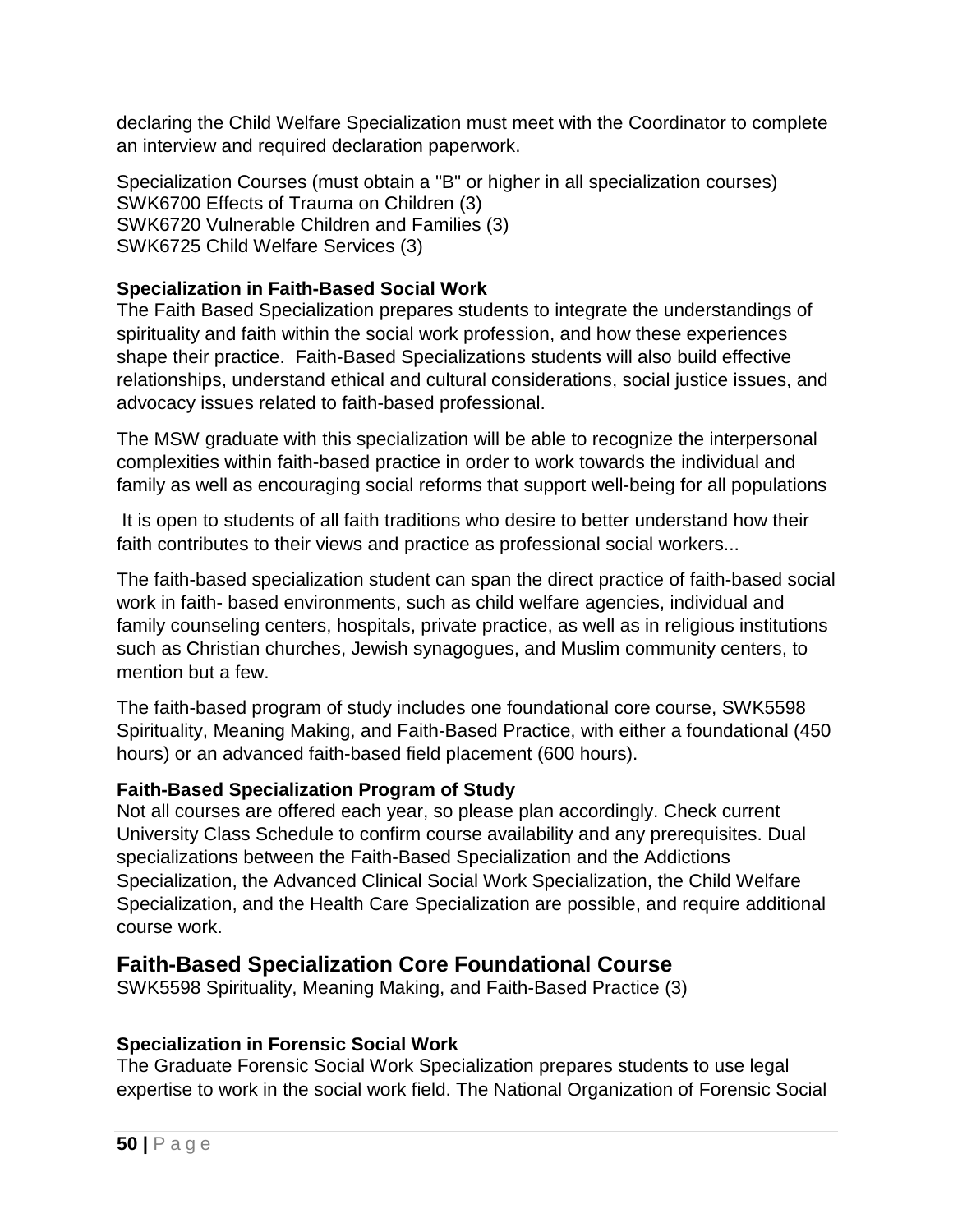declaring the Child Welfare Specialization must meet with the Coordinator to complete an interview and required declaration paperwork.

Specialization Courses (must obtain a "B" or higher in all specialization courses)
SWK6700 Effects of Trauma on Children (3)
SWK6720 Vulnerable Children and Families (3)
SWK6725 Child Welfare Services (3)

**Specialization in Faith-Based Social Work**

The Faith Based Specialization prepares students to integrate the understandings of spirituality and faith within the social work profession, and how these experiences shape their practice. Faith-Based Specializations students will also build effective relationships, understand ethical and cultural considerations, social justice issues, and advocacy issues related to faith-based professional.

The MSW graduate with this specialization will be able to recognize the interpersonal complexities within faith-based practice in order to work towards the individual and family as well as encouraging social reforms that support well-being for all populations

It is open to students of all faith traditions who desire to better understand how their faith contributes to their views and practice as professional social workers...

The faith-based specialization student can span the direct practice of faith-based social work in faith- based environments, such as child welfare agencies, individual and family counseling centers, hospitals, private practice, as well as in religious institutions such as Christian churches, Jewish synagogues, and Muslim community centers, to mention but a few.

The faith-based program of study includes one foundational core course, SWK5598 Spirituality, Meaning Making, and Faith-Based Practice, with either a foundational (450 hours) or an advanced faith-based field placement (600 hours).

**Faith-Based Specialization Program of Study**

Not all courses are offered each year, so please plan accordingly. Check current University Class Schedule to confirm course availability and any prerequisites. Dual specializations between the Faith-Based Specialization and the Addictions Specialization, the Advanced Clinical Social Work Specialization, the Child Welfare Specialization, and the Health Care Specialization are possible, and require additional course work.

## Faith-Based Specialization Core Foundational Course

SWK5598 Spirituality, Meaning Making, and Faith-Based Practice (3)

**Specialization in Forensic Social Work**

The Graduate Forensic Social Work Specialization prepares students to use legal expertise to work in the social work field. The National Organization of Forensic Social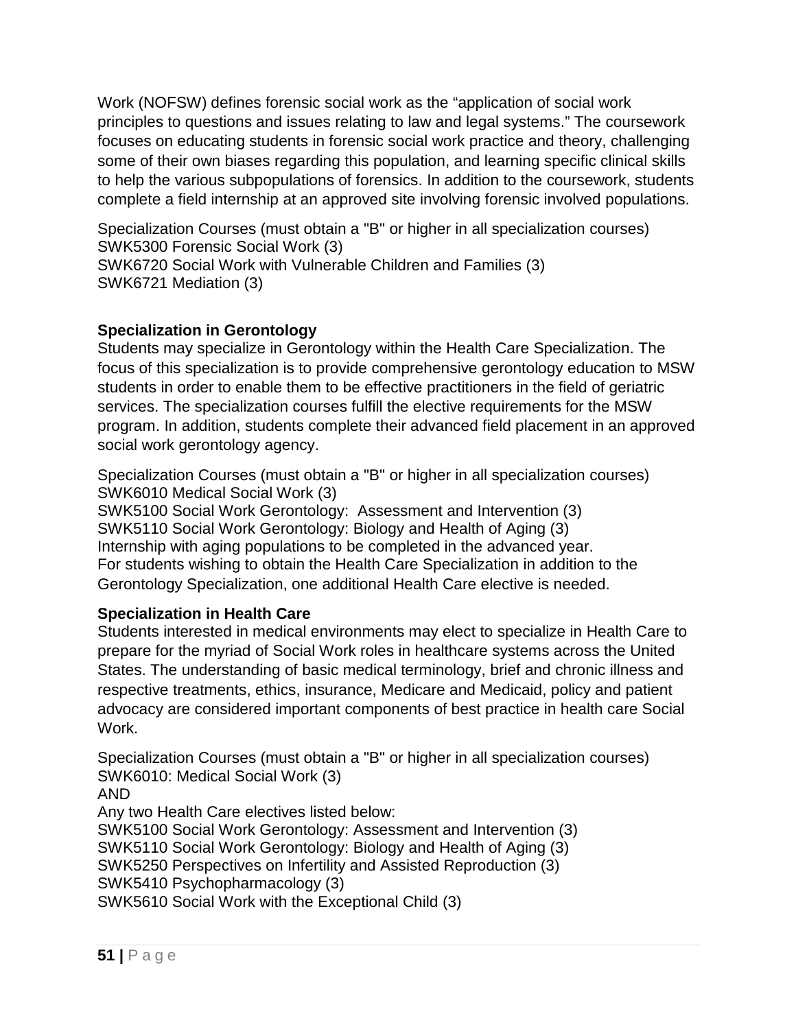Work (NOFSW) defines forensic social work as the "application of social work principles to questions and issues relating to law and legal systems." The coursework focuses on educating students in forensic social work practice and theory, challenging some of their own biases regarding this population, and learning specific clinical skills to help the various subpopulations of forensics. In addition to the coursework, students complete a field internship at an approved site involving forensic involved populations.

Specialization Courses (must obtain a "B" or higher in all specialization courses)
SWK5300 Forensic Social Work (3)
SWK6720 Social Work with Vulnerable Children and Families (3)
SWK6721 Mediation (3)

**Specialization in Gerontology**
Students may specialize in Gerontology within the Health Care Specialization. The focus of this specialization is to provide comprehensive gerontology education to MSW students in order to enable them to be effective practitioners in the field of geriatric services. The specialization courses fulfill the elective requirements for the MSW program. In addition, students complete their advanced field placement in an approved social work gerontology agency.

Specialization Courses (must obtain a "B" or higher in all specialization courses)
SWK6010 Medical Social Work (3)
SWK5100 Social Work Gerontology: Assessment and Intervention (3)
SWK5110 Social Work Gerontology: Biology and Health of Aging (3)
Internship with aging populations to be completed in the advanced year.
For students wishing to obtain the Health Care Specialization in addition to the Gerontology Specialization, one additional Health Care elective is needed.

**Specialization in Health Care**
Students interested in medical environments may elect to specialize in Health Care to prepare for the myriad of Social Work roles in healthcare systems across the United States. The understanding of basic medical terminology, brief and chronic illness and respective treatments, ethics, insurance, Medicare and Medicaid, policy and patient advocacy are considered important components of best practice in health care Social Work.

Specialization Courses (must obtain a "B" or higher in all specialization courses)
SWK6010: Medical Social Work (3)
AND
Any two Health Care electives listed below:
SWK5100 Social Work Gerontology: Assessment and Intervention (3)
SWK5110 Social Work Gerontology: Biology and Health of Aging (3)
SWK5250 Perspectives on Infertility and Assisted Reproduction (3)
SWK5410 Psychopharmacology (3)
SWK5610 Social Work with the Exceptional Child (3)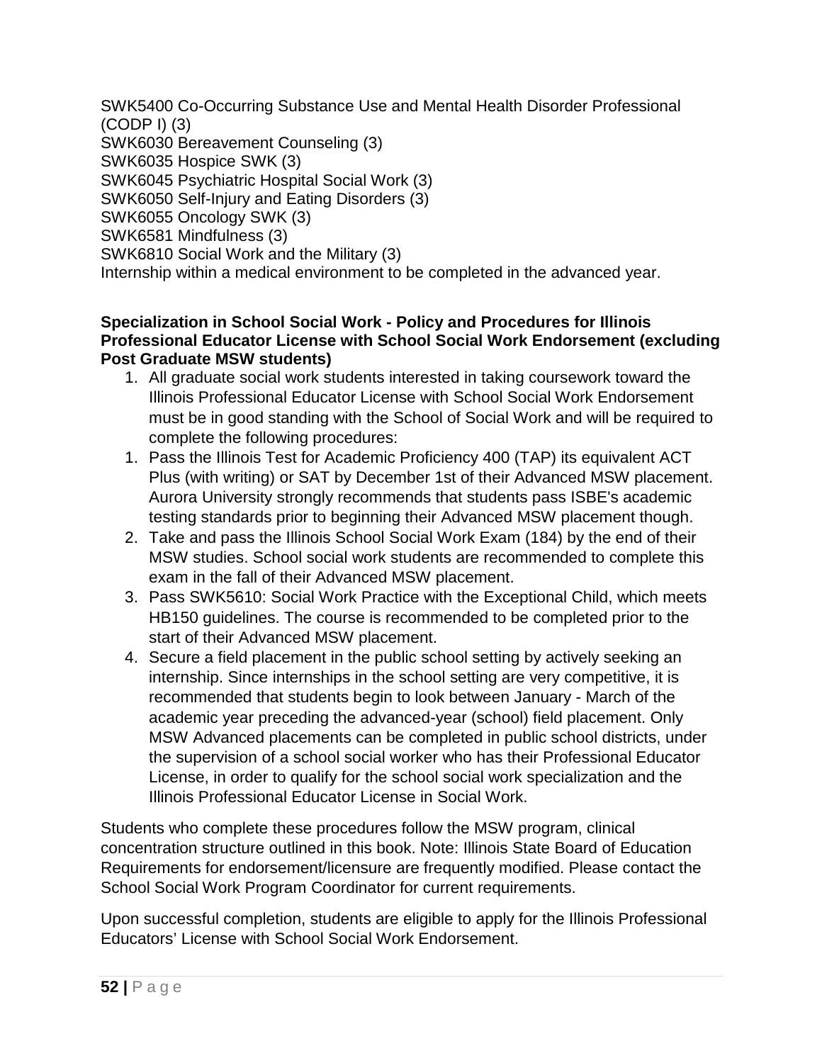SWK5400 Co-Occurring Substance Use and Mental Health Disorder Professional (CODP I) (3)
SWK6030 Bereavement Counseling (3)
SWK6035 Hospice SWK (3)
SWK6045 Psychiatric Hospital Social Work (3)
SWK6050 Self-Injury and Eating Disorders (3)
SWK6055 Oncology SWK (3)
SWK6581 Mindfulness (3)
SWK6810 Social Work and the Military (3)
Internship within a medical environment to be completed in the advanced year.

**Specialization in School Social Work - Policy and Procedures for Illinois Professional Educator License with School Social Work Endorsement (excluding Post Graduate MSW students)**

1. All graduate social work students interested in taking coursework toward the Illinois Professional Educator License with School Social Work Endorsement must be in good standing with the School of Social Work and will be required to complete the following procedures:
1. Pass the Illinois Test for Academic Proficiency 400 (TAP) its equivalent ACT Plus (with writing) or SAT by December 1st of their Advanced MSW placement. Aurora University strongly recommends that students pass ISBE's academic testing standards prior to beginning their Advanced MSW placement though.
2. Take and pass the Illinois School Social Work Exam (184) by the end of their MSW studies. School social work students are recommended to complete this exam in the fall of their Advanced MSW placement.
3. Pass SWK5610: Social Work Practice with the Exceptional Child, which meets HB150 guidelines. The course is recommended to be completed prior to the start of their Advanced MSW placement.
4. Secure a field placement in the public school setting by actively seeking an internship. Since internships in the school setting are very competitive, it is recommended that students begin to look between January - March of the academic year preceding the advanced-year (school) field placement. Only MSW Advanced placements can be completed in public school districts, under the supervision of a school social worker who has their Professional Educator License, in order to qualify for the school social work specialization and the Illinois Professional Educator License in Social Work.

Students who complete these procedures follow the MSW program, clinical concentration structure outlined in this book. Note: Illinois State Board of Education Requirements for endorsement/licensure are frequently modified. Please contact the School Social Work Program Coordinator for current requirements.

Upon successful completion, students are eligible to apply for the Illinois Professional Educators' License with School Social Work Endorsement.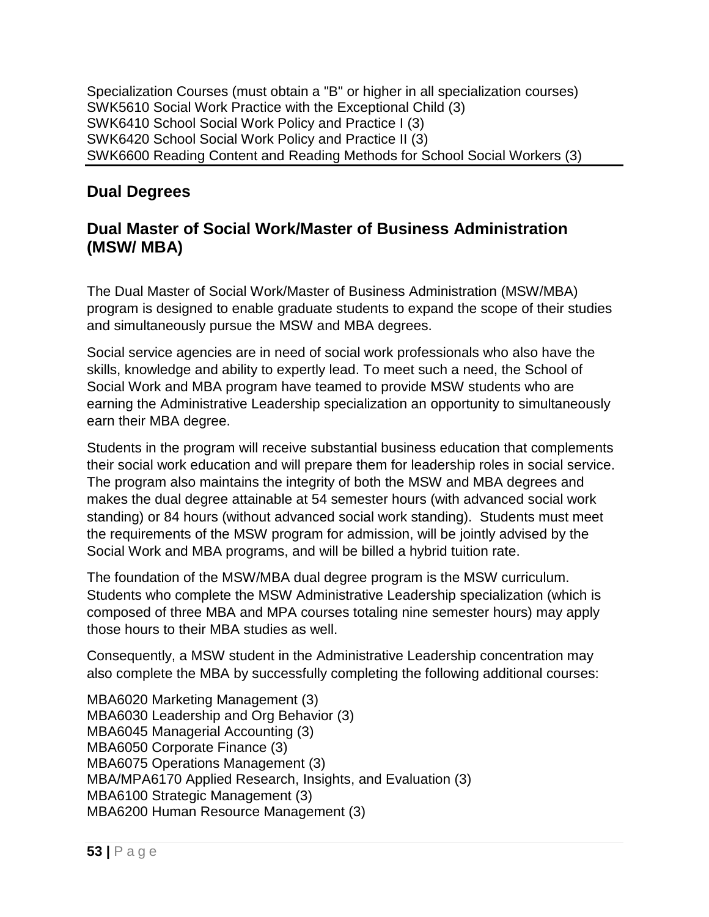Specialization Courses (must obtain a "B" or higher in all specialization courses)
SWK5610 Social Work Practice with the Exceptional Child (3)
SWK6410 School Social Work Policy and Practice I (3)
SWK6420 School Social Work Policy and Practice II (3)
SWK6600 Reading Content and Reading Methods for School Social Workers (3)

## Dual Degrees

### Dual Master of Social Work/Master of Business Administration (MSW/ MBA)

The Dual Master of Social Work/Master of Business Administration (MSW/MBA) program is designed to enable graduate students to expand the scope of their studies and simultaneously pursue the MSW and MBA degrees.

Social service agencies are in need of social work professionals who also have the skills, knowledge and ability to expertly lead. To meet such a need, the School of Social Work and MBA program have teamed to provide MSW students who are earning the Administrative Leadership specialization an opportunity to simultaneously earn their MBA degree.

Students in the program will receive substantial business education that complements their social work education and will prepare them for leadership roles in social service. The program also maintains the integrity of both the MSW and MBA degrees and makes the dual degree attainable at 54 semester hours (with advanced social work standing) or 84 hours (without advanced social work standing). Students must meet the requirements of the MSW program for admission, will be jointly advised by the Social Work and MBA programs, and will be billed a hybrid tuition rate.

The foundation of the MSW/MBA dual degree program is the MSW curriculum. Students who complete the MSW Administrative Leadership specialization (which is composed of three MBA and MPA courses totaling nine semester hours) may apply those hours to their MBA studies as well.

Consequently, a MSW student in the Administrative Leadership concentration may also complete the MBA by successfully completing the following additional courses:

MBA6020 Marketing Management (3)
MBA6030 Leadership and Org Behavior (3)
MBA6045 Managerial Accounting (3)
MBA6050 Corporate Finance (3)
MBA6075 Operations Management (3)
MBA/MPA6170 Applied Research, Insights, and Evaluation (3)
MBA6100 Strategic Management (3)
MBA6200 Human Resource Management (3)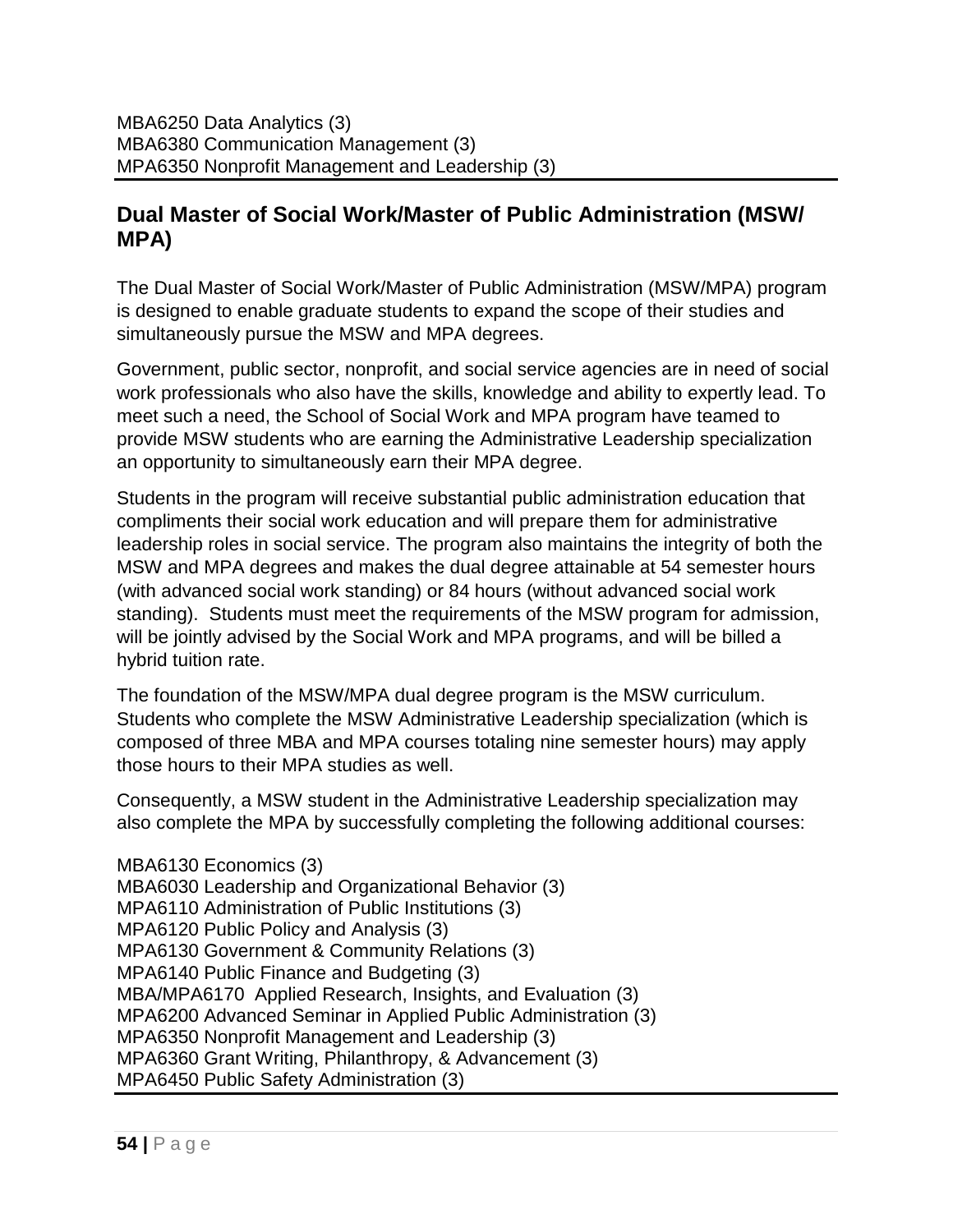MBA6250 Data Analytics (3)
MBA6380 Communication Management (3)
MPA6350 Nonprofit Management and Leadership (3)

## Dual Master of Social Work/Master of Public Administration (MSW/MPA)

The Dual Master of Social Work/Master of Public Administration (MSW/MPA) program is designed to enable graduate students to expand the scope of their studies and simultaneously pursue the MSW and MPA degrees.

Government, public sector, nonprofit, and social service agencies are in need of social work professionals who also have the skills, knowledge and ability to expertly lead. To meet such a need, the School of Social Work and MPA program have teamed to provide MSW students who are earning the Administrative Leadership specialization an opportunity to simultaneously earn their MPA degree.

Students in the program will receive substantial public administration education that compliments their social work education and will prepare them for administrative leadership roles in social service. The program also maintains the integrity of both the MSW and MPA degrees and makes the dual degree attainable at 54 semester hours (with advanced social work standing) or 84 hours (without advanced social work standing). Students must meet the requirements of the MSW program for admission, will be jointly advised by the Social Work and MPA programs, and will be billed a hybrid tuition rate.

The foundation of the MSW/MPA dual degree program is the MSW curriculum. Students who complete the MSW Administrative Leadership specialization (which is composed of three MBA and MPA courses totaling nine semester hours) may apply those hours to their MPA studies as well.

Consequently, a MSW student in the Administrative Leadership specialization may also complete the MPA by successfully completing the following additional courses:

MBA6130 Economics (3)
MBA6030 Leadership and Organizational Behavior (3)
MPA6110 Administration of Public Institutions (3)
MPA6120 Public Policy and Analysis (3)
MPA6130 Government & Community Relations (3)
MPA6140 Public Finance and Budgeting (3)
MBA/MPA6170 Applied Research, Insights, and Evaluation (3)
MPA6200 Advanced Seminar in Applied Public Administration (3)
MPA6350 Nonprofit Management and Leadership (3)
MPA6360 Grant Writing, Philanthropy, & Advancement (3)
MPA6450 Public Safety Administration (3)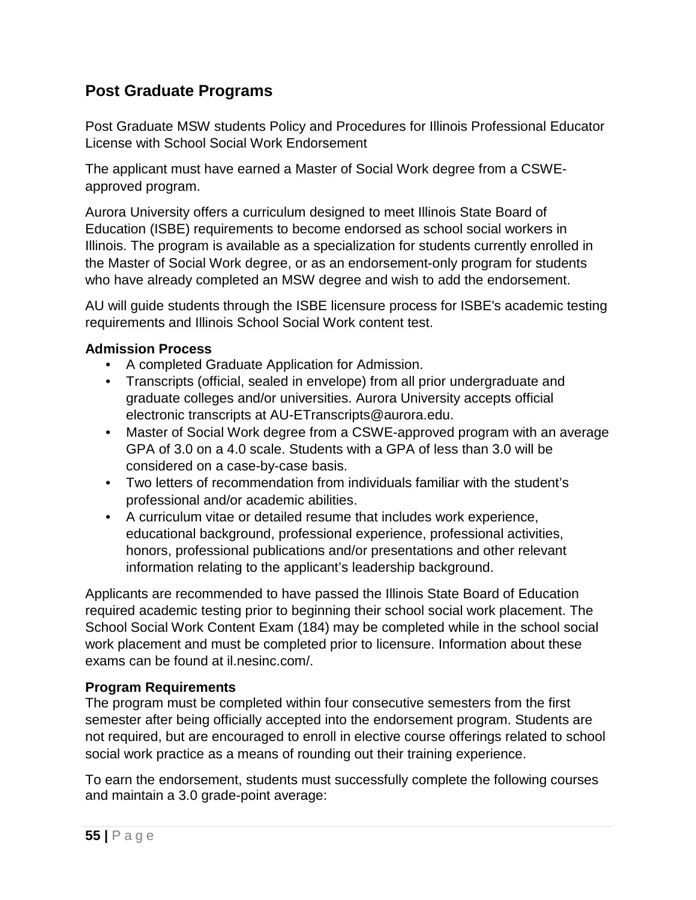## Post Graduate Programs

Post Graduate MSW students Policy and Procedures for Illinois Professional Educator License with School Social Work Endorsement

The applicant must have earned a Master of Social Work degree from a CSWE-approved program.

Aurora University offers a curriculum designed to meet Illinois State Board of Education (ISBE) requirements to become endorsed as school social workers in Illinois. The program is available as a specialization for students currently enrolled in the Master of Social Work degree, or as an endorsement-only program for students who have already completed an MSW degree and wish to add the endorsement.

AU will guide students through the ISBE licensure process for ISBE's academic testing requirements and Illinois School Social Work content test.

**Admission Process**

- A completed Graduate Application for Admission.
- Transcripts (official, sealed in envelope) from all prior undergraduate and graduate colleges and/or universities. Aurora University accepts official electronic transcripts at AU-ETranscripts@aurora.edu.
- Master of Social Work degree from a CSWE-approved program with an average GPA of 3.0 on a 4.0 scale. Students with a GPA of less than 3.0 will be considered on a case-by-case basis.
- Two letters of recommendation from individuals familiar with the student's professional and/or academic abilities.
- A curriculum vitae or detailed resume that includes work experience, educational background, professional experience, professional activities, honors, professional publications and/or presentations and other relevant information relating to the applicant's leadership background.

Applicants are recommended to have passed the Illinois State Board of Education required academic testing prior to beginning their school social work placement. The School Social Work Content Exam (184) may be completed while in the school social work placement and must be completed prior to licensure. Information about these exams can be found at il.nesinc.com/.

**Program Requirements**

The program must be completed within four consecutive semesters from the first semester after being officially accepted into the endorsement program. Students are not required, but are encouraged to enroll in elective course offerings related to school social work practice as a means of rounding out their training experience.

To earn the endorsement, students must successfully complete the following courses and maintain a 3.0 grade-point average: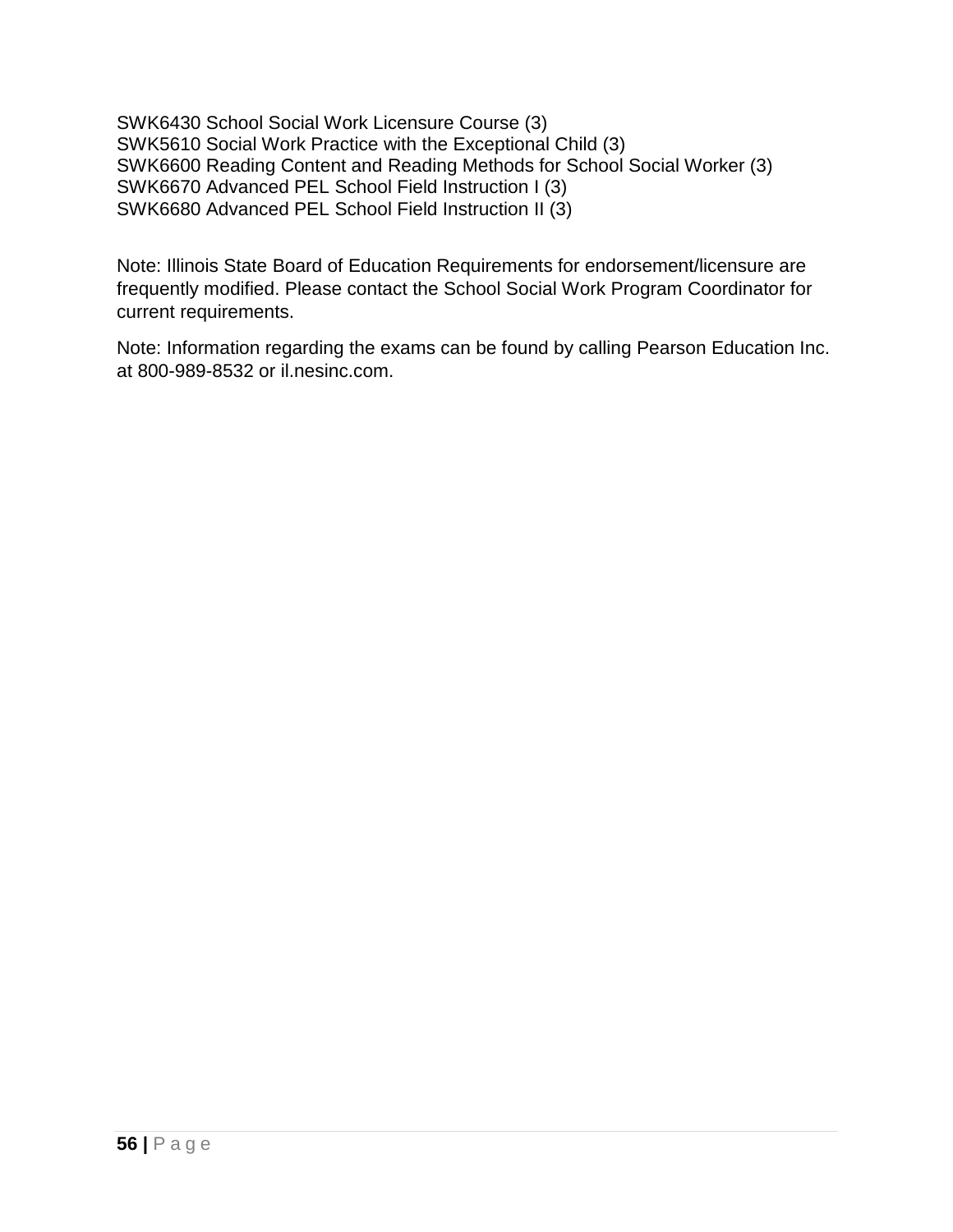SWK6430 School Social Work Licensure Course (3)
SWK5610 Social Work Practice with the Exceptional Child (3)
SWK6600 Reading Content and Reading Methods for School Social Worker (3)
SWK6670 Advanced PEL School Field Instruction I (3)
SWK6680 Advanced PEL School Field Instruction II (3)

Note: Illinois State Board of Education Requirements for endorsement/licensure are frequently modified. Please contact the School Social Work Program Coordinator for current requirements.

Note: Information regarding the exams can be found by calling Pearson Education Inc. at 800-989-8532 or il.nesinc.com.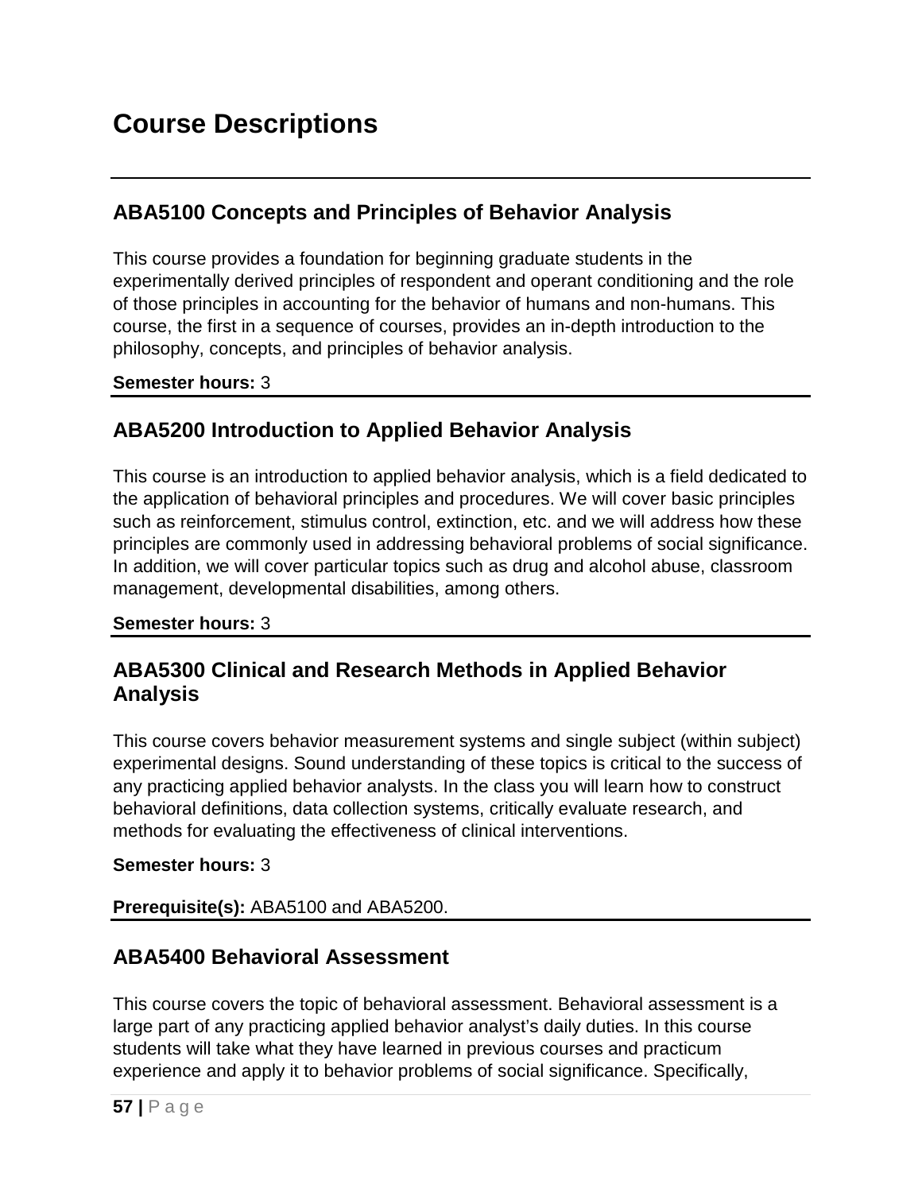# Course Descriptions

## ABA5100 Concepts and Principles of Behavior Analysis

This course provides a foundation for beginning graduate students in the experimentally derived principles of respondent and operant conditioning and the role of those principles in accounting for the behavior of humans and non-humans. This course, the first in a sequence of courses, provides an in-depth introduction to the philosophy, concepts, and principles of behavior analysis.

**Semester hours:** 3

## ABA5200 Introduction to Applied Behavior Analysis

This course is an introduction to applied behavior analysis, which is a field dedicated to the application of behavioral principles and procedures. We will cover basic principles such as reinforcement, stimulus control, extinction, etc. and we will address how these principles are commonly used in addressing behavioral problems of social significance. In addition, we will cover particular topics such as drug and alcohol abuse, classroom management, developmental disabilities, among others.

**Semester hours:** 3

## ABA5300 Clinical and Research Methods in Applied Behavior Analysis

This course covers behavior measurement systems and single subject (within subject) experimental designs. Sound understanding of these topics is critical to the success of any practicing applied behavior analysts. In the class you will learn how to construct behavioral definitions, data collection systems, critically evaluate research, and methods for evaluating the effectiveness of clinical interventions.

**Semester hours:** 3

**Prerequisite(s):** ABA5100 and ABA5200.

## ABA5400 Behavioral Assessment

This course covers the topic of behavioral assessment. Behavioral assessment is a large part of any practicing applied behavior analyst's daily duties. In this course students will take what they have learned in previous courses and practicum experience and apply it to behavior problems of social significance. Specifically,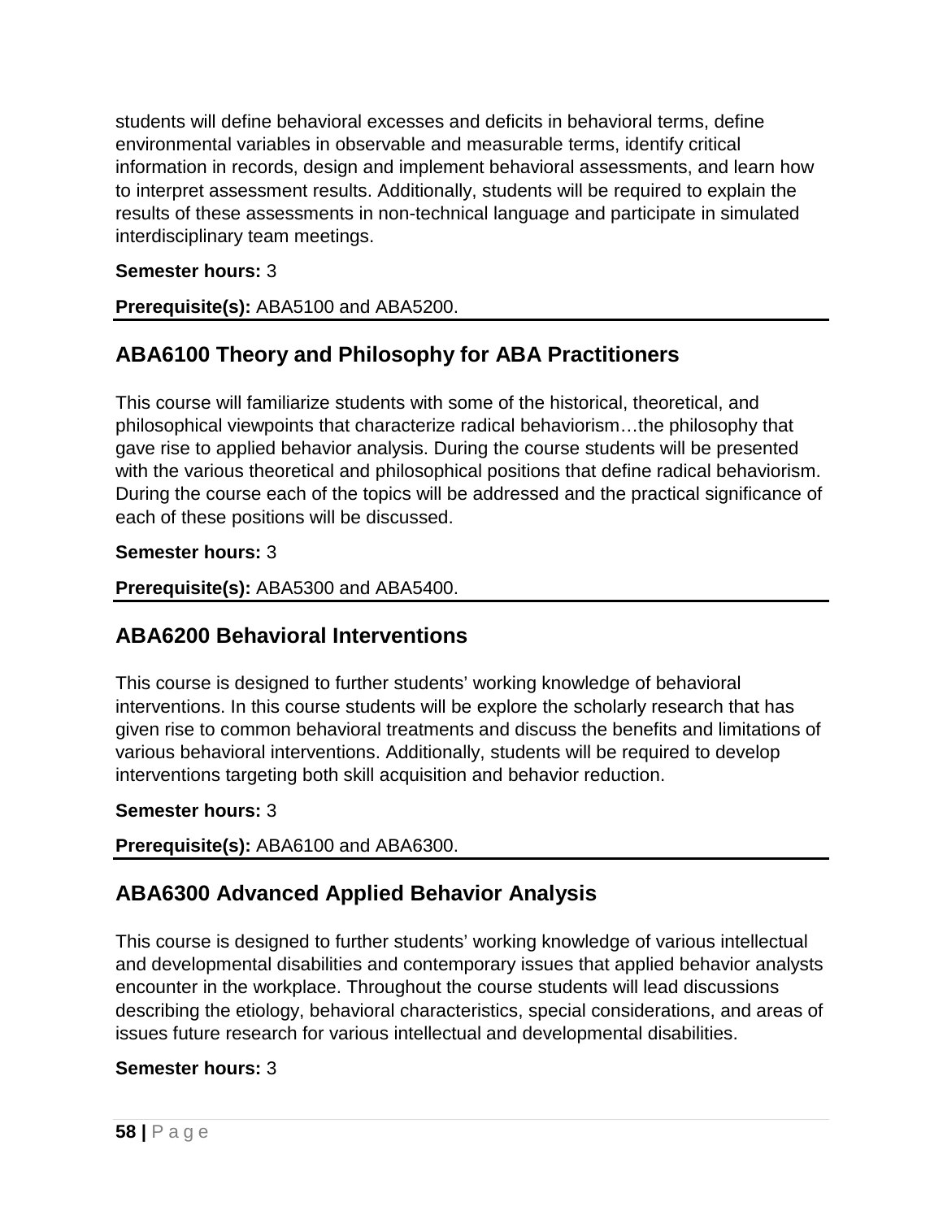students will define behavioral excesses and deficits in behavioral terms, define environmental variables in observable and measurable terms, identify critical information in records, design and implement behavioral assessments, and learn how to interpret assessment results. Additionally, students will be required to explain the results of these assessments in non-technical language and participate in simulated interdisciplinary team meetings.

**Semester hours:** 3

**Prerequisite(s):** ABA5100 and ABA5200.

## ABA6100 Theory and Philosophy for ABA Practitioners

This course will familiarize students with some of the historical, theoretical, and philosophical viewpoints that characterize radical behaviorism…the philosophy that gave rise to applied behavior analysis. During the course students will be presented with the various theoretical and philosophical positions that define radical behaviorism. During the course each of the topics will be addressed and the practical significance of each of these positions will be discussed.

**Semester hours:** 3

**Prerequisite(s):** ABA5300 and ABA5400.

## ABA6200 Behavioral Interventions

This course is designed to further students' working knowledge of behavioral interventions. In this course students will be explore the scholarly research that has given rise to common behavioral treatments and discuss the benefits and limitations of various behavioral interventions. Additionally, students will be required to develop interventions targeting both skill acquisition and behavior reduction.

**Semester hours:** 3

**Prerequisite(s):** ABA6100 and ABA6300.

## ABA6300 Advanced Applied Behavior Analysis

This course is designed to further students' working knowledge of various intellectual and developmental disabilities and contemporary issues that applied behavior analysts encounter in the workplace. Throughout the course students will lead discussions describing the etiology, behavioral characteristics, special considerations, and areas of issues future research for various intellectual and developmental disabilities.

**Semester hours:** 3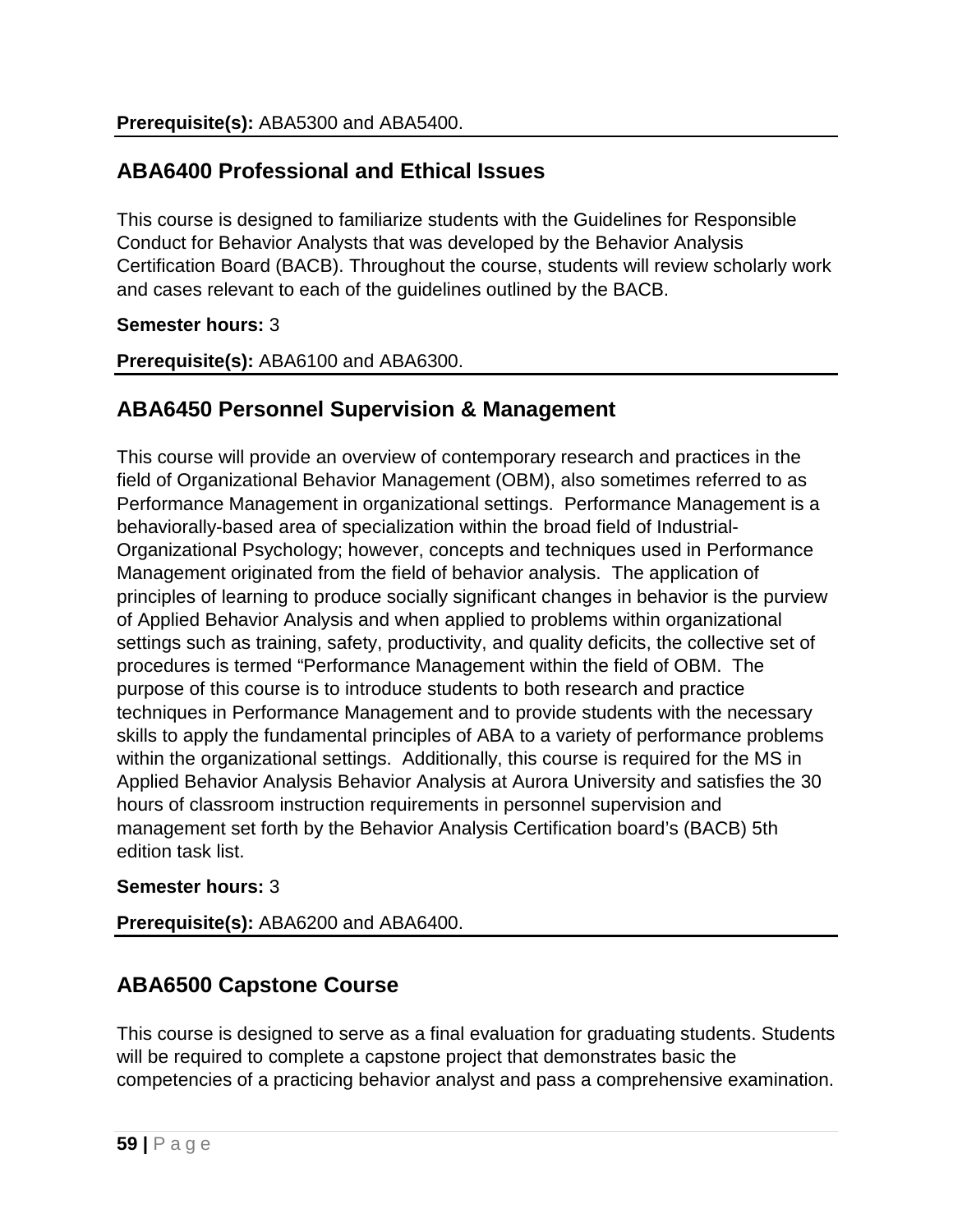**Prerequisite(s):** ABA5300 and ABA5400.

## ABA6400 Professional and Ethical Issues

This course is designed to familiarize students with the Guidelines for Responsible Conduct for Behavior Analysts that was developed by the Behavior Analysis Certification Board (BACB). Throughout the course, students will review scholarly work and cases relevant to each of the guidelines outlined by the BACB.

**Semester hours:** 3

**Prerequisite(s):** ABA6100 and ABA6300.

## ABA6450 Personnel Supervision & Management

This course will provide an overview of contemporary research and practices in the field of Organizational Behavior Management (OBM), also sometimes referred to as Performance Management in organizational settings. Performance Management is a behaviorally-based area of specialization within the broad field of Industrial-Organizational Psychology; however, concepts and techniques used in Performance Management originated from the field of behavior analysis. The application of principles of learning to produce socially significant changes in behavior is the purview of Applied Behavior Analysis and when applied to problems within organizational settings such as training, safety, productivity, and quality deficits, the collective set of procedures is termed "Performance Management within the field of OBM. The purpose of this course is to introduce students to both research and practice techniques in Performance Management and to provide students with the necessary skills to apply the fundamental principles of ABA to a variety of performance problems within the organizational settings. Additionally, this course is required for the MS in Applied Behavior Analysis Behavior Analysis at Aurora University and satisfies the 30 hours of classroom instruction requirements in personnel supervision and management set forth by the Behavior Analysis Certification board's (BACB) 5th edition task list.

**Semester hours:** 3

**Prerequisite(s):** ABA6200 and ABA6400.

## ABA6500 Capstone Course

This course is designed to serve as a final evaluation for graduating students. Students will be required to complete a capstone project that demonstrates basic the competencies of a practicing behavior analyst and pass a comprehensive examination.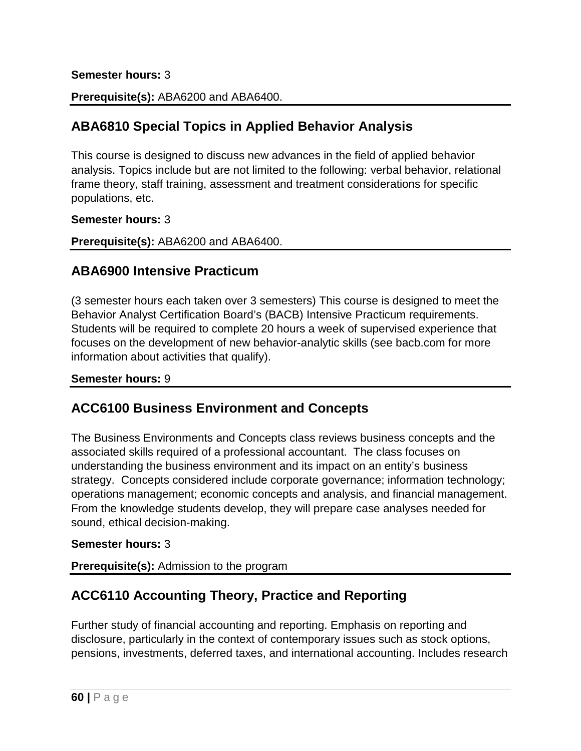**Semester hours:** 3

**Prerequisite(s):** ABA6200 and ABA6400.

## ABA6810 Special Topics in Applied Behavior Analysis

This course is designed to discuss new advances in the field of applied behavior analysis. Topics include but are not limited to the following: verbal behavior, relational frame theory, staff training, assessment and treatment considerations for specific populations, etc.

**Semester hours:** 3

**Prerequisite(s):** ABA6200 and ABA6400.

## ABA6900 Intensive Practicum

(3 semester hours each taken over 3 semesters) This course is designed to meet the Behavior Analyst Certification Board's (BACB) Intensive Practicum requirements. Students will be required to complete 20 hours a week of supervised experience that focuses on the development of new behavior-analytic skills (see bacb.com for more information about activities that qualify).

**Semester hours:** 9

## ACC6100 Business Environment and Concepts

The Business Environments and Concepts class reviews business concepts and the associated skills required of a professional accountant. The class focuses on understanding the business environment and its impact on an entity's business strategy. Concepts considered include corporate governance; information technology; operations management; economic concepts and analysis, and financial management. From the knowledge students develop, they will prepare case analyses needed for sound, ethical decision-making.

**Semester hours:** 3

**Prerequisite(s):** Admission to the program

## ACC6110 Accounting Theory, Practice and Reporting

Further study of financial accounting and reporting. Emphasis on reporting and disclosure, particularly in the context of contemporary issues such as stock options, pensions, investments, deferred taxes, and international accounting. Includes research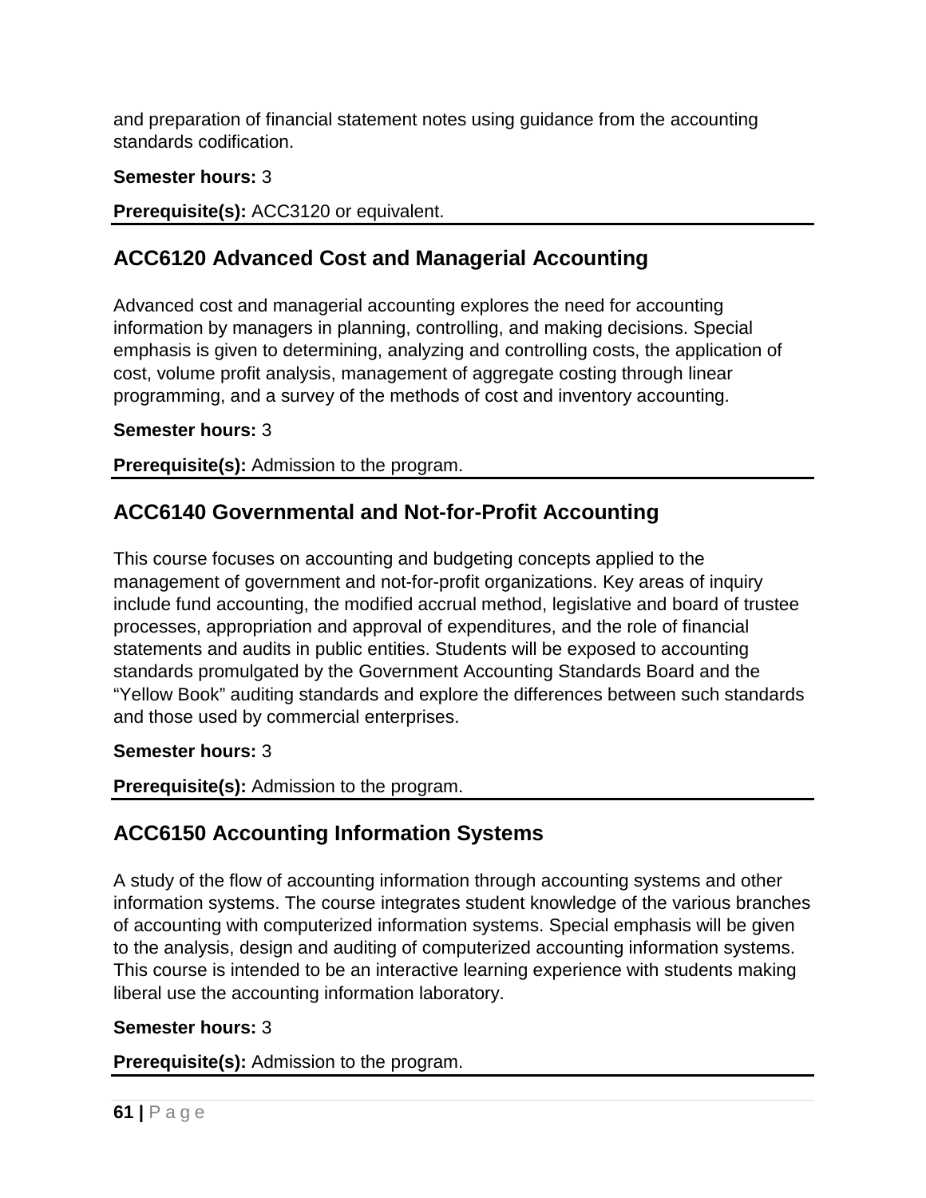and preparation of financial statement notes using guidance from the accounting standards codification.

**Semester hours:** 3

**Prerequisite(s):** ACC3120 or equivalent.

## ACC6120 Advanced Cost and Managerial Accounting

Advanced cost and managerial accounting explores the need for accounting information by managers in planning, controlling, and making decisions. Special emphasis is given to determining, analyzing and controlling costs, the application of cost, volume profit analysis, management of aggregate costing through linear programming, and a survey of the methods of cost and inventory accounting.

**Semester hours:** 3

**Prerequisite(s):** Admission to the program.

## ACC6140 Governmental and Not-for-Profit Accounting

This course focuses on accounting and budgeting concepts applied to the management of government and not-for-profit organizations. Key areas of inquiry include fund accounting, the modified accrual method, legislative and board of trustee processes, appropriation and approval of expenditures, and the role of financial statements and audits in public entities. Students will be exposed to accounting standards promulgated by the Government Accounting Standards Board and the "Yellow Book" auditing standards and explore the differences between such standards and those used by commercial enterprises.

**Semester hours:** 3

**Prerequisite(s):** Admission to the program.

## ACC6150 Accounting Information Systems

A study of the flow of accounting information through accounting systems and other information systems. The course integrates student knowledge of the various branches of accounting with computerized information systems. Special emphasis will be given to the analysis, design and auditing of computerized accounting information systems. This course is intended to be an interactive learning experience with students making liberal use the accounting information laboratory.

**Semester hours:** 3

**Prerequisite(s):** Admission to the program.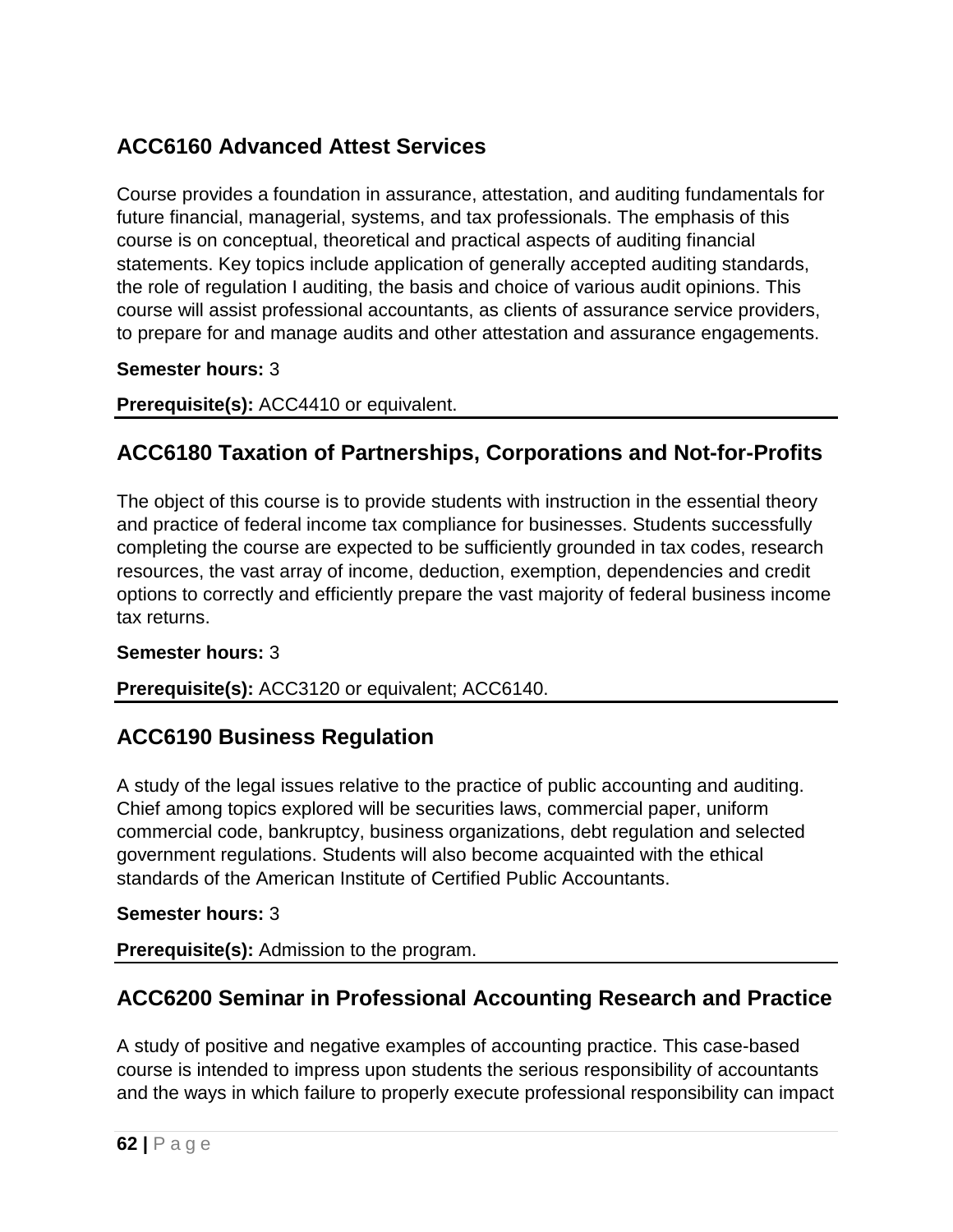## ACC6160 Advanced Attest Services

Course provides a foundation in assurance, attestation, and auditing fundamentals for future financial, managerial, systems, and tax professionals. The emphasis of this course is on conceptual, theoretical and practical aspects of auditing financial statements. Key topics include application of generally accepted auditing standards, the role of regulation I auditing, the basis and choice of various audit opinions. This course will assist professional accountants, as clients of assurance service providers, to prepare for and manage audits and other attestation and assurance engagements.

**Semester hours:** 3

**Prerequisite(s):** ACC4410 or equivalent.

## ACC6180 Taxation of Partnerships, Corporations and Not-for-Profits

The object of this course is to provide students with instruction in the essential theory and practice of federal income tax compliance for businesses. Students successfully completing the course are expected to be sufficiently grounded in tax codes, research resources, the vast array of income, deduction, exemption, dependencies and credit options to correctly and efficiently prepare the vast majority of federal business income tax returns.

**Semester hours:** 3

**Prerequisite(s):** ACC3120 or equivalent; ACC6140.

## ACC6190 Business Regulation

A study of the legal issues relative to the practice of public accounting and auditing. Chief among topics explored will be securities laws, commercial paper, uniform commercial code, bankruptcy, business organizations, debt regulation and selected government regulations. Students will also become acquainted with the ethical standards of the American Institute of Certified Public Accountants.

**Semester hours:** 3

**Prerequisite(s):** Admission to the program.

## ACC6200 Seminar in Professional Accounting Research and Practice

A study of positive and negative examples of accounting practice. This case-based course is intended to impress upon students the serious responsibility of accountants and the ways in which failure to properly execute professional responsibility can impact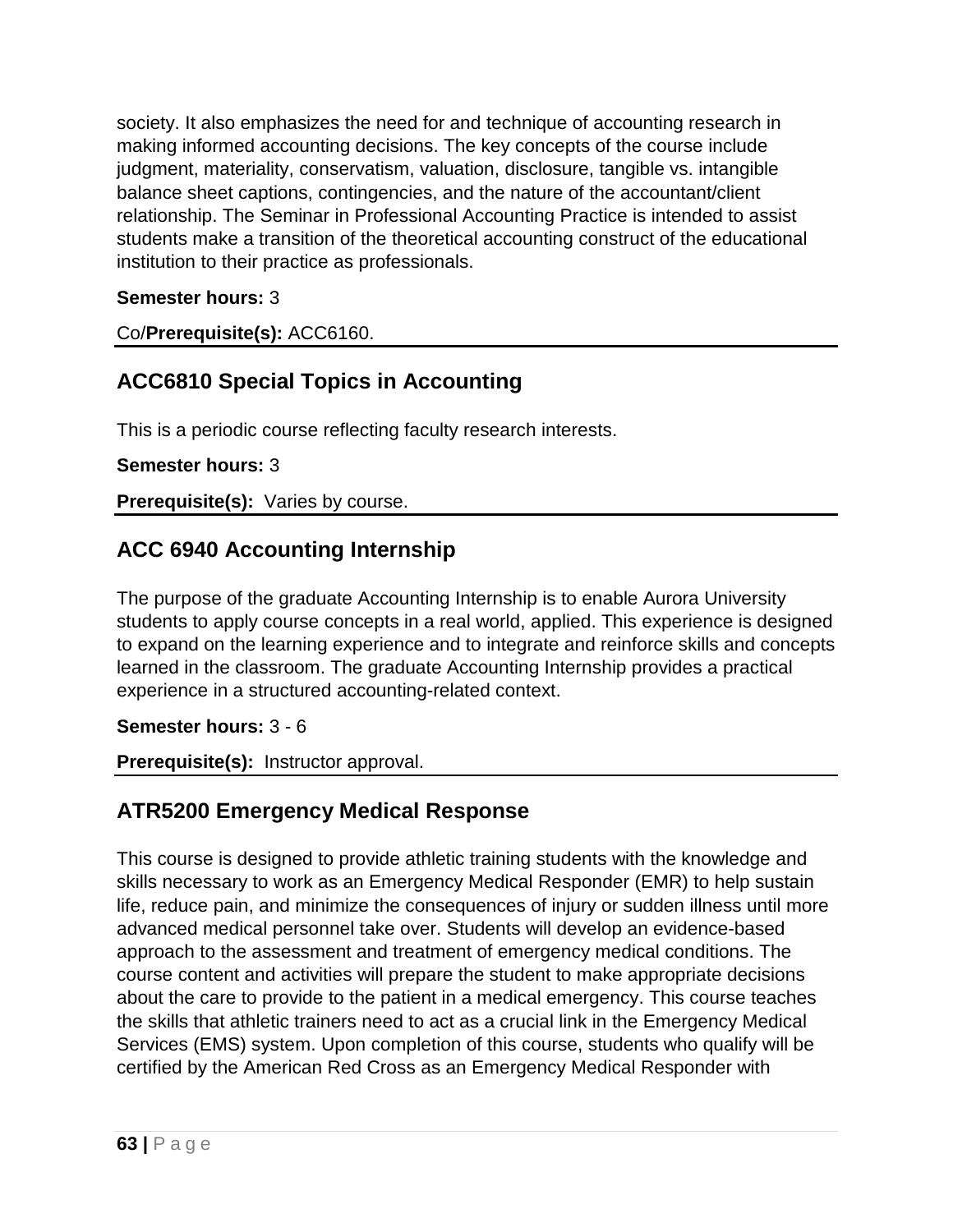society. It also emphasizes the need for and technique of accounting research in making informed accounting decisions. The key concepts of the course include judgment, materiality, conservatism, valuation, disclosure, tangible vs. intangible balance sheet captions, contingencies, and the nature of the accountant/client relationship. The Seminar in Professional Accounting Practice is intended to assist students make a transition of the theoretical accounting construct of the educational institution to their practice as professionals.

**Semester hours:** 3

Co/**Prerequisite(s):** ACC6160.

## ACC6810 Special Topics in Accounting

This is a periodic course reflecting faculty research interests.

**Semester hours:** 3

**Prerequisite(s):** Varies by course.

## ACC 6940 Accounting Internship

The purpose of the graduate Accounting Internship is to enable Aurora University students to apply course concepts in a real world, applied. This experience is designed to expand on the learning experience and to integrate and reinforce skills and concepts learned in the classroom. The graduate Accounting Internship provides a practical experience in a structured accounting-related context.

**Semester hours:** 3 - 6

**Prerequisite(s):** Instructor approval.

## ATR5200 Emergency Medical Response

This course is designed to provide athletic training students with the knowledge and skills necessary to work as an Emergency Medical Responder (EMR) to help sustain life, reduce pain, and minimize the consequences of injury or sudden illness until more advanced medical personnel take over. Students will develop an evidence-based approach to the assessment and treatment of emergency medical conditions. The course content and activities will prepare the student to make appropriate decisions about the care to provide to the patient in a medical emergency. This course teaches the skills that athletic trainers need to act as a crucial link in the Emergency Medical Services (EMS) system. Upon completion of this course, students who qualify will be certified by the American Red Cross as an Emergency Medical Responder with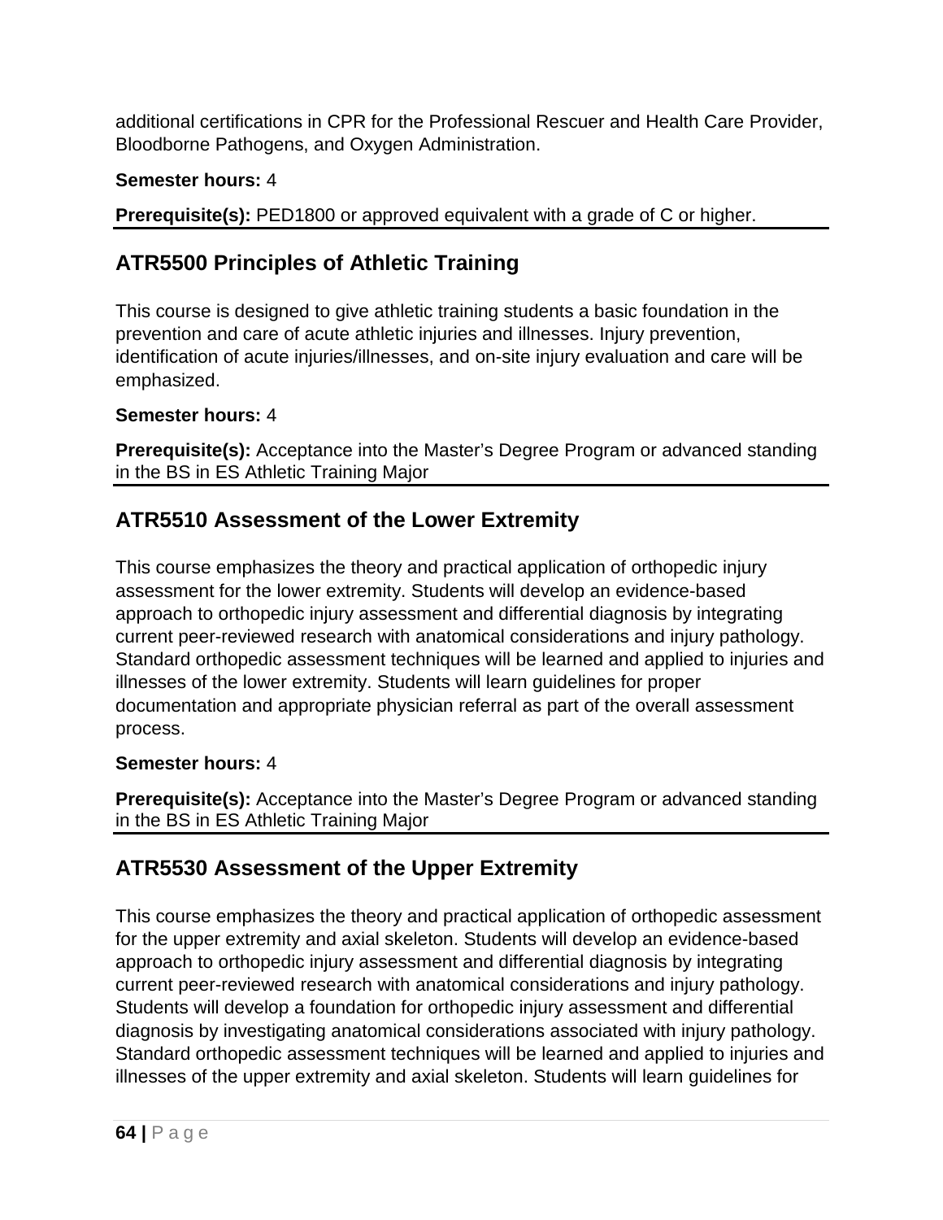additional certifications in CPR for the Professional Rescuer and Health Care Provider, Bloodborne Pathogens, and Oxygen Administration.

**Semester hours:** 4

**Prerequisite(s):** PED1800 or approved equivalent with a grade of C or higher.

## ATR5500 Principles of Athletic Training

This course is designed to give athletic training students a basic foundation in the prevention and care of acute athletic injuries and illnesses. Injury prevention, identification of acute injuries/illnesses, and on-site injury evaluation and care will be emphasized.

**Semester hours:** 4

**Prerequisite(s):** Acceptance into the Master's Degree Program or advanced standing in the BS in ES Athletic Training Major

## ATR5510 Assessment of the Lower Extremity

This course emphasizes the theory and practical application of orthopedic injury assessment for the lower extremity. Students will develop an evidence-based approach to orthopedic injury assessment and differential diagnosis by integrating current peer-reviewed research with anatomical considerations and injury pathology. Standard orthopedic assessment techniques will be learned and applied to injuries and illnesses of the lower extremity. Students will learn guidelines for proper documentation and appropriate physician referral as part of the overall assessment process.

**Semester hours:** 4

**Prerequisite(s):** Acceptance into the Master's Degree Program or advanced standing in the BS in ES Athletic Training Major

## ATR5530 Assessment of the Upper Extremity

This course emphasizes the theory and practical application of orthopedic assessment for the upper extremity and axial skeleton. Students will develop an evidence-based approach to orthopedic injury assessment and differential diagnosis by integrating current peer-reviewed research with anatomical considerations and injury pathology. Students will develop a foundation for orthopedic injury assessment and differential diagnosis by investigating anatomical considerations associated with injury pathology. Standard orthopedic assessment techniques will be learned and applied to injuries and illnesses of the upper extremity and axial skeleton. Students will learn guidelines for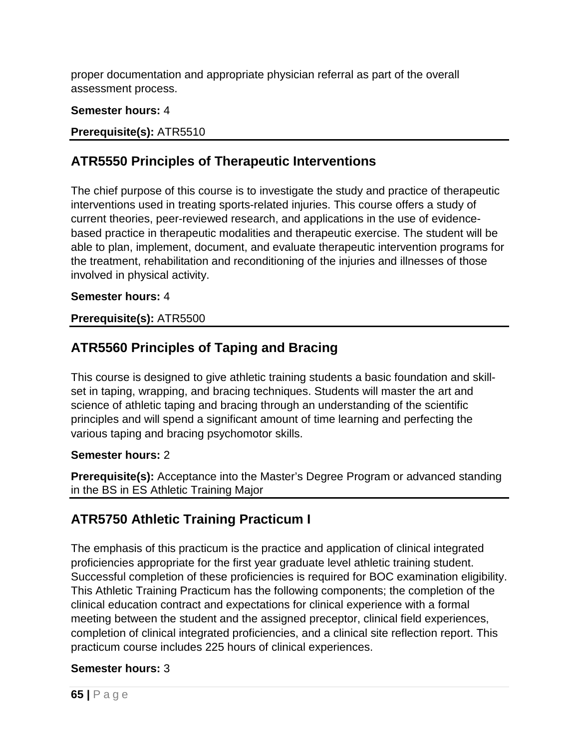proper documentation and appropriate physician referral as part of the overall assessment process.

**Semester hours:** 4

**Prerequisite(s):** ATR5510

## ATR5550 Principles of Therapeutic Interventions

The chief purpose of this course is to investigate the study and practice of therapeutic interventions used in treating sports-related injuries. This course offers a study of current theories, peer-reviewed research, and applications in the use of evidence-based practice in therapeutic modalities and therapeutic exercise. The student will be able to plan, implement, document, and evaluate therapeutic intervention programs for the treatment, rehabilitation and reconditioning of the injuries and illnesses of those involved in physical activity.

**Semester hours:** 4

**Prerequisite(s):** ATR5500

## ATR5560 Principles of Taping and Bracing

This course is designed to give athletic training students a basic foundation and skill-set in taping, wrapping, and bracing techniques. Students will master the art and science of athletic taping and bracing through an understanding of the scientific principles and will spend a significant amount of time learning and perfecting the various taping and bracing psychomotor skills.

**Semester hours:** 2

**Prerequisite(s):** Acceptance into the Master's Degree Program or advanced standing in the BS in ES Athletic Training Major

## ATR5750 Athletic Training Practicum I

The emphasis of this practicum is the practice and application of clinical integrated proficiencies appropriate for the first year graduate level athletic training student. Successful completion of these proficiencies is required for BOC examination eligibility. This Athletic Training Practicum has the following components; the completion of the clinical education contract and expectations for clinical experience with a formal meeting between the student and the assigned preceptor, clinical field experiences, completion of clinical integrated proficiencies, and a clinical site reflection report. This practicum course includes 225 hours of clinical experiences.

**Semester hours:** 3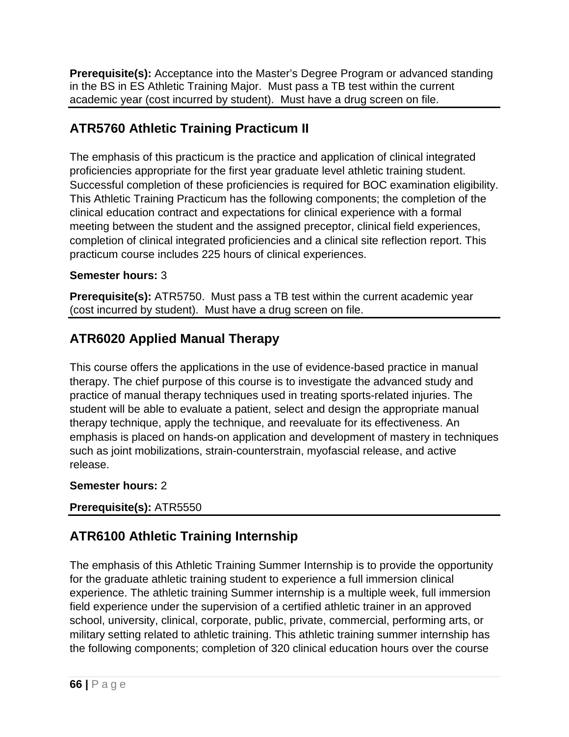**Prerequisite(s):** Acceptance into the Master's Degree Program or advanced standing in the BS in ES Athletic Training Major. Must pass a TB test within the current academic year (cost incurred by student). Must have a drug screen on file.

## ATR5760 Athletic Training Practicum II

The emphasis of this practicum is the practice and application of clinical integrated proficiencies appropriate for the first year graduate level athletic training student. Successful completion of these proficiencies is required for BOC examination eligibility. This Athletic Training Practicum has the following components; the completion of the clinical education contract and expectations for clinical experience with a formal meeting between the student and the assigned preceptor, clinical field experiences, completion of clinical integrated proficiencies and a clinical site reflection report. This practicum course includes 225 hours of clinical experiences.

**Semester hours:** 3

**Prerequisite(s):** ATR5750. Must pass a TB test within the current academic year (cost incurred by student). Must have a drug screen on file.

## ATR6020 Applied Manual Therapy

This course offers the applications in the use of evidence-based practice in manual therapy. The chief purpose of this course is to investigate the advanced study and practice of manual therapy techniques used in treating sports-related injuries. The student will be able to evaluate a patient, select and design the appropriate manual therapy technique, apply the technique, and reevaluate for its effectiveness. An emphasis is placed on hands-on application and development of mastery in techniques such as joint mobilizations, strain-counterstrain, myofascial release, and active release.

**Semester hours:** 2

**Prerequisite(s):** ATR5550

## ATR6100 Athletic Training Internship

The emphasis of this Athletic Training Summer Internship is to provide the opportunity for the graduate athletic training student to experience a full immersion clinical experience. The athletic training Summer internship is a multiple week, full immersion field experience under the supervision of a certified athletic trainer in an approved school, university, clinical, corporate, public, private, commercial, performing arts, or military setting related to athletic training. This athletic training summer internship has the following components; completion of 320 clinical education hours over the course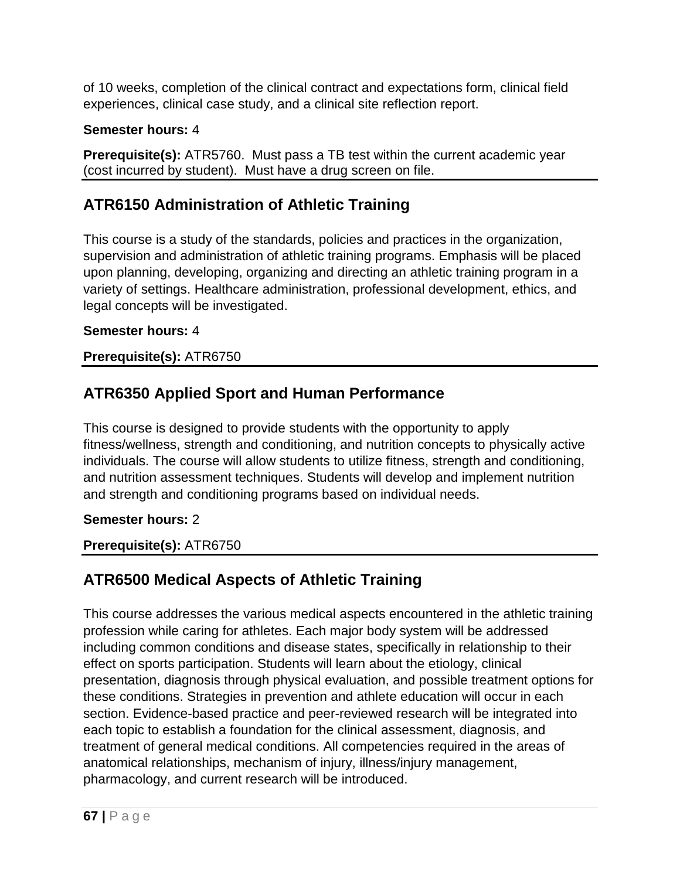of 10 weeks, completion of the clinical contract and expectations form, clinical field experiences, clinical case study, and a clinical site reflection report.

**Semester hours:** 4

**Prerequisite(s):** ATR5760. Must pass a TB test within the current academic year (cost incurred by student). Must have a drug screen on file.

## ATR6150 Administration of Athletic Training

This course is a study of the standards, policies and practices in the organization, supervision and administration of athletic training programs. Emphasis will be placed upon planning, developing, organizing and directing an athletic training program in a variety of settings. Healthcare administration, professional development, ethics, and legal concepts will be investigated.

**Semester hours:** 4

**Prerequisite(s):** ATR6750

## ATR6350 Applied Sport and Human Performance

This course is designed to provide students with the opportunity to apply fitness/wellness, strength and conditioning, and nutrition concepts to physically active individuals. The course will allow students to utilize fitness, strength and conditioning, and nutrition assessment techniques. Students will develop and implement nutrition and strength and conditioning programs based on individual needs.

**Semester hours:** 2

**Prerequisite(s):** ATR6750

## ATR6500 Medical Aspects of Athletic Training

This course addresses the various medical aspects encountered in the athletic training profession while caring for athletes. Each major body system will be addressed including common conditions and disease states, specifically in relationship to their effect on sports participation. Students will learn about the etiology, clinical presentation, diagnosis through physical evaluation, and possible treatment options for these conditions. Strategies in prevention and athlete education will occur in each section. Evidence-based practice and peer-reviewed research will be integrated into each topic to establish a foundation for the clinical assessment, diagnosis, and treatment of general medical conditions. All competencies required in the areas of anatomical relationships, mechanism of injury, illness/injury management, pharmacology, and current research will be introduced.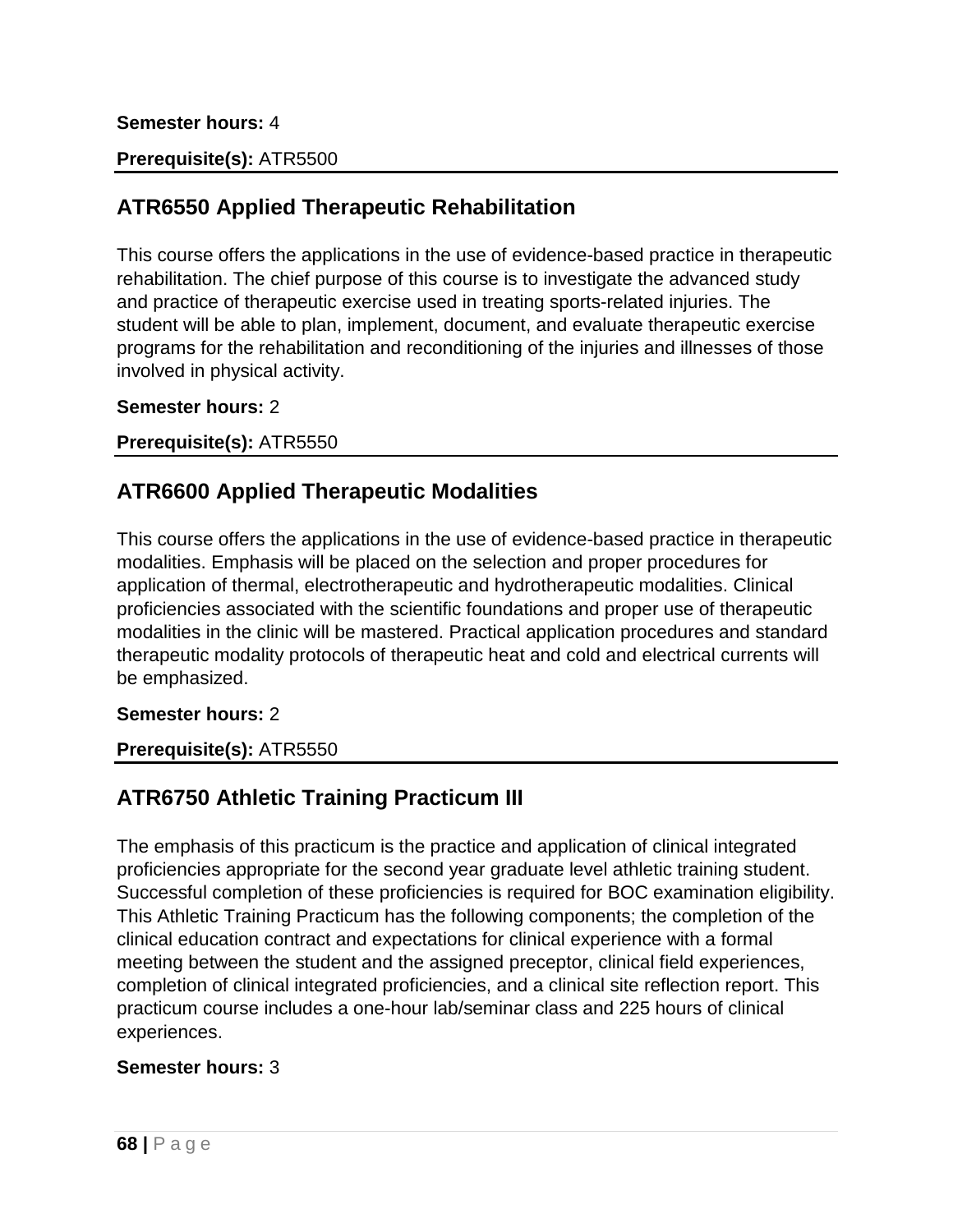**Semester hours:** 4

**Prerequisite(s):** ATR5500

## ATR6550 Applied Therapeutic Rehabilitation

This course offers the applications in the use of evidence-based practice in therapeutic rehabilitation. The chief purpose of this course is to investigate the advanced study and practice of therapeutic exercise used in treating sports-related injuries. The student will be able to plan, implement, document, and evaluate therapeutic exercise programs for the rehabilitation and reconditioning of the injuries and illnesses of those involved in physical activity.

**Semester hours:** 2

**Prerequisite(s):** ATR5550

## ATR6600 Applied Therapeutic Modalities

This course offers the applications in the use of evidence-based practice in therapeutic modalities. Emphasis will be placed on the selection and proper procedures for application of thermal, electrotherapeutic and hydrotherapeutic modalities. Clinical proficiencies associated with the scientific foundations and proper use of therapeutic modalities in the clinic will be mastered. Practical application procedures and standard therapeutic modality protocols of therapeutic heat and cold and electrical currents will be emphasized.

**Semester hours:** 2

**Prerequisite(s):** ATR5550

## ATR6750 Athletic Training Practicum III

The emphasis of this practicum is the practice and application of clinical integrated proficiencies appropriate for the second year graduate level athletic training student. Successful completion of these proficiencies is required for BOC examination eligibility. This Athletic Training Practicum has the following components; the completion of the clinical education contract and expectations for clinical experience with a formal meeting between the student and the assigned preceptor, clinical field experiences, completion of clinical integrated proficiencies, and a clinical site reflection report. This practicum course includes a one-hour lab/seminar class and 225 hours of clinical experiences.

**Semester hours:** 3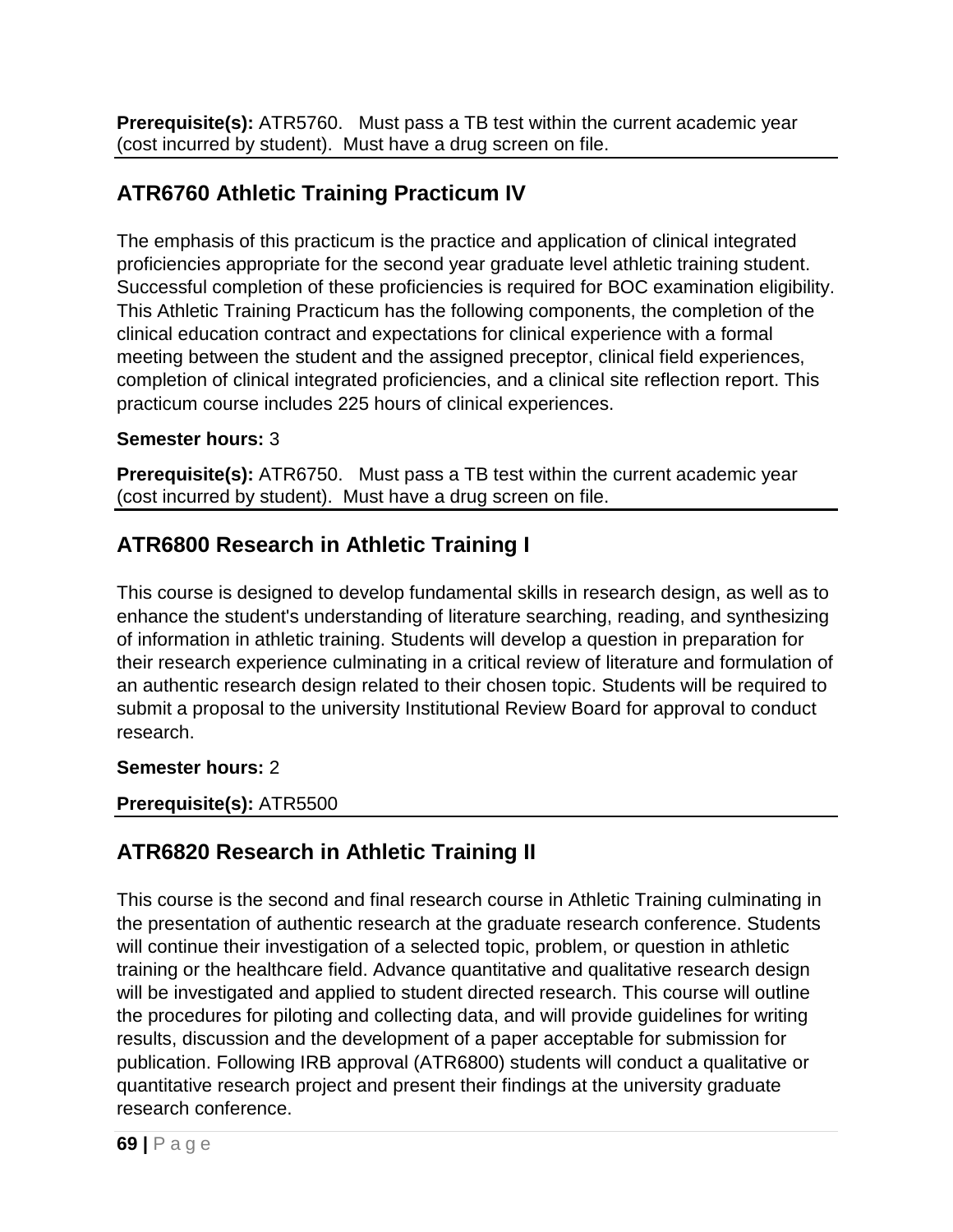**Prerequisite(s):** ATR5760. Must pass a TB test within the current academic year (cost incurred by student). Must have a drug screen on file.

## ATR6760 Athletic Training Practicum IV

The emphasis of this practicum is the practice and application of clinical integrated proficiencies appropriate for the second year graduate level athletic training student. Successful completion of these proficiencies is required for BOC examination eligibility. This Athletic Training Practicum has the following components, the completion of the clinical education contract and expectations for clinical experience with a formal meeting between the student and the assigned preceptor, clinical field experiences, completion of clinical integrated proficiencies, and a clinical site reflection report. This practicum course includes 225 hours of clinical experiences.

**Semester hours:** 3

**Prerequisite(s):** ATR6750. Must pass a TB test within the current academic year (cost incurred by student). Must have a drug screen on file.

## ATR6800 Research in Athletic Training I

This course is designed to develop fundamental skills in research design, as well as to enhance the student's understanding of literature searching, reading, and synthesizing of information in athletic training. Students will develop a question in preparation for their research experience culminating in a critical review of literature and formulation of an authentic research design related to their chosen topic. Students will be required to submit a proposal to the university Institutional Review Board for approval to conduct research.

**Semester hours:** 2

**Prerequisite(s):** ATR5500

## ATR6820 Research in Athletic Training II

This course is the second and final research course in Athletic Training culminating in the presentation of authentic research at the graduate research conference. Students will continue their investigation of a selected topic, problem, or question in athletic training or the healthcare field. Advance quantitative and qualitative research design will be investigated and applied to student directed research. This course will outline the procedures for piloting and collecting data, and will provide guidelines for writing results, discussion and the development of a paper acceptable for submission for publication. Following IRB approval (ATR6800) students will conduct a qualitative or quantitative research project and present their findings at the university graduate research conference.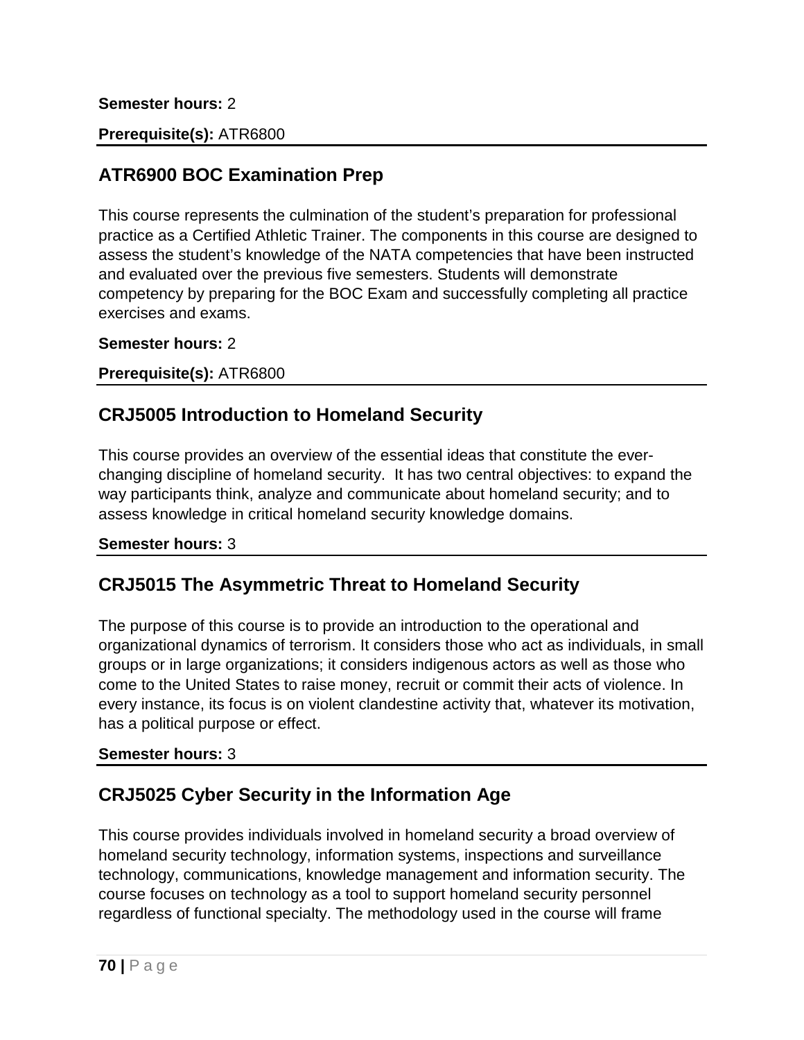**Semester hours:** 2

**Prerequisite(s):** ATR6800

## ATR6900 BOC Examination Prep

This course represents the culmination of the student's preparation for professional practice as a Certified Athletic Trainer. The components in this course are designed to assess the student's knowledge of the NATA competencies that have been instructed and evaluated over the previous five semesters. Students will demonstrate competency by preparing for the BOC Exam and successfully completing all practice exercises and exams.

**Semester hours:** 2

**Prerequisite(s):** ATR6800

## CRJ5005 Introduction to Homeland Security

This course provides an overview of the essential ideas that constitute the ever-changing discipline of homeland security. It has two central objectives: to expand the way participants think, analyze and communicate about homeland security; and to assess knowledge in critical homeland security knowledge domains.

**Semester hours:** 3

## CRJ5015 The Asymmetric Threat to Homeland Security

The purpose of this course is to provide an introduction to the operational and organizational dynamics of terrorism. It considers those who act as individuals, in small groups or in large organizations; it considers indigenous actors as well as those who come to the United States to raise money, recruit or commit their acts of violence. In every instance, its focus is on violent clandestine activity that, whatever its motivation, has a political purpose or effect.

**Semester hours:** 3

## CRJ5025 Cyber Security in the Information Age

This course provides individuals involved in homeland security a broad overview of homeland security technology, information systems, inspections and surveillance technology, communications, knowledge management and information security. The course focuses on technology as a tool to support homeland security personnel regardless of functional specialty. The methodology used in the course will frame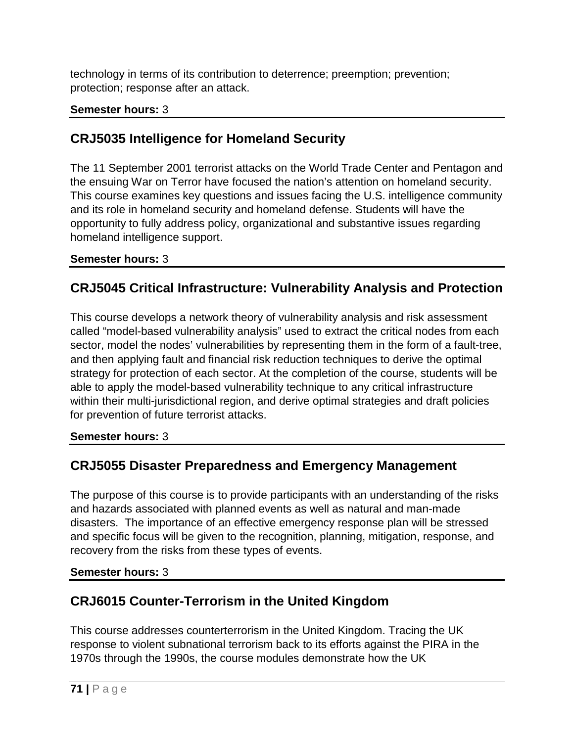technology in terms of its contribution to deterrence; preemption; prevention; protection; response after an attack.

**Semester hours:** 3

## CRJ5035 Intelligence for Homeland Security

The 11 September 2001 terrorist attacks on the World Trade Center and Pentagon and the ensuing War on Terror have focused the nation's attention on homeland security. This course examines key questions and issues facing the U.S. intelligence community and its role in homeland security and homeland defense. Students will have the opportunity to fully address policy, organizational and substantive issues regarding homeland intelligence support.

**Semester hours:** 3

## CRJ5045 Critical Infrastructure: Vulnerability Analysis and Protection

This course develops a network theory of vulnerability analysis and risk assessment called "model-based vulnerability analysis" used to extract the critical nodes from each sector, model the nodes' vulnerabilities by representing them in the form of a fault-tree, and then applying fault and financial risk reduction techniques to derive the optimal strategy for protection of each sector. At the completion of the course, students will be able to apply the model-based vulnerability technique to any critical infrastructure within their multi-jurisdictional region, and derive optimal strategies and draft policies for prevention of future terrorist attacks.

**Semester hours:** 3

## CRJ5055 Disaster Preparedness and Emergency Management

The purpose of this course is to provide participants with an understanding of the risks and hazards associated with planned events as well as natural and man-made disasters. The importance of an effective emergency response plan will be stressed and specific focus will be given to the recognition, planning, mitigation, response, and recovery from the risks from these types of events.

**Semester hours:** 3

## CRJ6015 Counter-Terrorism in the United Kingdom

This course addresses counterterrorism in the United Kingdom. Tracing the UK response to violent subnational terrorism back to its efforts against the PIRA in the 1970s through the 1990s, the course modules demonstrate how the UK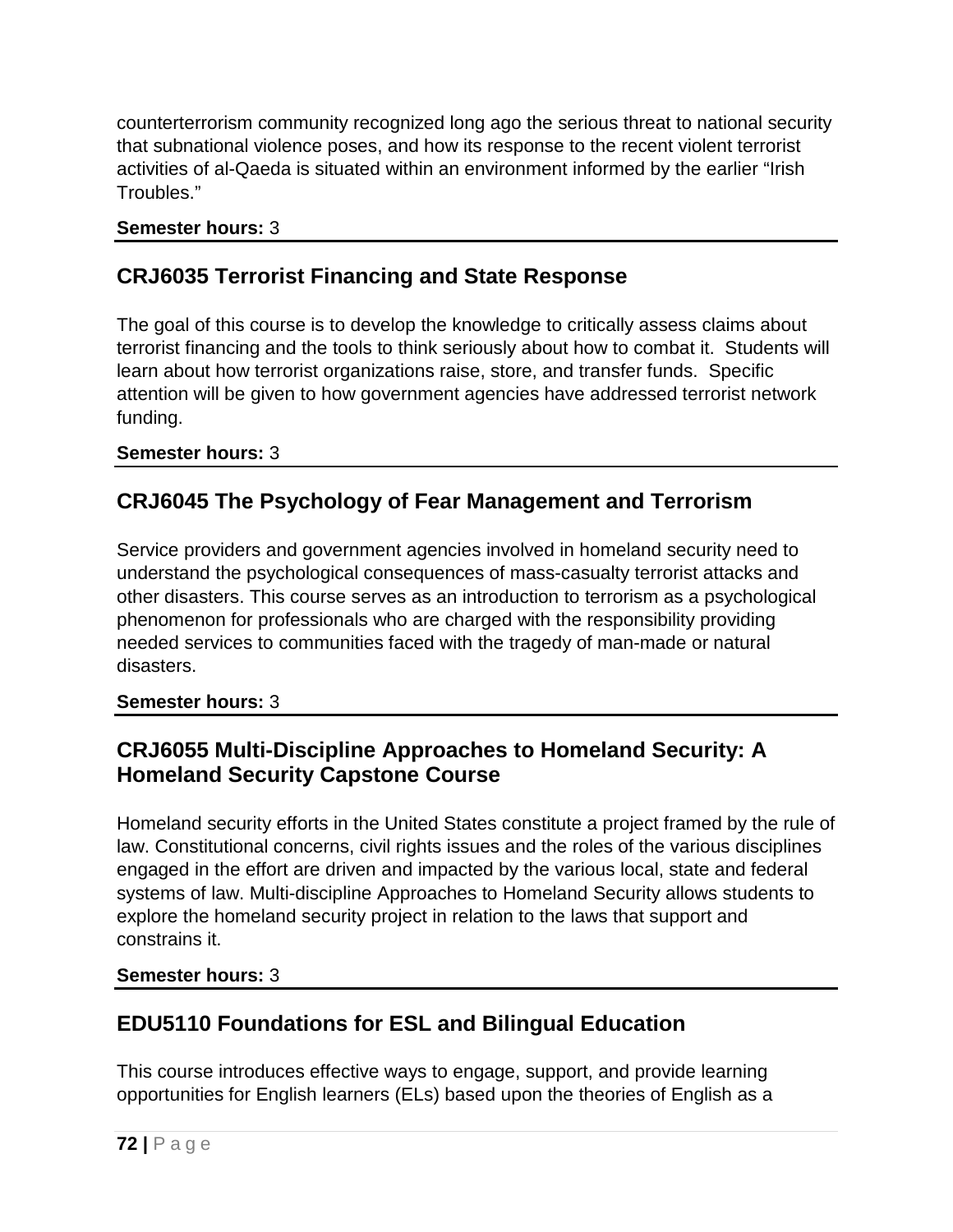counterterrorism community recognized long ago the serious threat to national security that subnational violence poses, and how its response to the recent violent terrorist activities of al-Qaeda is situated within an environment informed by the earlier "Irish Troubles."

**Semester hours:** 3

## CRJ6035 Terrorist Financing and State Response

The goal of this course is to develop the knowledge to critically assess claims about terrorist financing and the tools to think seriously about how to combat it. Students will learn about how terrorist organizations raise, store, and transfer funds. Specific attention will be given to how government agencies have addressed terrorist network funding.

**Semester hours:** 3

## CRJ6045 The Psychology of Fear Management and Terrorism

Service providers and government agencies involved in homeland security need to understand the psychological consequences of mass-casualty terrorist attacks and other disasters. This course serves as an introduction to terrorism as a psychological phenomenon for professionals who are charged with the responsibility providing needed services to communities faced with the tragedy of man-made or natural disasters.

**Semester hours:** 3

## CRJ6055 Multi-Discipline Approaches to Homeland Security: A Homeland Security Capstone Course

Homeland security efforts in the United States constitute a project framed by the rule of law. Constitutional concerns, civil rights issues and the roles of the various disciplines engaged in the effort are driven and impacted by the various local, state and federal systems of law. Multi-discipline Approaches to Homeland Security allows students to explore the homeland security project in relation to the laws that support and constrains it.

**Semester hours:** 3

## EDU5110 Foundations for ESL and Bilingual Education

This course introduces effective ways to engage, support, and provide learning opportunities for English learners (ELs) based upon the theories of English as a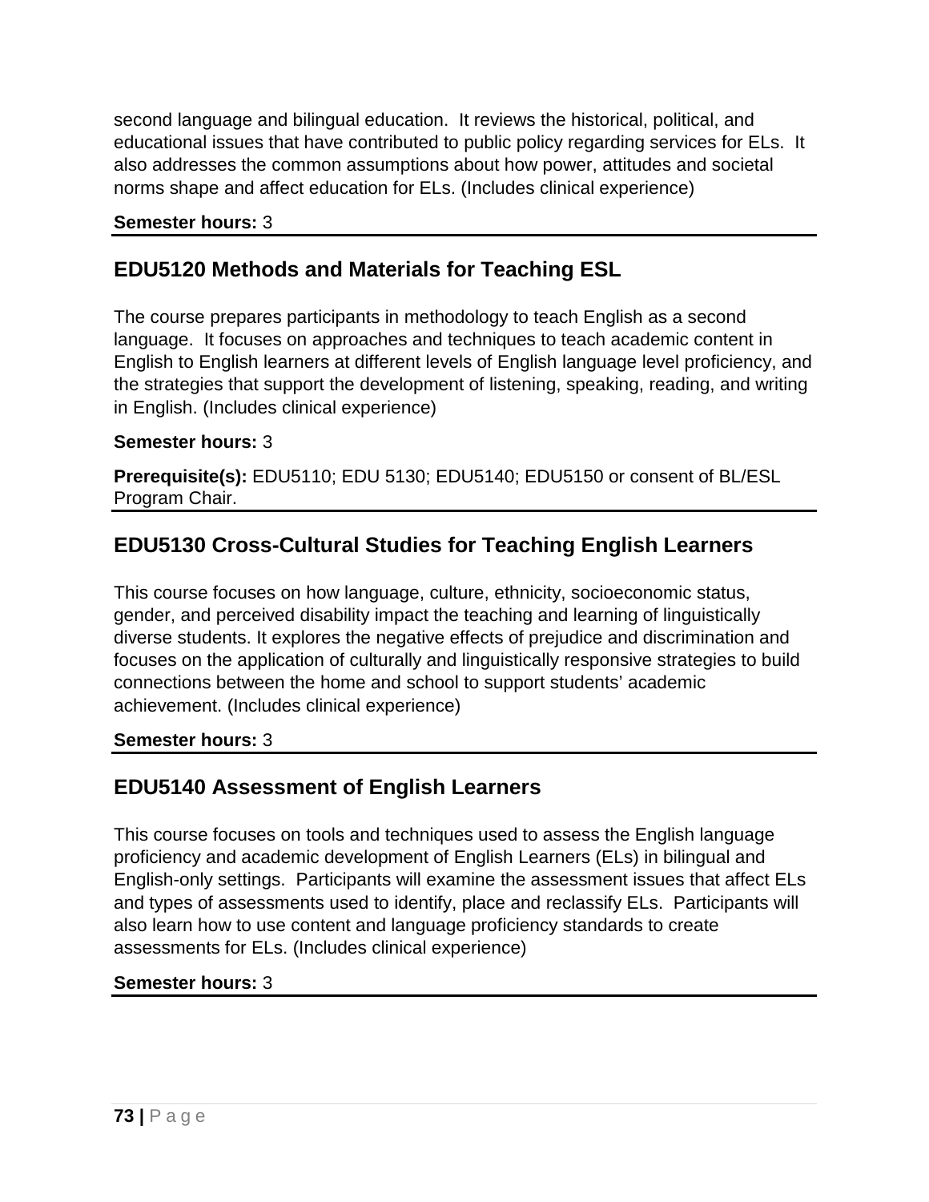second language and bilingual education. It reviews the historical, political, and educational issues that have contributed to public policy regarding services for ELs. It also addresses the common assumptions about how power, attitudes and societal norms shape and affect education for ELs. (Includes clinical experience)

**Semester hours:** 3

## EDU5120 Methods and Materials for Teaching ESL

The course prepares participants in methodology to teach English as a second language. It focuses on approaches and techniques to teach academic content in English to English learners at different levels of English language level proficiency, and the strategies that support the development of listening, speaking, reading, and writing in English. (Includes clinical experience)

**Semester hours:** 3

**Prerequisite(s):** EDU5110; EDU 5130; EDU5140; EDU5150 or consent of BL/ESL Program Chair.

## EDU5130 Cross-Cultural Studies for Teaching English Learners

This course focuses on how language, culture, ethnicity, socioeconomic status, gender, and perceived disability impact the teaching and learning of linguistically diverse students. It explores the negative effects of prejudice and discrimination and focuses on the application of culturally and linguistically responsive strategies to build connections between the home and school to support students' academic achievement. (Includes clinical experience)

**Semester hours:** 3

## EDU5140 Assessment of English Learners

This course focuses on tools and techniques used to assess the English language proficiency and academic development of English Learners (ELs) in bilingual and English-only settings. Participants will examine the assessment issues that affect ELs and types of assessments used to identify, place and reclassify ELs. Participants will also learn how to use content and language proficiency standards to create assessments for ELs. (Includes clinical experience)

**Semester hours:** 3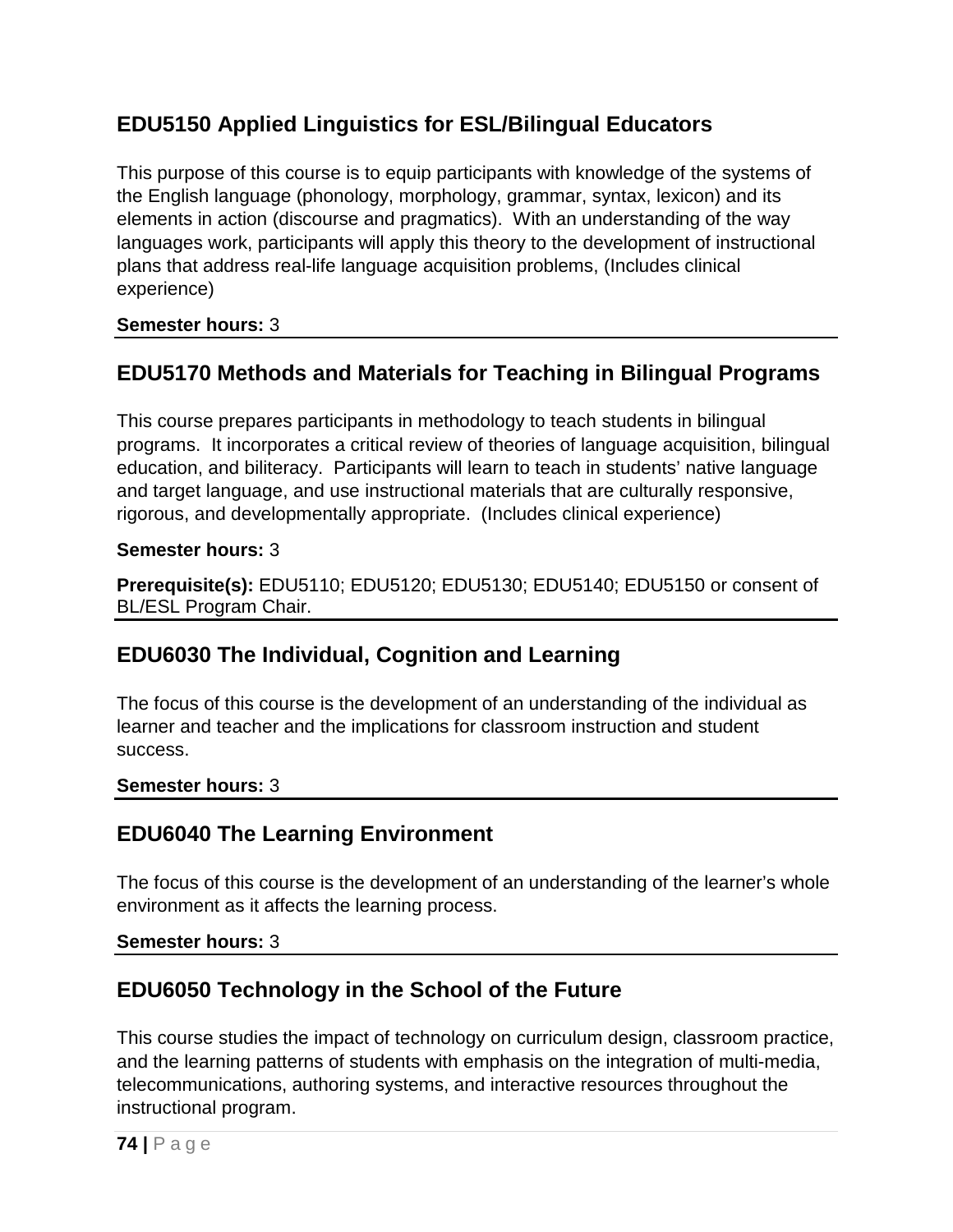## EDU5150 Applied Linguistics for ESL/Bilingual Educators

This purpose of this course is to equip participants with knowledge of the systems of the English language (phonology, morphology, grammar, syntax, lexicon) and its elements in action (discourse and pragmatics). With an understanding of the way languages work, participants will apply this theory to the development of instructional plans that address real-life language acquisition problems, (Includes clinical experience)

**Semester hours:** 3

---

## EDU5170 Methods and Materials for Teaching in Bilingual Programs

This course prepares participants in methodology to teach students in bilingual programs. It incorporates a critical review of theories of language acquisition, bilingual education, and biliteracy. Participants will learn to teach in students' native language and target language, and use instructional materials that are culturally responsive, rigorous, and developmentally appropriate. (Includes clinical experience)

**Semester hours:** 3

**Prerequisite(s):** EDU5110; EDU5120; EDU5130; EDU5140; EDU5150 or consent of BL/ESL Program Chair.

---

## EDU6030 The Individual, Cognition and Learning

The focus of this course is the development of an understanding of the individual as learner and teacher and the implications for classroom instruction and student success.

**Semester hours:** 3

---

## EDU6040 The Learning Environment

The focus of this course is the development of an understanding of the learner's whole environment as it affects the learning process.

**Semester hours:** 3

---

## EDU6050 Technology in the School of the Future

This course studies the impact of technology on curriculum design, classroom practice, and the learning patterns of students with emphasis on the integration of multi-media, telecommunications, authoring systems, and interactive resources throughout the instructional program.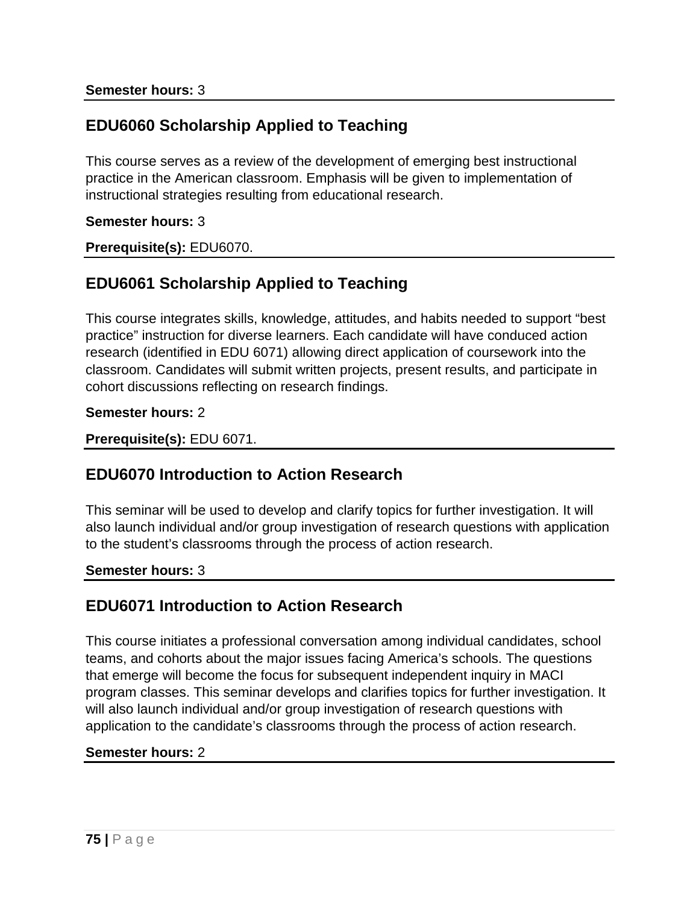**Semester hours:** 3

## EDU6060 Scholarship Applied to Teaching

This course serves as a review of the development of emerging best instructional practice in the American classroom. Emphasis will be given to implementation of instructional strategies resulting from educational research.

**Semester hours:** 3

**Prerequisite(s):** EDU6070.

## EDU6061 Scholarship Applied to Teaching

This course integrates skills, knowledge, attitudes, and habits needed to support "best practice" instruction for diverse learners. Each candidate will have conduced action research (identified in EDU 6071) allowing direct application of coursework into the classroom. Candidates will submit written projects, present results, and participate in cohort discussions reflecting on research findings.

**Semester hours:** 2

**Prerequisite(s):** EDU 6071.

## EDU6070 Introduction to Action Research

This seminar will be used to develop and clarify topics for further investigation. It will also launch individual and/or group investigation of research questions with application to the student's classrooms through the process of action research.

**Semester hours:** 3

## EDU6071 Introduction to Action Research

This course initiates a professional conversation among individual candidates, school teams, and cohorts about the major issues facing America's schools. The questions that emerge will become the focus for subsequent independent inquiry in MACI program classes. This seminar develops and clarifies topics for further investigation. It will also launch individual and/or group investigation of research questions with application to the candidate's classrooms through the process of action research.

**Semester hours:** 2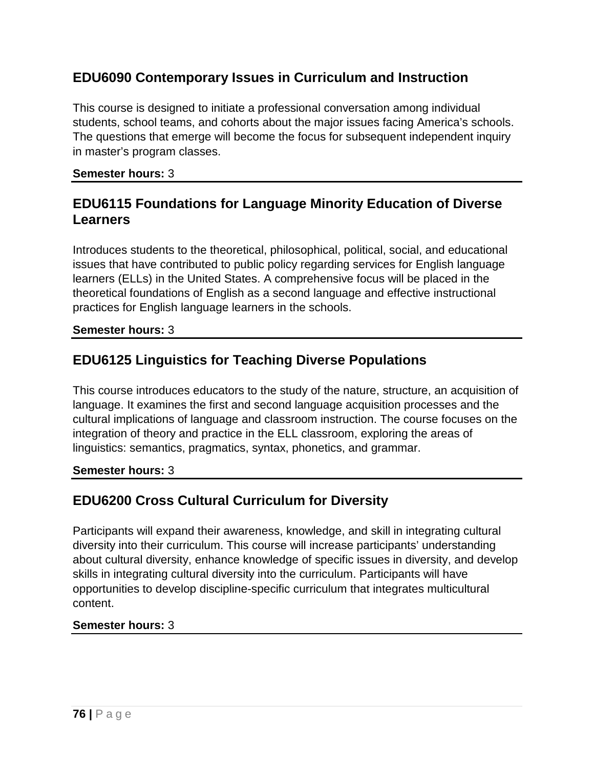## EDU6090 Contemporary Issues in Curriculum and Instruction

This course is designed to initiate a professional conversation among individual students, school teams, and cohorts about the major issues facing America's schools. The questions that emerge will become the focus for subsequent independent inquiry in master's program classes.

**Semester hours:** 3

## EDU6115 Foundations for Language Minority Education of Diverse Learners

Introduces students to the theoretical, philosophical, political, social, and educational issues that have contributed to public policy regarding services for English language learners (ELLs) in the United States. A comprehensive focus will be placed in the theoretical foundations of English as a second language and effective instructional practices for English language learners in the schools.

**Semester hours:** 3

## EDU6125 Linguistics for Teaching Diverse Populations

This course introduces educators to the study of the nature, structure, an acquisition of language. It examines the first and second language acquisition processes and the cultural implications of language and classroom instruction. The course focuses on the integration of theory and practice in the ELL classroom, exploring the areas of linguistics: semantics, pragmatics, syntax, phonetics, and grammar.

**Semester hours:** 3

## EDU6200 Cross Cultural Curriculum for Diversity

Participants will expand their awareness, knowledge, and skill in integrating cultural diversity into their curriculum. This course will increase participants' understanding about cultural diversity, enhance knowledge of specific issues in diversity, and develop skills in integrating cultural diversity into the curriculum. Participants will have opportunities to develop discipline-specific curriculum that integrates multicultural content.

**Semester hours:** 3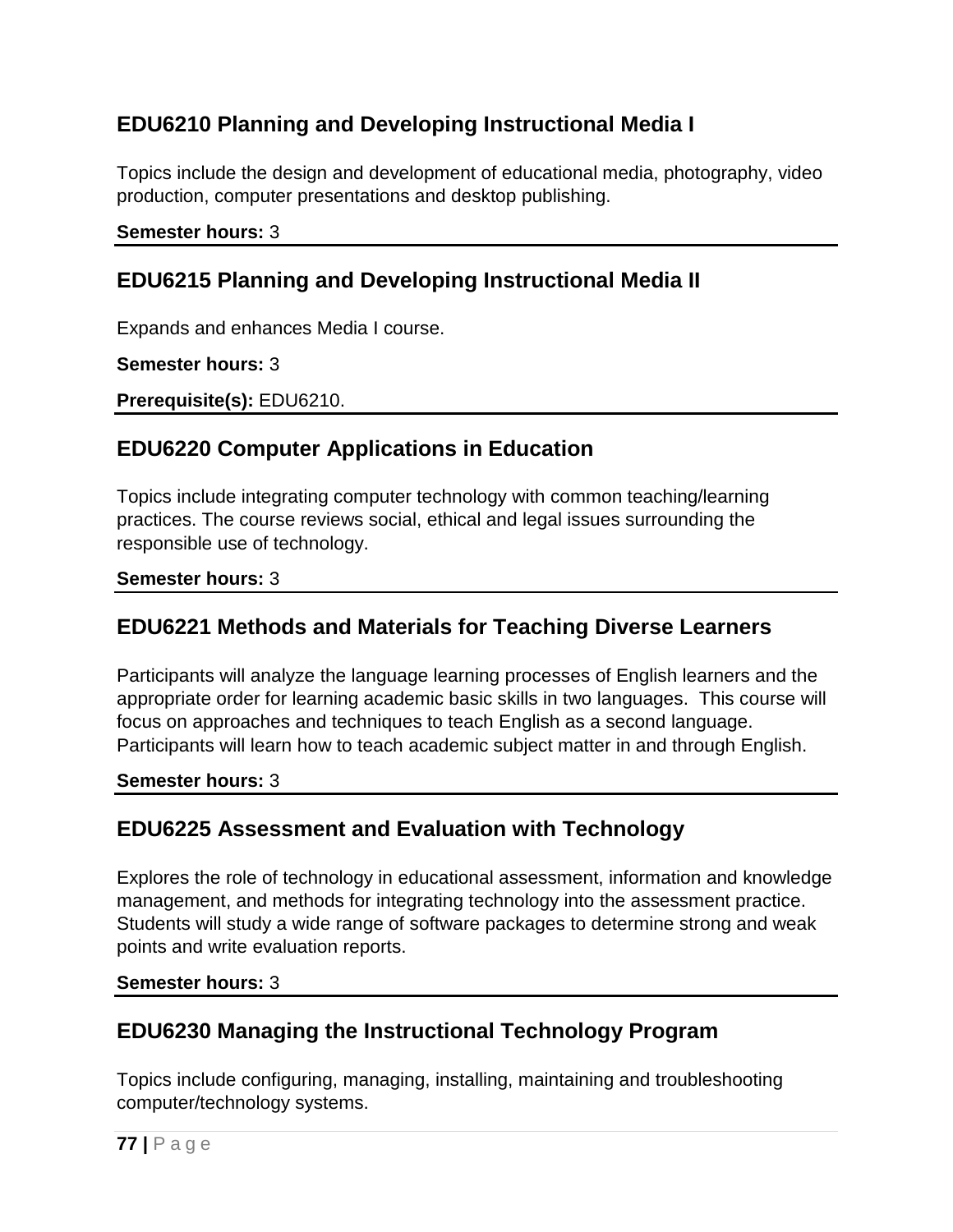## EDU6210 Planning and Developing Instructional Media I

Topics include the design and development of educational media, photography, video production, computer presentations and desktop publishing.

**Semester hours:** 3

## EDU6215 Planning and Developing Instructional Media II

Expands and enhances Media I course.

**Semester hours:** 3

**Prerequisite(s):** EDU6210.

## EDU6220 Computer Applications in Education

Topics include integrating computer technology with common teaching/learning practices. The course reviews social, ethical and legal issues surrounding the responsible use of technology.

**Semester hours:** 3

## EDU6221 Methods and Materials for Teaching Diverse Learners

Participants will analyze the language learning processes of English learners and the appropriate order for learning academic basic skills in two languages. This course will focus on approaches and techniques to teach English as a second language. Participants will learn how to teach academic subject matter in and through English.

**Semester hours:** 3

## EDU6225 Assessment and Evaluation with Technology

Explores the role of technology in educational assessment, information and knowledge management, and methods for integrating technology into the assessment practice. Students will study a wide range of software packages to determine strong and weak points and write evaluation reports.

**Semester hours:** 3

## EDU6230 Managing the Instructional Technology Program

Topics include configuring, managing, installing, maintaining and troubleshooting computer/technology systems.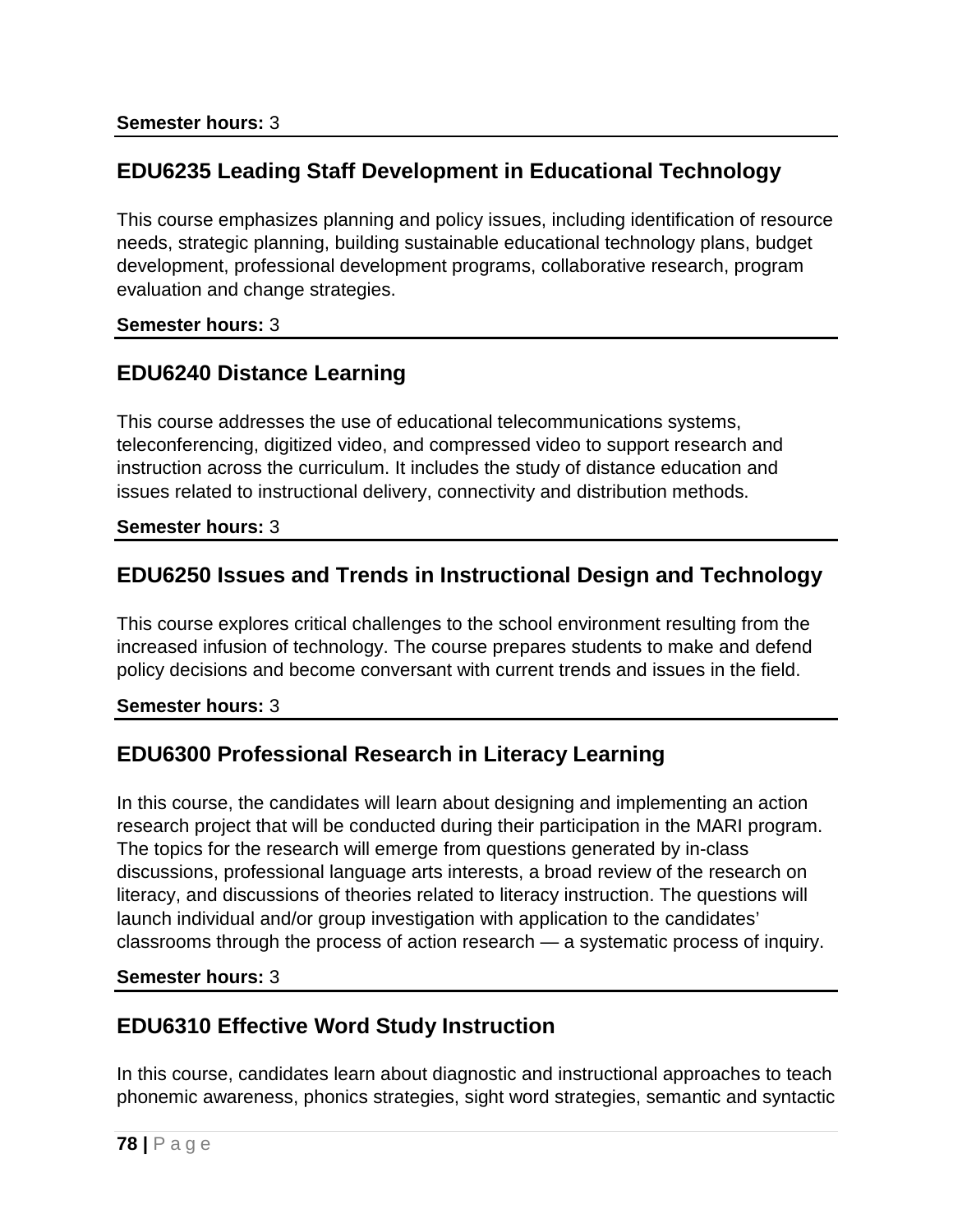**Semester hours:** 3

## EDU6235 Leading Staff Development in Educational Technology

This course emphasizes planning and policy issues, including identification of resource needs, strategic planning, building sustainable educational technology plans, budget development, professional development programs, collaborative research, program evaluation and change strategies.

**Semester hours:** 3

## EDU6240 Distance Learning

This course addresses the use of educational telecommunications systems, teleconferencing, digitized video, and compressed video to support research and instruction across the curriculum. It includes the study of distance education and issues related to instructional delivery, connectivity and distribution methods.

**Semester hours:** 3

## EDU6250 Issues and Trends in Instructional Design and Technology

This course explores critical challenges to the school environment resulting from the increased infusion of technology. The course prepares students to make and defend policy decisions and become conversant with current trends and issues in the field.

**Semester hours:** 3

## EDU6300 Professional Research in Literacy Learning

In this course, the candidates will learn about designing and implementing an action research project that will be conducted during their participation in the MARI program. The topics for the research will emerge from questions generated by in-class discussions, professional language arts interests, a broad review of the research on literacy, and discussions of theories related to literacy instruction. The questions will launch individual and/or group investigation with application to the candidates' classrooms through the process of action research — a systematic process of inquiry.

**Semester hours:** 3

## EDU6310 Effective Word Study Instruction

In this course, candidates learn about diagnostic and instructional approaches to teach phonemic awareness, phonics strategies, sight word strategies, semantic and syntactic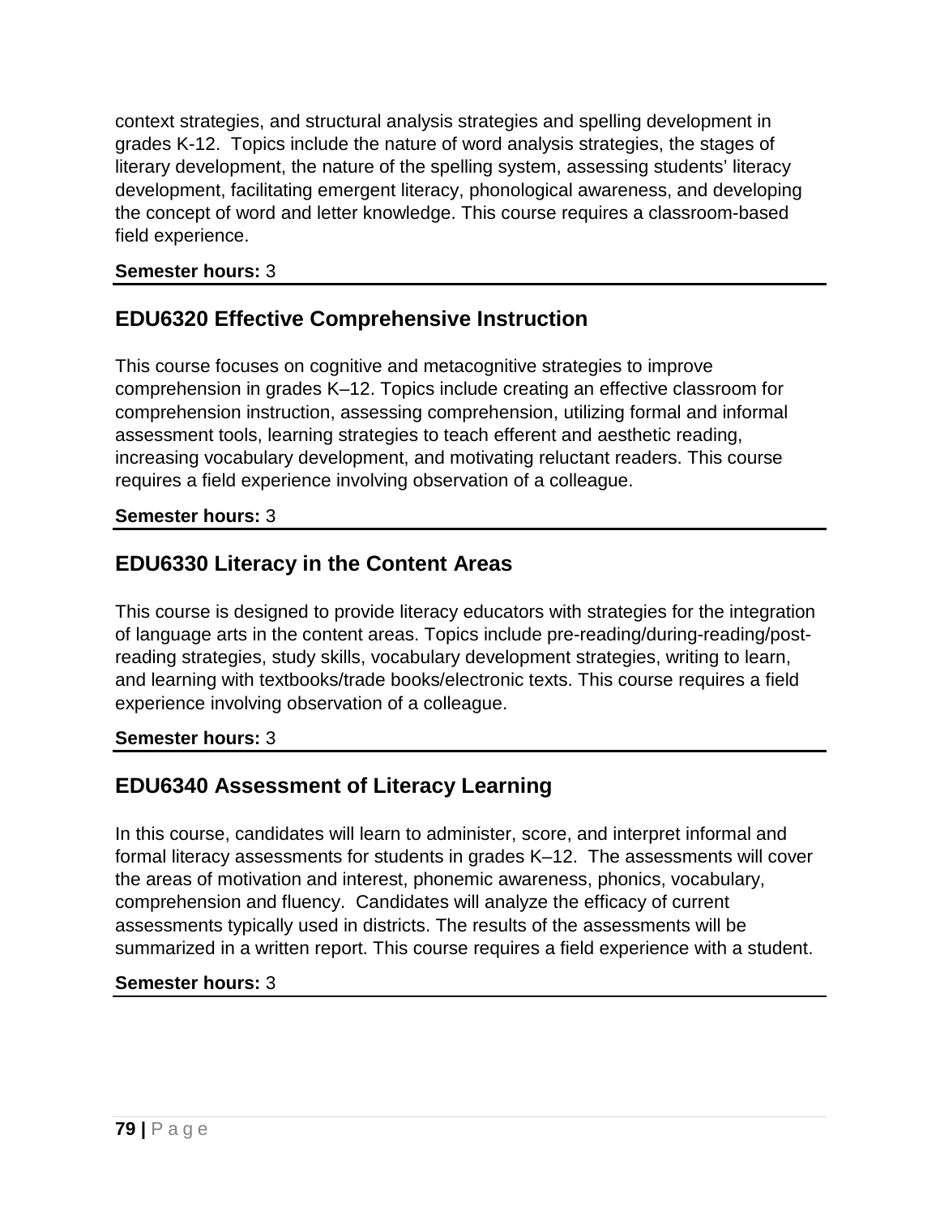context strategies, and structural analysis strategies and spelling development in grades K-12. Topics include the nature of word analysis strategies, the stages of literary development, the nature of the spelling system, assessing students' literacy development, facilitating emergent literacy, phonological awareness, and developing the concept of word and letter knowledge. This course requires a classroom-based field experience.

**Semester hours:** 3

## EDU6320 Effective Comprehensive Instruction

This course focuses on cognitive and metacognitive strategies to improve comprehension in grades K–12. Topics include creating an effective classroom for comprehension instruction, assessing comprehension, utilizing formal and informal assessment tools, learning strategies to teach efferent and aesthetic reading, increasing vocabulary development, and motivating reluctant readers. This course requires a field experience involving observation of a colleague.

**Semester hours:** 3

## EDU6330 Literacy in the Content Areas

This course is designed to provide literacy educators with strategies for the integration of language arts in the content areas. Topics include pre-reading/during-reading/post-reading strategies, study skills, vocabulary development strategies, writing to learn, and learning with textbooks/trade books/electronic texts. This course requires a field experience involving observation of a colleague.

**Semester hours:** 3

## EDU6340 Assessment of Literacy Learning

In this course, candidates will learn to administer, score, and interpret informal and formal literacy assessments for students in grades K–12. The assessments will cover the areas of motivation and interest, phonemic awareness, phonics, vocabulary, comprehension and fluency. Candidates will analyze the efficacy of current assessments typically used in districts. The results of the assessments will be summarized in a written report. This course requires a field experience with a student.

**Semester hours:** 3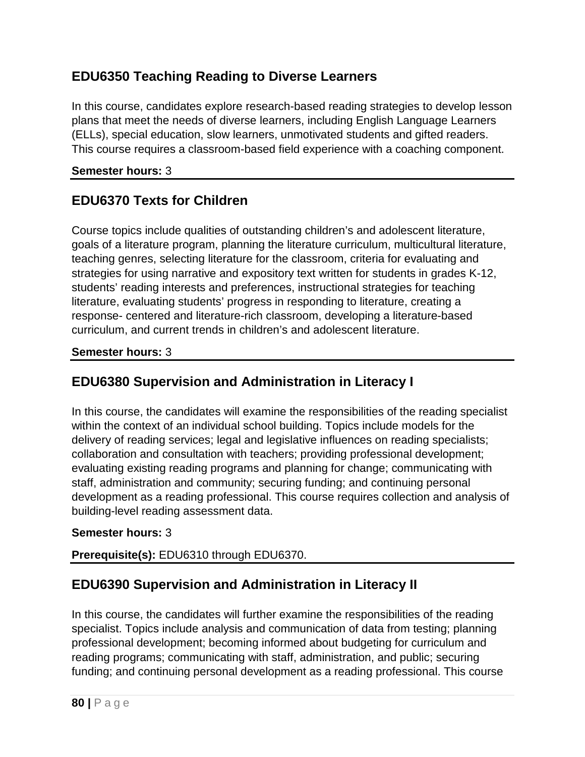## EDU6350 Teaching Reading to Diverse Learners

In this course, candidates explore research-based reading strategies to develop lesson plans that meet the needs of diverse learners, including English Language Learners (ELLs), special education, slow learners, unmotivated students and gifted readers. This course requires a classroom-based field experience with a coaching component.

**Semester hours:** 3

## EDU6370 Texts for Children

Course topics include qualities of outstanding children's and adolescent literature, goals of a literature program, planning the literature curriculum, multicultural literature, teaching genres, selecting literature for the classroom, criteria for evaluating and strategies for using narrative and expository text written for students in grades K-12, students' reading interests and preferences, instructional strategies for teaching literature, evaluating students' progress in responding to literature, creating a response- centered and literature-rich classroom, developing a literature-based curriculum, and current trends in children's and adolescent literature.

**Semester hours:** 3

## EDU6380 Supervision and Administration in Literacy I

In this course, the candidates will examine the responsibilities of the reading specialist within the context of an individual school building. Topics include models for the delivery of reading services; legal and legislative influences on reading specialists; collaboration and consultation with teachers; providing professional development; evaluating existing reading programs and planning for change; communicating with staff, administration and community; securing funding; and continuing personal development as a reading professional. This course requires collection and analysis of building-level reading assessment data.

**Semester hours:** 3

**Prerequisite(s):** EDU6310 through EDU6370.

## EDU6390 Supervision and Administration in Literacy II

In this course, the candidates will further examine the responsibilities of the reading specialist. Topics include analysis and communication of data from testing; planning professional development; becoming informed about budgeting for curriculum and reading programs; communicating with staff, administration, and public; securing funding; and continuing personal development as a reading professional. This course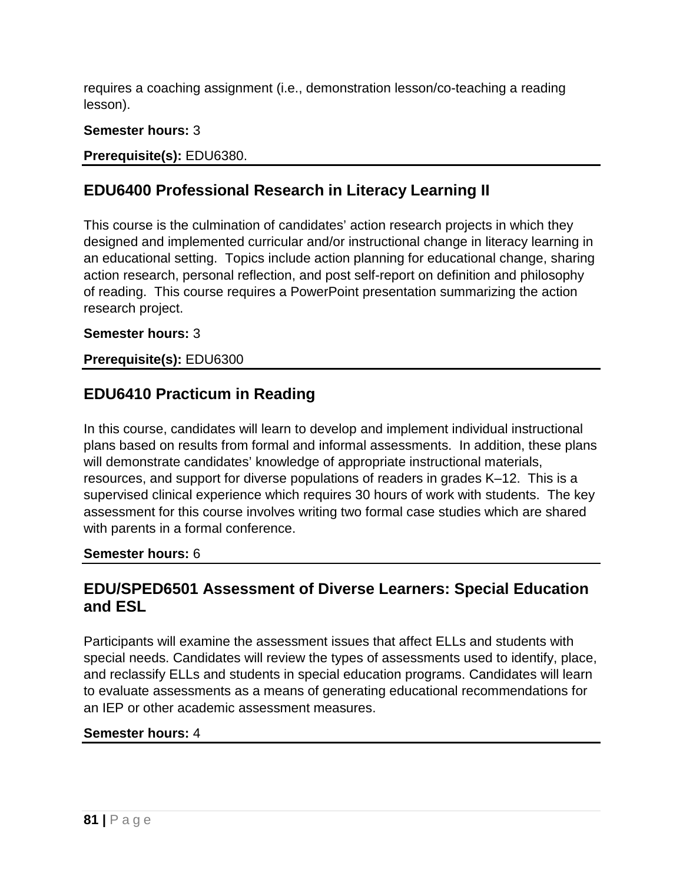requires a coaching assignment (i.e., demonstration lesson/co-teaching a reading lesson).

**Semester hours:** 3

**Prerequisite(s):** EDU6380.

## EDU6400 Professional Research in Literacy Learning II

This course is the culmination of candidates' action research projects in which they designed and implemented curricular and/or instructional change in literacy learning in an educational setting. Topics include action planning for educational change, sharing action research, personal reflection, and post self-report on definition and philosophy of reading. This course requires a PowerPoint presentation summarizing the action research project.

**Semester hours:** 3

**Prerequisite(s):** EDU6300

## EDU6410 Practicum in Reading

In this course, candidates will learn to develop and implement individual instructional plans based on results from formal and informal assessments. In addition, these plans will demonstrate candidates' knowledge of appropriate instructional materials, resources, and support for diverse populations of readers in grades K–12. This is a supervised clinical experience which requires 30 hours of work with students. The key assessment for this course involves writing two formal case studies which are shared with parents in a formal conference.

**Semester hours:** 6

## EDU/SPED6501 Assessment of Diverse Learners: Special Education and ESL

Participants will examine the assessment issues that affect ELLs and students with special needs. Candidates will review the types of assessments used to identify, place, and reclassify ELLs and students in special education programs. Candidates will learn to evaluate assessments as a means of generating educational recommendations for an IEP or other academic assessment measures.

**Semester hours:** 4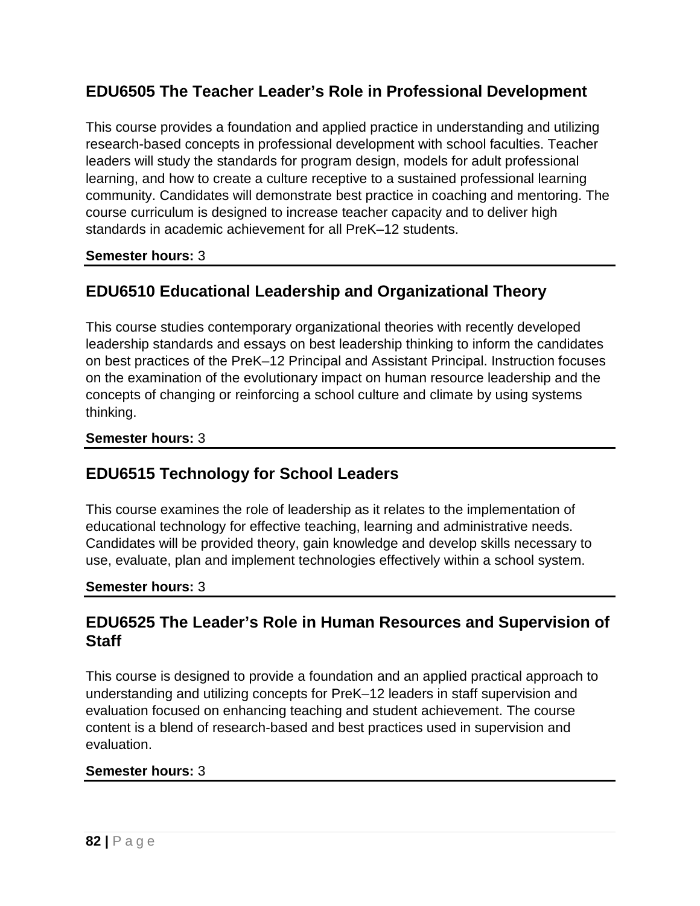## EDU6505 The Teacher Leader’s Role in Professional Development

This course provides a foundation and applied practice in understanding and utilizing research-based concepts in professional development with school faculties. Teacher leaders will study the standards for program design, models for adult professional learning, and how to create a culture receptive to a sustained professional learning community. Candidates will demonstrate best practice in coaching and mentoring. The course curriculum is designed to increase teacher capacity and to deliver high standards in academic achievement for all PreK–12 students.

**Semester hours:** 3

## EDU6510 Educational Leadership and Organizational Theory

This course studies contemporary organizational theories with recently developed leadership standards and essays on best leadership thinking to inform the candidates on best practices of the PreK–12 Principal and Assistant Principal. Instruction focuses on the examination of the evolutionary impact on human resource leadership and the concepts of changing or reinforcing a school culture and climate by using systems thinking.

**Semester hours:** 3

## EDU6515 Technology for School Leaders

This course examines the role of leadership as it relates to the implementation of educational technology for effective teaching, learning and administrative needs. Candidates will be provided theory, gain knowledge and develop skills necessary to use, evaluate, plan and implement technologies effectively within a school system.

**Semester hours:** 3

## EDU6525 The Leader’s Role in Human Resources and Supervision of Staff

This course is designed to provide a foundation and an applied practical approach to understanding and utilizing concepts for PreK–12 leaders in staff supervision and evaluation focused on enhancing teaching and student achievement. The course content is a blend of research-based and best practices used in supervision and evaluation.

**Semester hours:** 3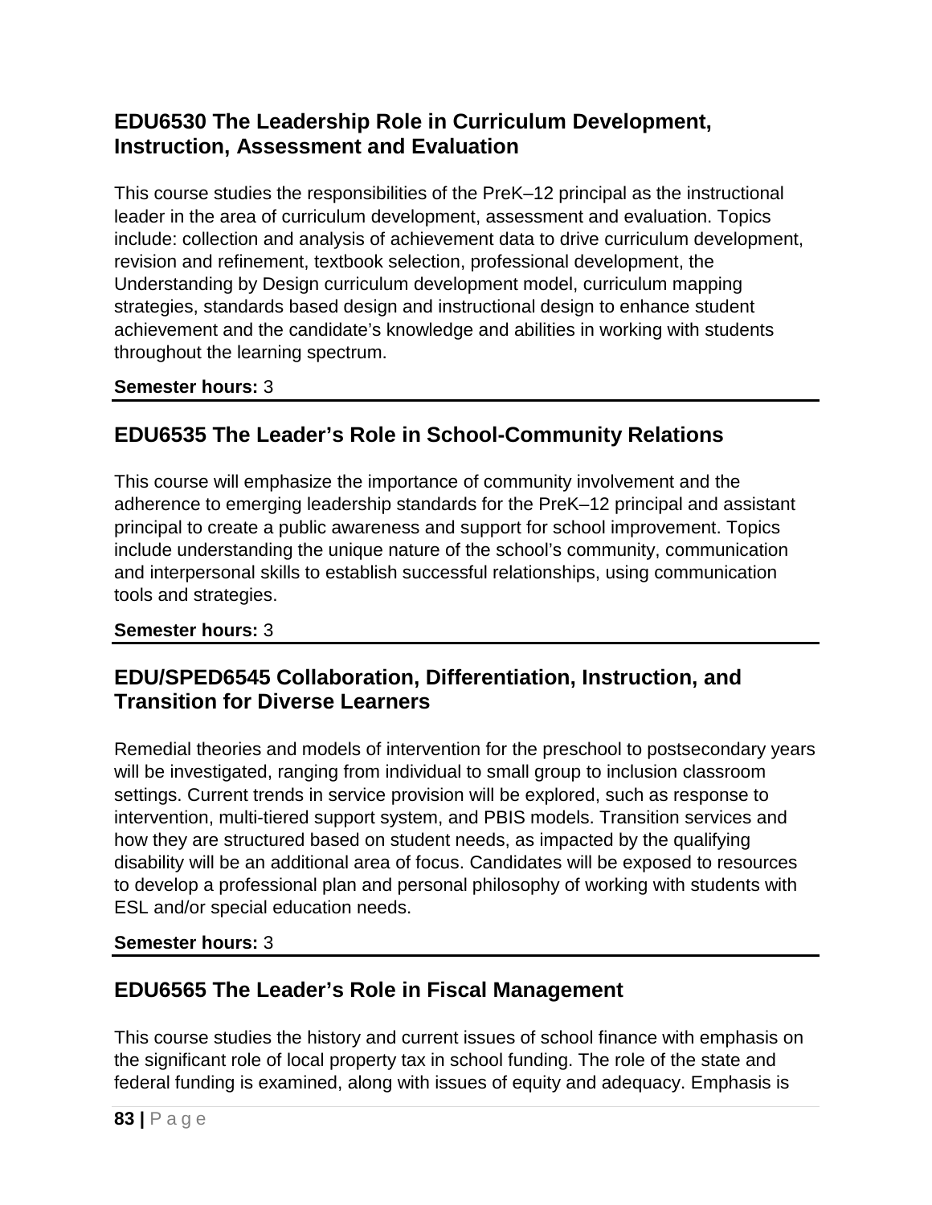## EDU6530 The Leadership Role in Curriculum Development, Instruction, Assessment and Evaluation

This course studies the responsibilities of the PreK–12 principal as the instructional leader in the area of curriculum development, assessment and evaluation. Topics include: collection and analysis of achievement data to drive curriculum development, revision and refinement, textbook selection, professional development, the Understanding by Design curriculum development model, curriculum mapping strategies, standards based design and instructional design to enhance student achievement and the candidate's knowledge and abilities in working with students throughout the learning spectrum.

**Semester hours:** 3

---

## EDU6535 The Leader's Role in School-Community Relations

This course will emphasize the importance of community involvement and the adherence to emerging leadership standards for the PreK–12 principal and assistant principal to create a public awareness and support for school improvement. Topics include understanding the unique nature of the school's community, communication and interpersonal skills to establish successful relationships, using communication tools and strategies.

**Semester hours:** 3

---

## EDU/SPED6545 Collaboration, Differentiation, Instruction, and Transition for Diverse Learners

Remedial theories and models of intervention for the preschool to postsecondary years will be investigated, ranging from individual to small group to inclusion classroom settings. Current trends in service provision will be explored, such as response to intervention, multi-tiered support system, and PBIS models. Transition services and how they are structured based on student needs, as impacted by the qualifying disability will be an additional area of focus. Candidates will be exposed to resources to develop a professional plan and personal philosophy of working with students with ESL and/or special education needs.

**Semester hours:** 3

---

## EDU6565 The Leader's Role in Fiscal Management

This course studies the history and current issues of school finance with emphasis on the significant role of local property tax in school funding. The role of the state and federal funding is examined, along with issues of equity and adequacy. Emphasis is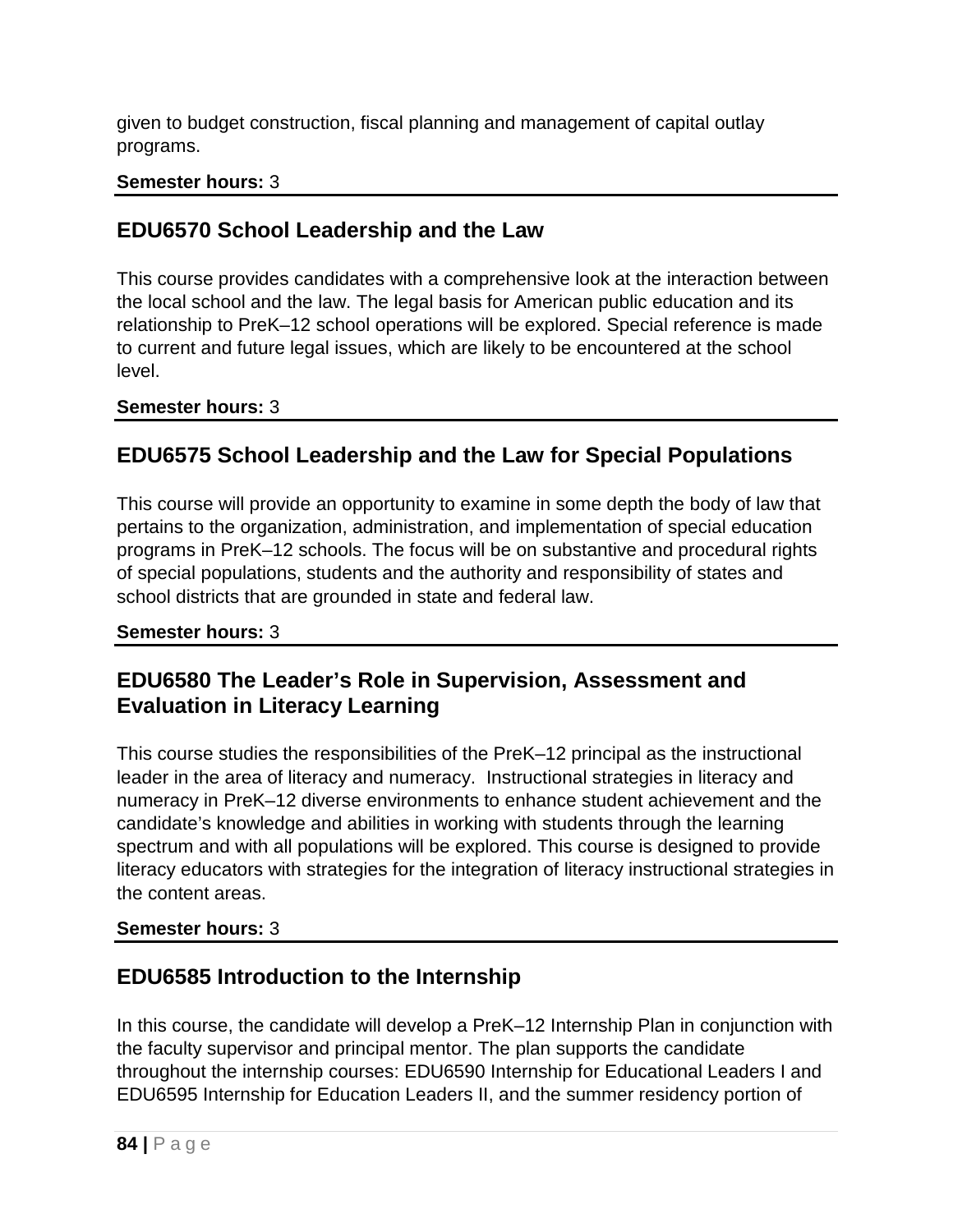given to budget construction, fiscal planning and management of capital outlay programs.

**Semester hours:** 3

## EDU6570 School Leadership and the Law

This course provides candidates with a comprehensive look at the interaction between the local school and the law. The legal basis for American public education and its relationship to PreK–12 school operations will be explored. Special reference is made to current and future legal issues, which are likely to be encountered at the school level.

**Semester hours:** 3

## EDU6575 School Leadership and the Law for Special Populations

This course will provide an opportunity to examine in some depth the body of law that pertains to the organization, administration, and implementation of special education programs in PreK–12 schools. The focus will be on substantive and procedural rights of special populations, students and the authority and responsibility of states and school districts that are grounded in state and federal law.

**Semester hours:** 3

## EDU6580 The Leader's Role in Supervision, Assessment and Evaluation in Literacy Learning

This course studies the responsibilities of the PreK–12 principal as the instructional leader in the area of literacy and numeracy. Instructional strategies in literacy and numeracy in PreK–12 diverse environments to enhance student achievement and the candidate's knowledge and abilities in working with students through the learning spectrum and with all populations will be explored. This course is designed to provide literacy educators with strategies for the integration of literacy instructional strategies in the content areas.

**Semester hours:** 3

## EDU6585 Introduction to the Internship

In this course, the candidate will develop a PreK–12 Internship Plan in conjunction with the faculty supervisor and principal mentor. The plan supports the candidate throughout the internship courses: EDU6590 Internship for Educational Leaders I and EDU6595 Internship for Education Leaders II, and the summer residency portion of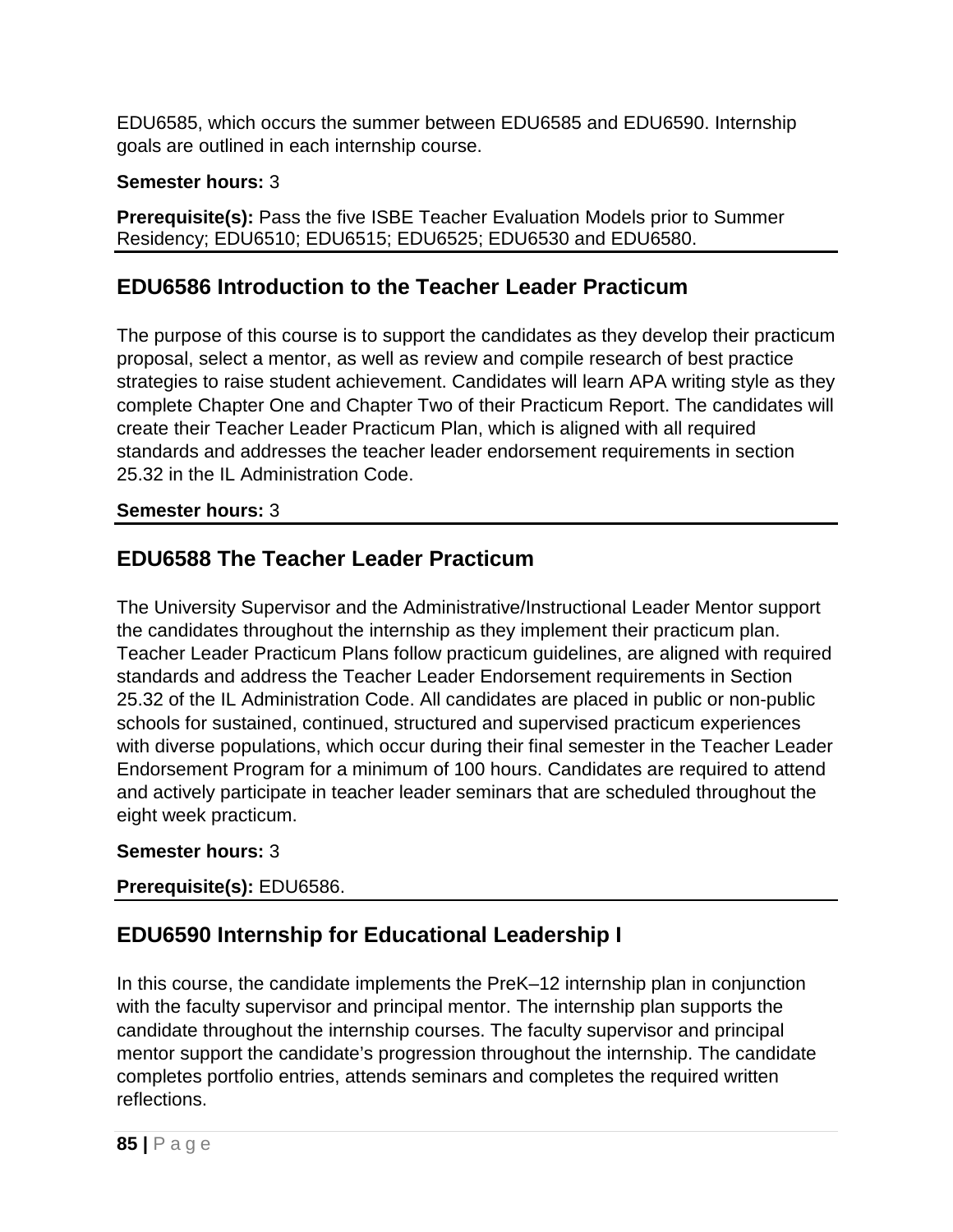EDU6585, which occurs the summer between EDU6585 and EDU6590. Internship goals are outlined in each internship course.

**Semester hours:** 3

**Prerequisite(s):** Pass the five ISBE Teacher Evaluation Models prior to Summer Residency; EDU6510; EDU6515; EDU6525; EDU6530 and EDU6580.

## EDU6586 Introduction to the Teacher Leader Practicum

The purpose of this course is to support the candidates as they develop their practicum proposal, select a mentor, as well as review and compile research of best practice strategies to raise student achievement. Candidates will learn APA writing style as they complete Chapter One and Chapter Two of their Practicum Report. The candidates will create their Teacher Leader Practicum Plan, which is aligned with all required standards and addresses the teacher leader endorsement requirements in section 25.32 in the IL Administration Code.

**Semester hours:** 3

## EDU6588 The Teacher Leader Practicum

The University Supervisor and the Administrative/Instructional Leader Mentor support the candidates throughout the internship as they implement their practicum plan. Teacher Leader Practicum Plans follow practicum guidelines, are aligned with required standards and address the Teacher Leader Endorsement requirements in Section 25.32 of the IL Administration Code. All candidates are placed in public or non-public schools for sustained, continued, structured and supervised practicum experiences with diverse populations, which occur during their final semester in the Teacher Leader Endorsement Program for a minimum of 100 hours. Candidates are required to attend and actively participate in teacher leader seminars that are scheduled throughout the eight week practicum.

**Semester hours:** 3

**Prerequisite(s):** EDU6586.

## EDU6590 Internship for Educational Leadership I

In this course, the candidate implements the PreK–12 internship plan in conjunction with the faculty supervisor and principal mentor. The internship plan supports the candidate throughout the internship courses. The faculty supervisor and principal mentor support the candidate's progression throughout the internship. The candidate completes portfolio entries, attends seminars and completes the required written reflections.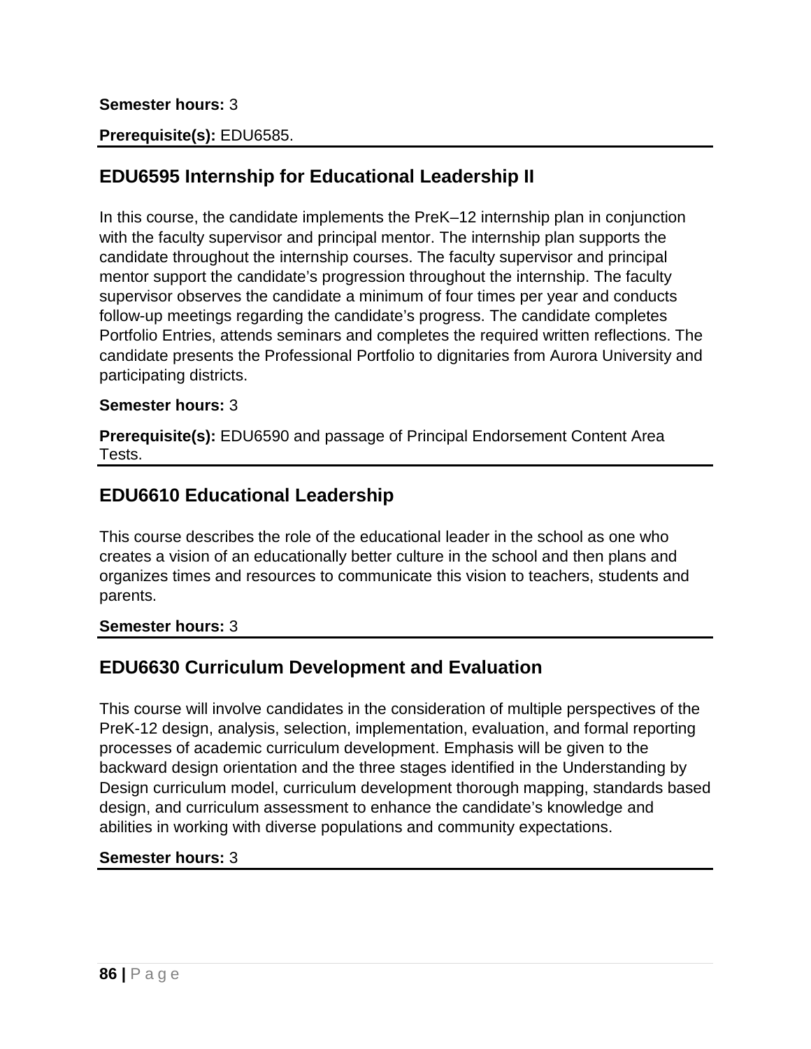**Semester hours:** 3

**Prerequisite(s):** EDU6585.

## EDU6595 Internship for Educational Leadership II

In this course, the candidate implements the PreK–12 internship plan in conjunction with the faculty supervisor and principal mentor. The internship plan supports the candidate throughout the internship courses. The faculty supervisor and principal mentor support the candidate's progression throughout the internship. The faculty supervisor observes the candidate a minimum of four times per year and conducts follow-up meetings regarding the candidate's progress. The candidate completes Portfolio Entries, attends seminars and completes the required written reflections. The candidate presents the Professional Portfolio to dignitaries from Aurora University and participating districts.

**Semester hours:** 3

**Prerequisite(s):** EDU6590 and passage of Principal Endorsement Content Area Tests.

## EDU6610 Educational Leadership

This course describes the role of the educational leader in the school as one who creates a vision of an educationally better culture in the school and then plans and organizes times and resources to communicate this vision to teachers, students and parents.

**Semester hours:** 3

## EDU6630 Curriculum Development and Evaluation

This course will involve candidates in the consideration of multiple perspectives of the PreK-12 design, analysis, selection, implementation, evaluation, and formal reporting processes of academic curriculum development. Emphasis will be given to the backward design orientation and the three stages identified in the Understanding by Design curriculum model, curriculum development thorough mapping, standards based design, and curriculum assessment to enhance the candidate's knowledge and abilities in working with diverse populations and community expectations.

**Semester hours:** 3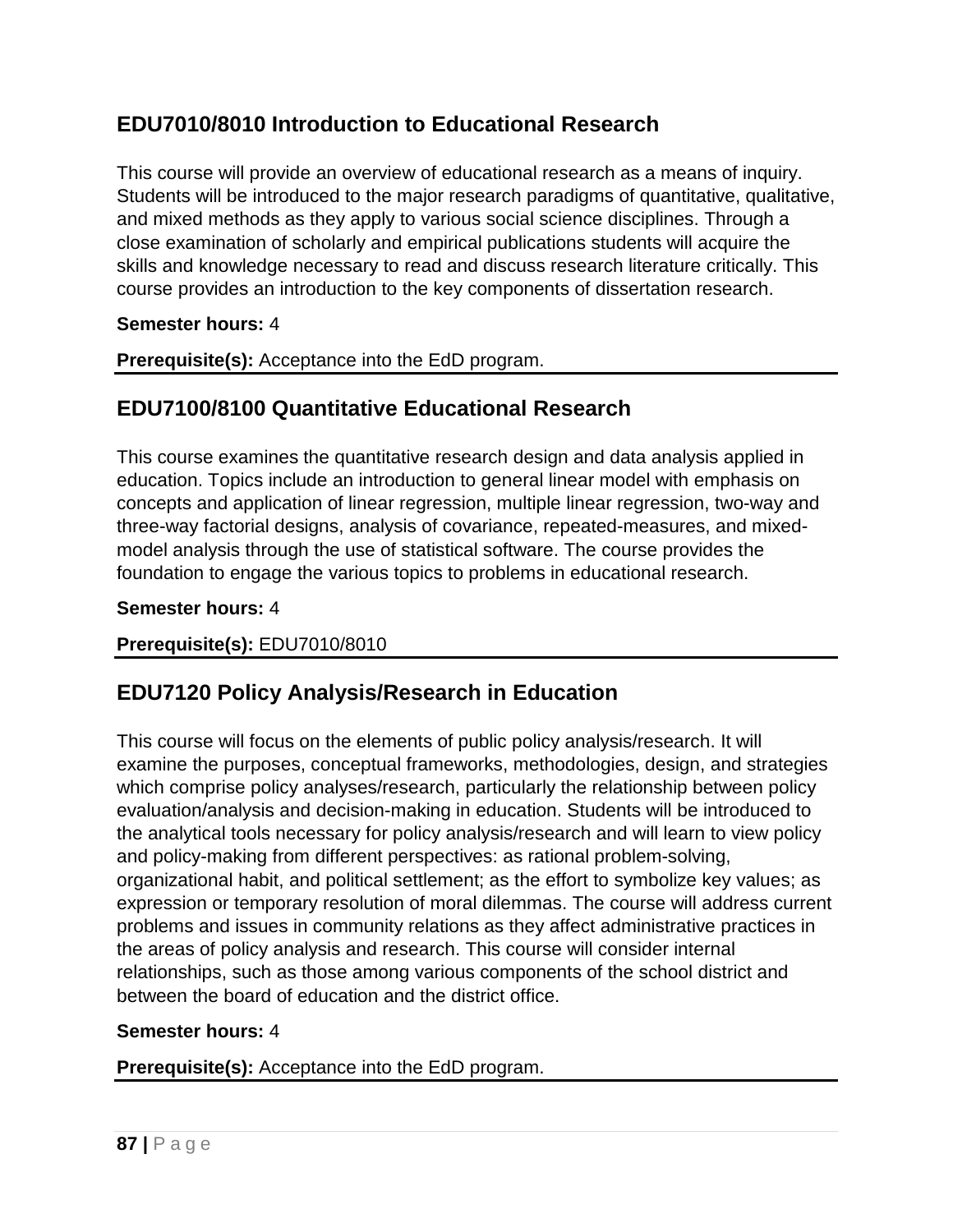## EDU7010/8010 Introduction to Educational Research

This course will provide an overview of educational research as a means of inquiry. Students will be introduced to the major research paradigms of quantitative, qualitative, and mixed methods as they apply to various social science disciplines. Through a close examination of scholarly and empirical publications students will acquire the skills and knowledge necessary to read and discuss research literature critically. This course provides an introduction to the key components of dissertation research.

**Semester hours:** 4

**Prerequisite(s):** Acceptance into the EdD program.

---

## EDU7100/8100 Quantitative Educational Research

This course examines the quantitative research design and data analysis applied in education. Topics include an introduction to general linear model with emphasis on concepts and application of linear regression, multiple linear regression, two-way and three-way factorial designs, analysis of covariance, repeated-measures, and mixed-model analysis through the use of statistical software. The course provides the foundation to engage the various topics to problems in educational research.

**Semester hours:** 4

**Prerequisite(s):** EDU7010/8010

---

## EDU7120 Policy Analysis/Research in Education

This course will focus on the elements of public policy analysis/research. It will examine the purposes, conceptual frameworks, methodologies, design, and strategies which comprise policy analyses/research, particularly the relationship between policy evaluation/analysis and decision-making in education. Students will be introduced to the analytical tools necessary for policy analysis/research and will learn to view policy and policy-making from different perspectives: as rational problem-solving, organizational habit, and political settlement; as the effort to symbolize key values; as expression or temporary resolution of moral dilemmas. The course will address current problems and issues in community relations as they affect administrative practices in the areas of policy analysis and research. This course will consider internal relationships, such as those among various components of the school district and between the board of education and the district office.

**Semester hours:** 4

**Prerequisite(s):** Acceptance into the EdD program.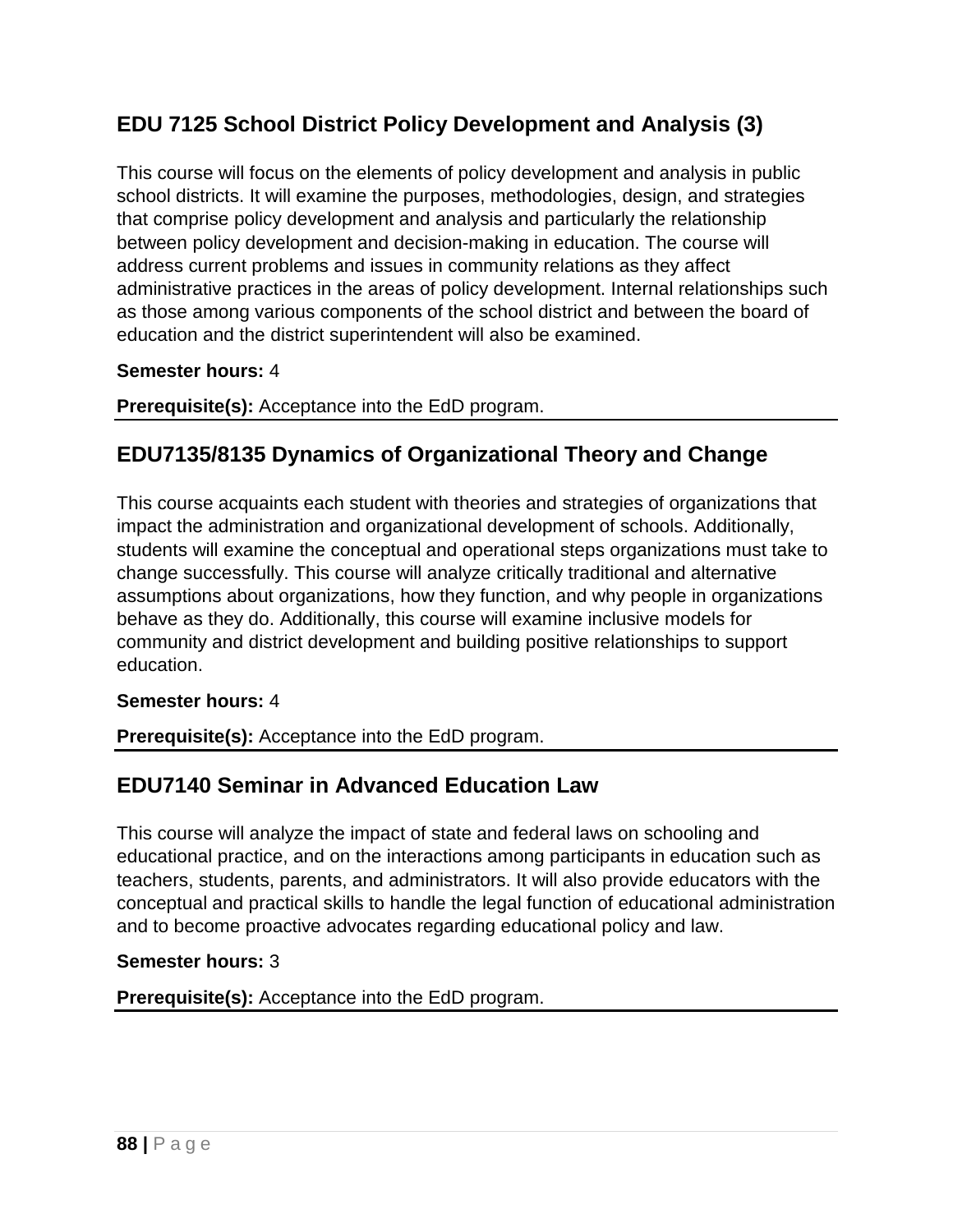## EDU 7125 School District Policy Development and Analysis (3)

This course will focus on the elements of policy development and analysis in public school districts. It will examine the purposes, methodologies, design, and strategies that comprise policy development and analysis and particularly the relationship between policy development and decision-making in education. The course will address current problems and issues in community relations as they affect administrative practices in the areas of policy development. Internal relationships such as those among various components of the school district and between the board of education and the district superintendent will also be examined.

**Semester hours:** 4

**Prerequisite(s):** Acceptance into the EdD program.

## EDU7135/8135 Dynamics of Organizational Theory and Change

This course acquaints each student with theories and strategies of organizations that impact the administration and organizational development of schools. Additionally, students will examine the conceptual and operational steps organizations must take to change successfully. This course will analyze critically traditional and alternative assumptions about organizations, how they function, and why people in organizations behave as they do. Additionally, this course will examine inclusive models for community and district development and building positive relationships to support education.

**Semester hours:** 4

**Prerequisite(s):** Acceptance into the EdD program.

## EDU7140 Seminar in Advanced Education Law

This course will analyze the impact of state and federal laws on schooling and educational practice, and on the interactions among participants in education such as teachers, students, parents, and administrators. It will also provide educators with the conceptual and practical skills to handle the legal function of educational administration and to become proactive advocates regarding educational policy and law.

**Semester hours:** 3

**Prerequisite(s):** Acceptance into the EdD program.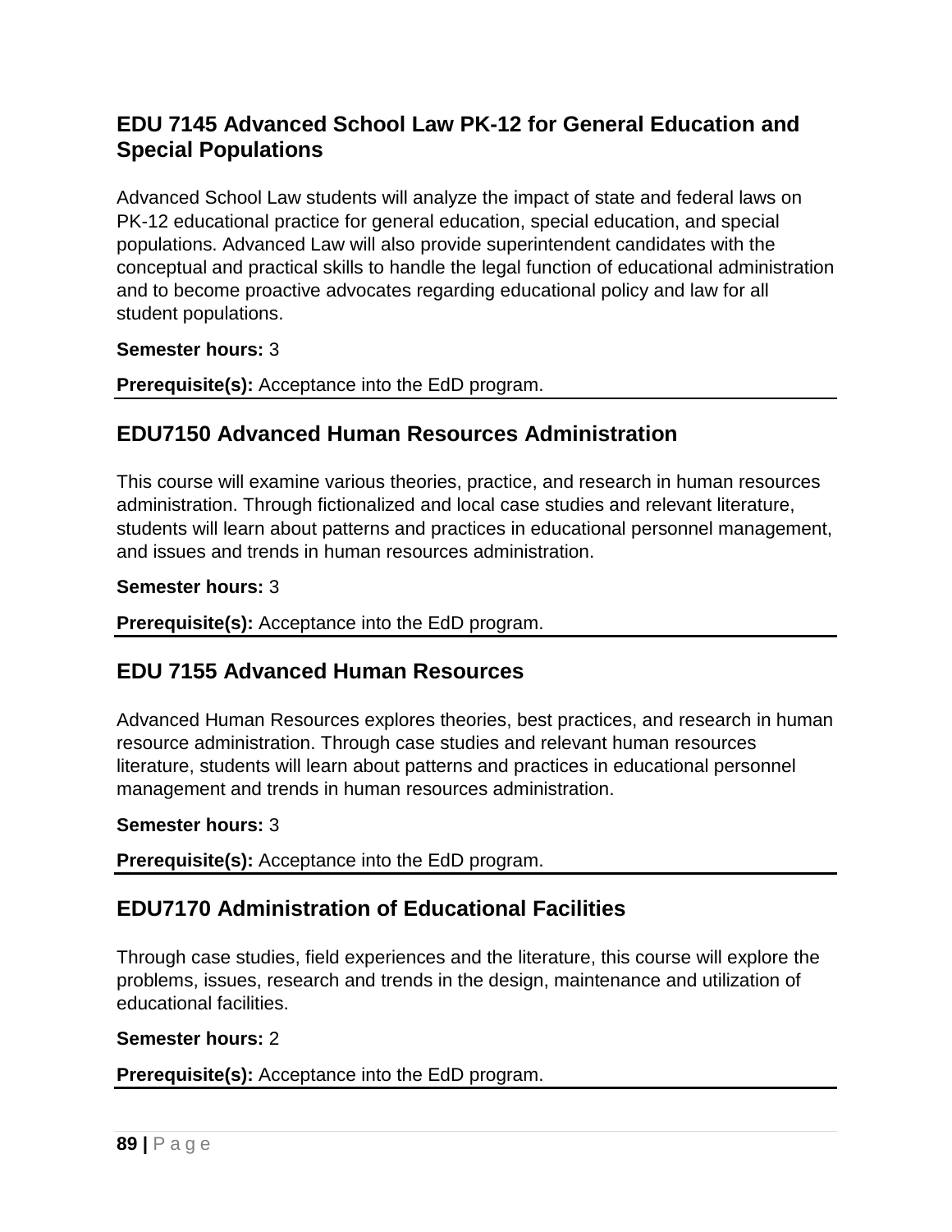## EDU 7145 Advanced School Law PK-12 for General Education and Special Populations

Advanced School Law students will analyze the impact of state and federal laws on PK-12 educational practice for general education, special education, and special populations. Advanced Law will also provide superintendent candidates with the conceptual and practical skills to handle the legal function of educational administration and to become proactive advocates regarding educational policy and law for all student populations.

**Semester hours:** 3

**Prerequisite(s):** Acceptance into the EdD program.

---

## EDU7150 Advanced Human Resources Administration

This course will examine various theories, practice, and research in human resources administration. Through fictionalized and local case studies and relevant literature, students will learn about patterns and practices in educational personnel management, and issues and trends in human resources administration.

**Semester hours:** 3

**Prerequisite(s):** Acceptance into the EdD program.

---

## EDU 7155 Advanced Human Resources

Advanced Human Resources explores theories, best practices, and research in human resource administration. Through case studies and relevant human resources literature, students will learn about patterns and practices in educational personnel management and trends in human resources administration.

**Semester hours:** 3

**Prerequisite(s):** Acceptance into the EdD program.

---

## EDU7170 Administration of Educational Facilities

Through case studies, field experiences and the literature, this course will explore the problems, issues, research and trends in the design, maintenance and utilization of educational facilities.

**Semester hours:** 2

**Prerequisite(s):** Acceptance into the EdD program.

---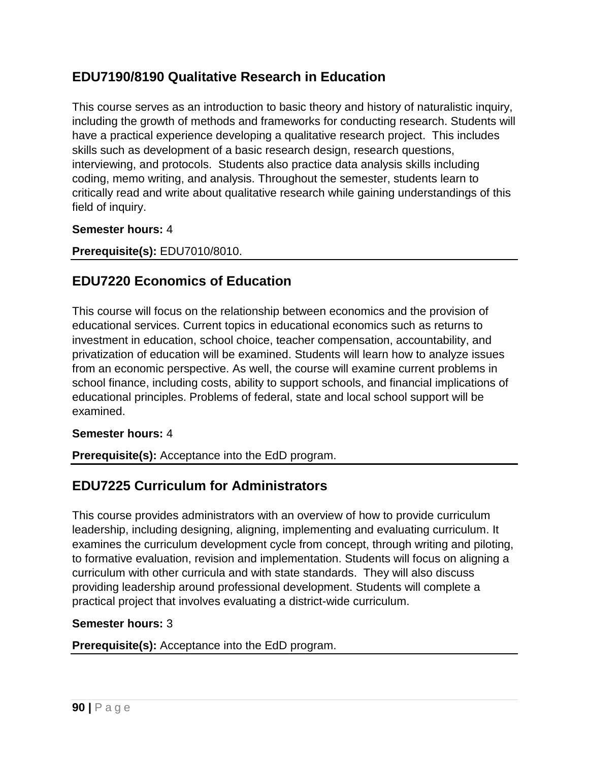## EDU7190/8190 Qualitative Research in Education

This course serves as an introduction to basic theory and history of naturalistic inquiry, including the growth of methods and frameworks for conducting research. Students will have a practical experience developing a qualitative research project. This includes skills such as development of a basic research design, research questions, interviewing, and protocols. Students also practice data analysis skills including coding, memo writing, and analysis. Throughout the semester, students learn to critically read and write about qualitative research while gaining understandings of this field of inquiry.

**Semester hours:** 4

**Prerequisite(s):** EDU7010/8010.

## EDU7220 Economics of Education

This course will focus on the relationship between economics and the provision of educational services. Current topics in educational economics such as returns to investment in education, school choice, teacher compensation, accountability, and privatization of education will be examined. Students will learn how to analyze issues from an economic perspective. As well, the course will examine current problems in school finance, including costs, ability to support schools, and financial implications of educational principles. Problems of federal, state and local school support will be examined.

**Semester hours:** 4

**Prerequisite(s):** Acceptance into the EdD program.

## EDU7225 Curriculum for Administrators

This course provides administrators with an overview of how to provide curriculum leadership, including designing, aligning, implementing and evaluating curriculum. It examines the curriculum development cycle from concept, through writing and piloting, to formative evaluation, revision and implementation. Students will focus on aligning a curriculum with other curricula and with state standards. They will also discuss providing leadership around professional development. Students will complete a practical project that involves evaluating a district-wide curriculum.

**Semester hours:** 3

**Prerequisite(s):** Acceptance into the EdD program.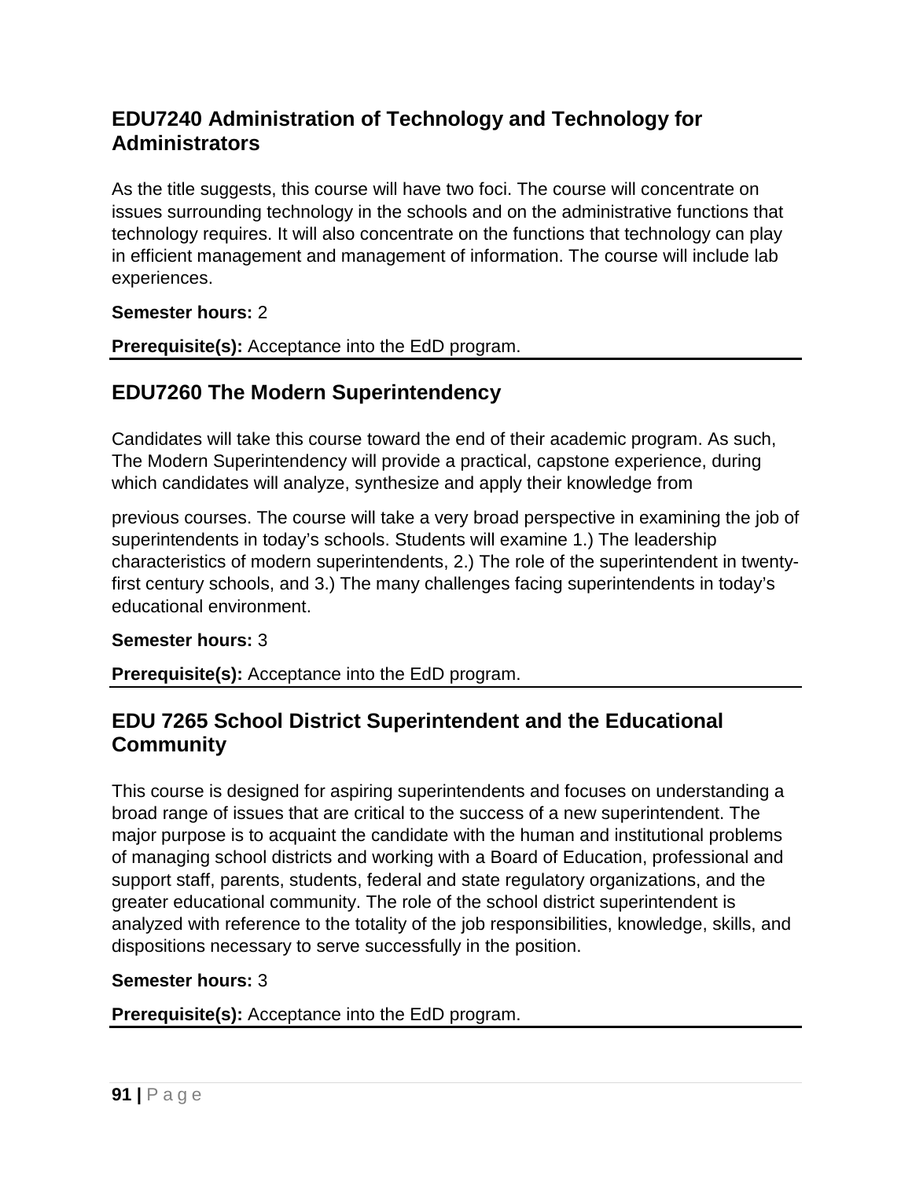## EDU7240 Administration of Technology and Technology for Administrators

As the title suggests, this course will have two foci. The course will concentrate on issues surrounding technology in the schools and on the administrative functions that technology requires. It will also concentrate on the functions that technology can play in efficient management and management of information. The course will include lab experiences.

**Semester hours:** 2

**Prerequisite(s):** Acceptance into the EdD program.

## EDU7260 The Modern Superintendency

Candidates will take this course toward the end of their academic program. As such, The Modern Superintendency will provide a practical, capstone experience, during which candidates will analyze, synthesize and apply their knowledge from

previous courses. The course will take a very broad perspective in examining the job of superintendents in today's schools. Students will examine 1.) The leadership characteristics of modern superintendents, 2.) The role of the superintendent in twenty-first century schools, and 3.) The many challenges facing superintendents in today's educational environment.

**Semester hours:** 3

**Prerequisite(s):** Acceptance into the EdD program.

## EDU 7265 School District Superintendent and the Educational Community

This course is designed for aspiring superintendents and focuses on understanding a broad range of issues that are critical to the success of a new superintendent. The major purpose is to acquaint the candidate with the human and institutional problems of managing school districts and working with a Board of Education, professional and support staff, parents, students, federal and state regulatory organizations, and the greater educational community. The role of the school district superintendent is analyzed with reference to the totality of the job responsibilities, knowledge, skills, and dispositions necessary to serve successfully in the position.

**Semester hours:** 3

**Prerequisite(s):** Acceptance into the EdD program.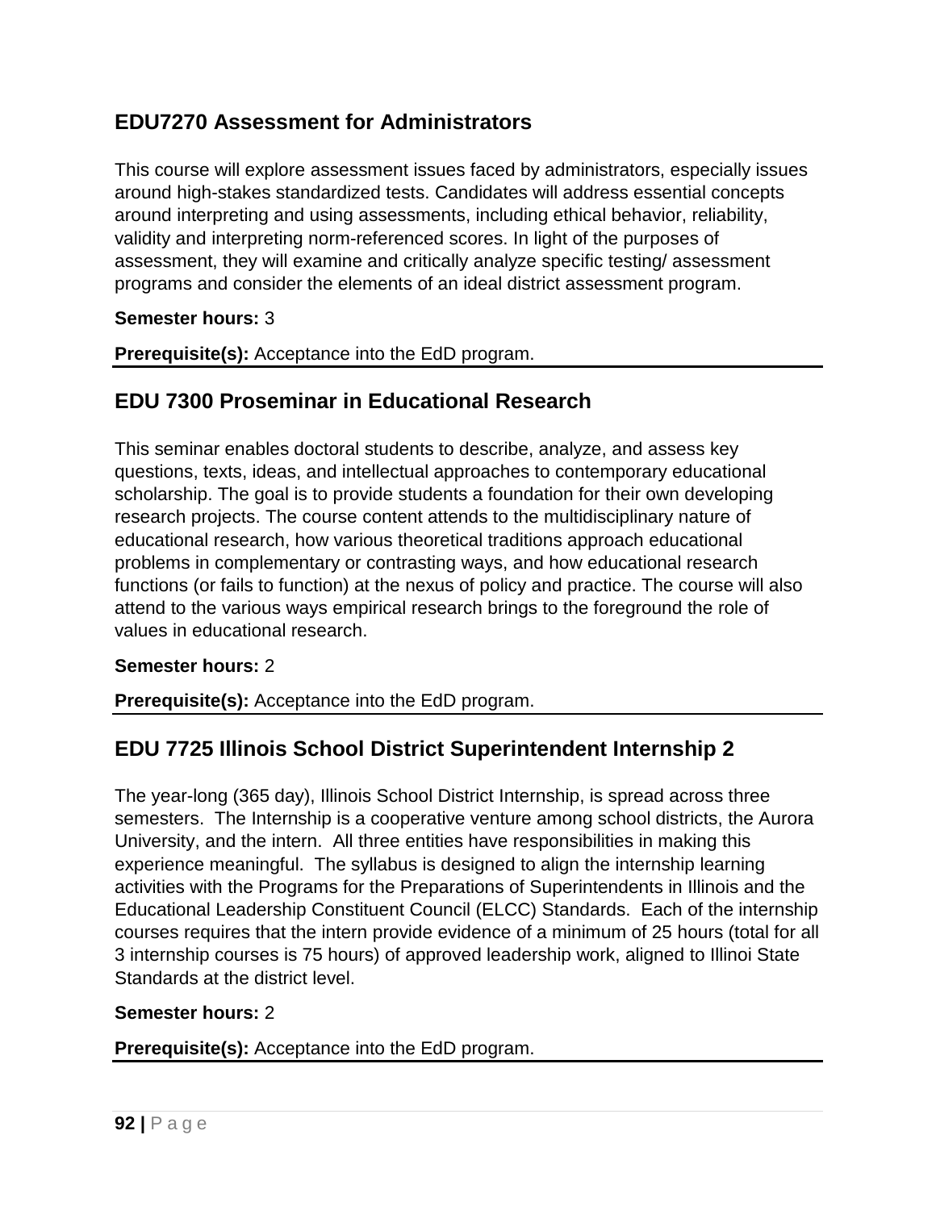## EDU7270 Assessment for Administrators

This course will explore assessment issues faced by administrators, especially issues around high-stakes standardized tests. Candidates will address essential concepts around interpreting and using assessments, including ethical behavior, reliability, validity and interpreting norm-referenced scores. In light of the purposes of assessment, they will examine and critically analyze specific testing/ assessment programs and consider the elements of an ideal district assessment program.

**Semester hours:** 3

**Prerequisite(s):** Acceptance into the EdD program.

## EDU 7300 Proseminar in Educational Research

This seminar enables doctoral students to describe, analyze, and assess key questions, texts, ideas, and intellectual approaches to contemporary educational scholarship. The goal is to provide students a foundation for their own developing research projects. The course content attends to the multidisciplinary nature of educational research, how various theoretical traditions approach educational problems in complementary or contrasting ways, and how educational research functions (or fails to function) at the nexus of policy and practice. The course will also attend to the various ways empirical research brings to the foreground the role of values in educational research.

**Semester hours:** 2

**Prerequisite(s):** Acceptance into the EdD program.

## EDU 7725 Illinois School District Superintendent Internship 2

The year-long (365 day), Illinois School District Internship, is spread across three semesters. The Internship is a cooperative venture among school districts, the Aurora University, and the intern. All three entities have responsibilities in making this experience meaningful. The syllabus is designed to align the internship learning activities with the Programs for the Preparations of Superintendents in Illinois and the Educational Leadership Constituent Council (ELCC) Standards. Each of the internship courses requires that the intern provide evidence of a minimum of 25 hours (total for all 3 internship courses is 75 hours) of approved leadership work, aligned to Illinoi State Standards at the district level.

**Semester hours:** 2

**Prerequisite(s):** Acceptance into the EdD program.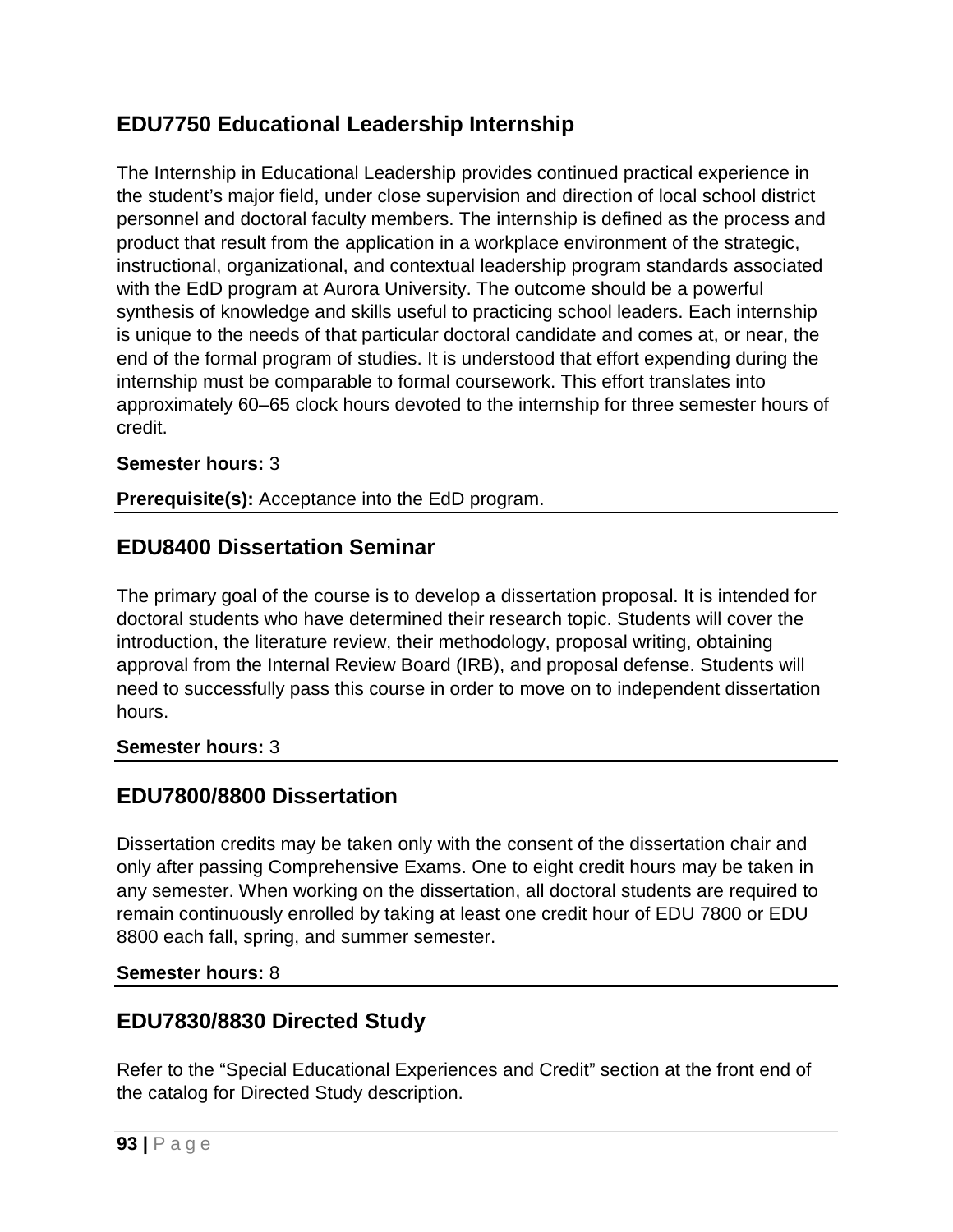## EDU7750 Educational Leadership Internship

The Internship in Educational Leadership provides continued practical experience in the student's major field, under close supervision and direction of local school district personnel and doctoral faculty members. The internship is defined as the process and product that result from the application in a workplace environment of the strategic, instructional, organizational, and contextual leadership program standards associated with the EdD program at Aurora University. The outcome should be a powerful synthesis of knowledge and skills useful to practicing school leaders. Each internship is unique to the needs of that particular doctoral candidate and comes at, or near, the end of the formal program of studies. It is understood that effort expending during the internship must be comparable to formal coursework. This effort translates into approximately 60–65 clock hours devoted to the internship for three semester hours of credit.

**Semester hours:** 3

**Prerequisite(s):** Acceptance into the EdD program.

## EDU8400 Dissertation Seminar

The primary goal of the course is to develop a dissertation proposal. It is intended for doctoral students who have determined their research topic. Students will cover the introduction, the literature review, their methodology, proposal writing, obtaining approval from the Internal Review Board (IRB), and proposal defense. Students will need to successfully pass this course in order to move on to independent dissertation hours.

**Semester hours:** 3

## EDU7800/8800 Dissertation

Dissertation credits may be taken only with the consent of the dissertation chair and only after passing Comprehensive Exams. One to eight credit hours may be taken in any semester. When working on the dissertation, all doctoral students are required to remain continuously enrolled by taking at least one credit hour of EDU 7800 or EDU 8800 each fall, spring, and summer semester.

**Semester hours:** 8

## EDU7830/8830 Directed Study

Refer to the "Special Educational Experiences and Credit" section at the front end of the catalog for Directed Study description.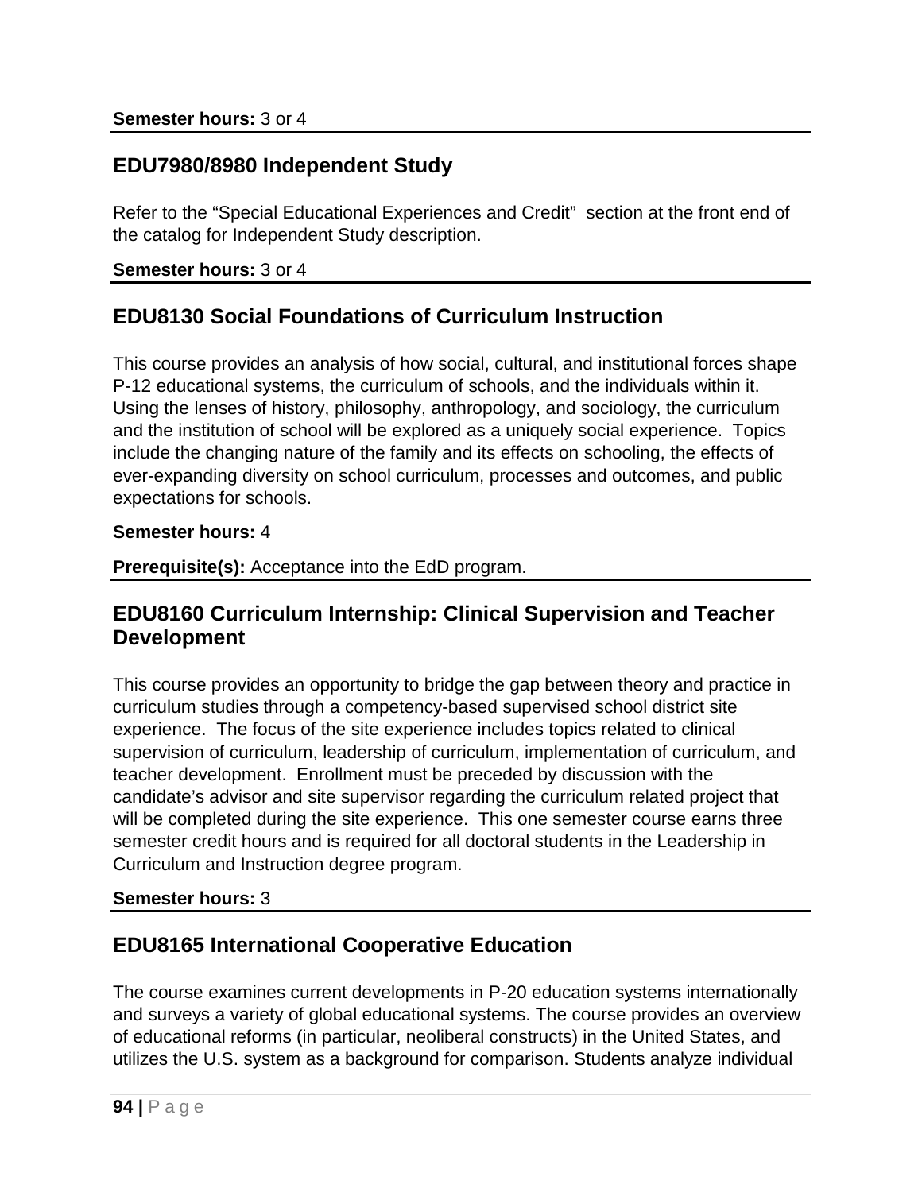**Semester hours:** 3 or 4

## EDU7980/8980 Independent Study

Refer to the “Special Educational Experiences and Credit” section at the front end of the catalog for Independent Study description.

**Semester hours:** 3 or 4

## EDU8130 Social Foundations of Curriculum Instruction

This course provides an analysis of how social, cultural, and institutional forces shape P-12 educational systems, the curriculum of schools, and the individuals within it. Using the lenses of history, philosophy, anthropology, and sociology, the curriculum and the institution of school will be explored as a uniquely social experience. Topics include the changing nature of the family and its effects on schooling, the effects of ever-expanding diversity on school curriculum, processes and outcomes, and public expectations for schools.

**Semester hours:** 4

**Prerequisite(s):** Acceptance into the EdD program.

## EDU8160 Curriculum Internship: Clinical Supervision and Teacher Development

This course provides an opportunity to bridge the gap between theory and practice in curriculum studies through a competency-based supervised school district site experience. The focus of the site experience includes topics related to clinical supervision of curriculum, leadership of curriculum, implementation of curriculum, and teacher development. Enrollment must be preceded by discussion with the candidate’s advisor and site supervisor regarding the curriculum related project that will be completed during the site experience. This one semester course earns three semester credit hours and is required for all doctoral students in the Leadership in Curriculum and Instruction degree program.

**Semester hours:** 3

## EDU8165 International Cooperative Education

The course examines current developments in P-20 education systems internationally and surveys a variety of global educational systems. The course provides an overview of educational reforms (in particular, neoliberal constructs) in the United States, and utilizes the U.S. system as a background for comparison. Students analyze individual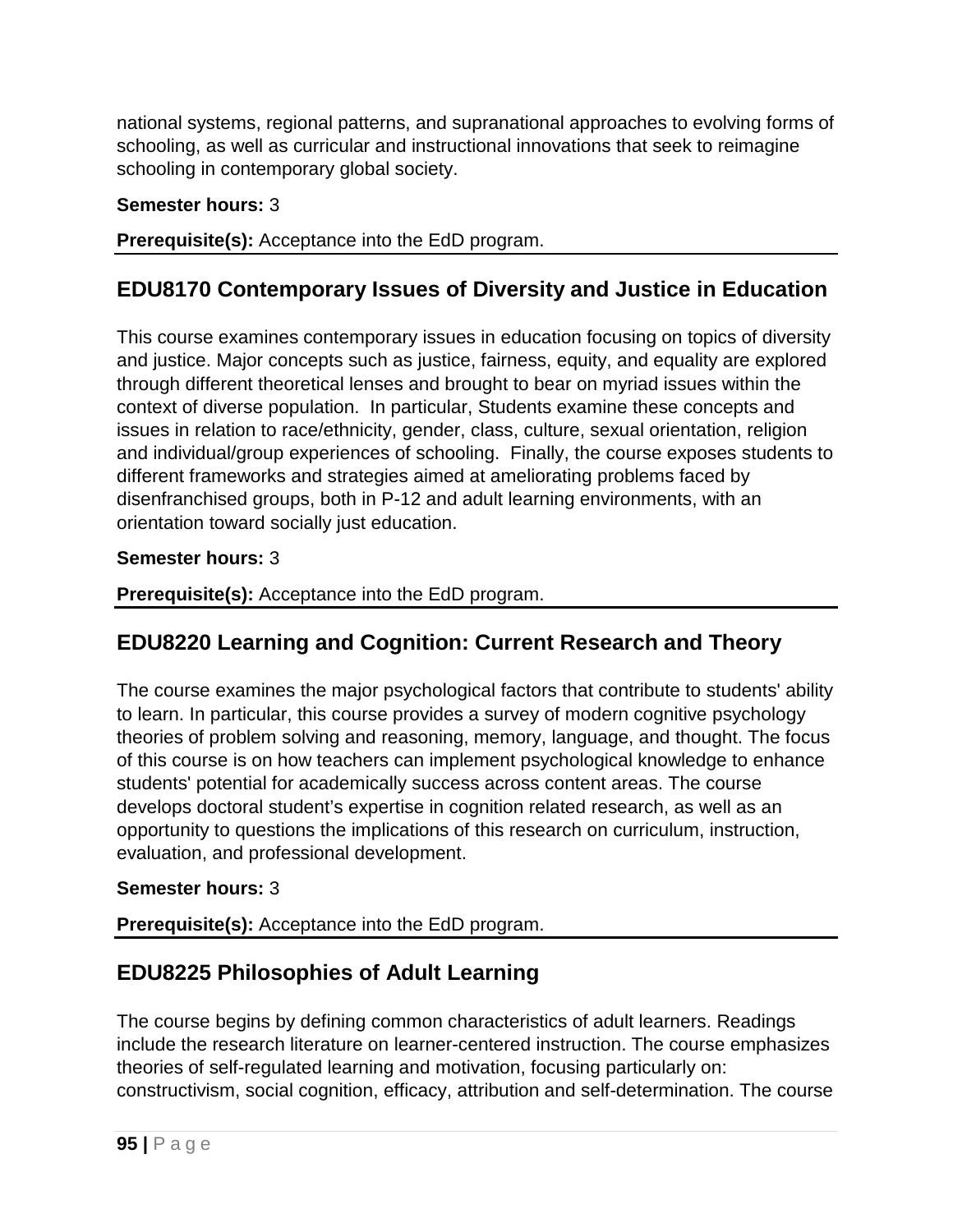national systems, regional patterns, and supranational approaches to evolving forms of schooling, as well as curricular and instructional innovations that seek to reimagine schooling in contemporary global society.

**Semester hours:** 3

**Prerequisite(s):** Acceptance into the EdD program.

## EDU8170 Contemporary Issues of Diversity and Justice in Education

This course examines contemporary issues in education focusing on topics of diversity and justice. Major concepts such as justice, fairness, equity, and equality are explored through different theoretical lenses and brought to bear on myriad issues within the context of diverse population. In particular, Students examine these concepts and issues in relation to race/ethnicity, gender, class, culture, sexual orientation, religion and individual/group experiences of schooling. Finally, the course exposes students to different frameworks and strategies aimed at ameliorating problems faced by disenfranchised groups, both in P-12 and adult learning environments, with an orientation toward socially just education.

**Semester hours:** 3

**Prerequisite(s):** Acceptance into the EdD program.

## EDU8220 Learning and Cognition: Current Research and Theory

The course examines the major psychological factors that contribute to students' ability to learn. In particular, this course provides a survey of modern cognitive psychology theories of problem solving and reasoning, memory, language, and thought. The focus of this course is on how teachers can implement psychological knowledge to enhance students' potential for academically success across content areas. The course develops doctoral student's expertise in cognition related research, as well as an opportunity to questions the implications of this research on curriculum, instruction, evaluation, and professional development.

**Semester hours:** 3

**Prerequisite(s):** Acceptance into the EdD program.

## EDU8225 Philosophies of Adult Learning

The course begins by defining common characteristics of adult learners. Readings include the research literature on learner-centered instruction. The course emphasizes theories of self-regulated learning and motivation, focusing particularly on: constructivism, social cognition, efficacy, attribution and self-determination. The course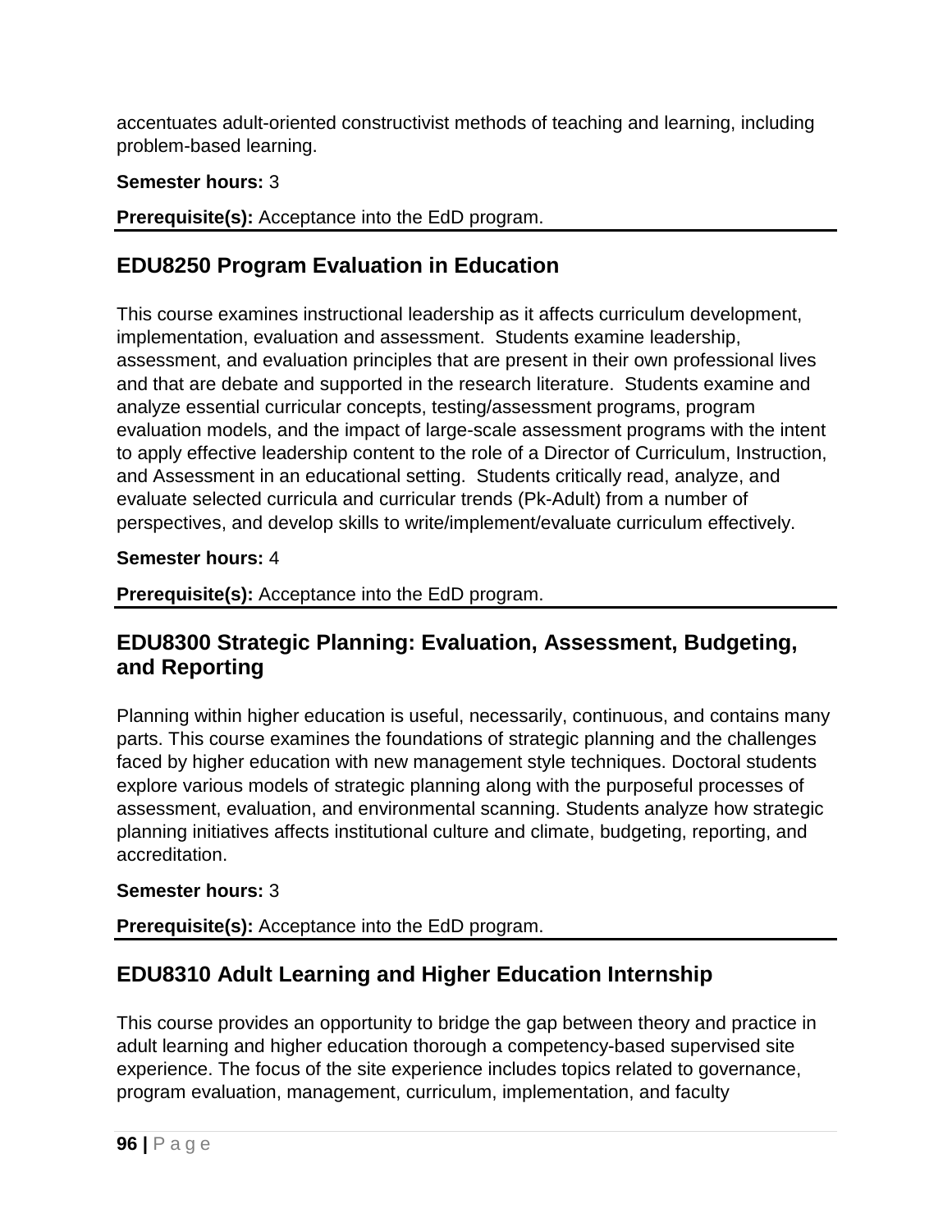accentuates adult-oriented constructivist methods of teaching and learning, including problem-based learning.

**Semester hours:** 3

**Prerequisite(s):** Acceptance into the EdD program.

## EDU8250 Program Evaluation in Education

This course examines instructional leadership as it affects curriculum development, implementation, evaluation and assessment. Students examine leadership, assessment, and evaluation principles that are present in their own professional lives and that are debate and supported in the research literature. Students examine and analyze essential curricular concepts, testing/assessment programs, program evaluation models, and the impact of large-scale assessment programs with the intent to apply effective leadership content to the role of a Director of Curriculum, Instruction, and Assessment in an educational setting. Students critically read, analyze, and evaluate selected curricula and curricular trends (Pk-Adult) from a number of perspectives, and develop skills to write/implement/evaluate curriculum effectively.

**Semester hours:** 4

**Prerequisite(s):** Acceptance into the EdD program.

## EDU8300 Strategic Planning: Evaluation, Assessment, Budgeting, and Reporting

Planning within higher education is useful, necessarily, continuous, and contains many parts. This course examines the foundations of strategic planning and the challenges faced by higher education with new management style techniques. Doctoral students explore various models of strategic planning along with the purposeful processes of assessment, evaluation, and environmental scanning. Students analyze how strategic planning initiatives affects institutional culture and climate, budgeting, reporting, and accreditation.

**Semester hours:** 3

**Prerequisite(s):** Acceptance into the EdD program.

## EDU8310 Adult Learning and Higher Education Internship

This course provides an opportunity to bridge the gap between theory and practice in adult learning and higher education thorough a competency-based supervised site experience. The focus of the site experience includes topics related to governance, program evaluation, management, curriculum, implementation, and faculty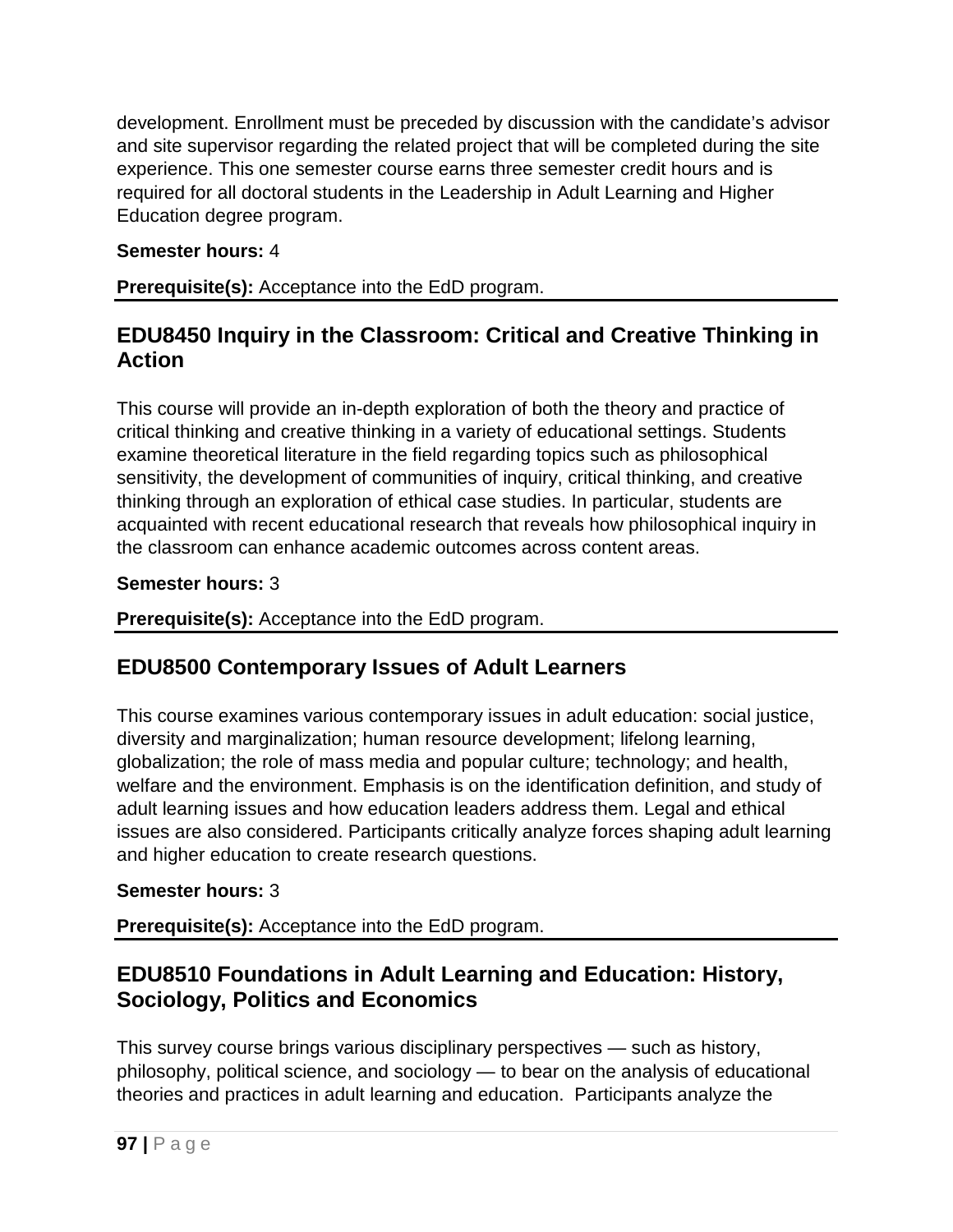development. Enrollment must be preceded by discussion with the candidate's advisor and site supervisor regarding the related project that will be completed during the site experience. This one semester course earns three semester credit hours and is required for all doctoral students in the Leadership in Adult Learning and Higher Education degree program.

**Semester hours:** 4

**Prerequisite(s):** Acceptance into the EdD program.

## EDU8450 Inquiry in the Classroom: Critical and Creative Thinking in Action

This course will provide an in-depth exploration of both the theory and practice of critical thinking and creative thinking in a variety of educational settings. Students examine theoretical literature in the field regarding topics such as philosophical sensitivity, the development of communities of inquiry, critical thinking, and creative thinking through an exploration of ethical case studies. In particular, students are acquainted with recent educational research that reveals how philosophical inquiry in the classroom can enhance academic outcomes across content areas.

**Semester hours:** 3

**Prerequisite(s):** Acceptance into the EdD program.

## EDU8500 Contemporary Issues of Adult Learners

This course examines various contemporary issues in adult education: social justice, diversity and marginalization; human resource development; lifelong learning, globalization; the role of mass media and popular culture; technology; and health, welfare and the environment. Emphasis is on the identification definition, and study of adult learning issues and how education leaders address them. Legal and ethical issues are also considered. Participants critically analyze forces shaping adult learning and higher education to create research questions.

**Semester hours:** 3

**Prerequisite(s):** Acceptance into the EdD program.

## EDU8510 Foundations in Adult Learning and Education: History, Sociology, Politics and Economics

This survey course brings various disciplinary perspectives — such as history, philosophy, political science, and sociology — to bear on the analysis of educational theories and practices in adult learning and education. Participants analyze the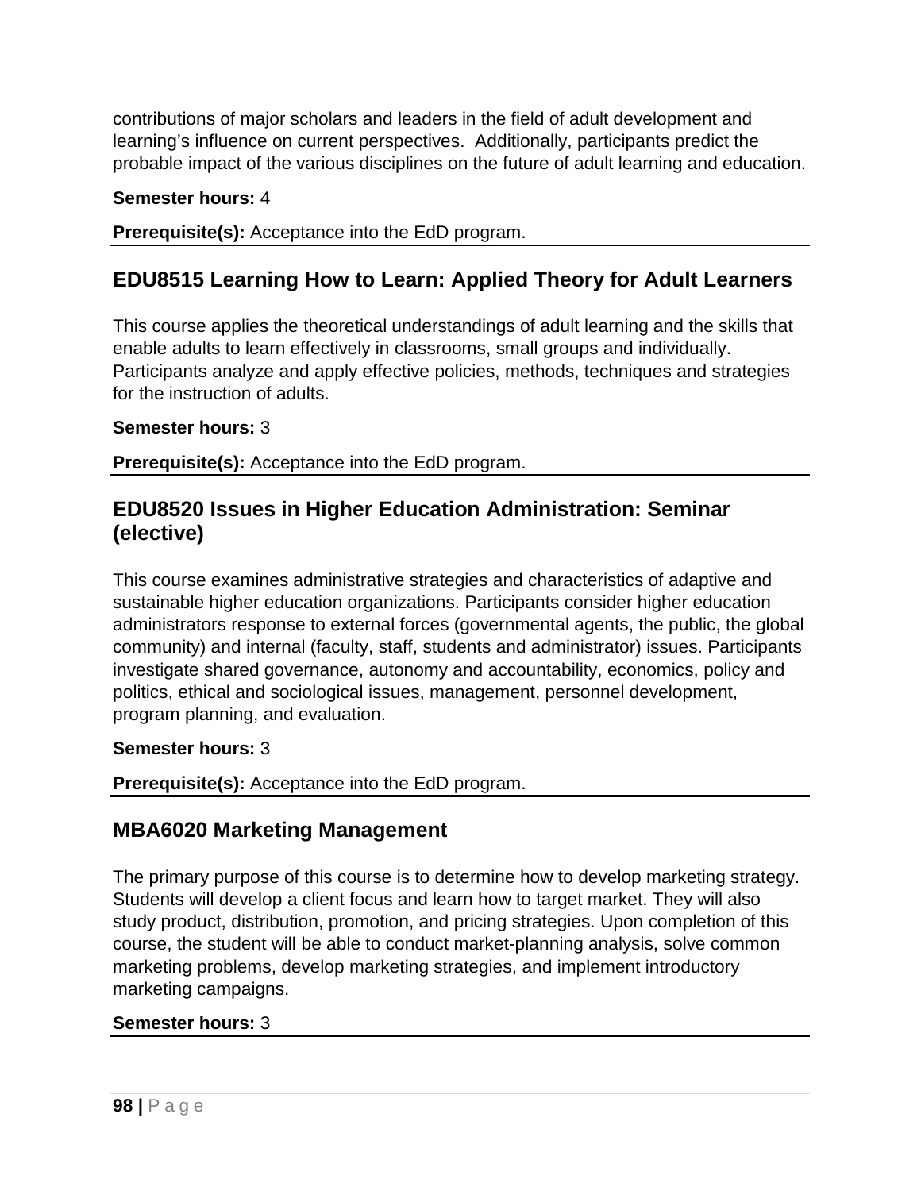contributions of major scholars and leaders in the field of adult development and learning's influence on current perspectives.  Additionally, participants predict the probable impact of the various disciplines on the future of adult learning and education.

**Semester hours:** 4

**Prerequisite(s):** Acceptance into the EdD program.

## EDU8515 Learning How to Learn: Applied Theory for Adult Learners

This course applies the theoretical understandings of adult learning and the skills that enable adults to learn effectively in classrooms, small groups and individually. Participants analyze and apply effective policies, methods, techniques and strategies for the instruction of adults.

**Semester hours:** 3

**Prerequisite(s):** Acceptance into the EdD program.

## EDU8520 Issues in Higher Education Administration: Seminar (elective)

This course examines administrative strategies and characteristics of adaptive and sustainable higher education organizations. Participants consider higher education administrators response to external forces (governmental agents, the public, the global community) and internal (faculty, staff, students and administrator) issues. Participants investigate shared governance, autonomy and accountability, economics, policy and politics, ethical and sociological issues, management, personnel development, program planning, and evaluation.

**Semester hours:** 3

**Prerequisite(s):** Acceptance into the EdD program.

## MBA6020 Marketing Management

The primary purpose of this course is to determine how to develop marketing strategy. Students will develop a client focus and learn how to target market. They will also study product, distribution, promotion, and pricing strategies. Upon completion of this course, the student will be able to conduct market-planning analysis, solve common marketing problems, develop marketing strategies, and implement introductory marketing campaigns.

**Semester hours:** 3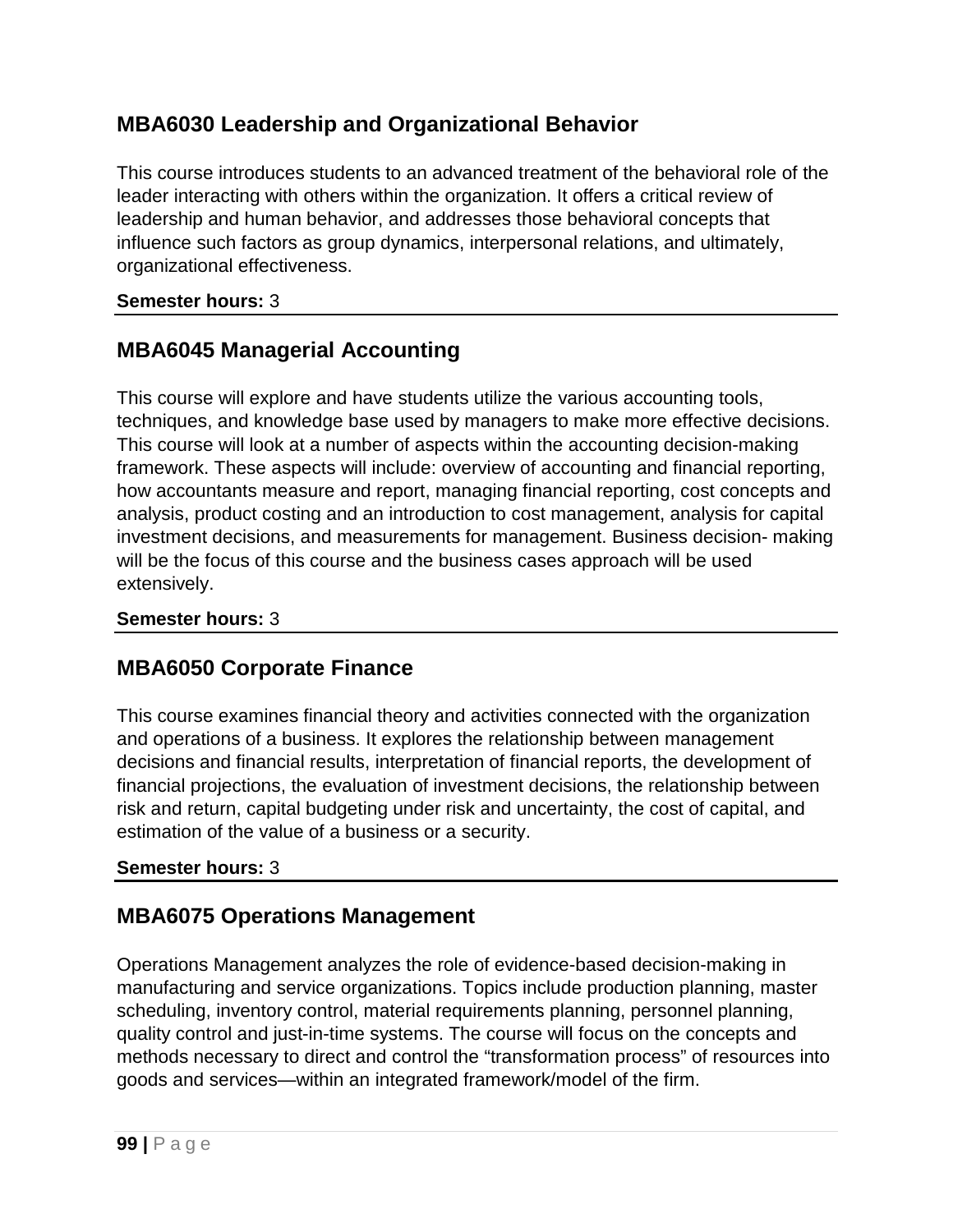## MBA6030 Leadership and Organizational Behavior

This course introduces students to an advanced treatment of the behavioral role of the leader interacting with others within the organization. It offers a critical review of leadership and human behavior, and addresses those behavioral concepts that influence such factors as group dynamics, interpersonal relations, and ultimately, organizational effectiveness.

**Semester hours:** 3

---

## MBA6045 Managerial Accounting

This course will explore and have students utilize the various accounting tools, techniques, and knowledge base used by managers to make more effective decisions. This course will look at a number of aspects within the accounting decision-making framework. These aspects will include: overview of accounting and financial reporting, how accountants measure and report, managing financial reporting, cost concepts and analysis, product costing and an introduction to cost management, analysis for capital investment decisions, and measurements for management. Business decision- making will be the focus of this course and the business cases approach will be used extensively.

**Semester hours:** 3

---

## MBA6050 Corporate Finance

This course examines financial theory and activities connected with the organization and operations of a business. It explores the relationship between management decisions and financial results, interpretation of financial reports, the development of financial projections, the evaluation of investment decisions, the relationship between risk and return, capital budgeting under risk and uncertainty, the cost of capital, and estimation of the value of a business or a security.

**Semester hours:** 3

---

## MBA6075 Operations Management

Operations Management analyzes the role of evidence-based decision-making in manufacturing and service organizations. Topics include production planning, master scheduling, inventory control, material requirements planning, personnel planning, quality control and just-in-time systems. The course will focus on the concepts and methods necessary to direct and control the "transformation process" of resources into goods and services—within an integrated framework/model of the firm.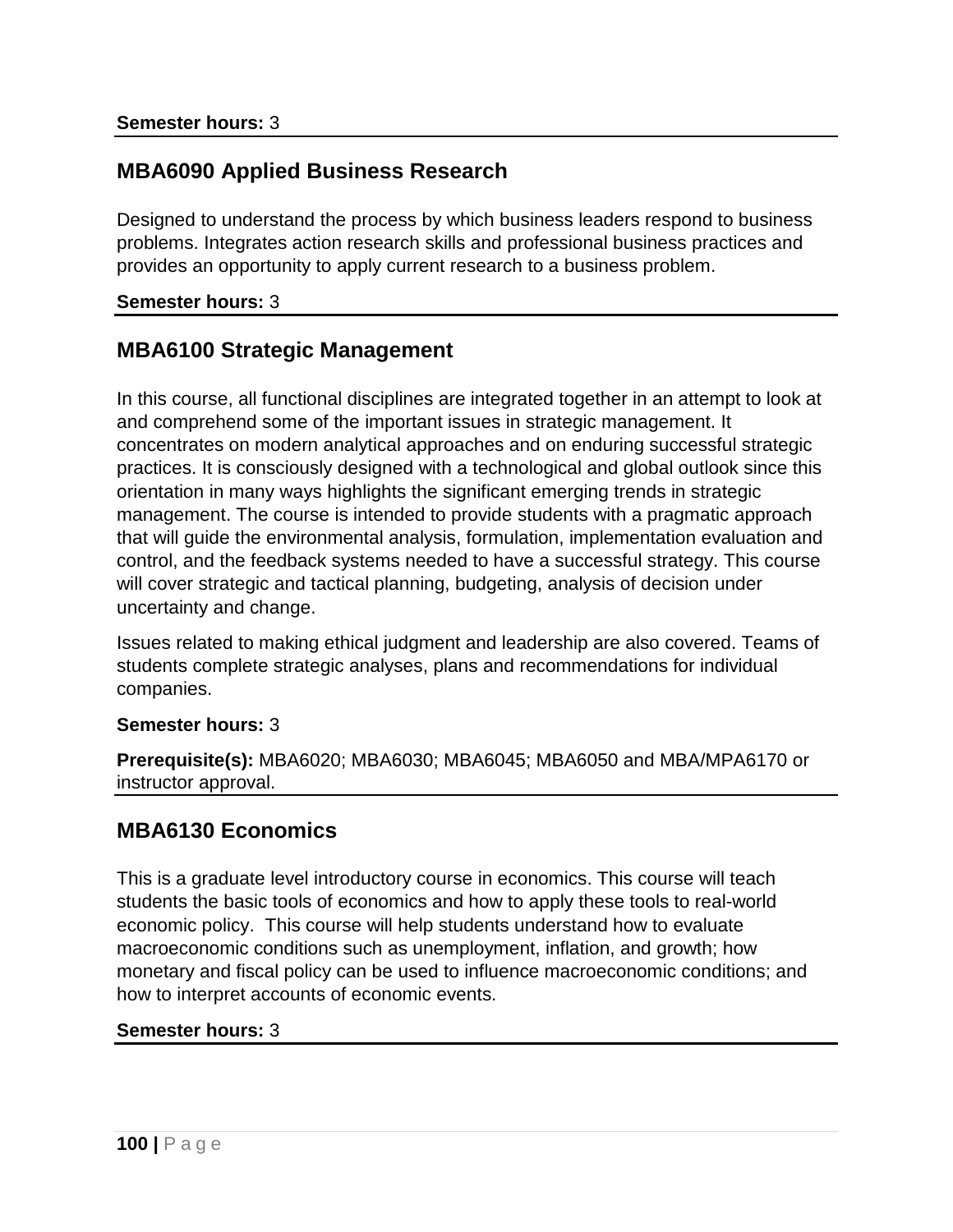**Semester hours:** 3

## MBA6090 Applied Business Research

Designed to understand the process by which business leaders respond to business problems. Integrates action research skills and professional business practices and provides an opportunity to apply current research to a business problem.

**Semester hours:** 3

## MBA6100 Strategic Management

In this course, all functional disciplines are integrated together in an attempt to look at and comprehend some of the important issues in strategic management. It concentrates on modern analytical approaches and on enduring successful strategic practices. It is consciously designed with a technological and global outlook since this orientation in many ways highlights the significant emerging trends in strategic management. The course is intended to provide students with a pragmatic approach that will guide the environmental analysis, formulation, implementation evaluation and control, and the feedback systems needed to have a successful strategy. This course will cover strategic and tactical planning, budgeting, analysis of decision under uncertainty and change.

Issues related to making ethical judgment and leadership are also covered. Teams of students complete strategic analyses, plans and recommendations for individual companies.

**Semester hours:** 3

**Prerequisite(s):** MBA6020; MBA6030; MBA6045; MBA6050 and MBA/MPA6170 or instructor approval.

## MBA6130 Economics

This is a graduate level introductory course in economics. This course will teach students the basic tools of economics and how to apply these tools to real-world economic policy. This course will help students understand how to evaluate macroeconomic conditions such as unemployment, inflation, and growth; how monetary and fiscal policy can be used to influence macroeconomic conditions; and how to interpret accounts of economic events.

**Semester hours:** 3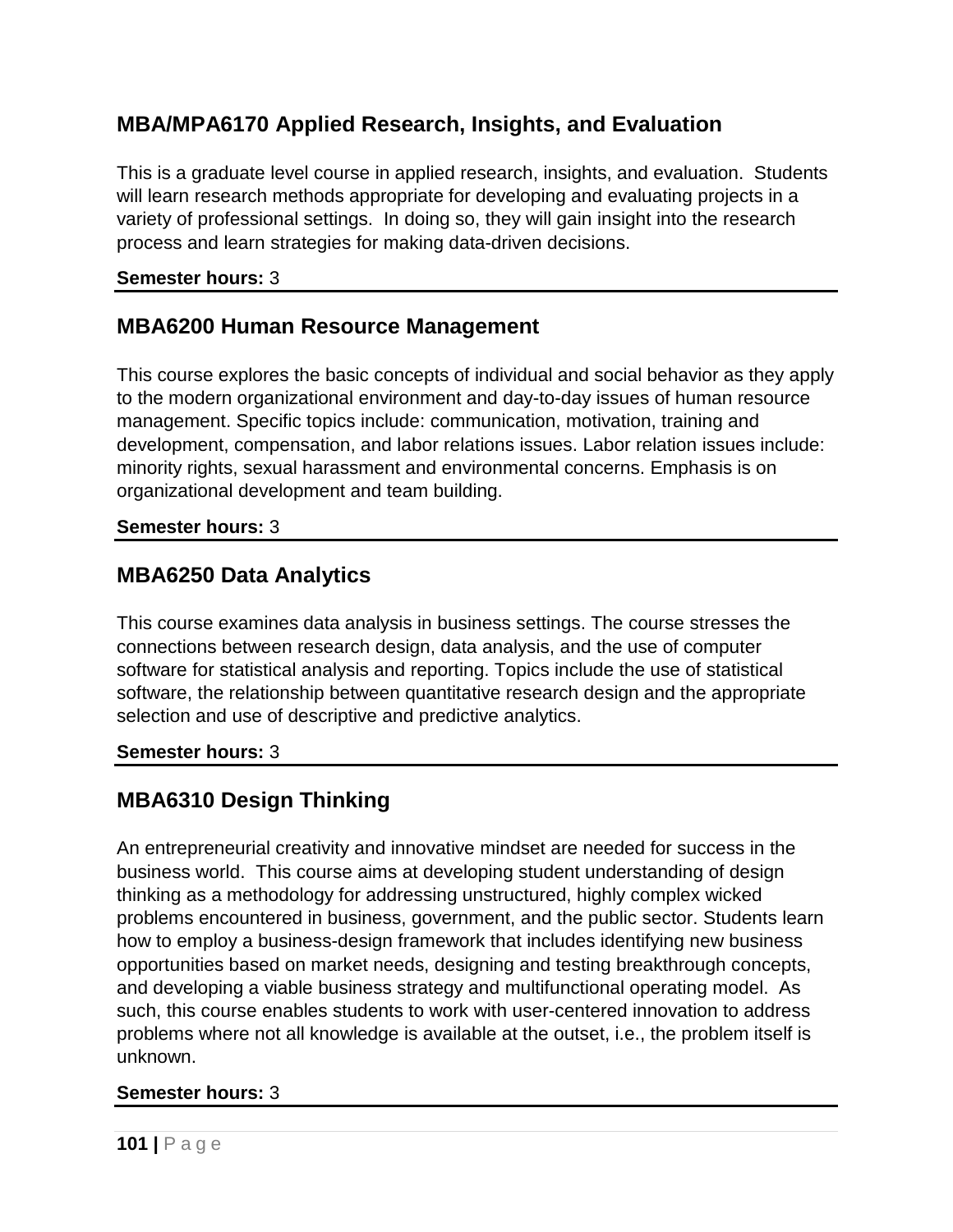## MBA/MPA6170 Applied Research, Insights, and Evaluation

This is a graduate level course in applied research, insights, and evaluation. Students will learn research methods appropriate for developing and evaluating projects in a variety of professional settings. In doing so, they will gain insight into the research process and learn strategies for making data-driven decisions.

**Semester hours:** 3

---

## MBA6200 Human Resource Management

This course explores the basic concepts of individual and social behavior as they apply to the modern organizational environment and day-to-day issues of human resource management. Specific topics include: communication, motivation, training and development, compensation, and labor relations issues. Labor relation issues include: minority rights, sexual harassment and environmental concerns. Emphasis is on organizational development and team building.

**Semester hours:** 3

---

## MBA6250 Data Analytics

This course examines data analysis in business settings. The course stresses the connections between research design, data analysis, and the use of computer software for statistical analysis and reporting. Topics include the use of statistical software, the relationship between quantitative research design and the appropriate selection and use of descriptive and predictive analytics.

**Semester hours:** 3

---

## MBA6310 Design Thinking

An entrepreneurial creativity and innovative mindset are needed for success in the business world. This course aims at developing student understanding of design thinking as a methodology for addressing unstructured, highly complex wicked problems encountered in business, government, and the public sector. Students learn how to employ a business-design framework that includes identifying new business opportunities based on market needs, designing and testing breakthrough concepts, and developing a viable business strategy and multifunctional operating model. As such, this course enables students to work with user-centered innovation to address problems where not all knowledge is available at the outset, i.e., the problem itself is unknown.

**Semester hours:** 3

---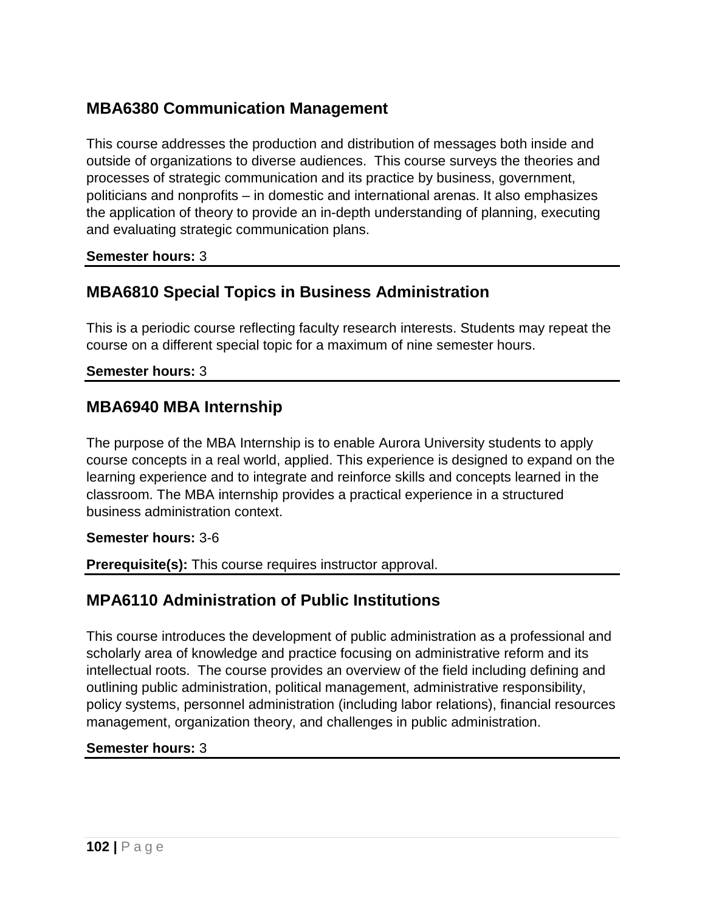## MBA6380 Communication Management

This course addresses the production and distribution of messages both inside and outside of organizations to diverse audiences. This course surveys the theories and processes of strategic communication and its practice by business, government, politicians and nonprofits – in domestic and international arenas. It also emphasizes the application of theory to provide an in-depth understanding of planning, executing and evaluating strategic communication plans.

**Semester hours:** 3

## MBA6810 Special Topics in Business Administration

This is a periodic course reflecting faculty research interests. Students may repeat the course on a different special topic for a maximum of nine semester hours.

**Semester hours:** 3

## MBA6940 MBA Internship

The purpose of the MBA Internship is to enable Aurora University students to apply course concepts in a real world, applied. This experience is designed to expand on the learning experience and to integrate and reinforce skills and concepts learned in the classroom. The MBA internship provides a practical experience in a structured business administration context.

**Semester hours:** 3-6

**Prerequisite(s):** This course requires instructor approval.

## MPA6110 Administration of Public Institutions

This course introduces the development of public administration as a professional and scholarly area of knowledge and practice focusing on administrative reform and its intellectual roots. The course provides an overview of the field including defining and outlining public administration, political management, administrative responsibility, policy systems, personnel administration (including labor relations), financial resources management, organization theory, and challenges in public administration.

**Semester hours:** 3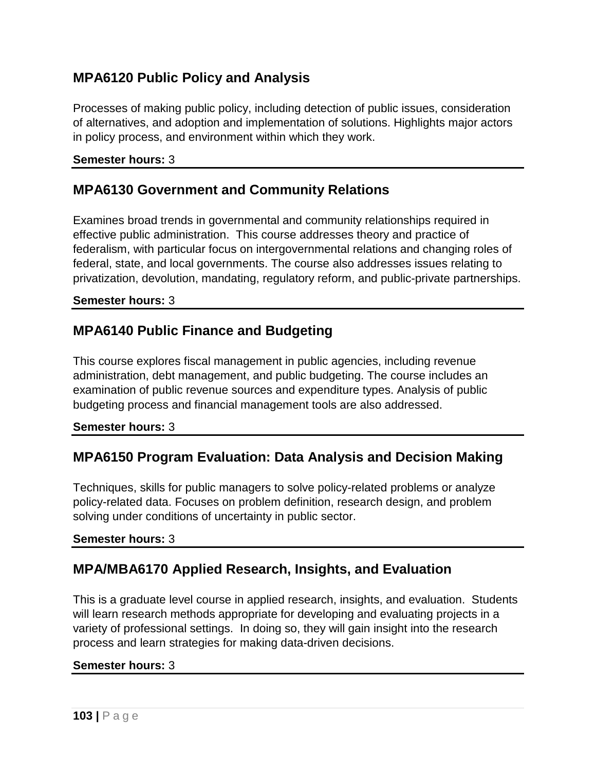## MPA6120 Public Policy and Analysis

Processes of making public policy, including detection of public issues, consideration of alternatives, and adoption and implementation of solutions. Highlights major actors in policy process, and environment within which they work.

**Semester hours:** 3

---

## MPA6130 Government and Community Relations

Examines broad trends in governmental and community relationships required in effective public administration. This course addresses theory and practice of federalism, with particular focus on intergovernmental relations and changing roles of federal, state, and local governments. The course also addresses issues relating to privatization, devolution, mandating, regulatory reform, and public-private partnerships.

**Semester hours:** 3

---

## MPA6140 Public Finance and Budgeting

This course explores fiscal management in public agencies, including revenue administration, debt management, and public budgeting. The course includes an examination of public revenue sources and expenditure types. Analysis of public budgeting process and financial management tools are also addressed.

**Semester hours:** 3

---

## MPA6150 Program Evaluation: Data Analysis and Decision Making

Techniques, skills for public managers to solve policy-related problems or analyze policy-related data. Focuses on problem definition, research design, and problem solving under conditions of uncertainty in public sector.

**Semester hours:** 3

---

## MPA/MBA6170 Applied Research, Insights, and Evaluation

This is a graduate level course in applied research, insights, and evaluation. Students will learn research methods appropriate for developing and evaluating projects in a variety of professional settings. In doing so, they will gain insight into the research process and learn strategies for making data-driven decisions.

**Semester hours:** 3

---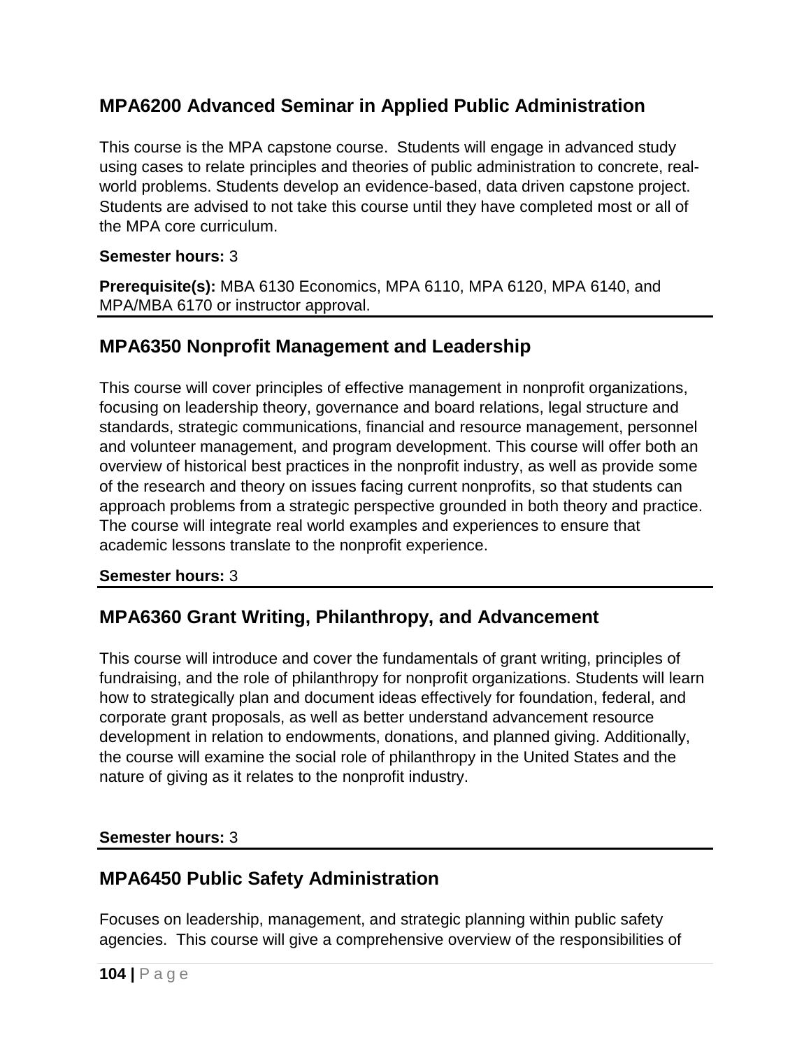## MPA6200 Advanced Seminar in Applied Public Administration

This course is the MPA capstone course. Students will engage in advanced study using cases to relate principles and theories of public administration to concrete, real-world problems. Students develop an evidence-based, data driven capstone project. Students are advised to not take this course until they have completed most or all of the MPA core curriculum.

**Semester hours:** 3

**Prerequisite(s):** MBA 6130 Economics, MPA 6110, MPA 6120, MPA 6140, and MPA/MBA 6170 or instructor approval.

## MPA6350 Nonprofit Management and Leadership

This course will cover principles of effective management in nonprofit organizations, focusing on leadership theory, governance and board relations, legal structure and standards, strategic communications, financial and resource management, personnel and volunteer management, and program development. This course will offer both an overview of historical best practices in the nonprofit industry, as well as provide some of the research and theory on issues facing current nonprofits, so that students can approach problems from a strategic perspective grounded in both theory and practice. The course will integrate real world examples and experiences to ensure that academic lessons translate to the nonprofit experience.

**Semester hours:** 3

## MPA6360 Grant Writing, Philanthropy, and Advancement

This course will introduce and cover the fundamentals of grant writing, principles of fundraising, and the role of philanthropy for nonprofit organizations. Students will learn how to strategically plan and document ideas effectively for foundation, federal, and corporate grant proposals, as well as better understand advancement resource development in relation to endowments, donations, and planned giving. Additionally, the course will examine the social role of philanthropy in the United States and the nature of giving as it relates to the nonprofit industry.

**Semester hours:** 3

## MPA6450 Public Safety Administration

Focuses on leadership, management, and strategic planning within public safety agencies. This course will give a comprehensive overview of the responsibilities of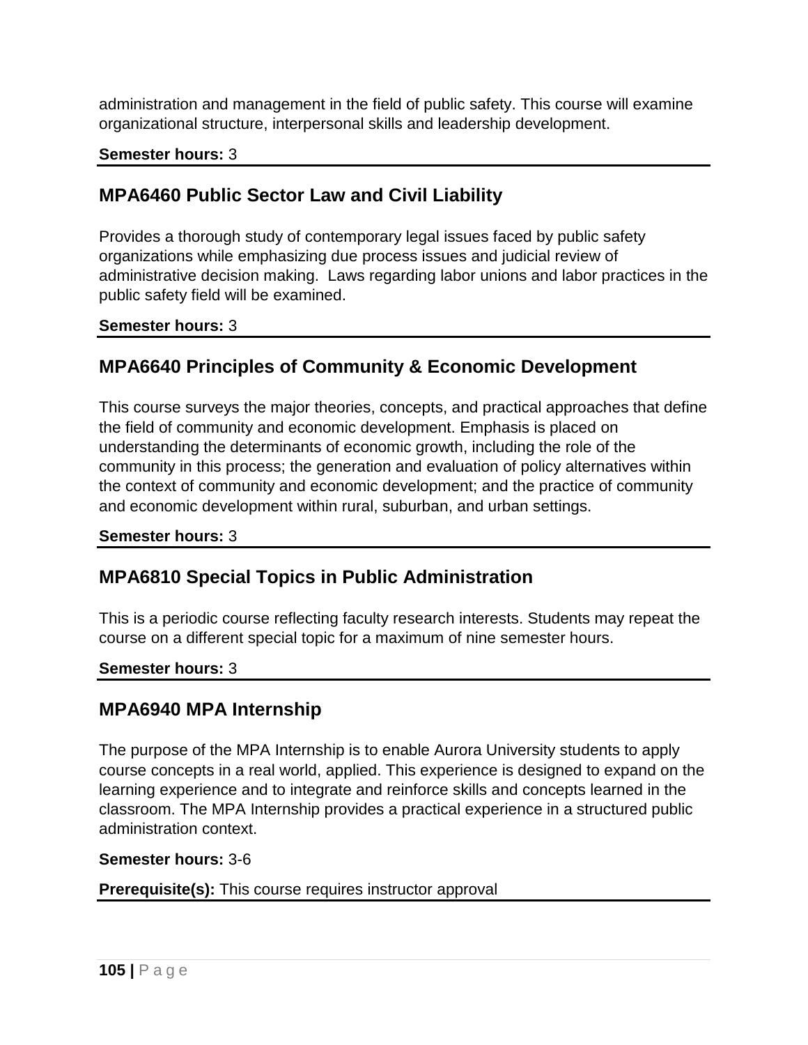administration and management in the field of public safety. This course will examine organizational structure, interpersonal skills and leadership development.

**Semester hours:** 3

## MPA6460 Public Sector Law and Civil Liability

Provides a thorough study of contemporary legal issues faced by public safety organizations while emphasizing due process issues and judicial review of administrative decision making. Laws regarding labor unions and labor practices in the public safety field will be examined.

**Semester hours:** 3

## MPA6640 Principles of Community & Economic Development

This course surveys the major theories, concepts, and practical approaches that define the field of community and economic development. Emphasis is placed on understanding the determinants of economic growth, including the role of the community in this process; the generation and evaluation of policy alternatives within the context of community and economic development; and the practice of community and economic development within rural, suburban, and urban settings.

**Semester hours:** 3

## MPA6810 Special Topics in Public Administration

This is a periodic course reflecting faculty research interests. Students may repeat the course on a different special topic for a maximum of nine semester hours.

**Semester hours:** 3

## MPA6940 MPA Internship

The purpose of the MPA Internship is to enable Aurora University students to apply course concepts in a real world, applied. This experience is designed to expand on the learning experience and to integrate and reinforce skills and concepts learned in the classroom. The MPA Internship provides a practical experience in a structured public administration context.

**Semester hours:** 3-6

**Prerequisite(s):** This course requires instructor approval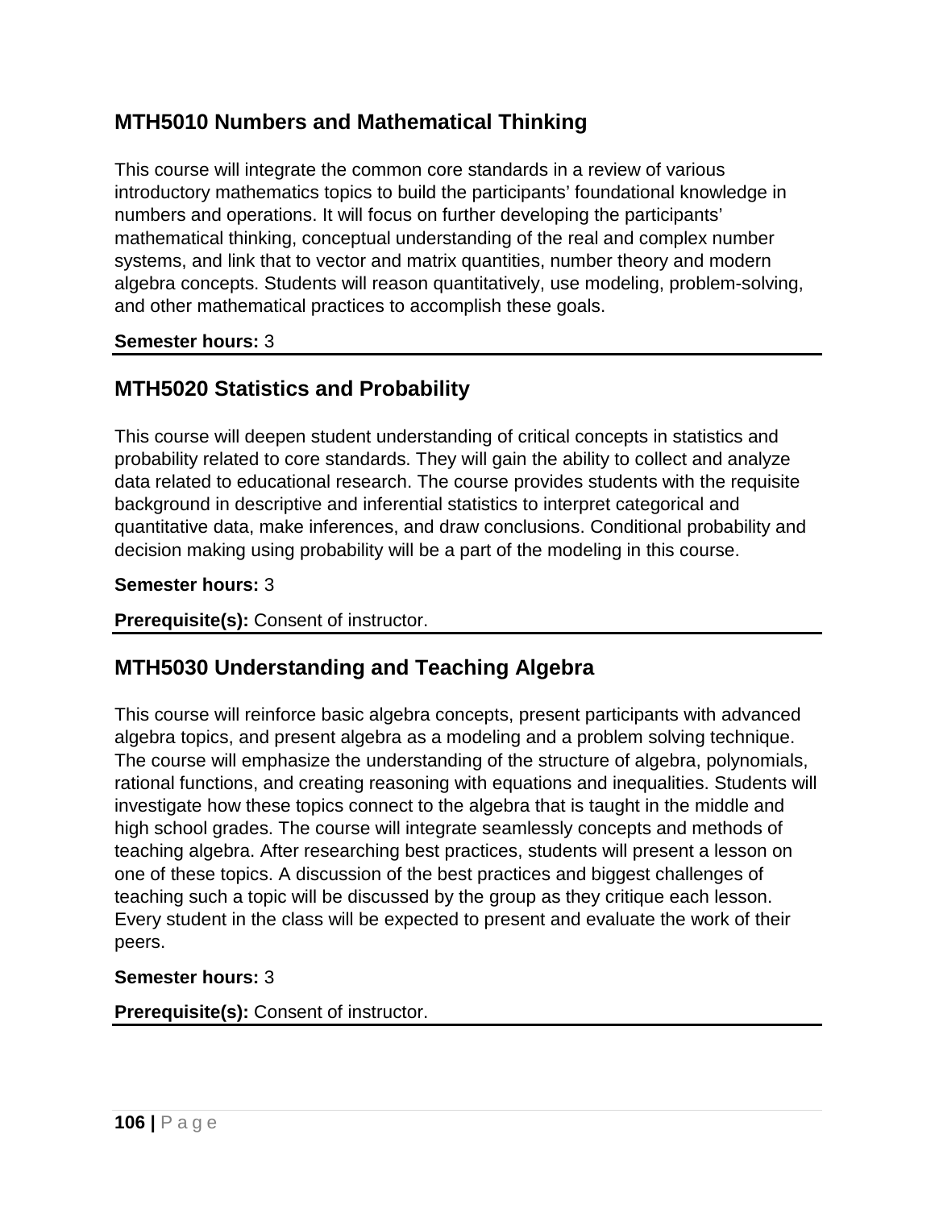## MTH5010 Numbers and Mathematical Thinking

This course will integrate the common core standards in a review of various introductory mathematics topics to build the participants' foundational knowledge in numbers and operations. It will focus on further developing the participants' mathematical thinking, conceptual understanding of the real and complex number systems, and link that to vector and matrix quantities, number theory and modern algebra concepts. Students will reason quantitatively, use modeling, problem-solving, and other mathematical practices to accomplish these goals.

**Semester hours:** 3

---

## MTH5020 Statistics and Probability

This course will deepen student understanding of critical concepts in statistics and probability related to core standards. They will gain the ability to collect and analyze data related to educational research. The course provides students with the requisite background in descriptive and inferential statistics to interpret categorical and quantitative data, make inferences, and draw conclusions. Conditional probability and decision making using probability will be a part of the modeling in this course.

**Semester hours:** 3

**Prerequisite(s):** Consent of instructor.

---

## MTH5030 Understanding and Teaching Algebra

This course will reinforce basic algebra concepts, present participants with advanced algebra topics, and present algebra as a modeling and a problem solving technique. The course will emphasize the understanding of the structure of algebra, polynomials, rational functions, and creating reasoning with equations and inequalities. Students will investigate how these topics connect to the algebra that is taught in the middle and high school grades. The course will integrate seamlessly concepts and methods of teaching algebra. After researching best practices, students will present a lesson on one of these topics. A discussion of the best practices and biggest challenges of teaching such a topic will be discussed by the group as they critique each lesson. Every student in the class will be expected to present and evaluate the work of their peers.

**Semester hours:** 3

**Prerequisite(s):** Consent of instructor.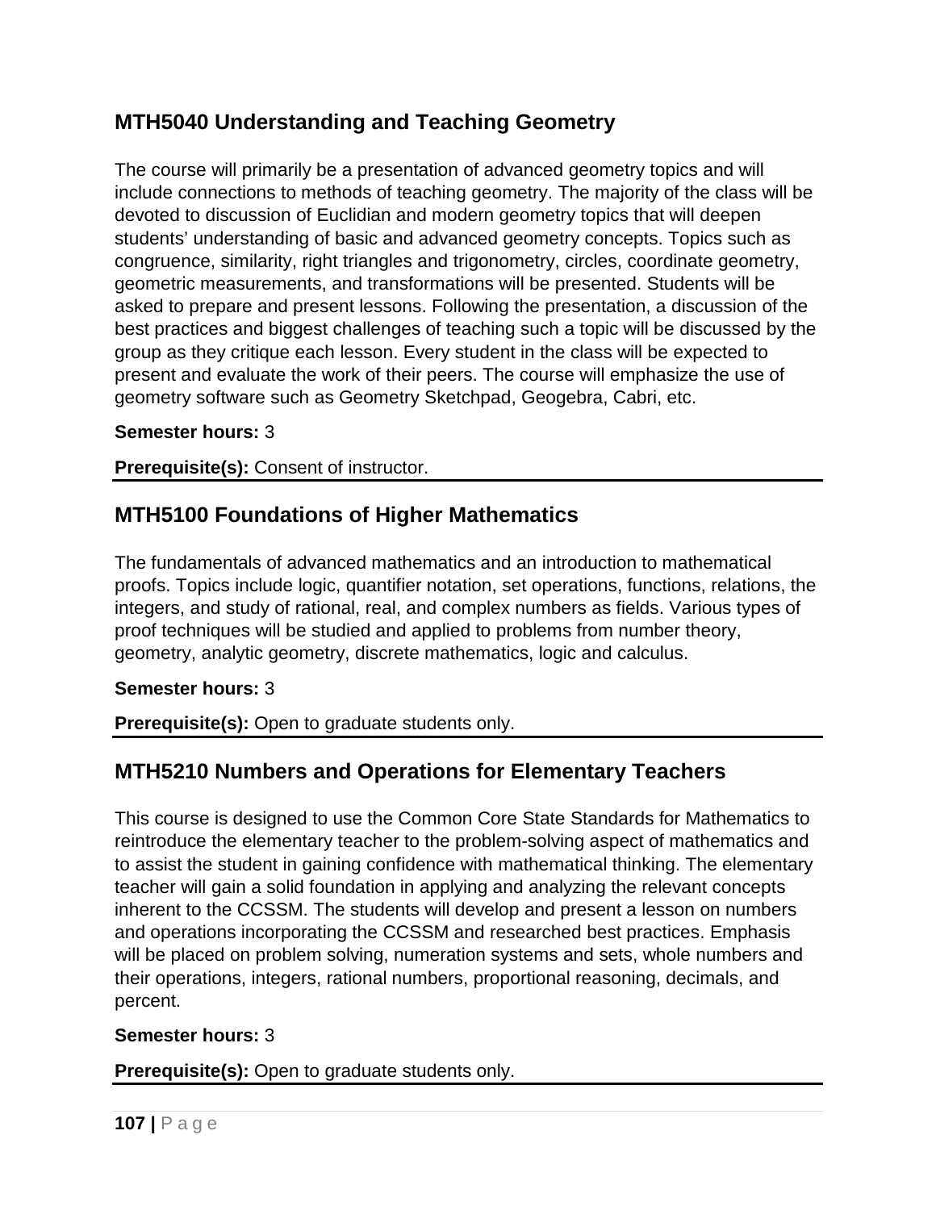## MTH5040 Understanding and Teaching Geometry

The course will primarily be a presentation of advanced geometry topics and will include connections to methods of teaching geometry. The majority of the class will be devoted to discussion of Euclidian and modern geometry topics that will deepen students' understanding of basic and advanced geometry concepts. Topics such as congruence, similarity, right triangles and trigonometry, circles, coordinate geometry, geometric measurements, and transformations will be presented. Students will be asked to prepare and present lessons. Following the presentation, a discussion of the best practices and biggest challenges of teaching such a topic will be discussed by the group as they critique each lesson. Every student in the class will be expected to present and evaluate the work of their peers. The course will emphasize the use of geometry software such as Geometry Sketchpad, Geogebra, Cabri, etc.

**Semester hours:** 3

**Prerequisite(s):** Consent of instructor.

## MTH5100 Foundations of Higher Mathematics

The fundamentals of advanced mathematics and an introduction to mathematical proofs. Topics include logic, quantifier notation, set operations, functions, relations, the integers, and study of rational, real, and complex numbers as fields. Various types of proof techniques will be studied and applied to problems from number theory, geometry, analytic geometry, discrete mathematics, logic and calculus.

**Semester hours:** 3

**Prerequisite(s):** Open to graduate students only.

## MTH5210 Numbers and Operations for Elementary Teachers

This course is designed to use the Common Core State Standards for Mathematics to reintroduce the elementary teacher to the problem-solving aspect of mathematics and to assist the student in gaining confidence with mathematical thinking. The elementary teacher will gain a solid foundation in applying and analyzing the relevant concepts inherent to the CCSSM. The students will develop and present a lesson on numbers and operations incorporating the CCSSM and researched best practices. Emphasis will be placed on problem solving, numeration systems and sets, whole numbers and their operations, integers, rational numbers, proportional reasoning, decimals, and percent.

**Semester hours:** 3

**Prerequisite(s):** Open to graduate students only.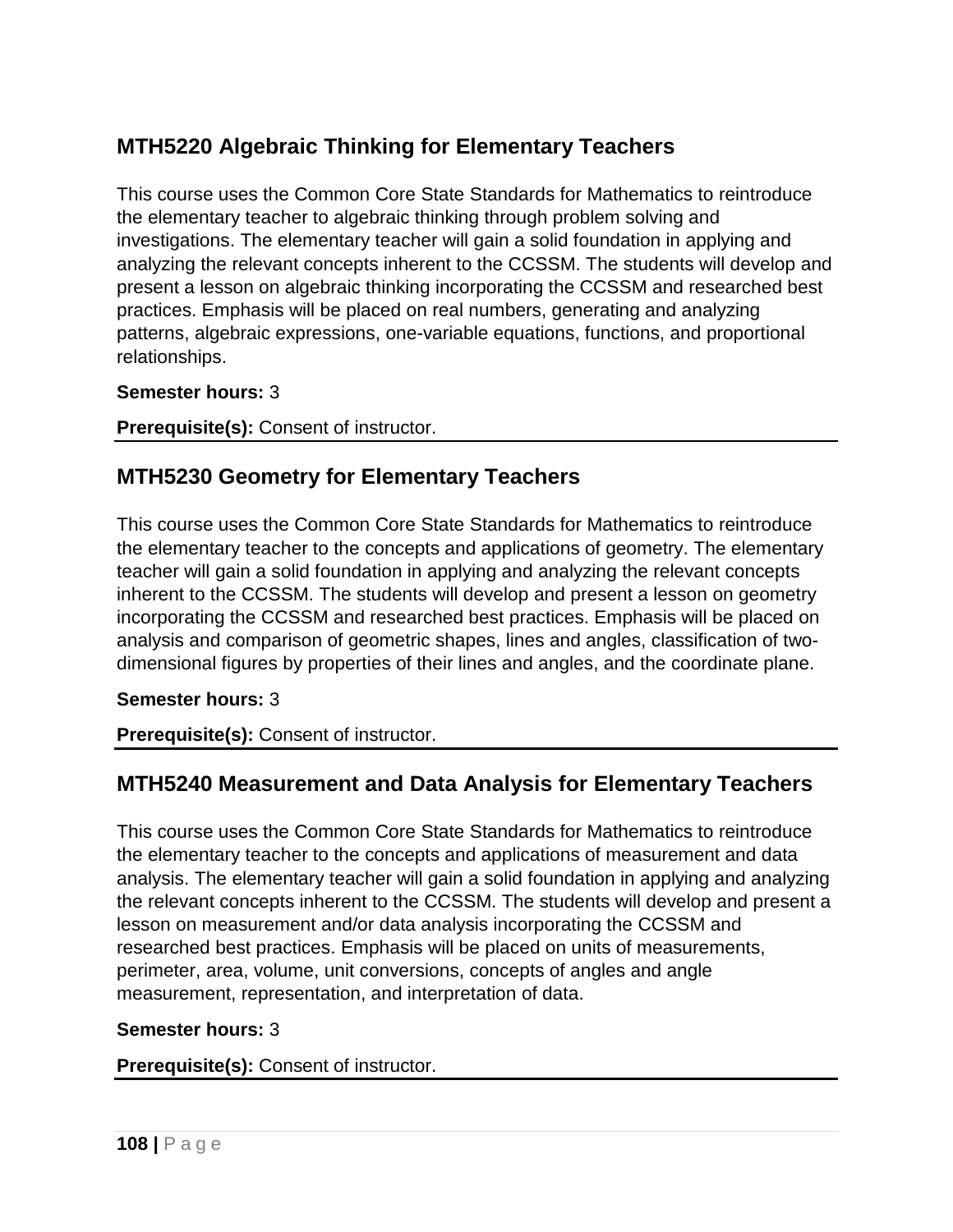## MTH5220 Algebraic Thinking for Elementary Teachers

This course uses the Common Core State Standards for Mathematics to reintroduce the elementary teacher to algebraic thinking through problem solving and investigations. The elementary teacher will gain a solid foundation in applying and analyzing the relevant concepts inherent to the CCSSM. The students will develop and present a lesson on algebraic thinking incorporating the CCSSM and researched best practices. Emphasis will be placed on real numbers, generating and analyzing patterns, algebraic expressions, one-variable equations, functions, and proportional relationships.

**Semester hours:** 3

**Prerequisite(s):** Consent of instructor.

---

## MTH5230 Geometry for Elementary Teachers

This course uses the Common Core State Standards for Mathematics to reintroduce the elementary teacher to the concepts and applications of geometry. The elementary teacher will gain a solid foundation in applying and analyzing the relevant concepts inherent to the CCSSM. The students will develop and present a lesson on geometry incorporating the CCSSM and researched best practices. Emphasis will be placed on analysis and comparison of geometric shapes, lines and angles, classification of two-dimensional figures by properties of their lines and angles, and the coordinate plane.

**Semester hours:** 3

**Prerequisite(s):** Consent of instructor.

---

## MTH5240 Measurement and Data Analysis for Elementary Teachers

This course uses the Common Core State Standards for Mathematics to reintroduce the elementary teacher to the concepts and applications of measurement and data analysis. The elementary teacher will gain a solid foundation in applying and analyzing the relevant concepts inherent to the CCSSM. The students will develop and present a lesson on measurement and/or data analysis incorporating the CCSSM and researched best practices. Emphasis will be placed on units of measurements, perimeter, area, volume, unit conversions, concepts of angles and angle measurement, representation, and interpretation of data.

**Semester hours:** 3

**Prerequisite(s):** Consent of instructor.

---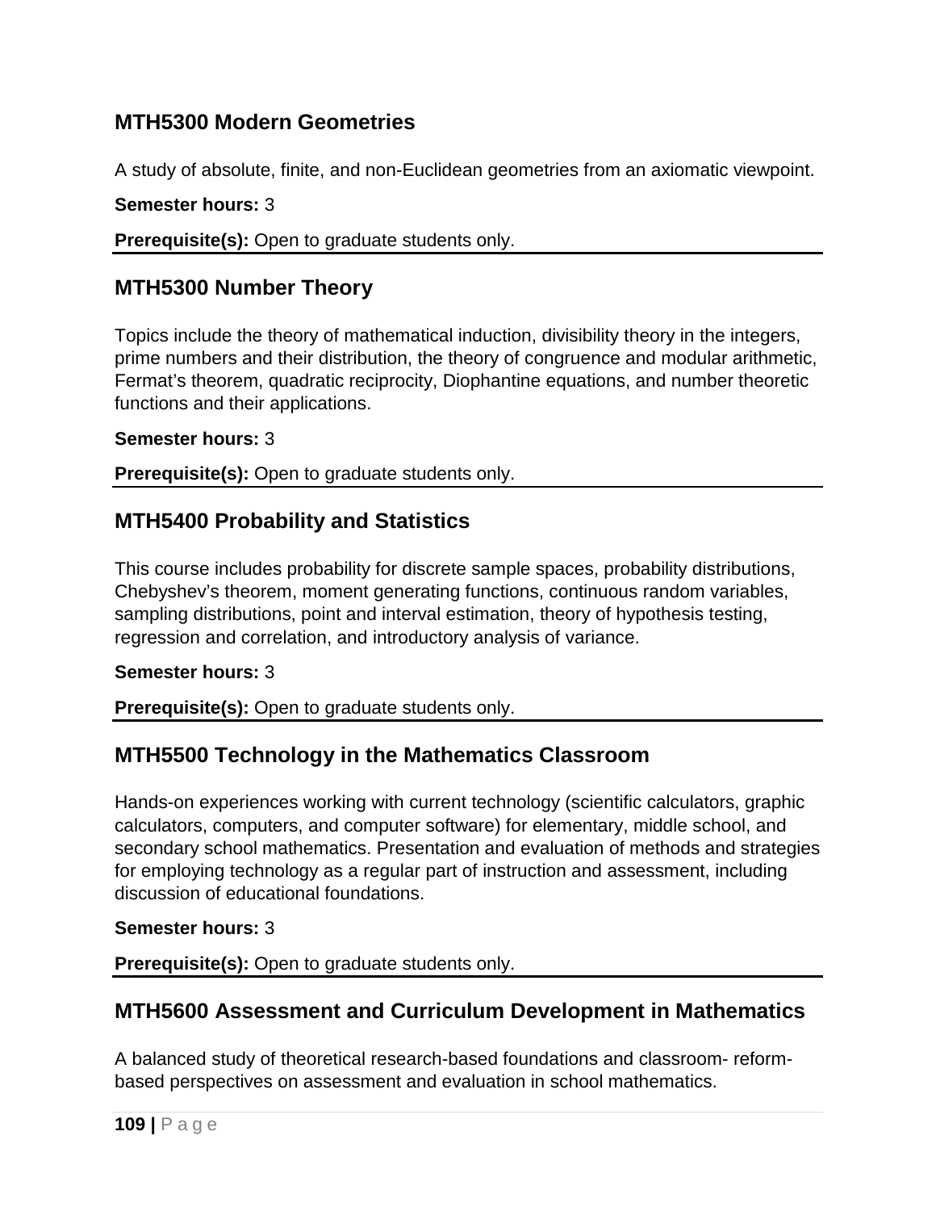## MTH5300 Modern Geometries

A study of absolute, finite, and non-Euclidean geometries from an axiomatic viewpoint.

**Semester hours:** 3

**Prerequisite(s):** Open to graduate students only.

## MTH5300 Number Theory

Topics include the theory of mathematical induction, divisibility theory in the integers, prime numbers and their distribution, the theory of congruence and modular arithmetic, Fermat’s theorem, quadratic reciprocity, Diophantine equations, and number theoretic functions and their applications.

**Semester hours:** 3

**Prerequisite(s):** Open to graduate students only.

## MTH5400 Probability and Statistics

This course includes probability for discrete sample spaces, probability distributions, Chebyshev’s theorem, moment generating functions, continuous random variables, sampling distributions, point and interval estimation, theory of hypothesis testing, regression and correlation, and introductory analysis of variance.

**Semester hours:** 3

**Prerequisite(s):** Open to graduate students only.

## MTH5500 Technology in the Mathematics Classroom

Hands-on experiences working with current technology (scientific calculators, graphic calculators, computers, and computer software) for elementary, middle school, and secondary school mathematics. Presentation and evaluation of methods and strategies for employing technology as a regular part of instruction and assessment, including discussion of educational foundations.

**Semester hours:** 3

**Prerequisite(s):** Open to graduate students only.

## MTH5600 Assessment and Curriculum Development in Mathematics

A balanced study of theoretical research-based foundations and classroom- reform-based perspectives on assessment and evaluation in school mathematics.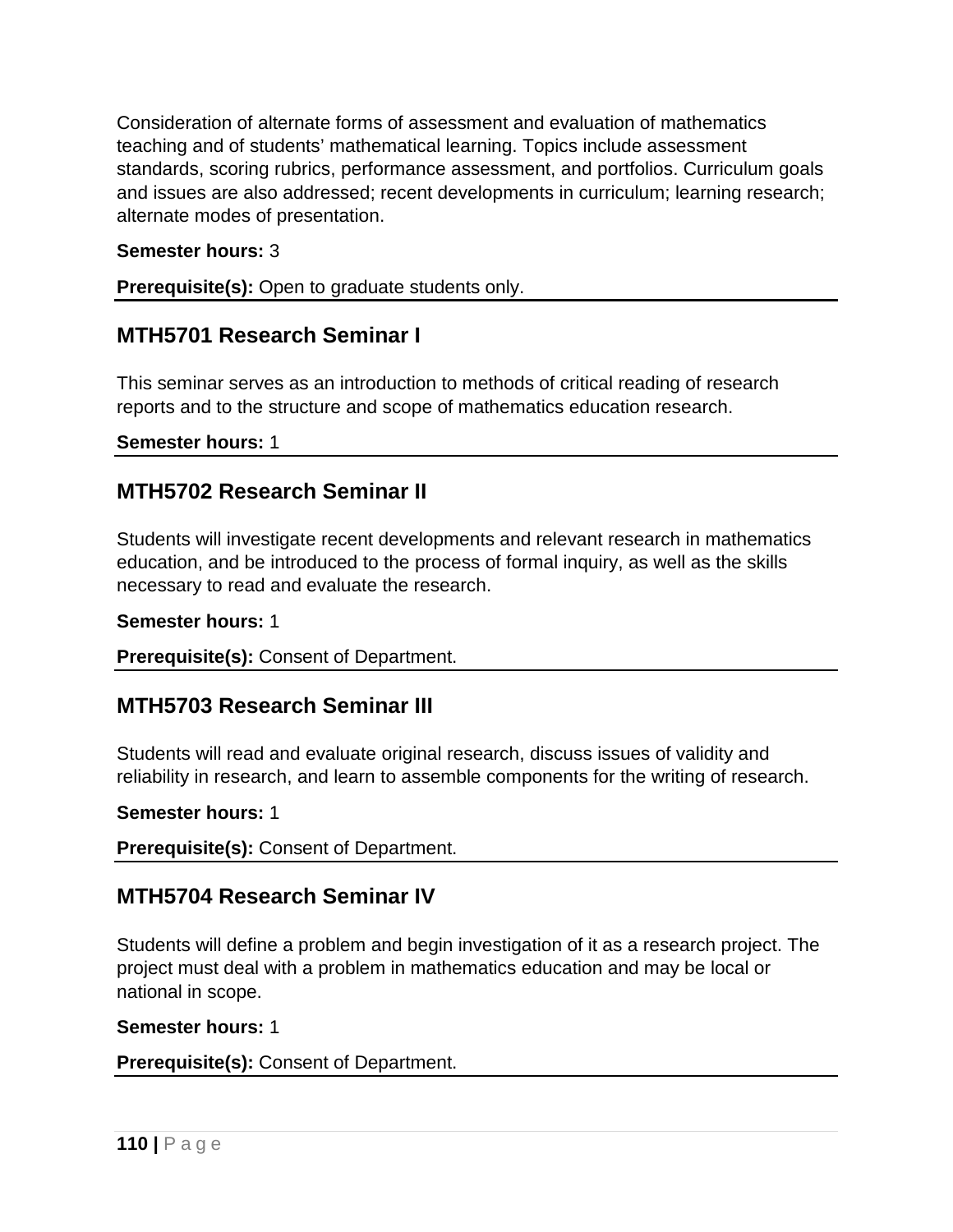Consideration of alternate forms of assessment and evaluation of mathematics teaching and of students' mathematical learning. Topics include assessment standards, scoring rubrics, performance assessment, and portfolios. Curriculum goals and issues are also addressed; recent developments in curriculum; learning research; alternate modes of presentation.

**Semester hours:** 3

**Prerequisite(s):** Open to graduate students only.

## MTH5701 Research Seminar I

This seminar serves as an introduction to methods of critical reading of research reports and to the structure and scope of mathematics education research.

**Semester hours:** 1

## MTH5702 Research Seminar II

Students will investigate recent developments and relevant research in mathematics education, and be introduced to the process of formal inquiry, as well as the skills necessary to read and evaluate the research.

**Semester hours:** 1

**Prerequisite(s):** Consent of Department.

## MTH5703 Research Seminar III

Students will read and evaluate original research, discuss issues of validity and reliability in research, and learn to assemble components for the writing of research.

**Semester hours:** 1

**Prerequisite(s):** Consent of Department.

## MTH5704 Research Seminar IV

Students will define a problem and begin investigation of it as a research project. The project must deal with a problem in mathematics education and may be local or national in scope.

**Semester hours:** 1

**Prerequisite(s):** Consent of Department.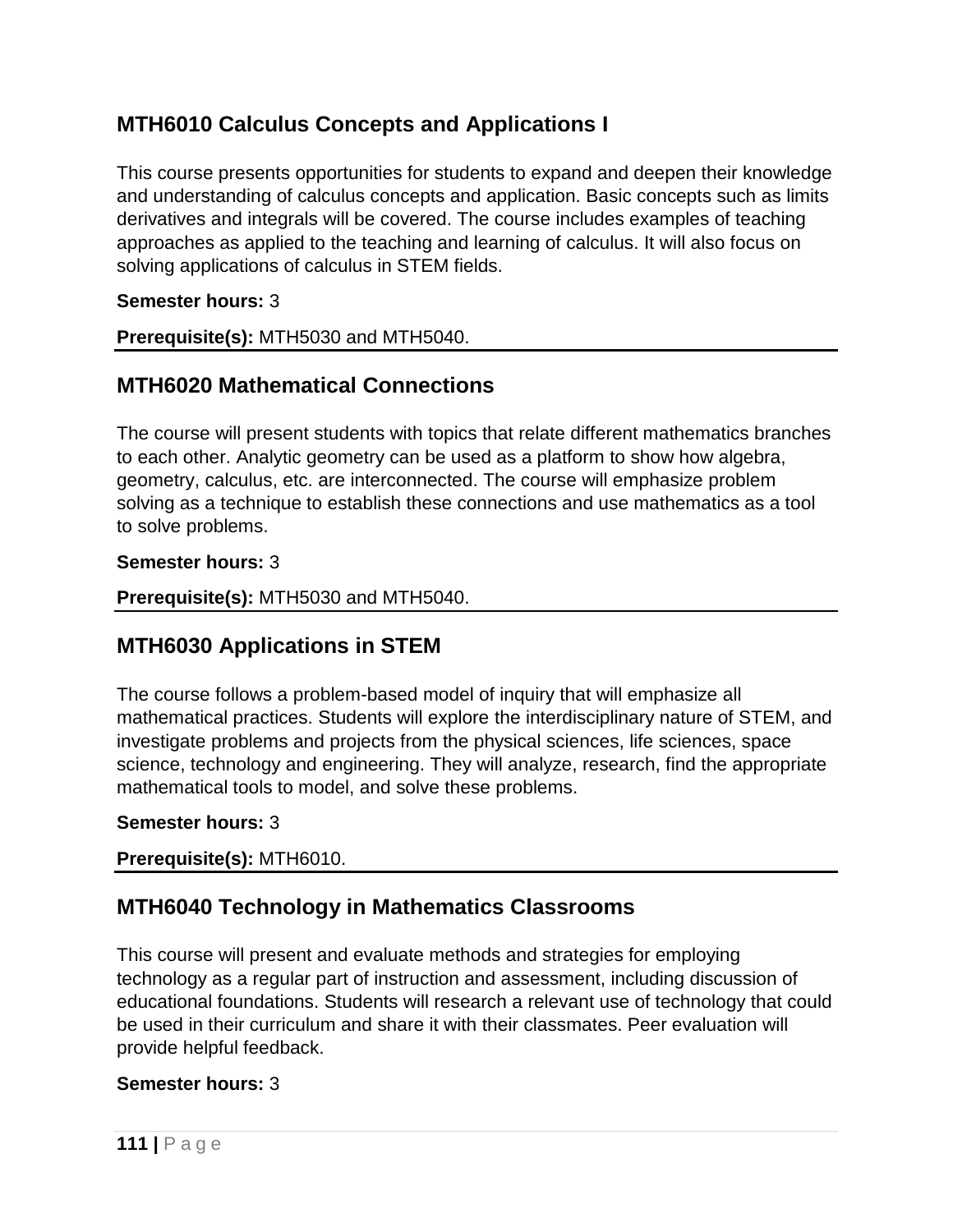## MTH6010 Calculus Concepts and Applications I

This course presents opportunities for students to expand and deepen their knowledge and understanding of calculus concepts and application. Basic concepts such as limits derivatives and integrals will be covered. The course includes examples of teaching approaches as applied to the teaching and learning of calculus. It will also focus on solving applications of calculus in STEM fields.

**Semester hours:** 3

**Prerequisite(s):** MTH5030 and MTH5040.

## MTH6020 Mathematical Connections

The course will present students with topics that relate different mathematics branches to each other. Analytic geometry can be used as a platform to show how algebra, geometry, calculus, etc. are interconnected. The course will emphasize problem solving as a technique to establish these connections and use mathematics as a tool to solve problems.

**Semester hours:** 3

**Prerequisite(s):** MTH5030 and MTH5040.

## MTH6030 Applications in STEM

The course follows a problem-based model of inquiry that will emphasize all mathematical practices. Students will explore the interdisciplinary nature of STEM, and investigate problems and projects from the physical sciences, life sciences, space science, technology and engineering. They will analyze, research, find the appropriate mathematical tools to model, and solve these problems.

**Semester hours:** 3

**Prerequisite(s):** MTH6010.

## MTH6040 Technology in Mathematics Classrooms

This course will present and evaluate methods and strategies for employing technology as a regular part of instruction and assessment, including discussion of educational foundations. Students will research a relevant use of technology that could be used in their curriculum and share it with their classmates. Peer evaluation will provide helpful feedback.

**Semester hours:** 3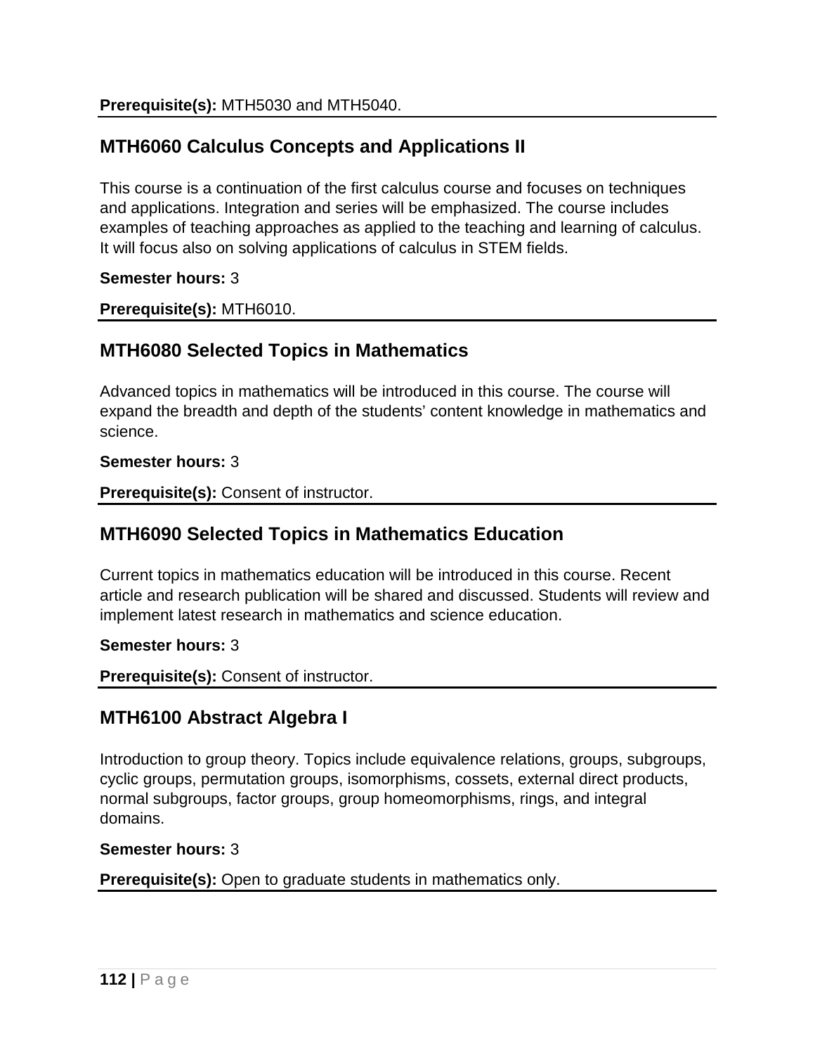**Prerequisite(s):** MTH5030 and MTH5040.

## MTH6060 Calculus Concepts and Applications II

This course is a continuation of the first calculus course and focuses on techniques and applications. Integration and series will be emphasized. The course includes examples of teaching approaches as applied to the teaching and learning of calculus. It will focus also on solving applications of calculus in STEM fields.

**Semester hours:** 3

**Prerequisite(s):** MTH6010.

## MTH6080 Selected Topics in Mathematics

Advanced topics in mathematics will be introduced in this course. The course will expand the breadth and depth of the students' content knowledge in mathematics and science.

**Semester hours:** 3

**Prerequisite(s):** Consent of instructor.

## MTH6090 Selected Topics in Mathematics Education

Current topics in mathematics education will be introduced in this course. Recent article and research publication will be shared and discussed. Students will review and implement latest research in mathematics and science education.

**Semester hours:** 3

**Prerequisite(s):** Consent of instructor.

## MTH6100 Abstract Algebra I

Introduction to group theory. Topics include equivalence relations, groups, subgroups, cyclic groups, permutation groups, isomorphisms, cossets, external direct products, normal subgroups, factor groups, group homeomorphisms, rings, and integral domains.

**Semester hours:** 3

**Prerequisite(s):** Open to graduate students in mathematics only.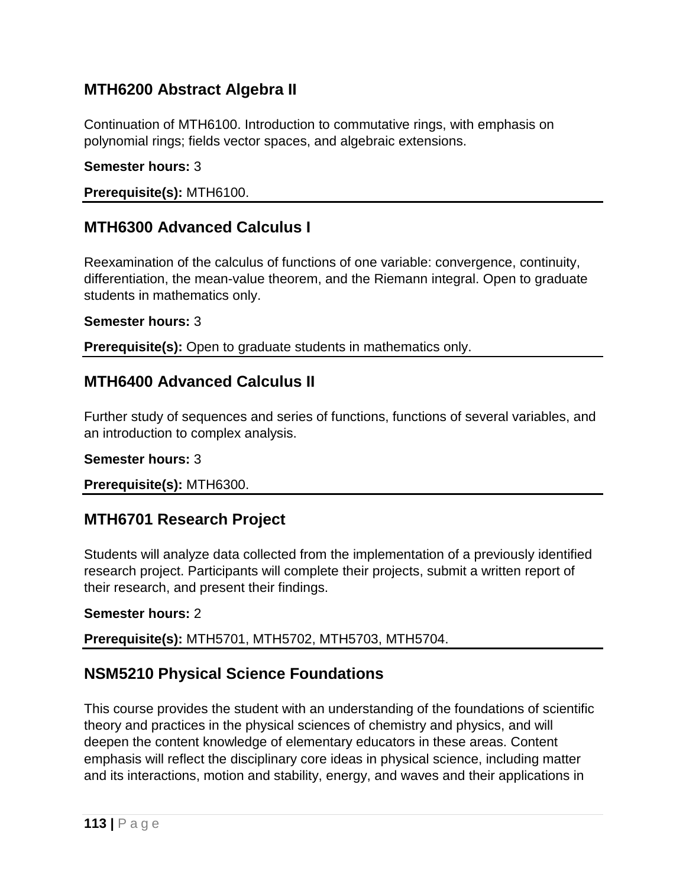## MTH6200 Abstract Algebra II

Continuation of MTH6100. Introduction to commutative rings, with emphasis on polynomial rings; fields vector spaces, and algebraic extensions.

**Semester hours:** 3

**Prerequisite(s):** MTH6100.

## MTH6300 Advanced Calculus I

Reexamination of the calculus of functions of one variable: convergence, continuity, differentiation, the mean-value theorem, and the Riemann integral. Open to graduate students in mathematics only.

**Semester hours:** 3

**Prerequisite(s):** Open to graduate students in mathematics only.

## MTH6400 Advanced Calculus II

Further study of sequences and series of functions, functions of several variables, and an introduction to complex analysis.

**Semester hours:** 3

**Prerequisite(s):** MTH6300.

## MTH6701 Research Project

Students will analyze data collected from the implementation of a previously identified research project. Participants will complete their projects, submit a written report of their research, and present their findings.

**Semester hours:** 2

**Prerequisite(s):** MTH5701, MTH5702, MTH5703, MTH5704.

## NSM5210 Physical Science Foundations

This course provides the student with an understanding of the foundations of scientific theory and practices in the physical sciences of chemistry and physics, and will deepen the content knowledge of elementary educators in these areas. Content emphasis will reflect the disciplinary core ideas in physical science, including matter and its interactions, motion and stability, energy, and waves and their applications in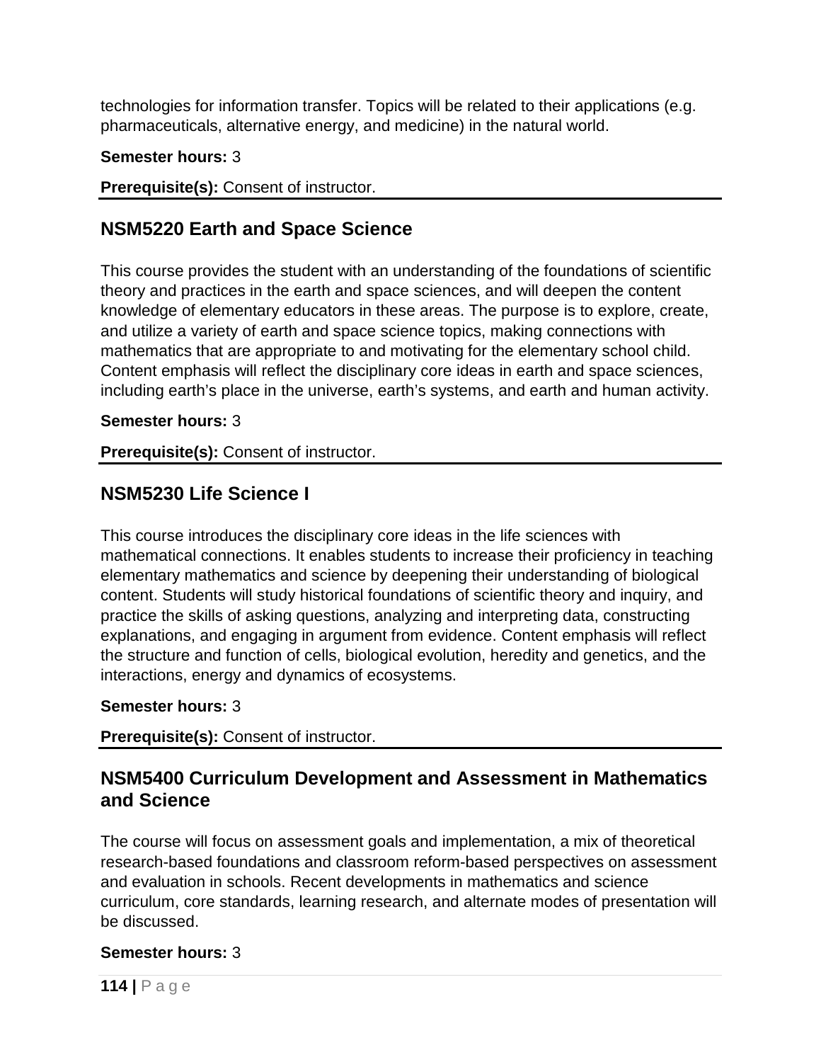technologies for information transfer. Topics will be related to their applications (e.g. pharmaceuticals, alternative energy, and medicine) in the natural world.

**Semester hours:** 3

**Prerequisite(s):** Consent of instructor.

## NSM5220 Earth and Space Science

This course provides the student with an understanding of the foundations of scientific theory and practices in the earth and space sciences, and will deepen the content knowledge of elementary educators in these areas. The purpose is to explore, create, and utilize a variety of earth and space science topics, making connections with mathematics that are appropriate to and motivating for the elementary school child. Content emphasis will reflect the disciplinary core ideas in earth and space sciences, including earth's place in the universe, earth's systems, and earth and human activity.

**Semester hours:** 3

**Prerequisite(s):** Consent of instructor.

## NSM5230 Life Science I

This course introduces the disciplinary core ideas in the life sciences with mathematical connections. It enables students to increase their proficiency in teaching elementary mathematics and science by deepening their understanding of biological content. Students will study historical foundations of scientific theory and inquiry, and practice the skills of asking questions, analyzing and interpreting data, constructing explanations, and engaging in argument from evidence. Content emphasis will reflect the structure and function of cells, biological evolution, heredity and genetics, and the interactions, energy and dynamics of ecosystems.

**Semester hours:** 3

**Prerequisite(s):** Consent of instructor.

## NSM5400 Curriculum Development and Assessment in Mathematics and Science

The course will focus on assessment goals and implementation, a mix of theoretical research-based foundations and classroom reform-based perspectives on assessment and evaluation in schools. Recent developments in mathematics and science curriculum, core standards, learning research, and alternate modes of presentation will be discussed.

**Semester hours:** 3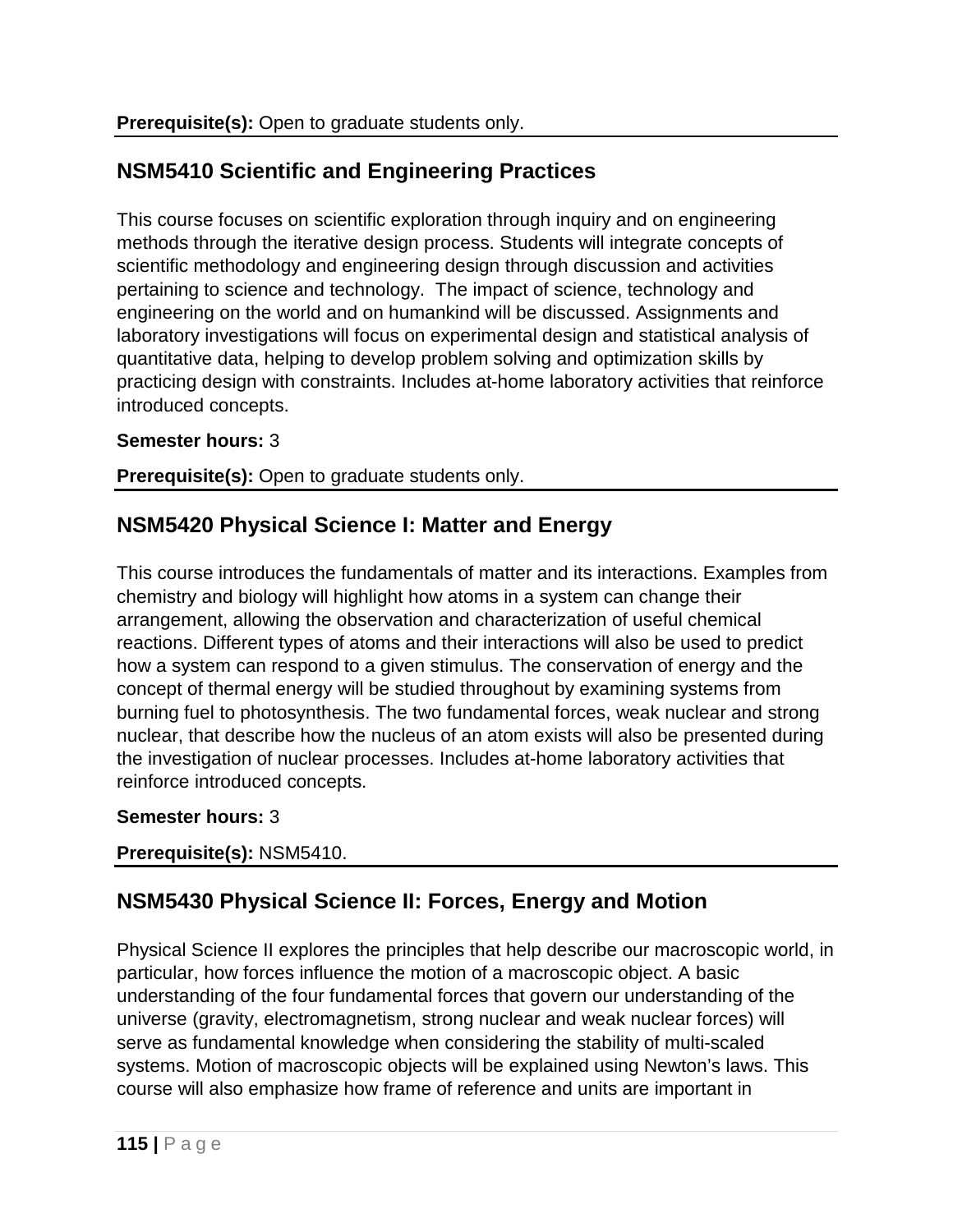**Prerequisite(s):** Open to graduate students only.

## NSM5410 Scientific and Engineering Practices

This course focuses on scientific exploration through inquiry and on engineering methods through the iterative design process. Students will integrate concepts of scientific methodology and engineering design through discussion and activities pertaining to science and technology.  The impact of science, technology and engineering on the world and on humankind will be discussed. Assignments and laboratory investigations will focus on experimental design and statistical analysis of quantitative data, helping to develop problem solving and optimization skills by practicing design with constraints. Includes at-home laboratory activities that reinforce introduced concepts.

**Semester hours:** 3

**Prerequisite(s):** Open to graduate students only.

## NSM5420 Physical Science I: Matter and Energy

This course introduces the fundamentals of matter and its interactions. Examples from chemistry and biology will highlight how atoms in a system can change their arrangement, allowing the observation and characterization of useful chemical reactions. Different types of atoms and their interactions will also be used to predict how a system can respond to a given stimulus. The conservation of energy and the concept of thermal energy will be studied throughout by examining systems from burning fuel to photosynthesis. The two fundamental forces, weak nuclear and strong nuclear, that describe how the nucleus of an atom exists will also be presented during the investigation of nuclear processes. Includes at-home laboratory activities that reinforce introduced concepts.

**Semester hours:** 3

**Prerequisite(s):** NSM5410.

## NSM5430 Physical Science II: Forces, Energy and Motion

Physical Science II explores the principles that help describe our macroscopic world, in particular, how forces influence the motion of a macroscopic object. A basic understanding of the four fundamental forces that govern our understanding of the universe (gravity, electromagnetism, strong nuclear and weak nuclear forces) will serve as fundamental knowledge when considering the stability of multi-scaled systems. Motion of macroscopic objects will be explained using Newton's laws. This course will also emphasize how frame of reference and units are important in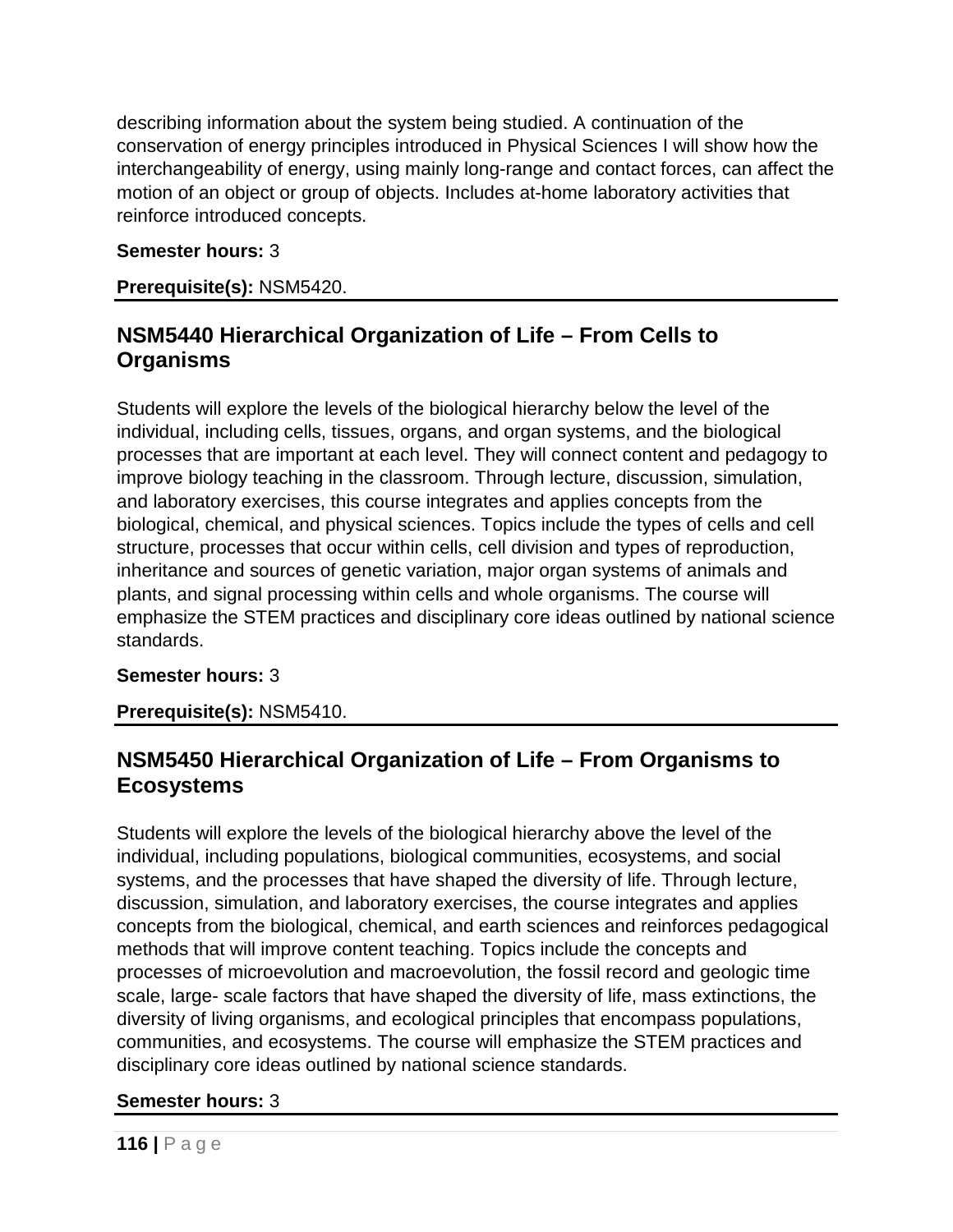describing information about the system being studied. A continuation of the conservation of energy principles introduced in Physical Sciences I will show how the interchangeability of energy, using mainly long-range and contact forces, can affect the motion of an object or group of objects. Includes at-home laboratory activities that reinforce introduced concepts.

**Semester hours:** 3

**Prerequisite(s):** NSM5420.

## NSM5440 Hierarchical Organization of Life – From Cells to Organisms

Students will explore the levels of the biological hierarchy below the level of the individual, including cells, tissues, organs, and organ systems, and the biological processes that are important at each level. They will connect content and pedagogy to improve biology teaching in the classroom. Through lecture, discussion, simulation, and laboratory exercises, this course integrates and applies concepts from the biological, chemical, and physical sciences. Topics include the types of cells and cell structure, processes that occur within cells, cell division and types of reproduction, inheritance and sources of genetic variation, major organ systems of animals and plants, and signal processing within cells and whole organisms. The course will emphasize the STEM practices and disciplinary core ideas outlined by national science standards.

**Semester hours:** 3

**Prerequisite(s):** NSM5410.

## NSM5450 Hierarchical Organization of Life – From Organisms to Ecosystems

Students will explore the levels of the biological hierarchy above the level of the individual, including populations, biological communities, ecosystems, and social systems, and the processes that have shaped the diversity of life. Through lecture, discussion, simulation, and laboratory exercises, the course integrates and applies concepts from the biological, chemical, and earth sciences and reinforces pedagogical methods that will improve content teaching. Topics include the concepts and processes of microevolution and macroevolution, the fossil record and geologic time scale, large- scale factors that have shaped the diversity of life, mass extinctions, the diversity of living organisms, and ecological principles that encompass populations, communities, and ecosystems. The course will emphasize the STEM practices and disciplinary core ideas outlined by national science standards.

**Semester hours:** 3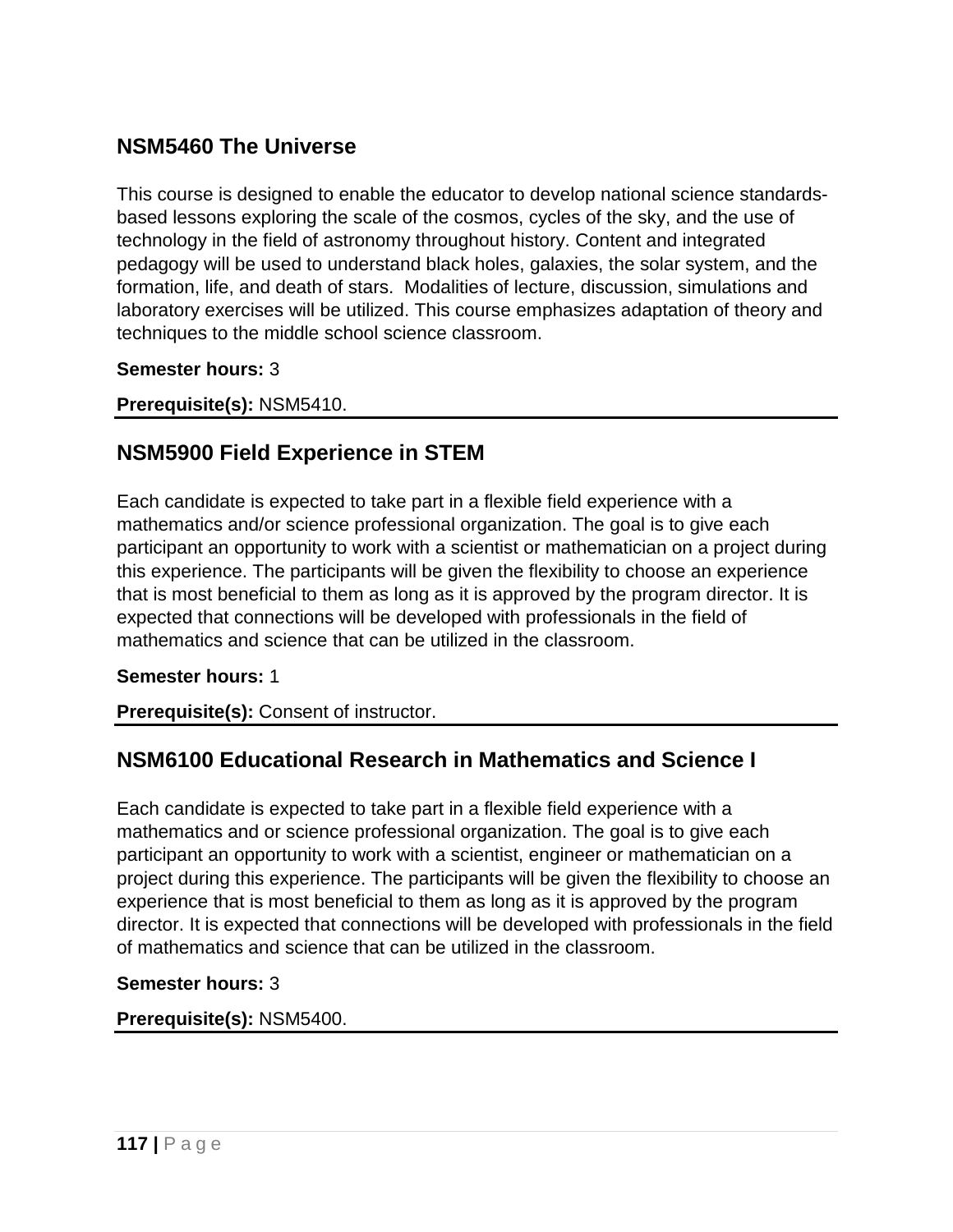## NSM5460 The Universe

This course is designed to enable the educator to develop national science standards-based lessons exploring the scale of the cosmos, cycles of the sky, and the use of technology in the field of astronomy throughout history. Content and integrated pedagogy will be used to understand black holes, galaxies, the solar system, and the formation, life, and death of stars. Modalities of lecture, discussion, simulations and laboratory exercises will be utilized. This course emphasizes adaptation of theory and techniques to the middle school science classroom.

**Semester hours:** 3

**Prerequisite(s):** NSM5410.

---

## NSM5900 Field Experience in STEM

Each candidate is expected to take part in a flexible field experience with a mathematics and/or science professional organization. The goal is to give each participant an opportunity to work with a scientist or mathematician on a project during this experience. The participants will be given the flexibility to choose an experience that is most beneficial to them as long as it is approved by the program director. It is expected that connections will be developed with professionals in the field of mathematics and science that can be utilized in the classroom.

**Semester hours:** 1

**Prerequisite(s):** Consent of instructor.

---

## NSM6100 Educational Research in Mathematics and Science I

Each candidate is expected to take part in a flexible field experience with a mathematics and or science professional organization. The goal is to give each participant an opportunity to work with a scientist, engineer or mathematician on a project during this experience. The participants will be given the flexibility to choose an experience that is most beneficial to them as long as it is approved by the program director. It is expected that connections will be developed with professionals in the field of mathematics and science that can be utilized in the classroom.

**Semester hours:** 3

**Prerequisite(s):** NSM5400.

---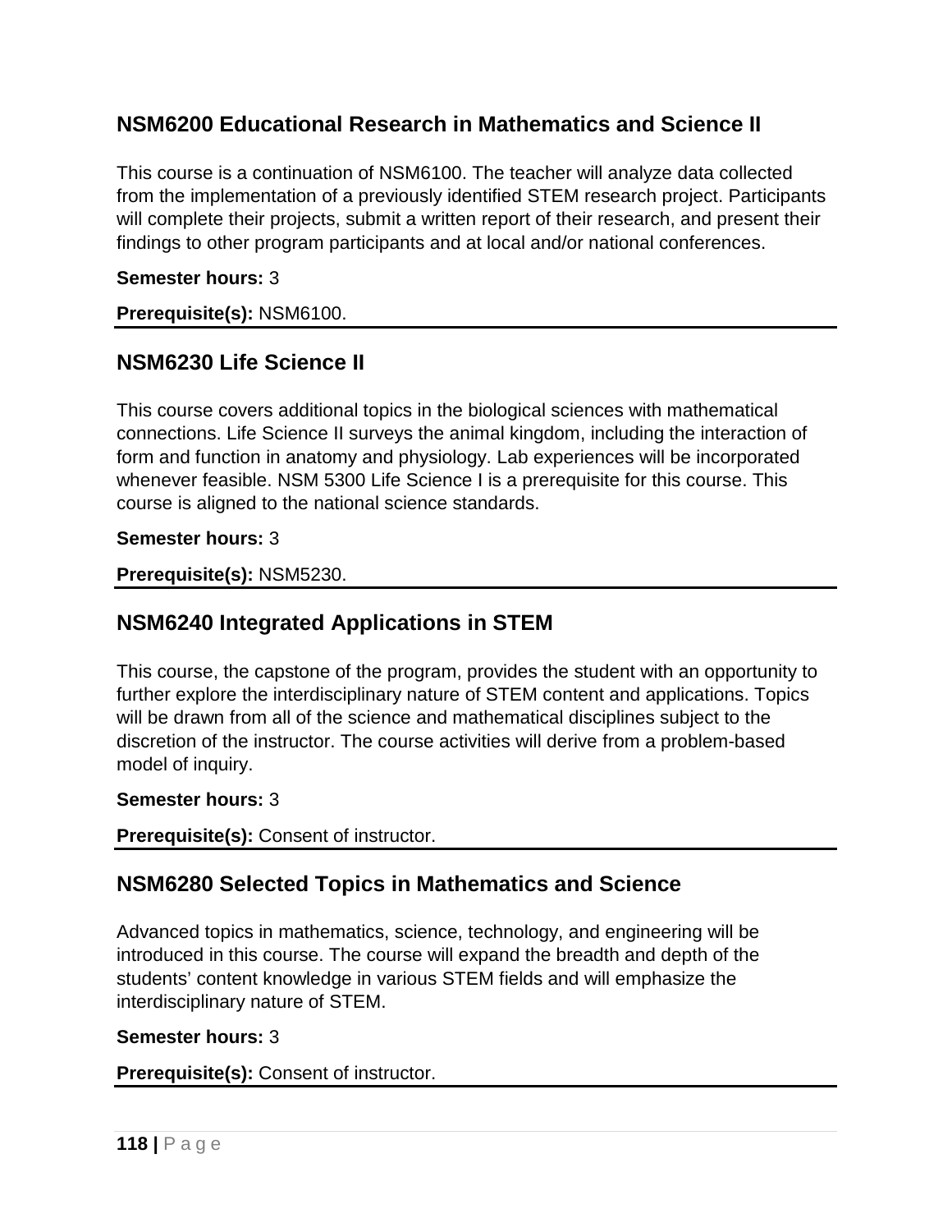## NSM6200 Educational Research in Mathematics and Science II

This course is a continuation of NSM6100. The teacher will analyze data collected from the implementation of a previously identified STEM research project. Participants will complete their projects, submit a written report of their research, and present their findings to other program participants and at local and/or national conferences.

**Semester hours:** 3

**Prerequisite(s):** NSM6100.

## NSM6230 Life Science II

This course covers additional topics in the biological sciences with mathematical connections. Life Science II surveys the animal kingdom, including the interaction of form and function in anatomy and physiology. Lab experiences will be incorporated whenever feasible. NSM 5300 Life Science I is a prerequisite for this course. This course is aligned to the national science standards.

**Semester hours:** 3

**Prerequisite(s):** NSM5230.

## NSM6240 Integrated Applications in STEM

This course, the capstone of the program, provides the student with an opportunity to further explore the interdisciplinary nature of STEM content and applications. Topics will be drawn from all of the science and mathematical disciplines subject to the discretion of the instructor. The course activities will derive from a problem-based model of inquiry.

**Semester hours:** 3

**Prerequisite(s):** Consent of instructor.

## NSM6280 Selected Topics in Mathematics and Science

Advanced topics in mathematics, science, technology, and engineering will be introduced in this course. The course will expand the breadth and depth of the students' content knowledge in various STEM fields and will emphasize the interdisciplinary nature of STEM.

**Semester hours:** 3

**Prerequisite(s):** Consent of instructor.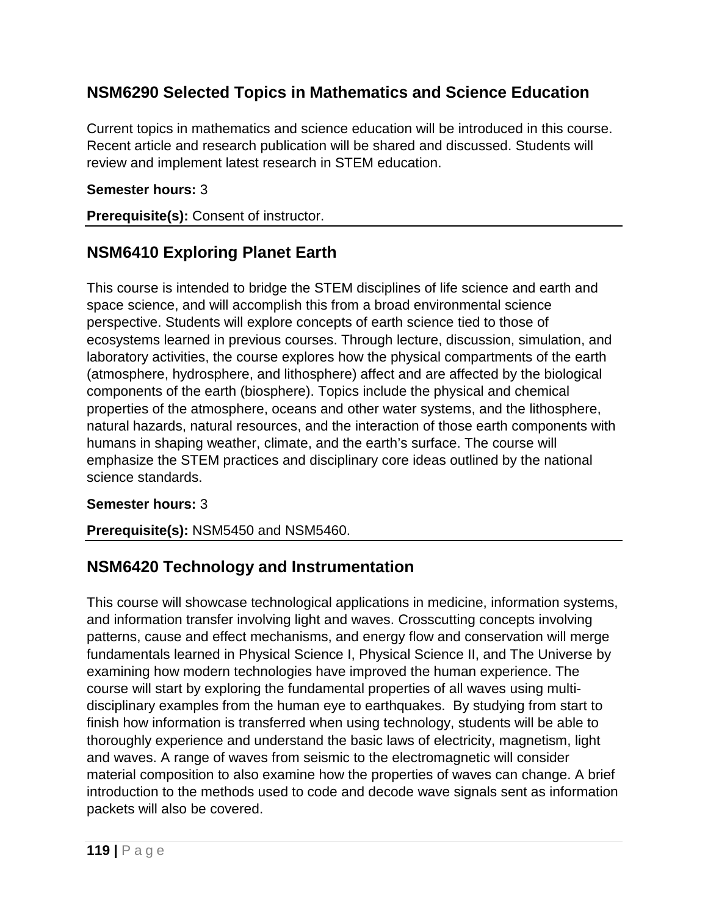## NSM6290 Selected Topics in Mathematics and Science Education

Current topics in mathematics and science education will be introduced in this course. Recent article and research publication will be shared and discussed. Students will review and implement latest research in STEM education.

**Semester hours:** 3

**Prerequisite(s):** Consent of instructor.

## NSM6410 Exploring Planet Earth

This course is intended to bridge the STEM disciplines of life science and earth and space science, and will accomplish this from a broad environmental science perspective. Students will explore concepts of earth science tied to those of ecosystems learned in previous courses. Through lecture, discussion, simulation, and laboratory activities, the course explores how the physical compartments of the earth (atmosphere, hydrosphere, and lithosphere) affect and are affected by the biological components of the earth (biosphere). Topics include the physical and chemical properties of the atmosphere, oceans and other water systems, and the lithosphere, natural hazards, natural resources, and the interaction of those earth components with humans in shaping weather, climate, and the earth's surface. The course will emphasize the STEM practices and disciplinary core ideas outlined by the national science standards.

**Semester hours:** 3

**Prerequisite(s):** NSM5450 and NSM5460.

## NSM6420 Technology and Instrumentation

This course will showcase technological applications in medicine, information systems, and information transfer involving light and waves. Crosscutting concepts involving patterns, cause and effect mechanisms, and energy flow and conservation will merge fundamentals learned in Physical Science I, Physical Science II, and The Universe by examining how modern technologies have improved the human experience. The course will start by exploring the fundamental properties of all waves using multi-disciplinary examples from the human eye to earthquakes. By studying from start to finish how information is transferred when using technology, students will be able to thoroughly experience and understand the basic laws of electricity, magnetism, light and waves. A range of waves from seismic to the electromagnetic will consider material composition to also examine how the properties of waves can change. A brief introduction to the methods used to code and decode wave signals sent as information packets will also be covered.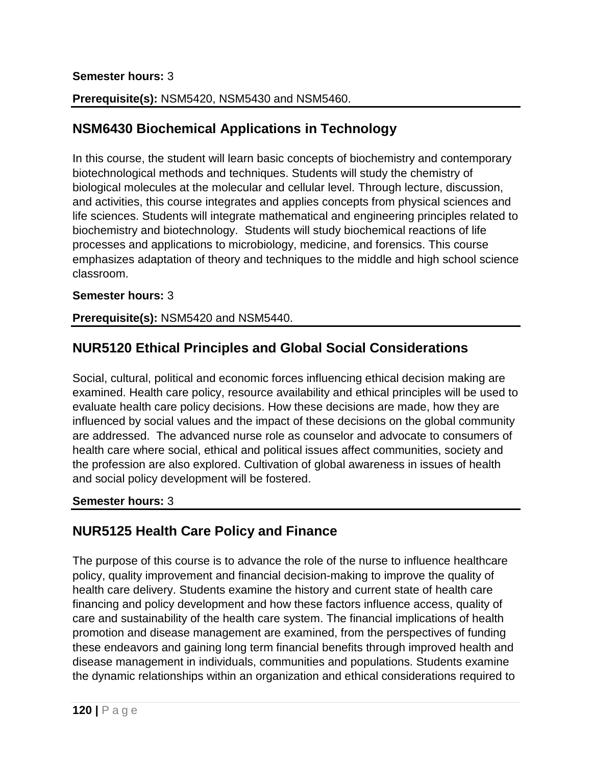**Semester hours:** 3

**Prerequisite(s):** NSM5420, NSM5430 and NSM5460.

## NSM6430 Biochemical Applications in Technology

In this course, the student will learn basic concepts of biochemistry and contemporary biotechnological methods and techniques. Students will study the chemistry of biological molecules at the molecular and cellular level. Through lecture, discussion, and activities, this course integrates and applies concepts from physical sciences and life sciences. Students will integrate mathematical and engineering principles related to biochemistry and biotechnology. Students will study biochemical reactions of life processes and applications to microbiology, medicine, and forensics. This course emphasizes adaptation of theory and techniques to the middle and high school science classroom.

**Semester hours:** 3

**Prerequisite(s):** NSM5420 and NSM5440.

## NUR5120 Ethical Principles and Global Social Considerations

Social, cultural, political and economic forces influencing ethical decision making are examined. Health care policy, resource availability and ethical principles will be used to evaluate health care policy decisions. How these decisions are made, how they are influenced by social values and the impact of these decisions on the global community are addressed. The advanced nurse role as counselor and advocate to consumers of health care where social, ethical and political issues affect communities, society and the profession are also explored. Cultivation of global awareness in issues of health and social policy development will be fostered.

**Semester hours:** 3

## NUR5125 Health Care Policy and Finance

The purpose of this course is to advance the role of the nurse to influence healthcare policy, quality improvement and financial decision-making to improve the quality of health care delivery. Students examine the history and current state of health care financing and policy development and how these factors influence access, quality of care and sustainability of the health care system. The financial implications of health promotion and disease management are examined, from the perspectives of funding these endeavors and gaining long term financial benefits through improved health and disease management in individuals, communities and populations. Students examine the dynamic relationships within an organization and ethical considerations required to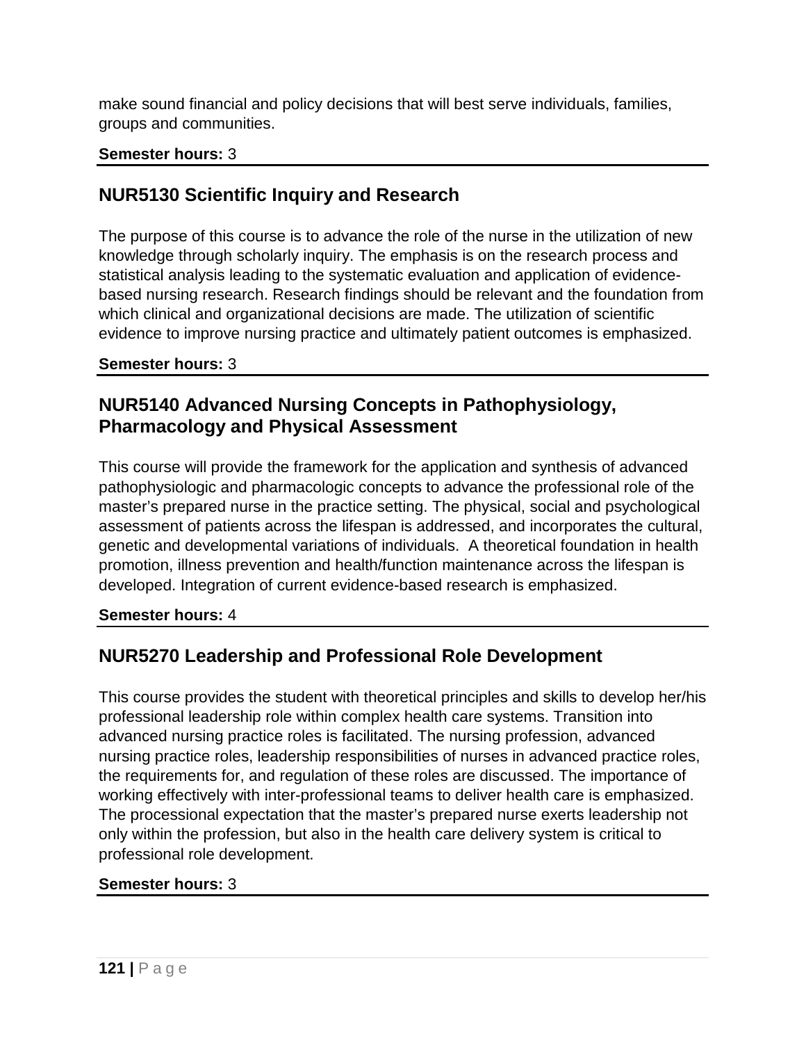make sound financial and policy decisions that will best serve individuals, families, groups and communities.

**Semester hours:** 3

## NUR5130 Scientific Inquiry and Research

The purpose of this course is to advance the role of the nurse in the utilization of new knowledge through scholarly inquiry. The emphasis is on the research process and statistical analysis leading to the systematic evaluation and application of evidence-based nursing research. Research findings should be relevant and the foundation from which clinical and organizational decisions are made. The utilization of scientific evidence to improve nursing practice and ultimately patient outcomes is emphasized.

**Semester hours:** 3

## NUR5140 Advanced Nursing Concepts in Pathophysiology, Pharmacology and Physical Assessment

This course will provide the framework for the application and synthesis of advanced pathophysiologic and pharmacologic concepts to advance the professional role of the master's prepared nurse in the practice setting. The physical, social and psychological assessment of patients across the lifespan is addressed, and incorporates the cultural, genetic and developmental variations of individuals. A theoretical foundation in health promotion, illness prevention and health/function maintenance across the lifespan is developed. Integration of current evidence-based research is emphasized.

**Semester hours:** 4

## NUR5270 Leadership and Professional Role Development

This course provides the student with theoretical principles and skills to develop her/his professional leadership role within complex health care systems. Transition into advanced nursing practice roles is facilitated. The nursing profession, advanced nursing practice roles, leadership responsibilities of nurses in advanced practice roles, the requirements for, and regulation of these roles are discussed. The importance of working effectively with inter-professional teams to deliver health care is emphasized. The processional expectation that the master's prepared nurse exerts leadership not only within the profession, but also in the health care delivery system is critical to professional role development.

**Semester hours:** 3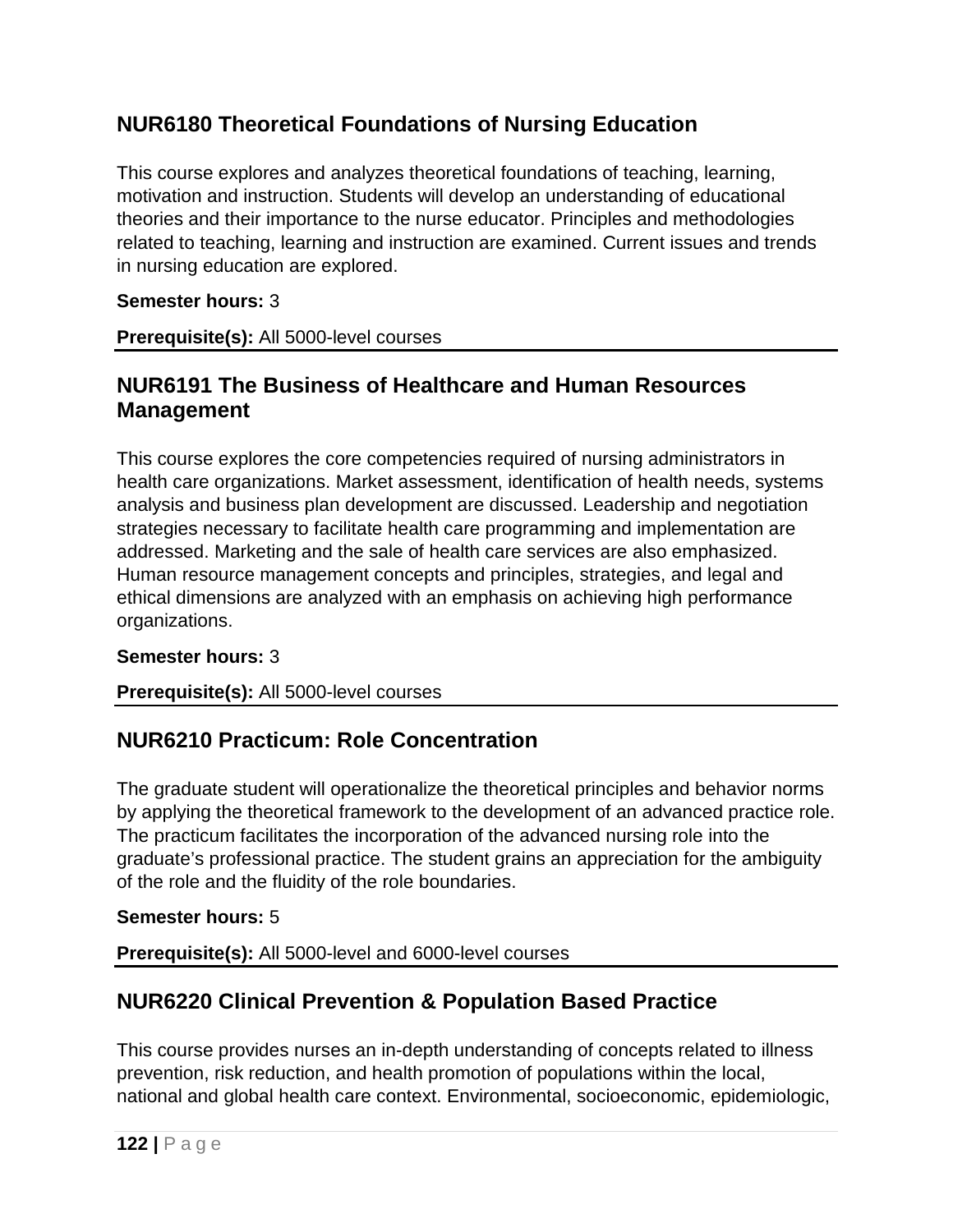## NUR6180 Theoretical Foundations of Nursing Education

This course explores and analyzes theoretical foundations of teaching, learning, motivation and instruction. Students will develop an understanding of educational theories and their importance to the nurse educator. Principles and methodologies related to teaching, learning and instruction are examined. Current issues and trends in nursing education are explored.

**Semester hours:** 3

**Prerequisite(s):** All 5000-level courses

## NUR6191 The Business of Healthcare and Human Resources Management

This course explores the core competencies required of nursing administrators in health care organizations. Market assessment, identification of health needs, systems analysis and business plan development are discussed. Leadership and negotiation strategies necessary to facilitate health care programming and implementation are addressed. Marketing and the sale of health care services are also emphasized. Human resource management concepts and principles, strategies, and legal and ethical dimensions are analyzed with an emphasis on achieving high performance organizations.

**Semester hours:** 3

**Prerequisite(s):** All 5000-level courses

## NUR6210 Practicum: Role Concentration

The graduate student will operationalize the theoretical principles and behavior norms by applying the theoretical framework to the development of an advanced practice role. The practicum facilitates the incorporation of the advanced nursing role into the graduate's professional practice. The student grains an appreciation for the ambiguity of the role and the fluidity of the role boundaries.

**Semester hours:** 5

**Prerequisite(s):** All 5000-level and 6000-level courses

## NUR6220 Clinical Prevention & Population Based Practice

This course provides nurses an in-depth understanding of concepts related to illness prevention, risk reduction, and health promotion of populations within the local, national and global health care context. Environmental, socioeconomic, epidemiologic,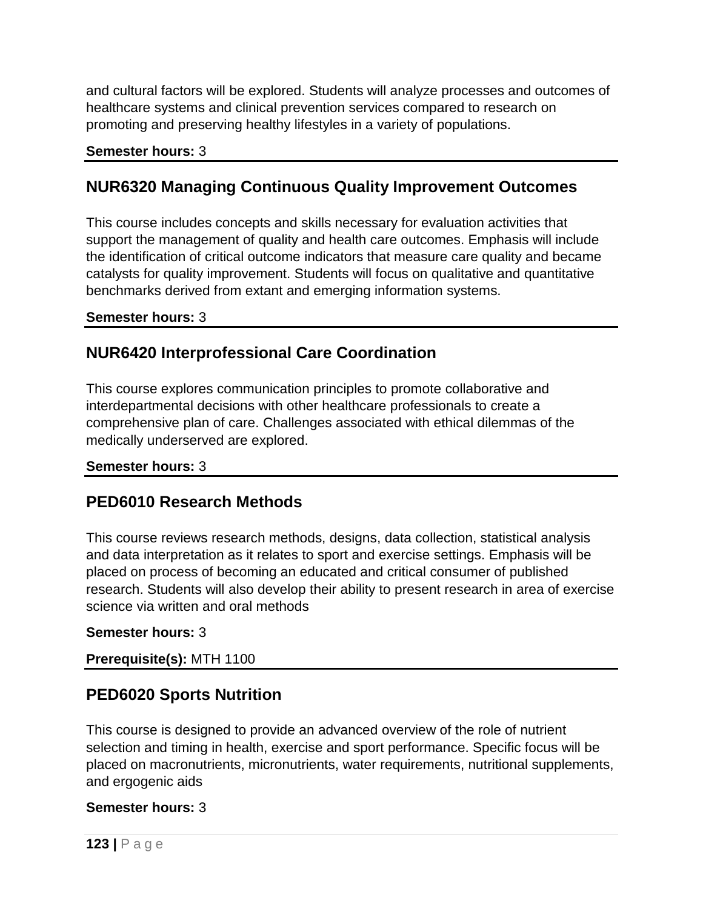and cultural factors will be explored. Students will analyze processes and outcomes of healthcare systems and clinical prevention services compared to research on promoting and preserving healthy lifestyles in a variety of populations.

**Semester hours:** 3

## NUR6320 Managing Continuous Quality Improvement Outcomes

This course includes concepts and skills necessary for evaluation activities that support the management of quality and health care outcomes. Emphasis will include the identification of critical outcome indicators that measure care quality and became catalysts for quality improvement. Students will focus on qualitative and quantitative benchmarks derived from extant and emerging information systems.

**Semester hours:** 3

## NUR6420 Interprofessional Care Coordination

This course explores communication principles to promote collaborative and interdepartmental decisions with other healthcare professionals to create a comprehensive plan of care. Challenges associated with ethical dilemmas of the medically underserved are explored.

**Semester hours:** 3

## PED6010 Research Methods

This course reviews research methods, designs, data collection, statistical analysis and data interpretation as it relates to sport and exercise settings. Emphasis will be placed on process of becoming an educated and critical consumer of published research. Students will also develop their ability to present research in area of exercise science via written and oral methods

**Semester hours:** 3

**Prerequisite(s):** MTH 1100

## PED6020 Sports Nutrition

This course is designed to provide an advanced overview of the role of nutrient selection and timing in health, exercise and sport performance. Specific focus will be placed on macronutrients, micronutrients, water requirements, nutritional supplements, and ergogenic aids

**Semester hours:** 3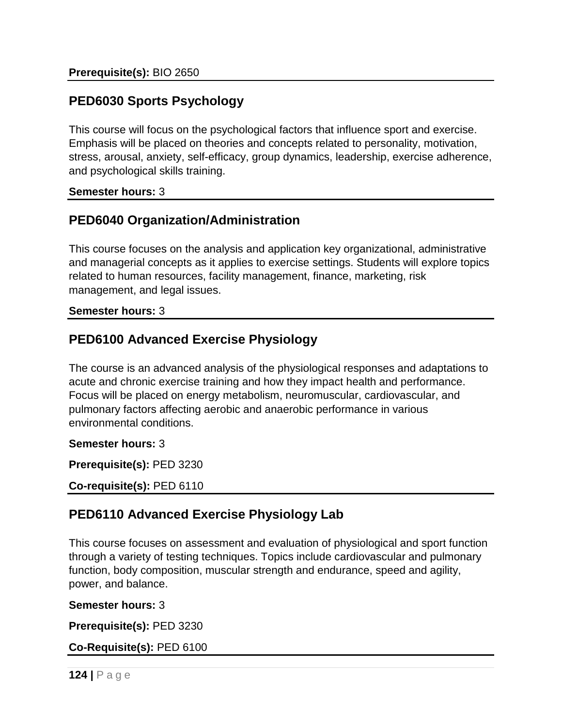**Prerequisite(s):** BIO 2650

## PED6030 Sports Psychology

This course will focus on the psychological factors that influence sport and exercise. Emphasis will be placed on theories and concepts related to personality, motivation, stress, arousal, anxiety, self-efficacy, group dynamics, leadership, exercise adherence, and psychological skills training.

**Semester hours:** 3

## PED6040 Organization/Administration

This course focuses on the analysis and application key organizational, administrative and managerial concepts as it applies to exercise settings. Students will explore topics related to human resources, facility management, finance, marketing, risk management, and legal issues.

**Semester hours:** 3

## PED6100 Advanced Exercise Physiology

The course is an advanced analysis of the physiological responses and adaptations to acute and chronic exercise training and how they impact health and performance. Focus will be placed on energy metabolism, neuromuscular, cardiovascular, and pulmonary factors affecting aerobic and anaerobic performance in various environmental conditions.

**Semester hours:** 3

**Prerequisite(s):** PED 3230

**Co-requisite(s):** PED 6110

## PED6110 Advanced Exercise Physiology Lab

This course focuses on assessment and evaluation of physiological and sport function through a variety of testing techniques. Topics include cardiovascular and pulmonary function, body composition, muscular strength and endurance, speed and agility, power, and balance.

**Semester hours:** 3

**Prerequisite(s):** PED 3230

**Co-Requisite(s):** PED 6100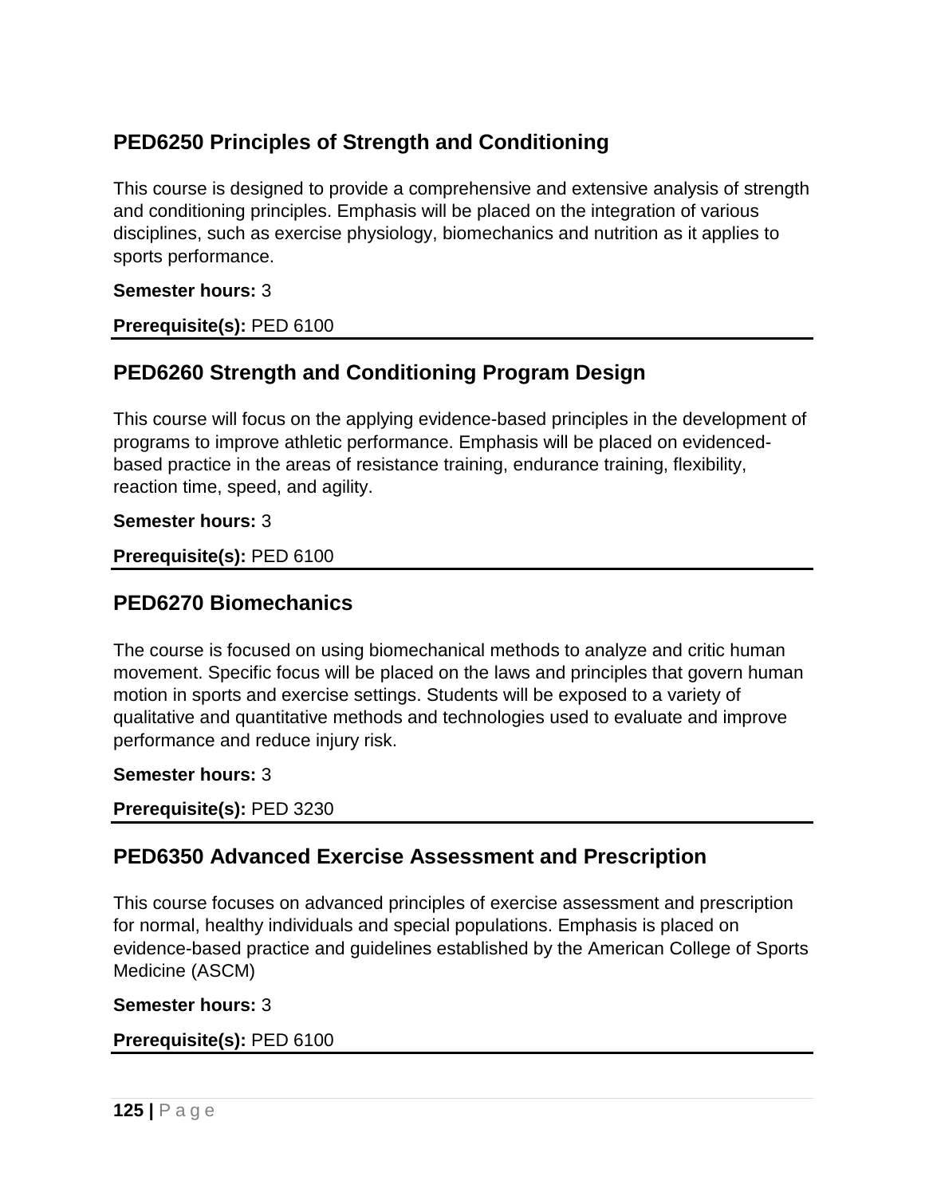## PED6250 Principles of Strength and Conditioning

This course is designed to provide a comprehensive and extensive analysis of strength and conditioning principles. Emphasis will be placed on the integration of various disciplines, such as exercise physiology, biomechanics and nutrition as it applies to sports performance.

**Semester hours:** 3

**Prerequisite(s):** PED 6100

---

## PED6260 Strength and Conditioning Program Design

This course will focus on the applying evidence-based principles in the development of programs to improve athletic performance. Emphasis will be placed on evidenced-based practice in the areas of resistance training, endurance training, flexibility, reaction time, speed, and agility.

**Semester hours:** 3

**Prerequisite(s):** PED 6100

---

## PED6270 Biomechanics

The course is focused on using biomechanical methods to analyze and critic human movement. Specific focus will be placed on the laws and principles that govern human motion in sports and exercise settings. Students will be exposed to a variety of qualitative and quantitative methods and technologies used to evaluate and improve performance and reduce injury risk.

**Semester hours:** 3

**Prerequisite(s):** PED 3230

---

## PED6350 Advanced Exercise Assessment and Prescription

This course focuses on advanced principles of exercise assessment and prescription for normal, healthy individuals and special populations. Emphasis is placed on evidence-based practice and guidelines established by the American College of Sports Medicine (ASCM)

**Semester hours:** 3

**Prerequisite(s):** PED 6100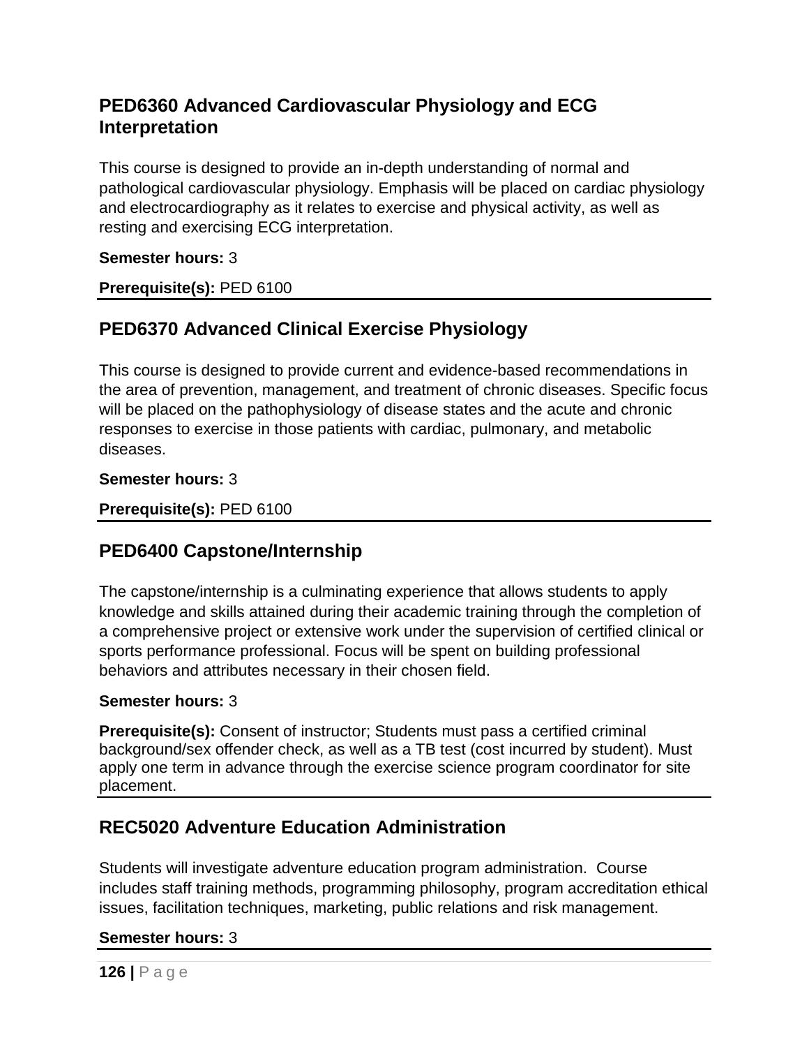## PED6360 Advanced Cardiovascular Physiology and ECG Interpretation

This course is designed to provide an in-depth understanding of normal and pathological cardiovascular physiology. Emphasis will be placed on cardiac physiology and electrocardiography as it relates to exercise and physical activity, as well as resting and exercising ECG interpretation.

**Semester hours:** 3

**Prerequisite(s):** PED 6100

## PED6370 Advanced Clinical Exercise Physiology

This course is designed to provide current and evidence-based recommendations in the area of prevention, management, and treatment of chronic diseases. Specific focus will be placed on the pathophysiology of disease states and the acute and chronic responses to exercise in those patients with cardiac, pulmonary, and metabolic diseases.

**Semester hours:** 3

**Prerequisite(s):** PED 6100

## PED6400 Capstone/Internship

The capstone/internship is a culminating experience that allows students to apply knowledge and skills attained during their academic training through the completion of a comprehensive project or extensive work under the supervision of certified clinical or sports performance professional. Focus will be spent on building professional behaviors and attributes necessary in their chosen field.

**Semester hours:** 3

**Prerequisite(s):** Consent of instructor; Students must pass a certified criminal background/sex offender check, as well as a TB test (cost incurred by student). Must apply one term in advance through the exercise science program coordinator for site placement.

## REC5020 Adventure Education Administration

Students will investigate adventure education program administration. Course includes staff training methods, programming philosophy, program accreditation ethical issues, facilitation techniques, marketing, public relations and risk management.

**Semester hours:** 3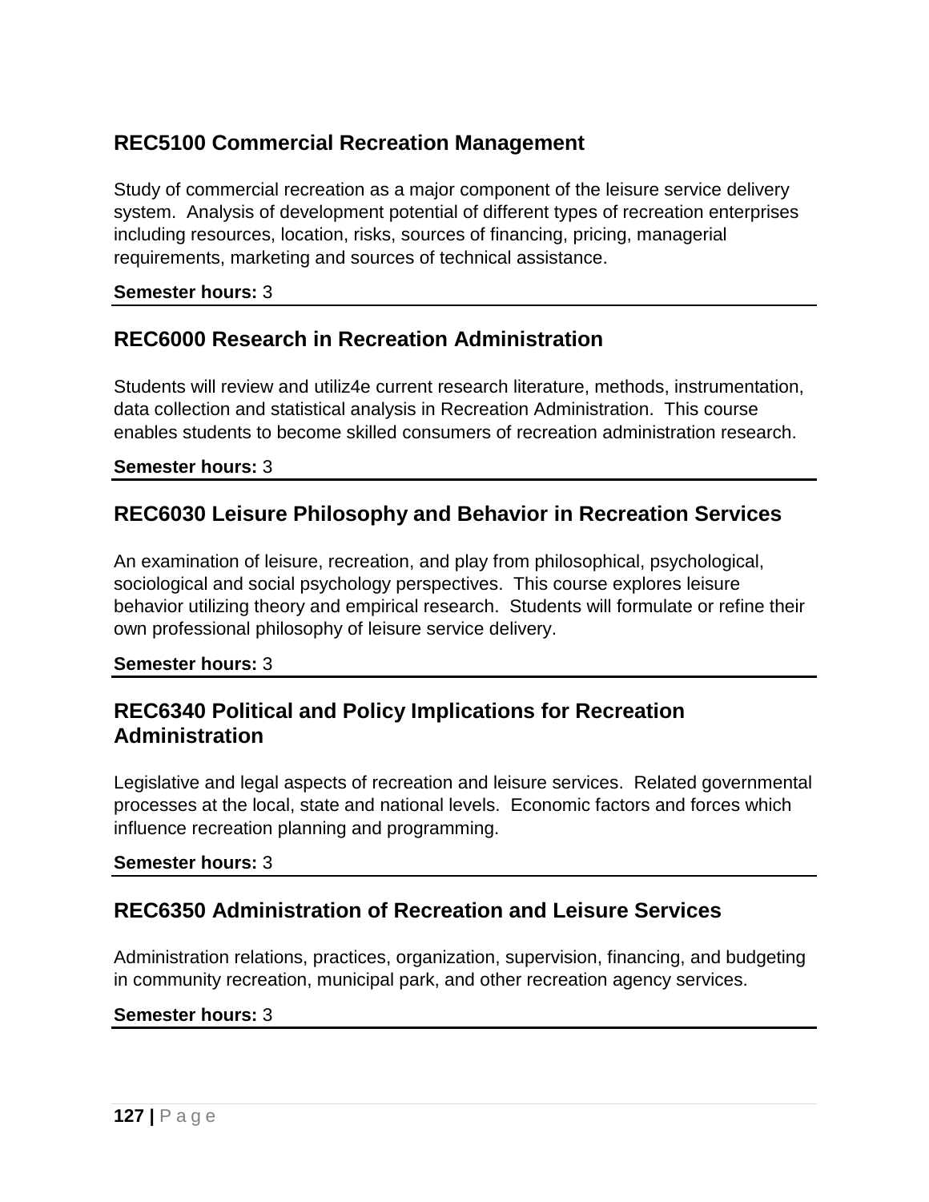### REC5100 Commercial Recreation Management

Study of commercial recreation as a major component of the leisure service delivery system. Analysis of development potential of different types of recreation enterprises including resources, location, risks, sources of financing, pricing, managerial requirements, marketing and sources of technical assistance.

**Semester hours:** 3

---

### REC6000 Research in Recreation Administration

Students will review and utiliz4e current research literature, methods, instrumentation, data collection and statistical analysis in Recreation Administration. This course enables students to become skilled consumers of recreation administration research.

**Semester hours:** 3

---

### REC6030 Leisure Philosophy and Behavior in Recreation Services

An examination of leisure, recreation, and play from philosophical, psychological, sociological and social psychology perspectives. This course explores leisure behavior utilizing theory and empirical research. Students will formulate or refine their own professional philosophy of leisure service delivery.

**Semester hours:** 3

---

### REC6340 Political and Policy Implications for Recreation Administration

Legislative and legal aspects of recreation and leisure services. Related governmental processes at the local, state and national levels. Economic factors and forces which influence recreation planning and programming.

**Semester hours:** 3

---

### REC6350 Administration of Recreation and Leisure Services

Administration relations, practices, organization, supervision, financing, and budgeting in community recreation, municipal park, and other recreation agency services.

**Semester hours:** 3

---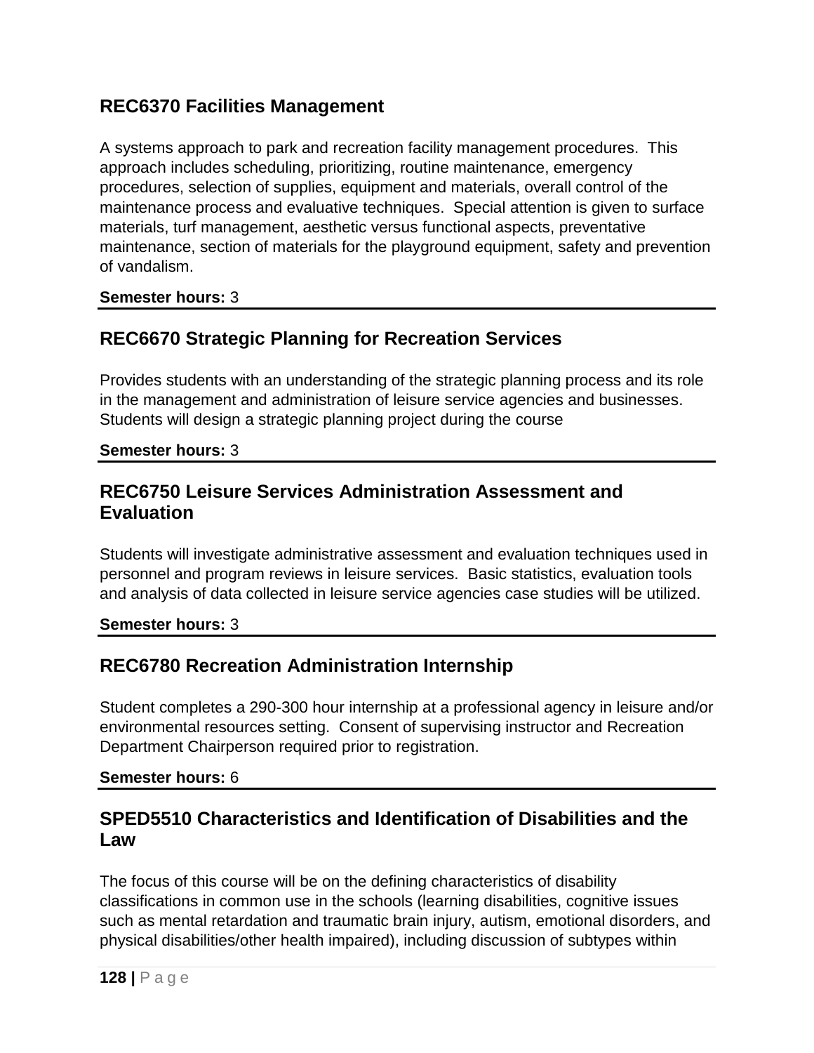## REC6370 Facilities Management

A systems approach to park and recreation facility management procedures. This approach includes scheduling, prioritizing, routine maintenance, emergency procedures, selection of supplies, equipment and materials, overall control of the maintenance process and evaluative techniques. Special attention is given to surface materials, turf management, aesthetic versus functional aspects, preventative maintenance, section of materials for the playground equipment, safety and prevention of vandalism.

**Semester hours:** 3

---

## REC6670 Strategic Planning for Recreation Services

Provides students with an understanding of the strategic planning process and its role in the management and administration of leisure service agencies and businesses. Students will design a strategic planning project during the course

**Semester hours:** 3

---

## REC6750 Leisure Services Administration Assessment and Evaluation

Students will investigate administrative assessment and evaluation techniques used in personnel and program reviews in leisure services. Basic statistics, evaluation tools and analysis of data collected in leisure service agencies case studies will be utilized.

**Semester hours:** 3

---

## REC6780 Recreation Administration Internship

Student completes a 290-300 hour internship at a professional agency in leisure and/or environmental resources setting. Consent of supervising instructor and Recreation Department Chairperson required prior to registration.

**Semester hours:** 6

---

## SPED5510 Characteristics and Identification of Disabilities and the Law

The focus of this course will be on the defining characteristics of disability classifications in common use in the schools (learning disabilities, cognitive issues such as mental retardation and traumatic brain injury, autism, emotional disorders, and physical disabilities/other health impaired), including discussion of subtypes within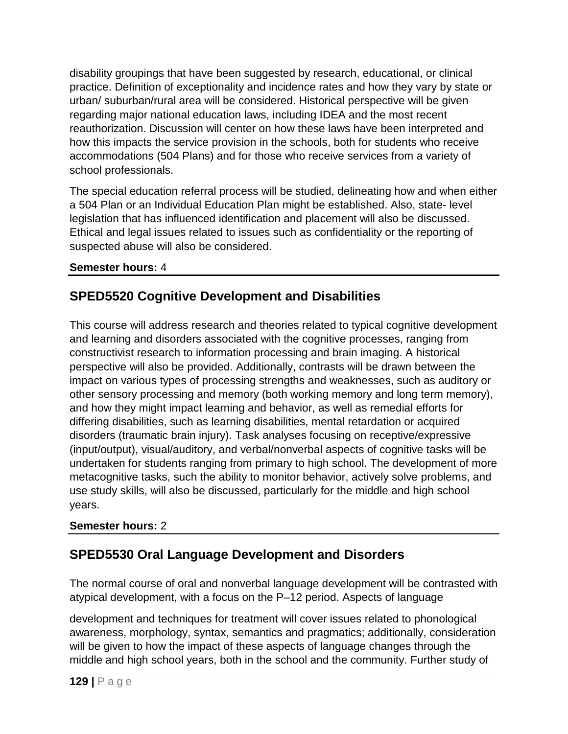disability groupings that have been suggested by research, educational, or clinical practice. Definition of exceptionality and incidence rates and how they vary by state or urban/ suburban/rural area will be considered. Historical perspective will be given regarding major national education laws, including IDEA and the most recent reauthorization. Discussion will center on how these laws have been interpreted and how this impacts the service provision in the schools, both for students who receive accommodations (504 Plans) and for those who receive services from a variety of school professionals.

The special education referral process will be studied, delineating how and when either a 504 Plan or an Individual Education Plan might be established. Also, state- level legislation that has influenced identification and placement will also be discussed. Ethical and legal issues related to issues such as confidentiality or the reporting of suspected abuse will also be considered.

**Semester hours:** 4

## SPED5520 Cognitive Development and Disabilities

This course will address research and theories related to typical cognitive development and learning and disorders associated with the cognitive processes, ranging from constructivist research to information processing and brain imaging. A historical perspective will also be provided. Additionally, contrasts will be drawn between the impact on various types of processing strengths and weaknesses, such as auditory or other sensory processing and memory (both working memory and long term memory), and how they might impact learning and behavior, as well as remedial efforts for differing disabilities, such as learning disabilities, mental retardation or acquired disorders (traumatic brain injury). Task analyses focusing on receptive/expressive (input/output), visual/auditory, and verbal/nonverbal aspects of cognitive tasks will be undertaken for students ranging from primary to high school. The development of more metacognitive tasks, such the ability to monitor behavior, actively solve problems, and use study skills, will also be discussed, particularly for the middle and high school years.

**Semester hours:** 2

## SPED5530 Oral Language Development and Disorders

The normal course of oral and nonverbal language development will be contrasted with atypical development, with a focus on the P–12 period. Aspects of language

development and techniques for treatment will cover issues related to phonological awareness, morphology, syntax, semantics and pragmatics; additionally, consideration will be given to how the impact of these aspects of language changes through the middle and high school years, both in the school and the community. Further study of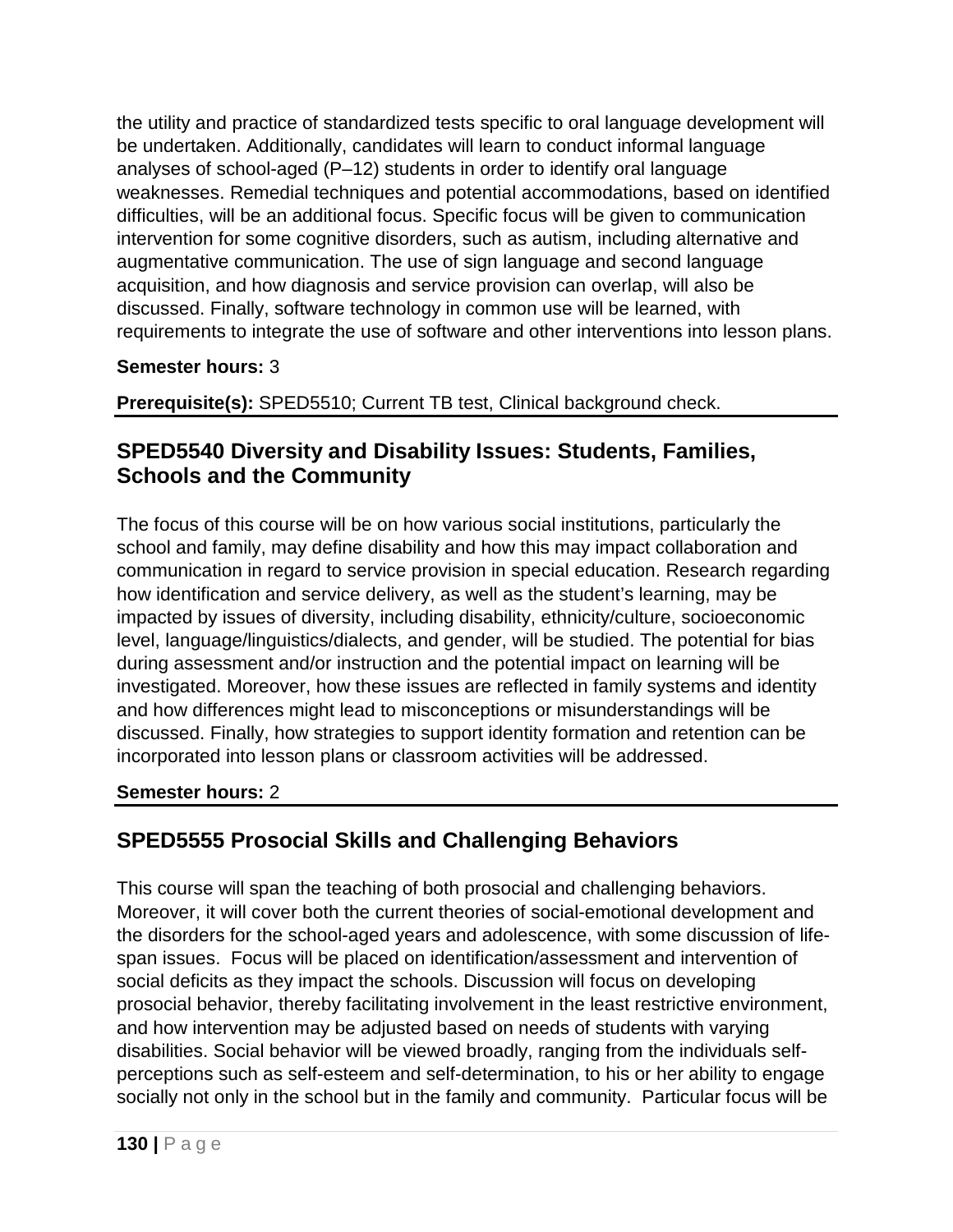the utility and practice of standardized tests specific to oral language development will be undertaken. Additionally, candidates will learn to conduct informal language analyses of school-aged (P–12) students in order to identify oral language weaknesses. Remedial techniques and potential accommodations, based on identified difficulties, will be an additional focus. Specific focus will be given to communication intervention for some cognitive disorders, such as autism, including alternative and augmentative communication. The use of sign language and second language acquisition, and how diagnosis and service provision can overlap, will also be discussed. Finally, software technology in common use will be learned, with requirements to integrate the use of software and other interventions into lesson plans.

**Semester hours:** 3

**Prerequisite(s):** SPED5510; Current TB test, Clinical background check.

## SPED5540 Diversity and Disability Issues: Students, Families, Schools and the Community

The focus of this course will be on how various social institutions, particularly the school and family, may define disability and how this may impact collaboration and communication in regard to service provision in special education. Research regarding how identification and service delivery, as well as the student's learning, may be impacted by issues of diversity, including disability, ethnicity/culture, socioeconomic level, language/linguistics/dialects, and gender, will be studied. The potential for bias during assessment and/or instruction and the potential impact on learning will be investigated. Moreover, how these issues are reflected in family systems and identity and how differences might lead to misconceptions or misunderstandings will be discussed. Finally, how strategies to support identity formation and retention can be incorporated into lesson plans or classroom activities will be addressed.

**Semester hours:** 2

## SPED5555 Prosocial Skills and Challenging Behaviors

This course will span the teaching of both prosocial and challenging behaviors. Moreover, it will cover both the current theories of social-emotional development and the disorders for the school-aged years and adolescence, with some discussion of life-span issues. Focus will be placed on identification/assessment and intervention of social deficits as they impact the schools. Discussion will focus on developing prosocial behavior, thereby facilitating involvement in the least restrictive environment, and how intervention may be adjusted based on needs of students with varying disabilities. Social behavior will be viewed broadly, ranging from the individuals self-perceptions such as self-esteem and self-determination, to his or her ability to engage socially not only in the school but in the family and community. Particular focus will be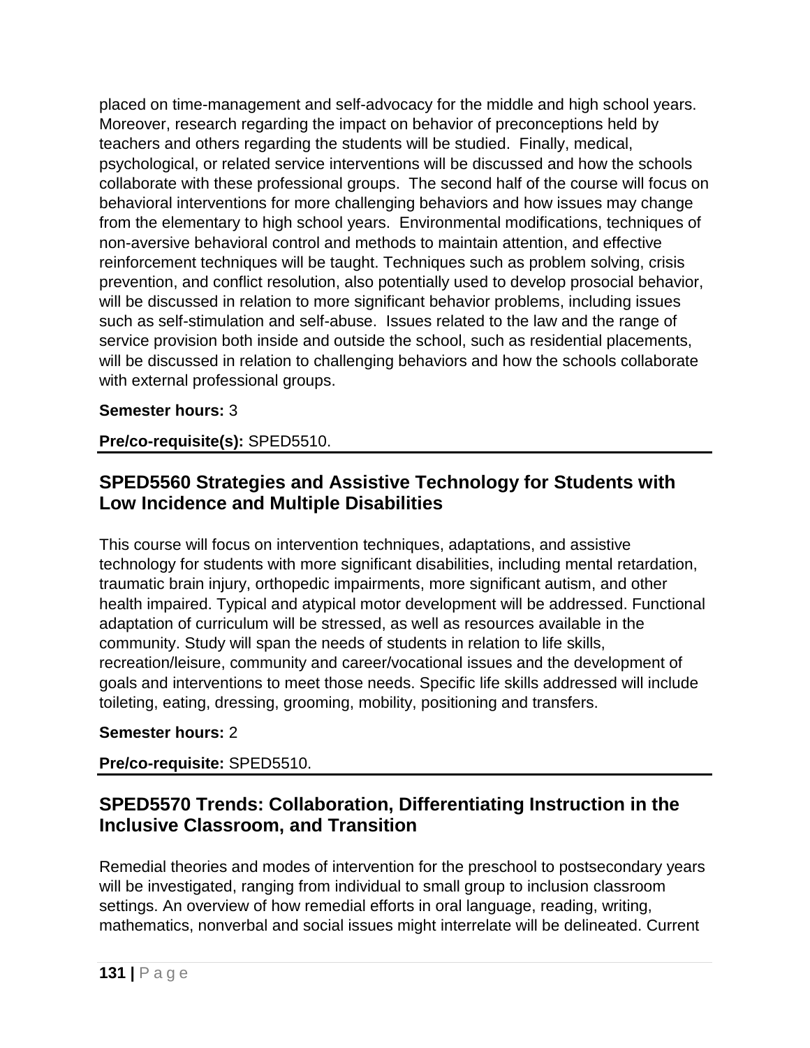placed on time-management and self-advocacy for the middle and high school years. Moreover, research regarding the impact on behavior of preconceptions held by teachers and others regarding the students will be studied. Finally, medical, psychological, or related service interventions will be discussed and how the schools collaborate with these professional groups. The second half of the course will focus on behavioral interventions for more challenging behaviors and how issues may change from the elementary to high school years. Environmental modifications, techniques of non-aversive behavioral control and methods to maintain attention, and effective reinforcement techniques will be taught. Techniques such as problem solving, crisis prevention, and conflict resolution, also potentially used to develop prosocial behavior, will be discussed in relation to more significant behavior problems, including issues such as self-stimulation and self-abuse. Issues related to the law and the range of service provision both inside and outside the school, such as residential placements, will be discussed in relation to challenging behaviors and how the schools collaborate with external professional groups.

**Semester hours:** 3

**Pre/co-requisite(s):** SPED5510.

## SPED5560 Strategies and Assistive Technology for Students with Low Incidence and Multiple Disabilities

This course will focus on intervention techniques, adaptations, and assistive technology for students with more significant disabilities, including mental retardation, traumatic brain injury, orthopedic impairments, more significant autism, and other health impaired. Typical and atypical motor development will be addressed. Functional adaptation of curriculum will be stressed, as well as resources available in the community. Study will span the needs of students in relation to life skills, recreation/leisure, community and career/vocational issues and the development of goals and interventions to meet those needs. Specific life skills addressed will include toileting, eating, dressing, grooming, mobility, positioning and transfers.

**Semester hours:** 2

**Pre/co-requisite:** SPED5510.

## SPED5570 Trends: Collaboration, Differentiating Instruction in the Inclusive Classroom, and Transition

Remedial theories and modes of intervention for the preschool to postsecondary years will be investigated, ranging from individual to small group to inclusion classroom settings. An overview of how remedial efforts in oral language, reading, writing, mathematics, nonverbal and social issues might interrelate will be delineated. Current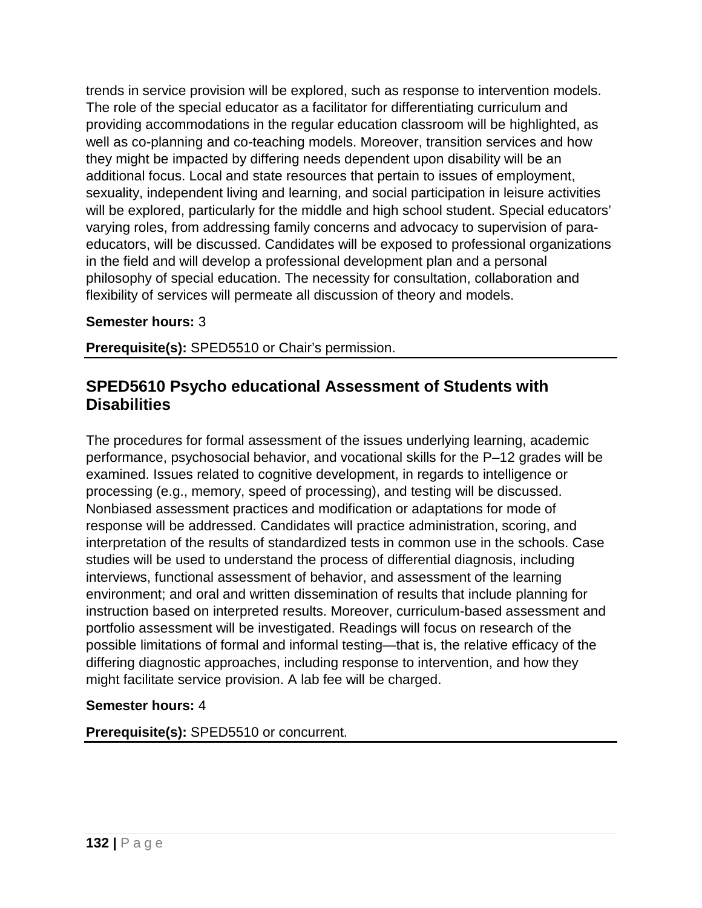trends in service provision will be explored, such as response to intervention models. The role of the special educator as a facilitator for differentiating curriculum and providing accommodations in the regular education classroom will be highlighted, as well as co-planning and co-teaching models. Moreover, transition services and how they might be impacted by differing needs dependent upon disability will be an additional focus. Local and state resources that pertain to issues of employment, sexuality, independent living and learning, and social participation in leisure activities will be explored, particularly for the middle and high school student. Special educators' varying roles, from addressing family concerns and advocacy to supervision of para-educators, will be discussed. Candidates will be exposed to professional organizations in the field and will develop a professional development plan and a personal philosophy of special education. The necessity for consultation, collaboration and flexibility of services will permeate all discussion of theory and models.

**Semester hours:** 3

**Prerequisite(s):** SPED5510 or Chair's permission.

## SPED5610 Psycho educational Assessment of Students with Disabilities

The procedures for formal assessment of the issues underlying learning, academic performance, psychosocial behavior, and vocational skills for the P–12 grades will be examined. Issues related to cognitive development, in regards to intelligence or processing (e.g., memory, speed of processing), and testing will be discussed. Nonbiased assessment practices and modification or adaptations for mode of response will be addressed. Candidates will practice administration, scoring, and interpretation of the results of standardized tests in common use in the schools. Case studies will be used to understand the process of differential diagnosis, including interviews, functional assessment of behavior, and assessment of the learning environment; and oral and written dissemination of results that include planning for instruction based on interpreted results. Moreover, curriculum-based assessment and portfolio assessment will be investigated. Readings will focus on research of the possible limitations of formal and informal testing—that is, the relative efficacy of the differing diagnostic approaches, including response to intervention, and how they might facilitate service provision. A lab fee will be charged.

**Semester hours:** 4

**Prerequisite(s):** SPED5510 or concurrent.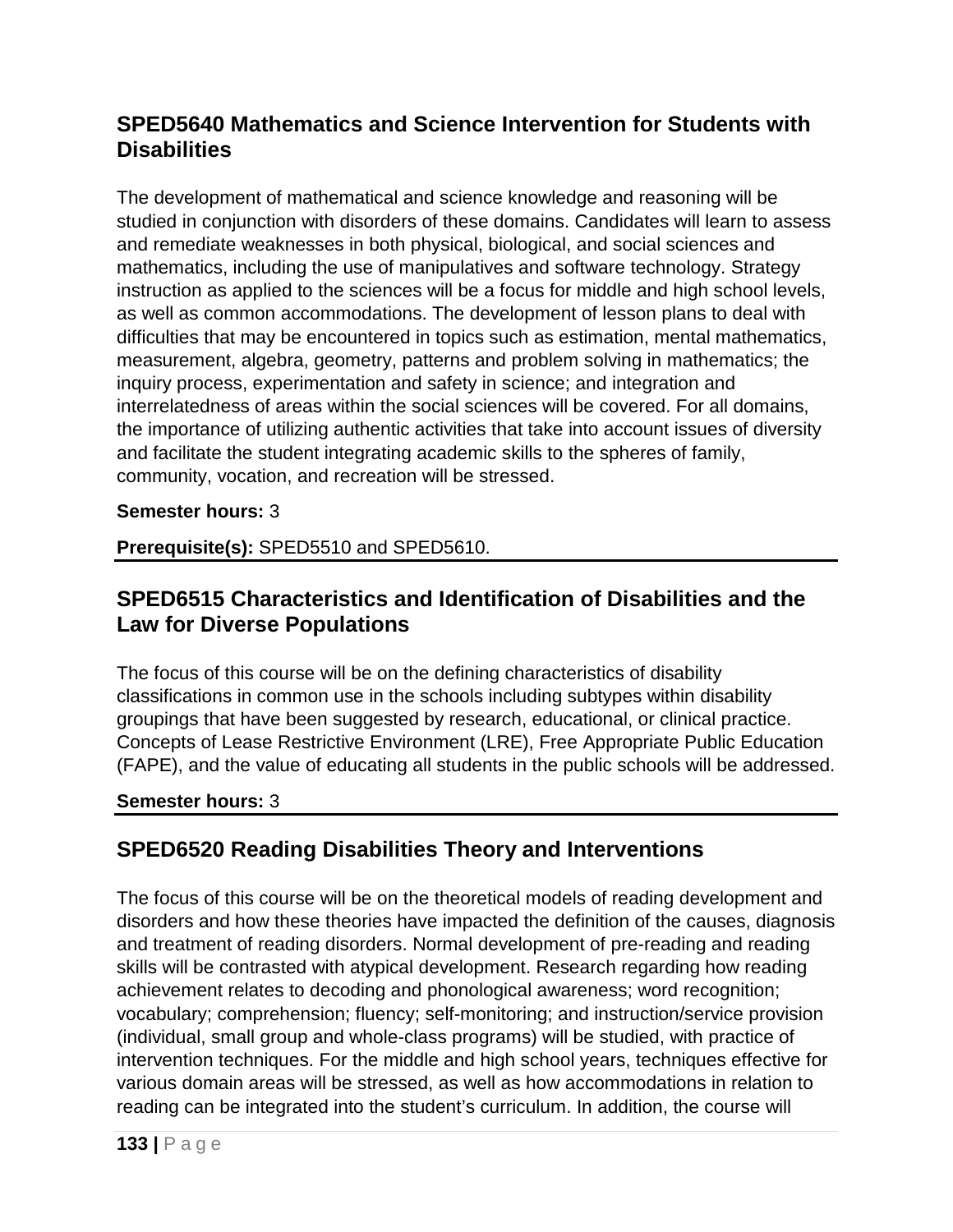## SPED5640 Mathematics and Science Intervention for Students with Disabilities

The development of mathematical and science knowledge and reasoning will be studied in conjunction with disorders of these domains. Candidates will learn to assess and remediate weaknesses in both physical, biological, and social sciences and mathematics, including the use of manipulatives and software technology. Strategy instruction as applied to the sciences will be a focus for middle and high school levels, as well as common accommodations. The development of lesson plans to deal with difficulties that may be encountered in topics such as estimation, mental mathematics, measurement, algebra, geometry, patterns and problem solving in mathematics; the inquiry process, experimentation and safety in science; and integration and interrelatedness of areas within the social sciences will be covered. For all domains, the importance of utilizing authentic activities that take into account issues of diversity and facilitate the student integrating academic skills to the spheres of family, community, vocation, and recreation will be stressed.

**Semester hours:** 3

**Prerequisite(s):** SPED5510 and SPED5610.

## SPED6515 Characteristics and Identification of Disabilities and the Law for Diverse Populations

The focus of this course will be on the defining characteristics of disability classifications in common use in the schools including subtypes within disability groupings that have been suggested by research, educational, or clinical practice. Concepts of Lease Restrictive Environment (LRE), Free Appropriate Public Education (FAPE), and the value of educating all students in the public schools will be addressed.

**Semester hours:** 3

## SPED6520 Reading Disabilities Theory and Interventions

The focus of this course will be on the theoretical models of reading development and disorders and how these theories have impacted the definition of the causes, diagnosis and treatment of reading disorders. Normal development of pre-reading and reading skills will be contrasted with atypical development. Research regarding how reading achievement relates to decoding and phonological awareness; word recognition; vocabulary; comprehension; fluency; self-monitoring; and instruction/service provision (individual, small group and whole-class programs) will be studied, with practice of intervention techniques. For the middle and high school years, techniques effective for various domain areas will be stressed, as well as how accommodations in relation to reading can be integrated into the student's curriculum. In addition, the course will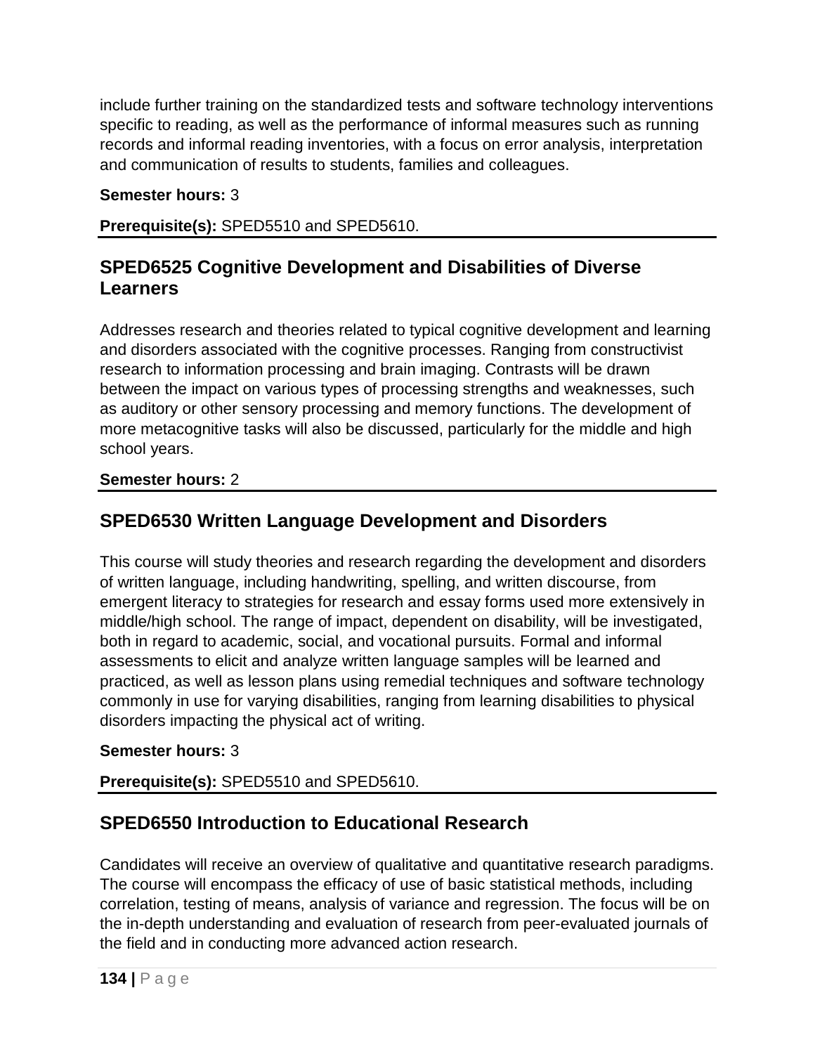include further training on the standardized tests and software technology interventions specific to reading, as well as the performance of informal measures such as running records and informal reading inventories, with a focus on error analysis, interpretation and communication of results to students, families and colleagues.

**Semester hours:** 3

**Prerequisite(s):** SPED5510 and SPED5610.

## SPED6525 Cognitive Development and Disabilities of Diverse Learners

Addresses research and theories related to typical cognitive development and learning and disorders associated with the cognitive processes. Ranging from constructivist research to information processing and brain imaging. Contrasts will be drawn between the impact on various types of processing strengths and weaknesses, such as auditory or other sensory processing and memory functions. The development of more metacognitive tasks will also be discussed, particularly for the middle and high school years.

**Semester hours:** 2

## SPED6530 Written Language Development and Disorders

This course will study theories and research regarding the development and disorders of written language, including handwriting, spelling, and written discourse, from emergent literacy to strategies for research and essay forms used more extensively in middle/high school. The range of impact, dependent on disability, will be investigated, both in regard to academic, social, and vocational pursuits. Formal and informal assessments to elicit and analyze written language samples will be learned and practiced, as well as lesson plans using remedial techniques and software technology commonly in use for varying disabilities, ranging from learning disabilities to physical disorders impacting the physical act of writing.

**Semester hours:** 3

**Prerequisite(s):** SPED5510 and SPED5610.

## SPED6550 Introduction to Educational Research

Candidates will receive an overview of qualitative and quantitative research paradigms. The course will encompass the efficacy of use of basic statistical methods, including correlation, testing of means, analysis of variance and regression. The focus will be on the in-depth understanding and evaluation of research from peer-evaluated journals of the field and in conducting more advanced action research.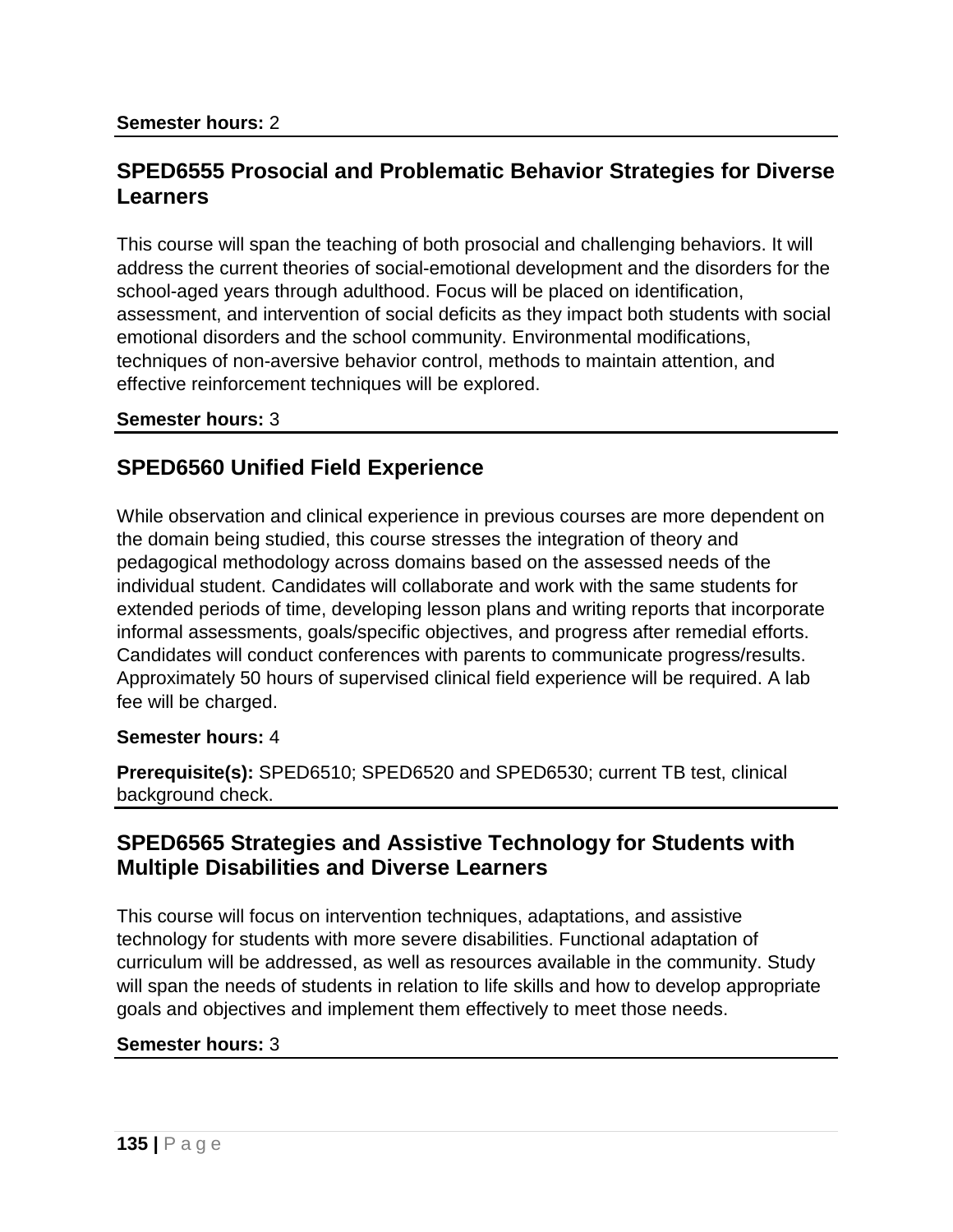**Semester hours:** 2

## SPED6555 Prosocial and Problematic Behavior Strategies for Diverse Learners

This course will span the teaching of both prosocial and challenging behaviors. It will address the current theories of social-emotional development and the disorders for the school-aged years through adulthood. Focus will be placed on identification, assessment, and intervention of social deficits as they impact both students with social emotional disorders and the school community. Environmental modifications, techniques of non-aversive behavior control, methods to maintain attention, and effective reinforcement techniques will be explored.

**Semester hours:** 3

## SPED6560 Unified Field Experience

While observation and clinical experience in previous courses are more dependent on the domain being studied, this course stresses the integration of theory and pedagogical methodology across domains based on the assessed needs of the individual student. Candidates will collaborate and work with the same students for extended periods of time, developing lesson plans and writing reports that incorporate informal assessments, goals/specific objectives, and progress after remedial efforts. Candidates will conduct conferences with parents to communicate progress/results. Approximately 50 hours of supervised clinical field experience will be required. A lab fee will be charged.

**Semester hours:** 4

**Prerequisite(s):** SPED6510; SPED6520 and SPED6530; current TB test, clinical background check.

## SPED6565 Strategies and Assistive Technology for Students with Multiple Disabilities and Diverse Learners

This course will focus on intervention techniques, adaptations, and assistive technology for students with more severe disabilities. Functional adaptation of curriculum will be addressed, as well as resources available in the community. Study will span the needs of students in relation to life skills and how to develop appropriate goals and objectives and implement them effectively to meet those needs.

**Semester hours:** 3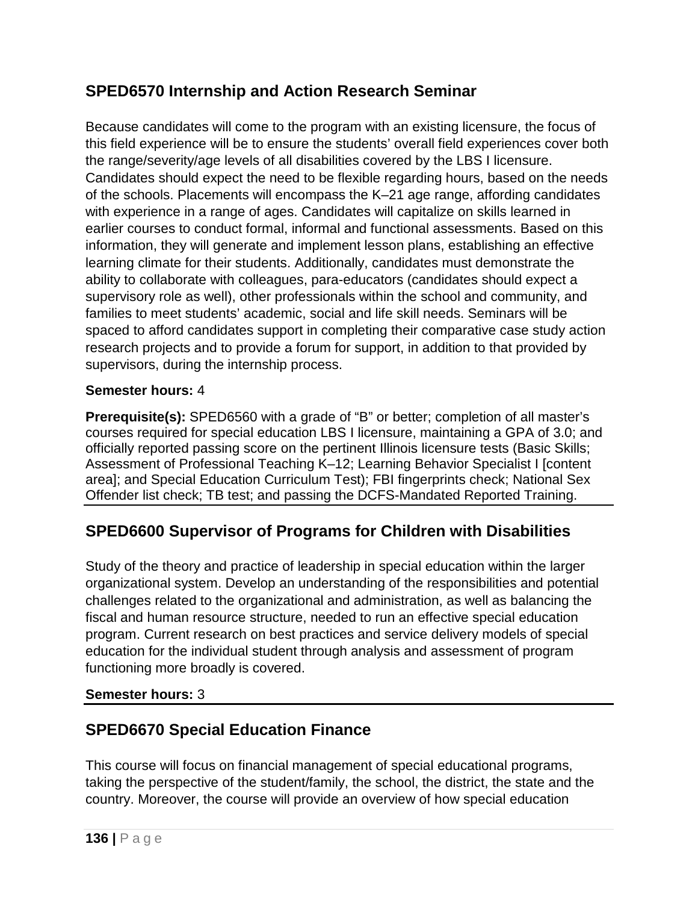## SPED6570 Internship and Action Research Seminar

Because candidates will come to the program with an existing licensure, the focus of this field experience will be to ensure the students' overall field experiences cover both the range/severity/age levels of all disabilities covered by the LBS I licensure. Candidates should expect the need to be flexible regarding hours, based on the needs of the schools. Placements will encompass the K–21 age range, affording candidates with experience in a range of ages. Candidates will capitalize on skills learned in earlier courses to conduct formal, informal and functional assessments. Based on this information, they will generate and implement lesson plans, establishing an effective learning climate for their students. Additionally, candidates must demonstrate the ability to collaborate with colleagues, para-educators (candidates should expect a supervisory role as well), other professionals within the school and community, and families to meet students' academic, social and life skill needs. Seminars will be spaced to afford candidates support in completing their comparative case study action research projects and to provide a forum for support, in addition to that provided by supervisors, during the internship process.

**Semester hours:** 4

**Prerequisite(s):** SPED6560 with a grade of "B" or better; completion of all master's courses required for special education LBS I licensure, maintaining a GPA of 3.0; and officially reported passing score on the pertinent Illinois licensure tests (Basic Skills; Assessment of Professional Teaching K–12; Learning Behavior Specialist I [content area]; and Special Education Curriculum Test); FBI fingerprints check; National Sex Offender list check; TB test; and passing the DCFS-Mandated Reported Training.

## SPED6600 Supervisor of Programs for Children with Disabilities

Study of the theory and practice of leadership in special education within the larger organizational system. Develop an understanding of the responsibilities and potential challenges related to the organizational and administration, as well as balancing the fiscal and human resource structure, needed to run an effective special education program. Current research on best practices and service delivery models of special education for the individual student through analysis and assessment of program functioning more broadly is covered.

**Semester hours:** 3

## SPED6670 Special Education Finance

This course will focus on financial management of special educational programs, taking the perspective of the student/family, the school, the district, the state and the country. Moreover, the course will provide an overview of how special education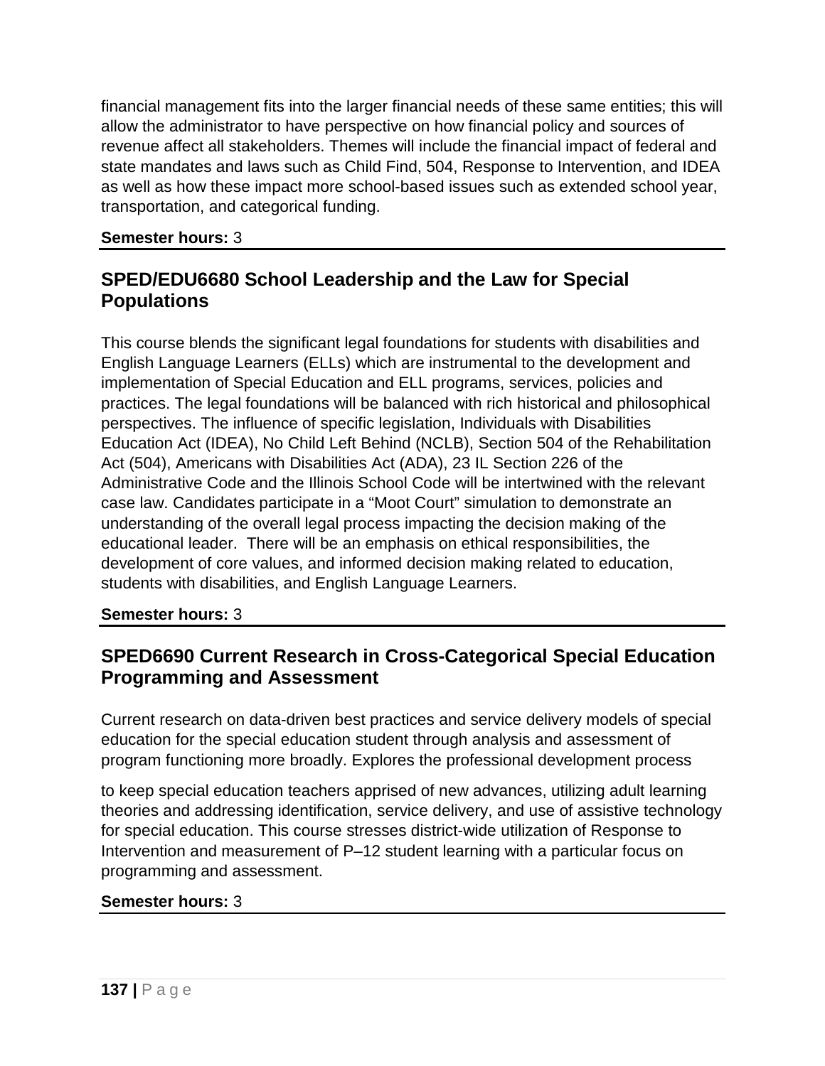financial management fits into the larger financial needs of these same entities; this will allow the administrator to have perspective on how financial policy and sources of revenue affect all stakeholders. Themes will include the financial impact of federal and state mandates and laws such as Child Find, 504, Response to Intervention, and IDEA as well as how these impact more school-based issues such as extended school year, transportation, and categorical funding.

**Semester hours:** 3

## SPED/EDU6680 School Leadership and the Law for Special Populations

This course blends the significant legal foundations for students with disabilities and English Language Learners (ELLs) which are instrumental to the development and implementation of Special Education and ELL programs, services, policies and practices. The legal foundations will be balanced with rich historical and philosophical perspectives. The influence of specific legislation, Individuals with Disabilities Education Act (IDEA), No Child Left Behind (NCLB), Section 504 of the Rehabilitation Act (504), Americans with Disabilities Act (ADA), 23 IL Section 226 of the Administrative Code and the Illinois School Code will be intertwined with the relevant case law. Candidates participate in a "Moot Court" simulation to demonstrate an understanding of the overall legal process impacting the decision making of the educational leader. There will be an emphasis on ethical responsibilities, the development of core values, and informed decision making related to education, students with disabilities, and English Language Learners.

**Semester hours:** 3

## SPED6690 Current Research in Cross-Categorical Special Education Programming and Assessment

Current research on data-driven best practices and service delivery models of special education for the special education student through analysis and assessment of program functioning more broadly. Explores the professional development process to keep special education teachers apprised of new advances, utilizing adult learning theories and addressing identification, service delivery, and use of assistive technology for special education. This course stresses district-wide utilization of Response to Intervention and measurement of P–12 student learning with a particular focus on programming and assessment.

**Semester hours:** 3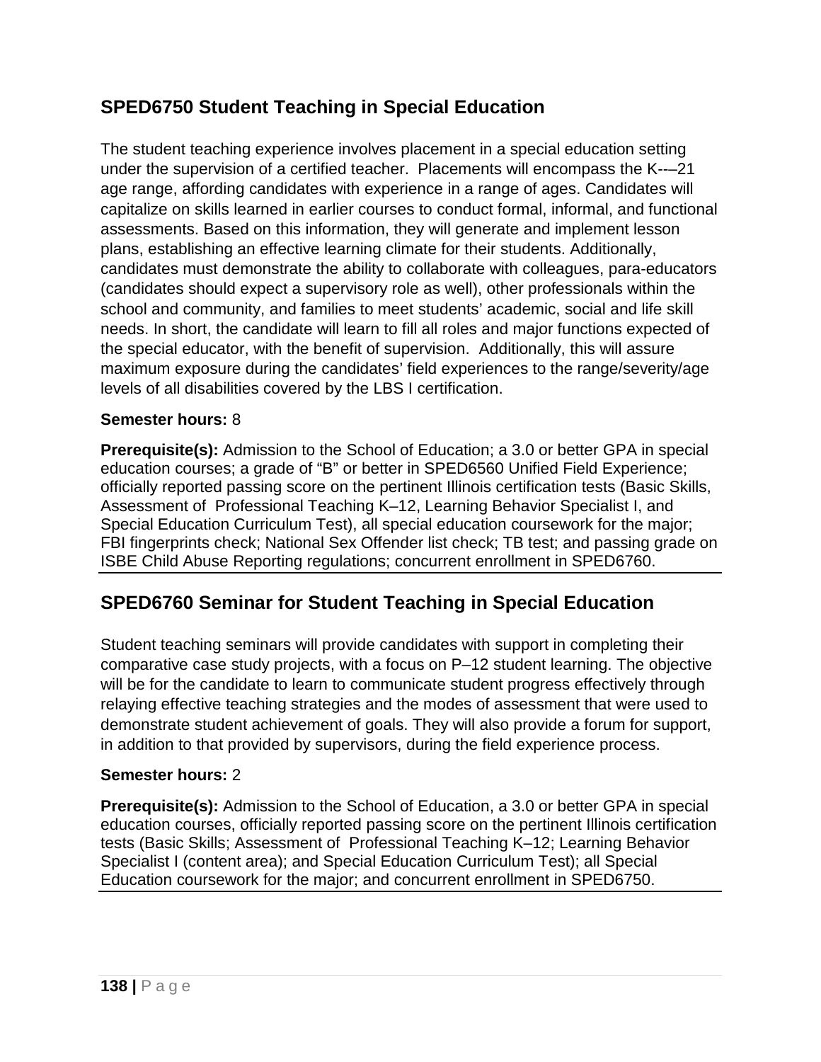## SPED6750 Student Teaching in Special Education

The student teaching experience involves placement in a special education setting under the supervision of a certified teacher. Placements will encompass the K-––21 age range, affording candidates with experience in a range of ages. Candidates will capitalize on skills learned in earlier courses to conduct formal, informal, and functional assessments. Based on this information, they will generate and implement lesson plans, establishing an effective learning climate for their students. Additionally, candidates must demonstrate the ability to collaborate with colleagues, para-educators (candidates should expect a supervisory role as well), other professionals within the school and community, and families to meet students' academic, social and life skill needs. In short, the candidate will learn to fill all roles and major functions expected of the special educator, with the benefit of supervision. Additionally, this will assure maximum exposure during the candidates' field experiences to the range/severity/age levels of all disabilities covered by the LBS I certification.

**Semester hours:** 8

**Prerequisite(s):** Admission to the School of Education; a 3.0 or better GPA in special education courses; a grade of "B" or better in SPED6560 Unified Field Experience; officially reported passing score on the pertinent Illinois certification tests (Basic Skills, Assessment of Professional Teaching K–12, Learning Behavior Specialist I, and Special Education Curriculum Test), all special education coursework for the major; FBI fingerprints check; National Sex Offender list check; TB test; and passing grade on ISBE Child Abuse Reporting regulations; concurrent enrollment in SPED6760.

## SPED6760 Seminar for Student Teaching in Special Education

Student teaching seminars will provide candidates with support in completing their comparative case study projects, with a focus on P–12 student learning. The objective will be for the candidate to learn to communicate student progress effectively through relaying effective teaching strategies and the modes of assessment that were used to demonstrate student achievement of goals. They will also provide a forum for support, in addition to that provided by supervisors, during the field experience process.

**Semester hours:** 2

**Prerequisite(s):** Admission to the School of Education, a 3.0 or better GPA in special education courses, officially reported passing score on the pertinent Illinois certification tests (Basic Skills; Assessment of Professional Teaching K–12; Learning Behavior Specialist I (content area); and Special Education Curriculum Test); all Special Education coursework for the major; and concurrent enrollment in SPED6750.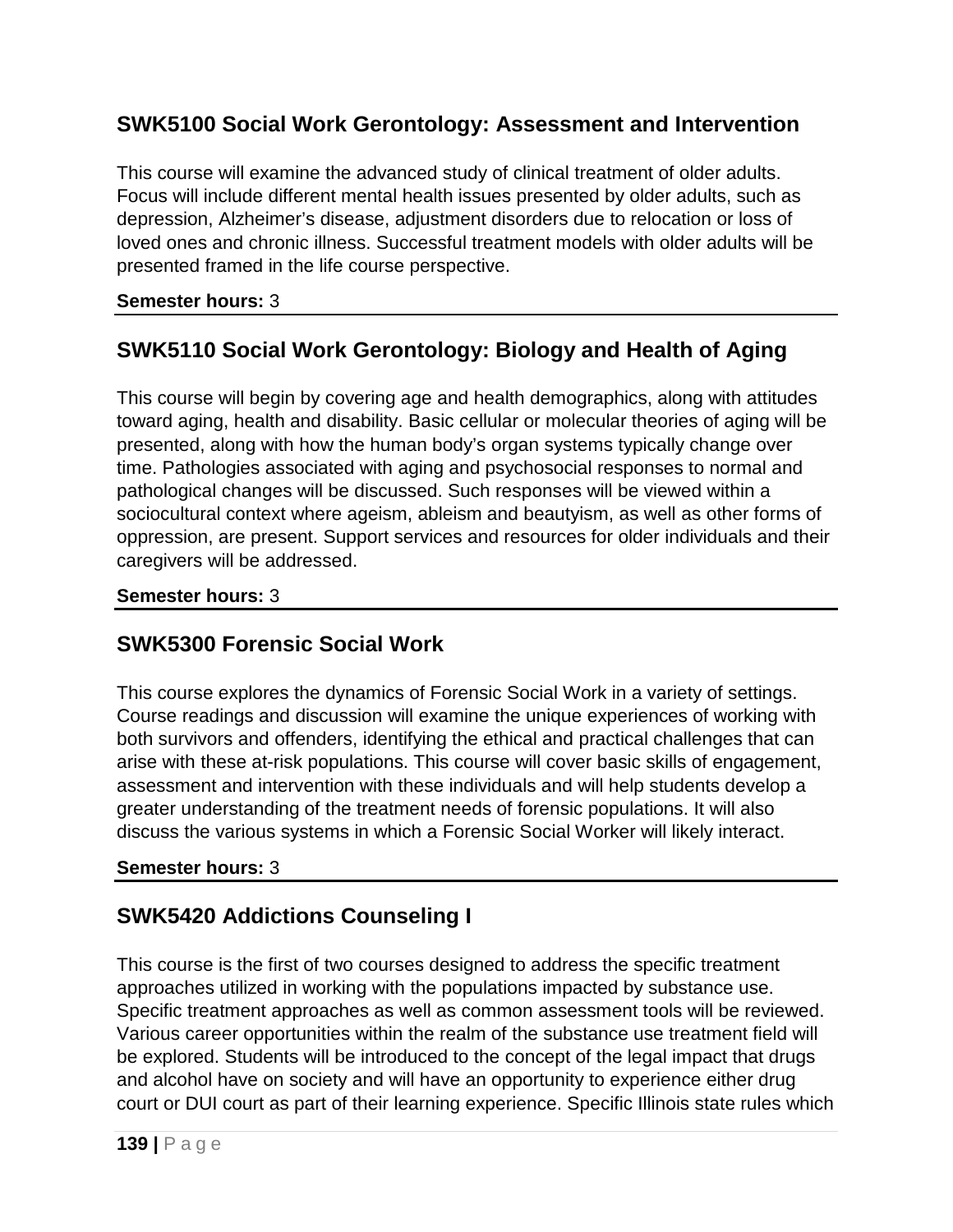## SWK5100 Social Work Gerontology: Assessment and Intervention

This course will examine the advanced study of clinical treatment of older adults. Focus will include different mental health issues presented by older adults, such as depression, Alzheimer's disease, adjustment disorders due to relocation or loss of loved ones and chronic illness. Successful treatment models with older adults will be presented framed in the life course perspective.

**Semester hours:** 3

## SWK5110 Social Work Gerontology: Biology and Health of Aging

This course will begin by covering age and health demographics, along with attitudes toward aging, health and disability. Basic cellular or molecular theories of aging will be presented, along with how the human body's organ systems typically change over time. Pathologies associated with aging and psychosocial responses to normal and pathological changes will be discussed. Such responses will be viewed within a sociocultural context where ageism, ableism and beautyism, as well as other forms of oppression, are present. Support services and resources for older individuals and their caregivers will be addressed.

**Semester hours:** 3

## SWK5300 Forensic Social Work

This course explores the dynamics of Forensic Social Work in a variety of settings. Course readings and discussion will examine the unique experiences of working with both survivors and offenders, identifying the ethical and practical challenges that can arise with these at-risk populations. This course will cover basic skills of engagement, assessment and intervention with these individuals and will help students develop a greater understanding of the treatment needs of forensic populations. It will also discuss the various systems in which a Forensic Social Worker will likely interact.

**Semester hours:** 3

## SWK5420 Addictions Counseling I

This course is the first of two courses designed to address the specific treatment approaches utilized in working with the populations impacted by substance use. Specific treatment approaches as well as common assessment tools will be reviewed. Various career opportunities within the realm of the substance use treatment field will be explored. Students will be introduced to the concept of the legal impact that drugs and alcohol have on society and will have an opportunity to experience either drug court or DUI court as part of their learning experience. Specific Illinois state rules which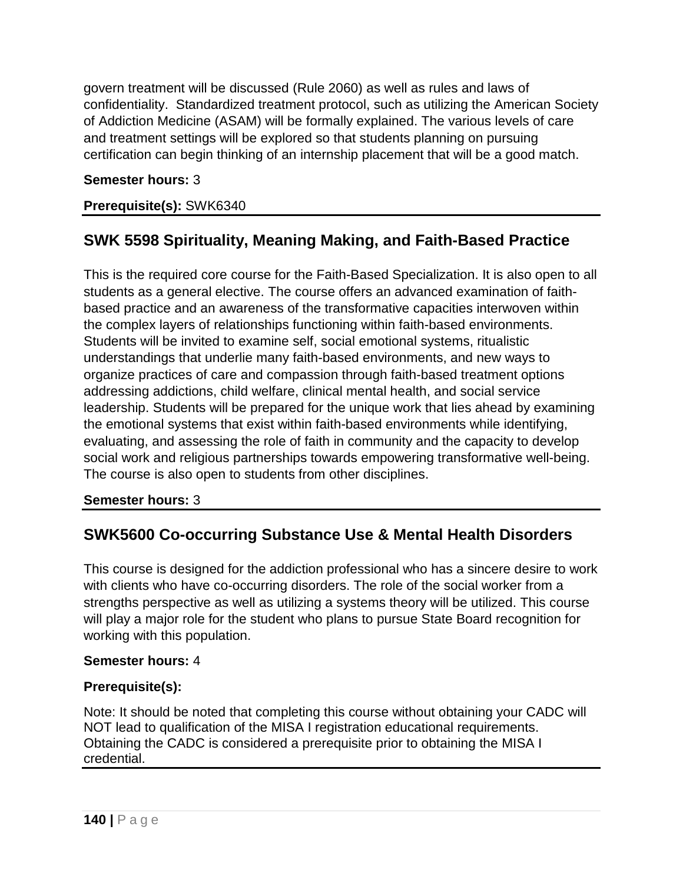govern treatment will be discussed (Rule 2060) as well as rules and laws of confidentiality. Standardized treatment protocol, such as utilizing the American Society of Addiction Medicine (ASAM) will be formally explained. The various levels of care and treatment settings will be explored so that students planning on pursuing certification can begin thinking of an internship placement that will be a good match.

**Semester hours:** 3

**Prerequisite(s):** SWK6340

## SWK 5598 Spirituality, Meaning Making, and Faith-Based Practice

This is the required core course for the Faith-Based Specialization. It is also open to all students as a general elective. The course offers an advanced examination of faith-based practice and an awareness of the transformative capacities interwoven within the complex layers of relationships functioning within faith-based environments. Students will be invited to examine self, social emotional systems, ritualistic understandings that underlie many faith-based environments, and new ways to organize practices of care and compassion through faith-based treatment options addressing addictions, child welfare, clinical mental health, and social service leadership. Students will be prepared for the unique work that lies ahead by examining the emotional systems that exist within faith-based environments while identifying, evaluating, and assessing the role of faith in community and the capacity to develop social work and religious partnerships towards empowering transformative well-being. The course is also open to students from other disciplines.

**Semester hours:** 3

## SWK5600 Co-occurring Substance Use & Mental Health Disorders

This course is designed for the addiction professional who has a sincere desire to work with clients who have co-occurring disorders. The role of the social worker from a strengths perspective as well as utilizing a systems theory will be utilized. This course will play a major role for the student who plans to pursue State Board recognition for working with this population.

**Semester hours:** 4

**Prerequisite(s):**

Note: It should be noted that completing this course without obtaining your CADC will NOT lead to qualification of the MISA I registration educational requirements. Obtaining the CADC is considered a prerequisite prior to obtaining the MISA I credential.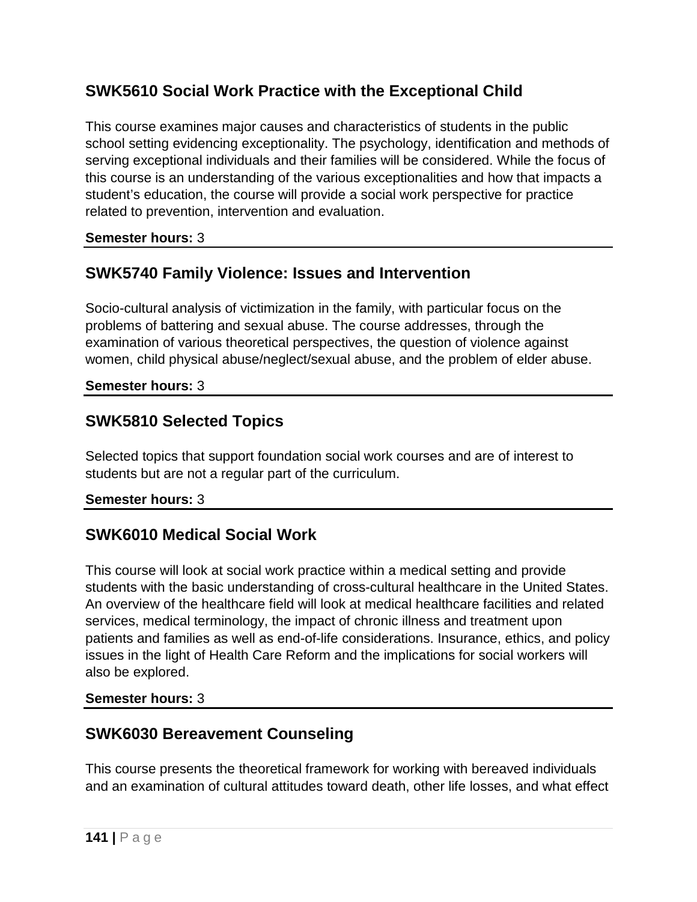## SWK5610 Social Work Practice with the Exceptional Child

This course examines major causes and characteristics of students in the public school setting evidencing exceptionality. The psychology, identification and methods of serving exceptional individuals and their families will be considered. While the focus of this course is an understanding of the various exceptionalities and how that impacts a student's education, the course will provide a social work perspective for practice related to prevention, intervention and evaluation.

**Semester hours:** 3

## SWK5740 Family Violence: Issues and Intervention

Socio-cultural analysis of victimization in the family, with particular focus on the problems of battering and sexual abuse. The course addresses, through the examination of various theoretical perspectives, the question of violence against women, child physical abuse/neglect/sexual abuse, and the problem of elder abuse.

**Semester hours:** 3

## SWK5810 Selected Topics

Selected topics that support foundation social work courses and are of interest to students but are not a regular part of the curriculum.

**Semester hours:** 3

## SWK6010 Medical Social Work

This course will look at social work practice within a medical setting and provide students with the basic understanding of cross-cultural healthcare in the United States. An overview of the healthcare field will look at medical healthcare facilities and related services, medical terminology, the impact of chronic illness and treatment upon patients and families as well as end-of-life considerations. Insurance, ethics, and policy issues in the light of Health Care Reform and the implications for social workers will also be explored.

**Semester hours:** 3

## SWK6030 Bereavement Counseling

This course presents the theoretical framework for working with bereaved individuals and an examination of cultural attitudes toward death, other life losses, and what effect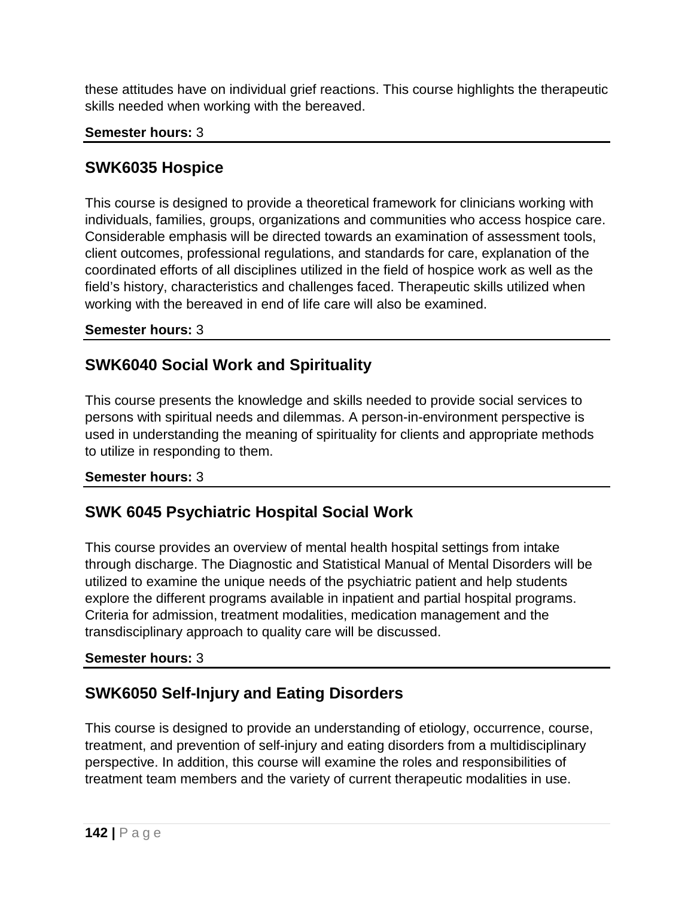these attitudes have on individual grief reactions. This course highlights the therapeutic skills needed when working with the bereaved.

**Semester hours:** 3

## SWK6035 Hospice

This course is designed to provide a theoretical framework for clinicians working with individuals, families, groups, organizations and communities who access hospice care. Considerable emphasis will be directed towards an examination of assessment tools, client outcomes, professional regulations, and standards for care, explanation of the coordinated efforts of all disciplines utilized in the field of hospice work as well as the field's history, characteristics and challenges faced. Therapeutic skills utilized when working with the bereaved in end of life care will also be examined.

**Semester hours:** 3

## SWK6040 Social Work and Spirituality

This course presents the knowledge and skills needed to provide social services to persons with spiritual needs and dilemmas. A person-in-environment perspective is used in understanding the meaning of spirituality for clients and appropriate methods to utilize in responding to them.

**Semester hours:** 3

## SWK 6045 Psychiatric Hospital Social Work

This course provides an overview of mental health hospital settings from intake through discharge. The Diagnostic and Statistical Manual of Mental Disorders will be utilized to examine the unique needs of the psychiatric patient and help students explore the different programs available in inpatient and partial hospital programs. Criteria for admission, treatment modalities, medication management and the transdisciplinary approach to quality care will be discussed.

**Semester hours:** 3

## SWK6050 Self-Injury and Eating Disorders

This course is designed to provide an understanding of etiology, occurrence, course, treatment, and prevention of self-injury and eating disorders from a multidisciplinary perspective. In addition, this course will examine the roles and responsibilities of treatment team members and the variety of current therapeutic modalities in use.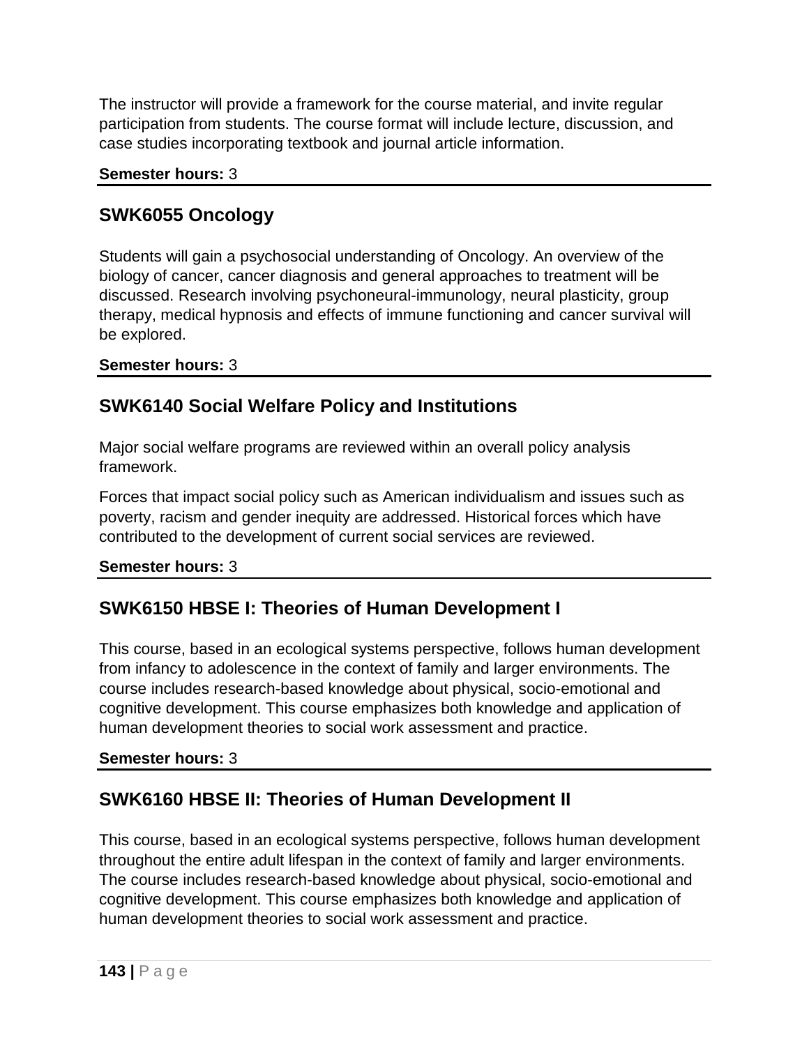The instructor will provide a framework for the course material, and invite regular participation from students. The course format will include lecture, discussion, and case studies incorporating textbook and journal article information.

**Semester hours:** 3

## SWK6055 Oncology

Students will gain a psychosocial understanding of Oncology. An overview of the biology of cancer, cancer diagnosis and general approaches to treatment will be discussed. Research involving psychoneural-immunology, neural plasticity, group therapy, medical hypnosis and effects of immune functioning and cancer survival will be explored.

**Semester hours:** 3

## SWK6140 Social Welfare Policy and Institutions

Major social welfare programs are reviewed within an overall policy analysis framework.

Forces that impact social policy such as American individualism and issues such as poverty, racism and gender inequity are addressed. Historical forces which have contributed to the development of current social services are reviewed.

**Semester hours:** 3

## SWK6150 HBSE I: Theories of Human Development I

This course, based in an ecological systems perspective, follows human development from infancy to adolescence in the context of family and larger environments. The course includes research-based knowledge about physical, socio-emotional and cognitive development. This course emphasizes both knowledge and application of human development theories to social work assessment and practice.

**Semester hours:** 3

## SWK6160 HBSE II: Theories of Human Development II

This course, based in an ecological systems perspective, follows human development throughout the entire adult lifespan in the context of family and larger environments. The course includes research-based knowledge about physical, socio-emotional and cognitive development. This course emphasizes both knowledge and application of human development theories to social work assessment and practice.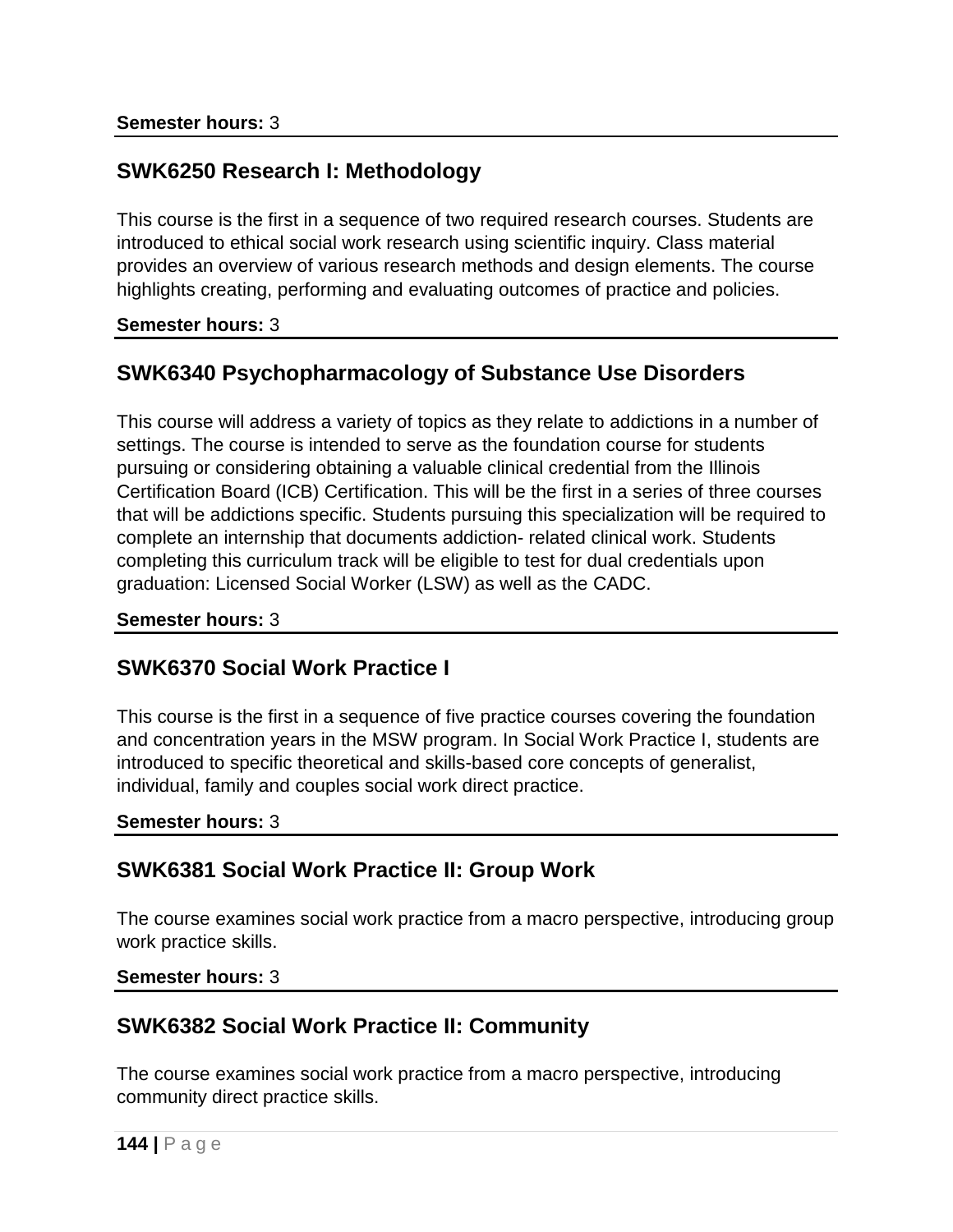**Semester hours:** 3

## SWK6250 Research I: Methodology

This course is the first in a sequence of two required research courses. Students are introduced to ethical social work research using scientific inquiry. Class material provides an overview of various research methods and design elements. The course highlights creating, performing and evaluating outcomes of practice and policies.

**Semester hours:** 3

## SWK6340 Psychopharmacology of Substance Use Disorders

This course will address a variety of topics as they relate to addictions in a number of settings. The course is intended to serve as the foundation course for students pursuing or considering obtaining a valuable clinical credential from the Illinois Certification Board (ICB) Certification. This will be the first in a series of three courses that will be addictions specific. Students pursuing this specialization will be required to complete an internship that documents addiction- related clinical work. Students completing this curriculum track will be eligible to test for dual credentials upon graduation: Licensed Social Worker (LSW) as well as the CADC.

**Semester hours:** 3

## SWK6370 Social Work Practice I

This course is the first in a sequence of five practice courses covering the foundation and concentration years in the MSW program. In Social Work Practice I, students are introduced to specific theoretical and skills-based core concepts of generalist, individual, family and couples social work direct practice.

**Semester hours:** 3

## SWK6381 Social Work Practice II: Group Work

The course examines social work practice from a macro perspective, introducing group work practice skills.

**Semester hours:** 3

## SWK6382 Social Work Practice II: Community

The course examines social work practice from a macro perspective, introducing community direct practice skills.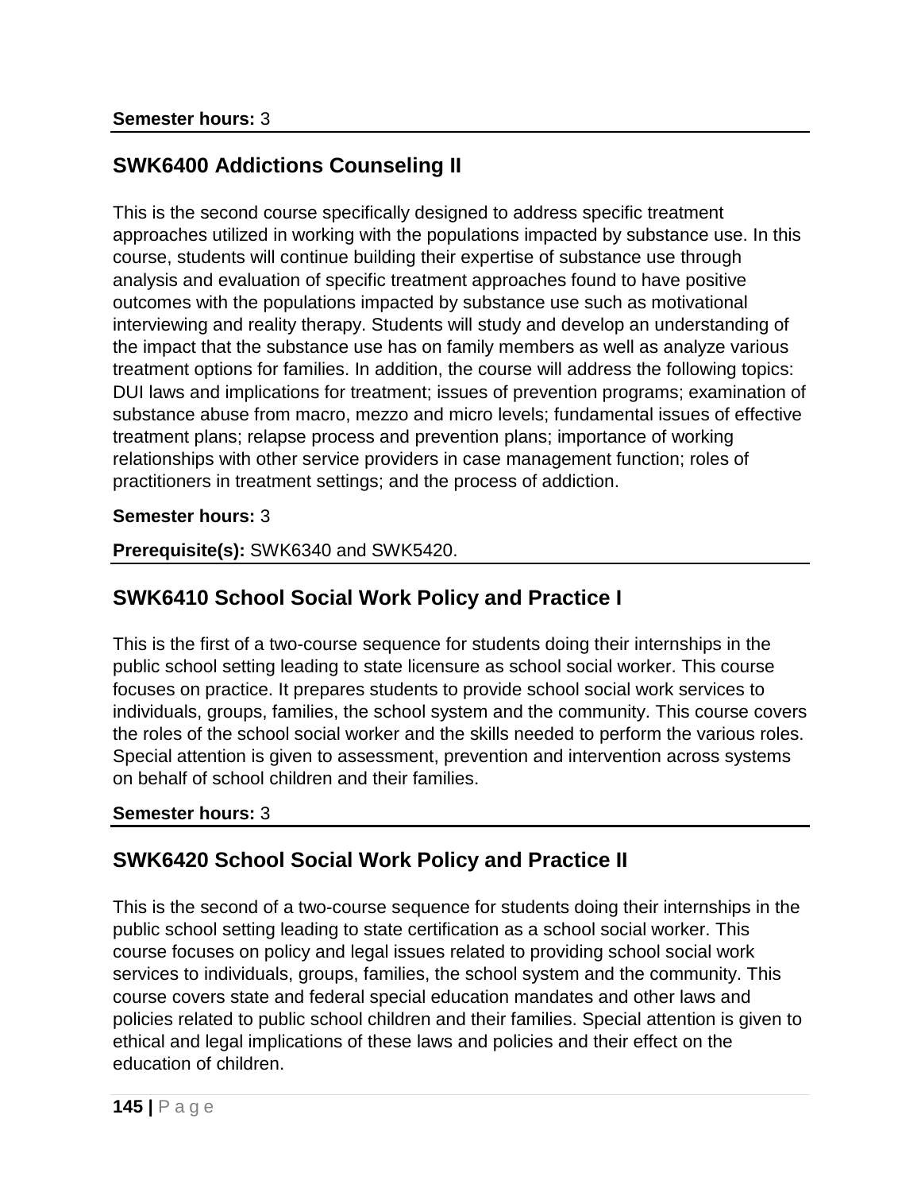**Semester hours:** 3

## SWK6400 Addictions Counseling II

This is the second course specifically designed to address specific treatment approaches utilized in working with the populations impacted by substance use. In this course, students will continue building their expertise of substance use through analysis and evaluation of specific treatment approaches found to have positive outcomes with the populations impacted by substance use such as motivational interviewing and reality therapy. Students will study and develop an understanding of the impact that the substance use has on family members as well as analyze various treatment options for families. In addition, the course will address the following topics: DUI laws and implications for treatment; issues of prevention programs; examination of substance abuse from macro, mezzo and micro levels; fundamental issues of effective treatment plans; relapse process and prevention plans; importance of working relationships with other service providers in case management function; roles of practitioners in treatment settings; and the process of addiction.

**Semester hours:** 3

**Prerequisite(s):** SWK6340 and SWK5420.

## SWK6410 School Social Work Policy and Practice I

This is the first of a two-course sequence for students doing their internships in the public school setting leading to state licensure as school social worker. This course focuses on practice. It prepares students to provide school social work services to individuals, groups, families, the school system and the community. This course covers the roles of the school social worker and the skills needed to perform the various roles. Special attention is given to assessment, prevention and intervention across systems on behalf of school children and their families.

**Semester hours:** 3

## SWK6420 School Social Work Policy and Practice II

This is the second of a two-course sequence for students doing their internships in the public school setting leading to state certification as a school social worker. This course focuses on policy and legal issues related to providing school social work services to individuals, groups, families, the school system and the community. This course covers state and federal special education mandates and other laws and policies related to public school children and their families. Special attention is given to ethical and legal implications of these laws and policies and their effect on the education of children.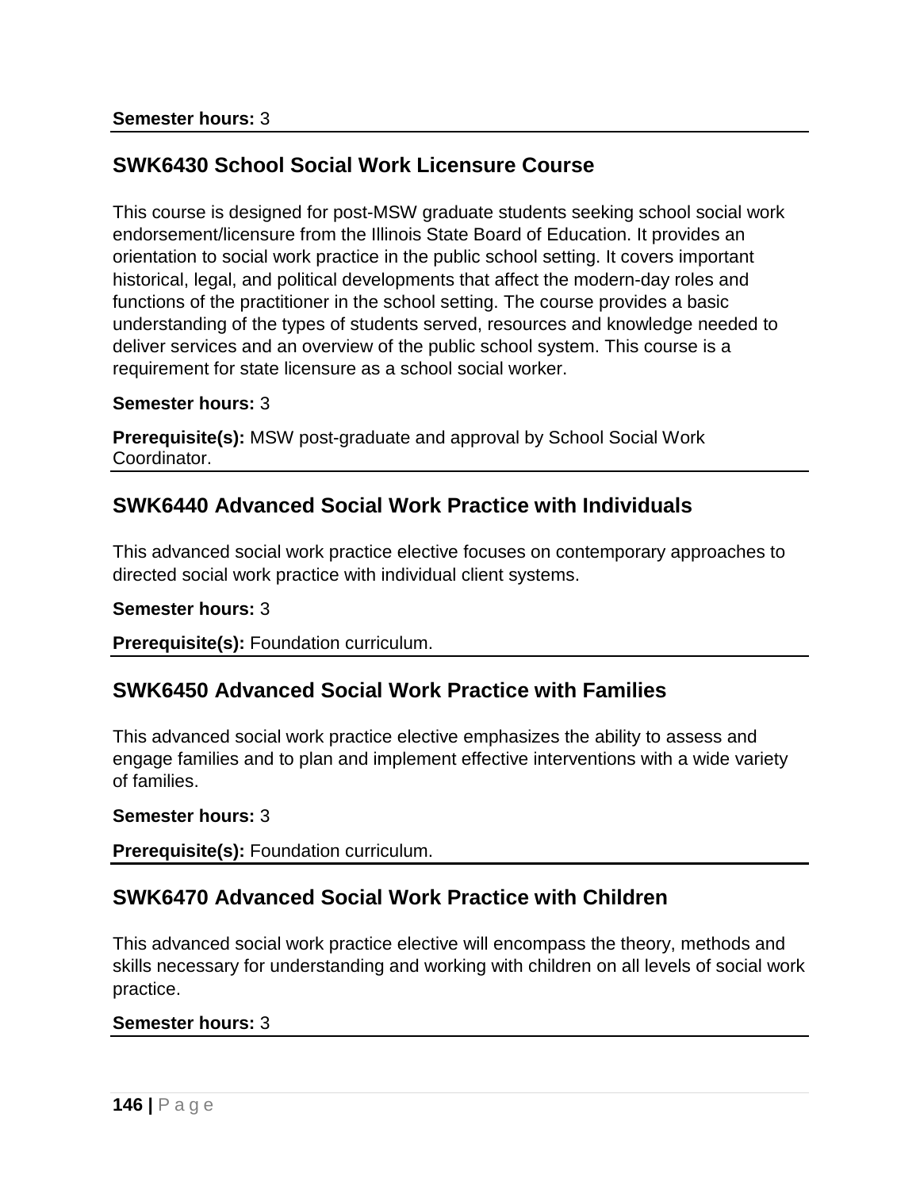**Semester hours:** 3

## SWK6430 School Social Work Licensure Course

This course is designed for post-MSW graduate students seeking school social work endorsement/licensure from the Illinois State Board of Education. It provides an orientation to social work practice in the public school setting. It covers important historical, legal, and political developments that affect the modern-day roles and functions of the practitioner in the school setting. The course provides a basic understanding of the types of students served, resources and knowledge needed to deliver services and an overview of the public school system. This course is a requirement for state licensure as a school social worker.

**Semester hours:** 3

**Prerequisite(s):** MSW post-graduate and approval by School Social Work Coordinator.

## SWK6440 Advanced Social Work Practice with Individuals

This advanced social work practice elective focuses on contemporary approaches to directed social work practice with individual client systems.

**Semester hours:** 3

**Prerequisite(s):** Foundation curriculum.

## SWK6450 Advanced Social Work Practice with Families

This advanced social work practice elective emphasizes the ability to assess and engage families and to plan and implement effective interventions with a wide variety of families.

**Semester hours:** 3

**Prerequisite(s):** Foundation curriculum.

## SWK6470 Advanced Social Work Practice with Children

This advanced social work practice elective will encompass the theory, methods and skills necessary for understanding and working with children on all levels of social work practice.

**Semester hours:** 3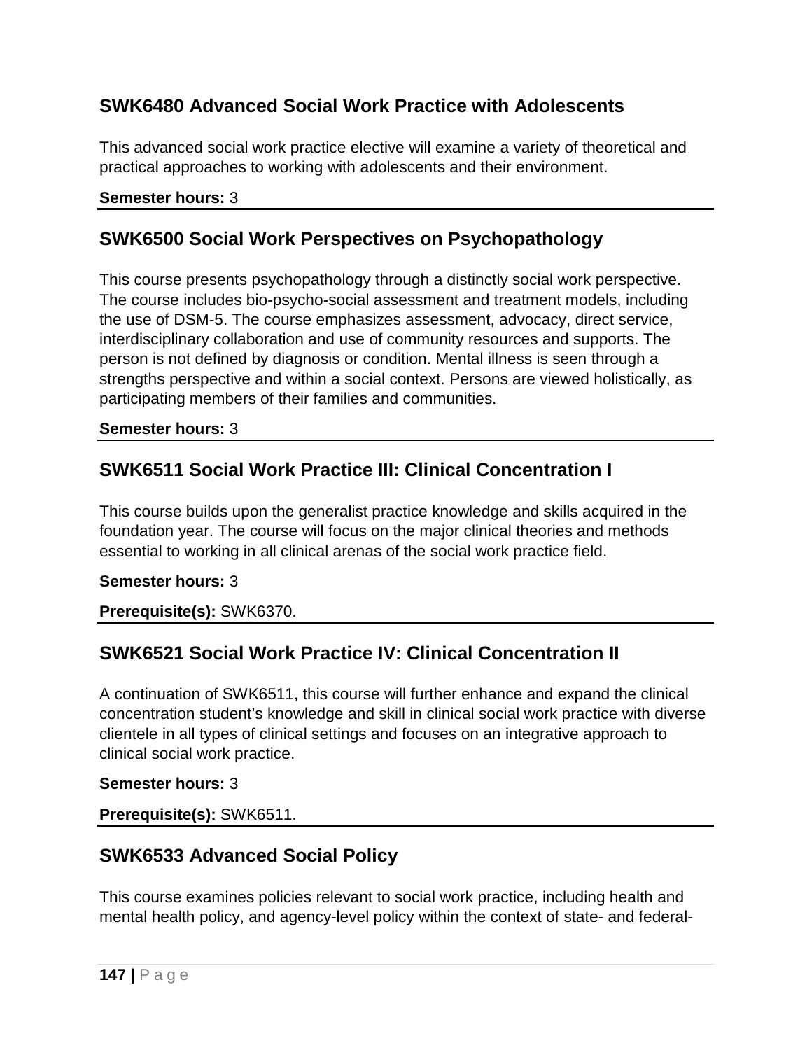## SWK6480 Advanced Social Work Practice with Adolescents

This advanced social work practice elective will examine a variety of theoretical and practical approaches to working with adolescents and their environment.

**Semester hours:** 3

## SWK6500 Social Work Perspectives on Psychopathology

This course presents psychopathology through a distinctly social work perspective. The course includes bio-psycho-social assessment and treatment models, including the use of DSM-5. The course emphasizes assessment, advocacy, direct service, interdisciplinary collaboration and use of community resources and supports. The person is not defined by diagnosis or condition. Mental illness is seen through a strengths perspective and within a social context. Persons are viewed holistically, as participating members of their families and communities.

**Semester hours:** 3

## SWK6511 Social Work Practice III: Clinical Concentration I

This course builds upon the generalist practice knowledge and skills acquired in the foundation year. The course will focus on the major clinical theories and methods essential to working in all clinical arenas of the social work practice field.

**Semester hours:** 3

**Prerequisite(s):** SWK6370.

## SWK6521 Social Work Practice IV: Clinical Concentration II

A continuation of SWK6511, this course will further enhance and expand the clinical concentration student's knowledge and skill in clinical social work practice with diverse clientele in all types of clinical settings and focuses on an integrative approach to clinical social work practice.

**Semester hours:** 3

**Prerequisite(s):** SWK6511.

## SWK6533 Advanced Social Policy

This course examines policies relevant to social work practice, including health and mental health policy, and agency-level policy within the context of state- and federal-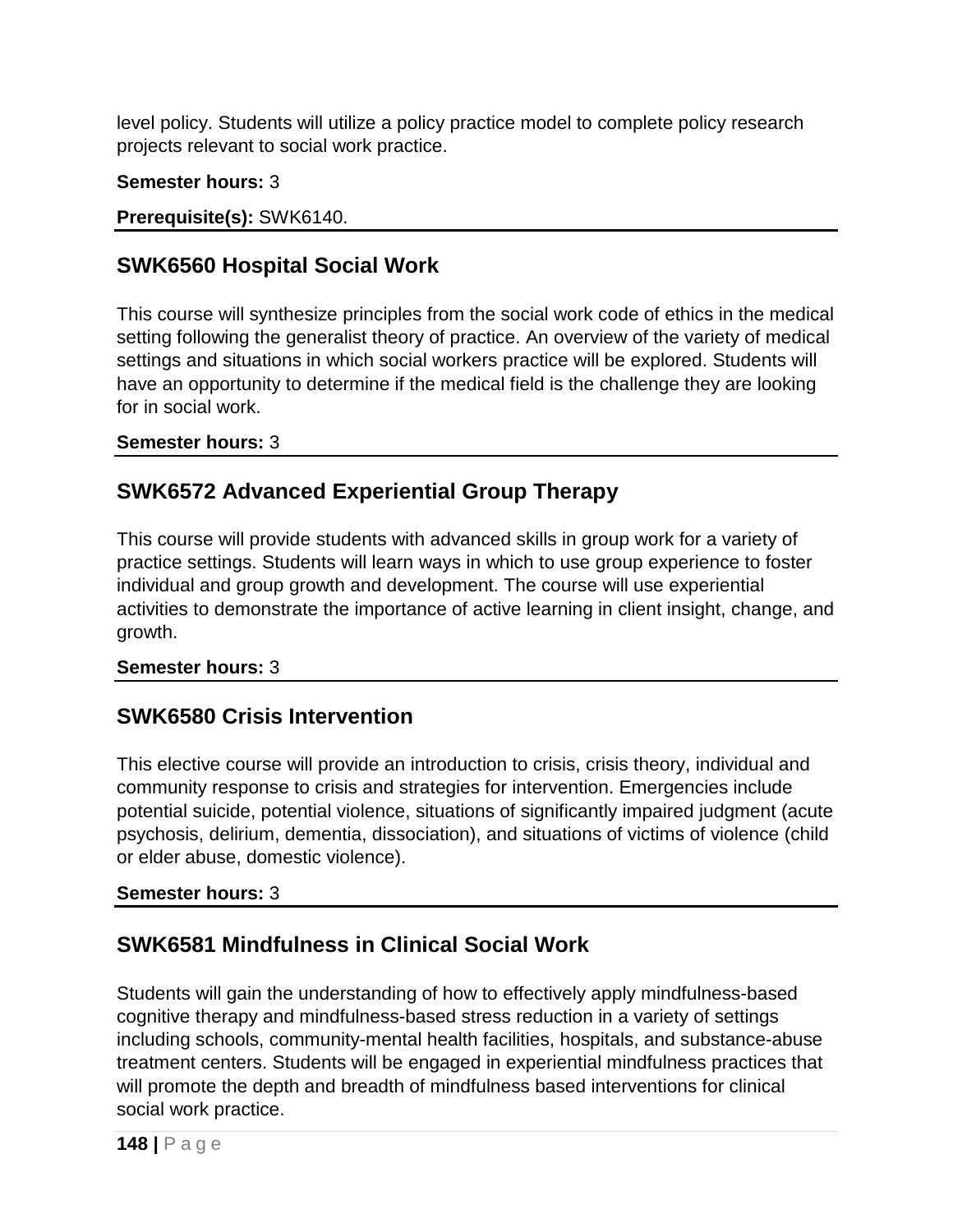level policy. Students will utilize a policy practice model to complete policy research projects relevant to social work practice.

**Semester hours:** 3

**Prerequisite(s):** SWK6140.

## SWK6560 Hospital Social Work

This course will synthesize principles from the social work code of ethics in the medical setting following the generalist theory of practice. An overview of the variety of medical settings and situations in which social workers practice will be explored. Students will have an opportunity to determine if the medical field is the challenge they are looking for in social work.

**Semester hours:** 3

## SWK6572 Advanced Experiential Group Therapy

This course will provide students with advanced skills in group work for a variety of practice settings. Students will learn ways in which to use group experience to foster individual and group growth and development. The course will use experiential activities to demonstrate the importance of active learning in client insight, change, and growth.

**Semester hours:** 3

## SWK6580 Crisis Intervention

This elective course will provide an introduction to crisis, crisis theory, individual and community response to crisis and strategies for intervention. Emergencies include potential suicide, potential violence, situations of significantly impaired judgment (acute psychosis, delirium, dementia, dissociation), and situations of victims of violence (child or elder abuse, domestic violence).

**Semester hours:** 3

## SWK6581 Mindfulness in Clinical Social Work

Students will gain the understanding of how to effectively apply mindfulness-based cognitive therapy and mindfulness-based stress reduction in a variety of settings including schools, community-mental health facilities, hospitals, and substance-abuse treatment centers. Students will be engaged in experiential mindfulness practices that will promote the depth and breadth of mindfulness based interventions for clinical social work practice.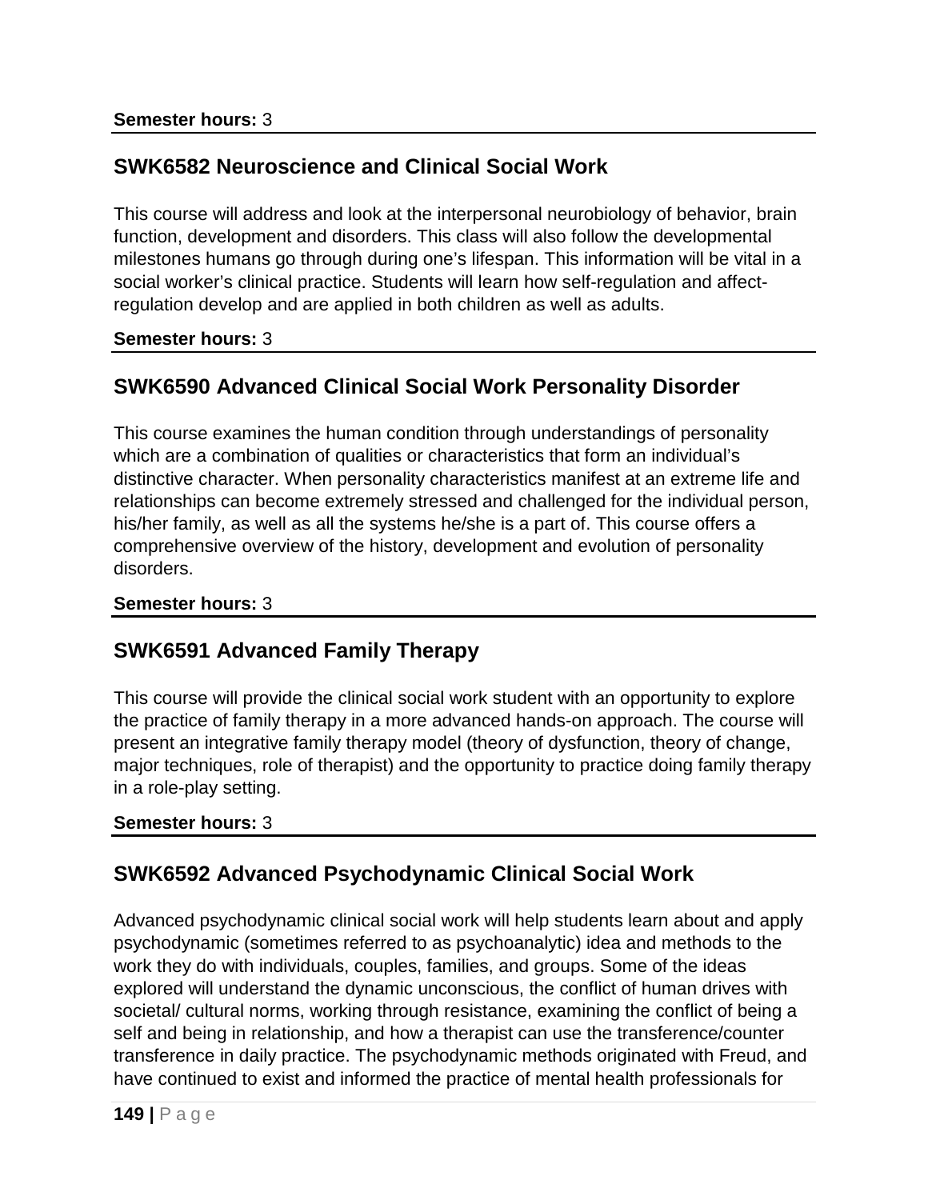**Semester hours:** 3

## SWK6582 Neuroscience and Clinical Social Work

This course will address and look at the interpersonal neurobiology of behavior, brain function, development and disorders. This class will also follow the developmental milestones humans go through during one's lifespan. This information will be vital in a social worker's clinical practice. Students will learn how self-regulation and affect-regulation develop and are applied in both children as well as adults.

**Semester hours:** 3

## SWK6590 Advanced Clinical Social Work Personality Disorder

This course examines the human condition through understandings of personality which are a combination of qualities or characteristics that form an individual's distinctive character. When personality characteristics manifest at an extreme life and relationships can become extremely stressed and challenged for the individual person, his/her family, as well as all the systems he/she is a part of. This course offers a comprehensive overview of the history, development and evolution of personality disorders.

**Semester hours:** 3

## SWK6591 Advanced Family Therapy

This course will provide the clinical social work student with an opportunity to explore the practice of family therapy in a more advanced hands-on approach. The course will present an integrative family therapy model (theory of dysfunction, theory of change, major techniques, role of therapist) and the opportunity to practice doing family therapy in a role-play setting.

**Semester hours:** 3

## SWK6592 Advanced Psychodynamic Clinical Social Work

Advanced psychodynamic clinical social work will help students learn about and apply psychodynamic (sometimes referred to as psychoanalytic) idea and methods to the work they do with individuals, couples, families, and groups. Some of the ideas explored will understand the dynamic unconscious, the conflict of human drives with societal/ cultural norms, working through resistance, examining the conflict of being a self and being in relationship, and how a therapist can use the transference/counter transference in daily practice. The psychodynamic methods originated with Freud, and have continued to exist and informed the practice of mental health professionals for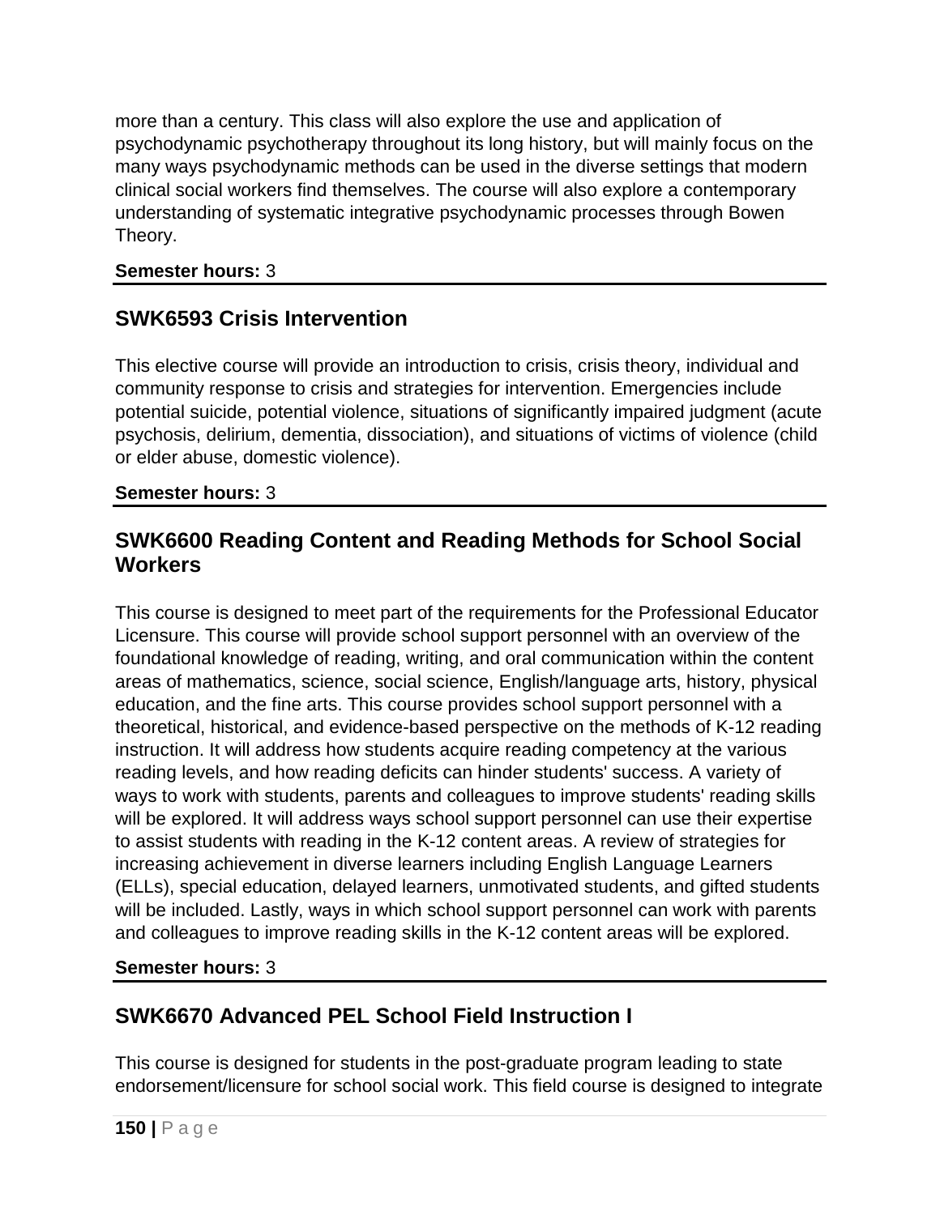more than a century. This class will also explore the use and application of psychodynamic psychotherapy throughout its long history, but will mainly focus on the many ways psychodynamic methods can be used in the diverse settings that modern clinical social workers find themselves. The course will also explore a contemporary understanding of systematic integrative psychodynamic processes through Bowen Theory.

**Semester hours:** 3

## SWK6593 Crisis Intervention

This elective course will provide an introduction to crisis, crisis theory, individual and community response to crisis and strategies for intervention. Emergencies include potential suicide, potential violence, situations of significantly impaired judgment (acute psychosis, delirium, dementia, dissociation), and situations of victims of violence (child or elder abuse, domestic violence).

**Semester hours:** 3

## SWK6600 Reading Content and Reading Methods for School Social Workers

This course is designed to meet part of the requirements for the Professional Educator Licensure. This course will provide school support personnel with an overview of the foundational knowledge of reading, writing, and oral communication within the content areas of mathematics, science, social science, English/language arts, history, physical education, and the fine arts. This course provides school support personnel with a theoretical, historical, and evidence-based perspective on the methods of K-12 reading instruction. It will address how students acquire reading competency at the various reading levels, and how reading deficits can hinder students' success. A variety of ways to work with students, parents and colleagues to improve students' reading skills will be explored. It will address ways school support personnel can use their expertise to assist students with reading in the K-12 content areas. A review of strategies for increasing achievement in diverse learners including English Language Learners (ELLs), special education, delayed learners, unmotivated students, and gifted students will be included. Lastly, ways in which school support personnel can work with parents and colleagues to improve reading skills in the K-12 content areas will be explored.

**Semester hours:** 3

## SWK6670 Advanced PEL School Field Instruction I

This course is designed for students in the post-graduate program leading to state endorsement/licensure for school social work. This field course is designed to integrate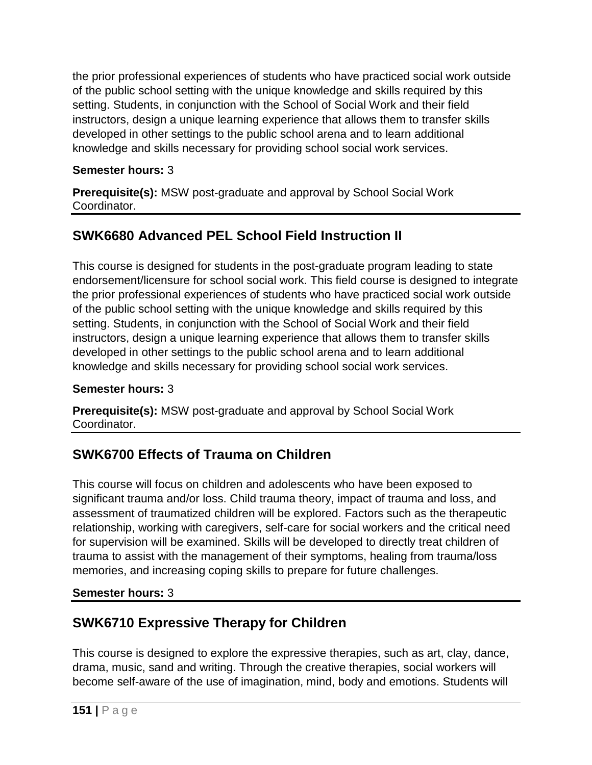the prior professional experiences of students who have practiced social work outside of the public school setting with the unique knowledge and skills required by this setting. Students, in conjunction with the School of Social Work and their field instructors, design a unique learning experience that allows them to transfer skills developed in other settings to the public school arena and to learn additional knowledge and skills necessary for providing school social work services.

**Semester hours:** 3

**Prerequisite(s):** MSW post-graduate and approval by School Social Work Coordinator.

## SWK6680 Advanced PEL School Field Instruction II

This course is designed for students in the post-graduate program leading to state endorsement/licensure for school social work. This field course is designed to integrate the prior professional experiences of students who have practiced social work outside of the public school setting with the unique knowledge and skills required by this setting. Students, in conjunction with the School of Social Work and their field instructors, design a unique learning experience that allows them to transfer skills developed in other settings to the public school arena and to learn additional knowledge and skills necessary for providing school social work services.

**Semester hours:** 3

**Prerequisite(s):** MSW post-graduate and approval by School Social Work Coordinator.

## SWK6700 Effects of Trauma on Children

This course will focus on children and adolescents who have been exposed to significant trauma and/or loss. Child trauma theory, impact of trauma and loss, and assessment of traumatized children will be explored. Factors such as the therapeutic relationship, working with caregivers, self-care for social workers and the critical need for supervision will be examined. Skills will be developed to directly treat children of trauma to assist with the management of their symptoms, healing from trauma/loss memories, and increasing coping skills to prepare for future challenges.

**Semester hours:** 3

## SWK6710 Expressive Therapy for Children

This course is designed to explore the expressive therapies, such as art, clay, dance, drama, music, sand and writing. Through the creative therapies, social workers will become self-aware of the use of imagination, mind, body and emotions. Students will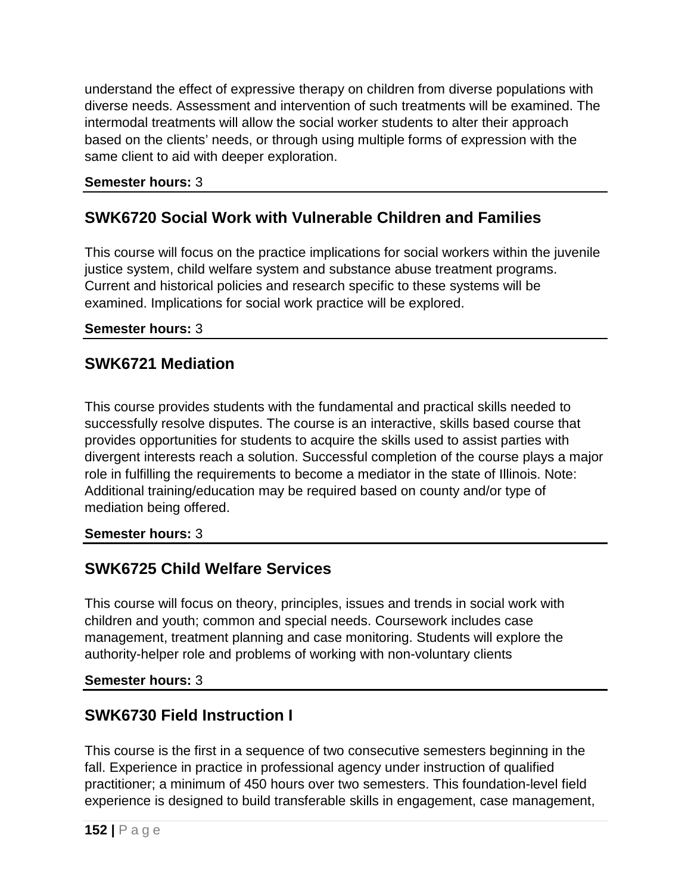understand the effect of expressive therapy on children from diverse populations with diverse needs. Assessment and intervention of such treatments will be examined. The intermodal treatments will allow the social worker students to alter their approach based on the clients' needs, or through using multiple forms of expression with the same client to aid with deeper exploration.

**Semester hours:** 3

## SWK6720 Social Work with Vulnerable Children and Families

This course will focus on the practice implications for social workers within the juvenile justice system, child welfare system and substance abuse treatment programs. Current and historical policies and research specific to these systems will be examined. Implications for social work practice will be explored.

**Semester hours:** 3

## SWK6721 Mediation

This course provides students with the fundamental and practical skills needed to successfully resolve disputes. The course is an interactive, skills based course that provides opportunities for students to acquire the skills used to assist parties with divergent interests reach a solution. Successful completion of the course plays a major role in fulfilling the requirements to become a mediator in the state of Illinois. Note: Additional training/education may be required based on county and/or type of mediation being offered.

**Semester hours:** 3

## SWK6725 Child Welfare Services

This course will focus on theory, principles, issues and trends in social work with children and youth; common and special needs. Coursework includes case management, treatment planning and case monitoring. Students will explore the authority-helper role and problems of working with non-voluntary clients

**Semester hours:** 3

## SWK6730 Field Instruction I

This course is the first in a sequence of two consecutive semesters beginning in the fall. Experience in practice in professional agency under instruction of qualified practitioner; a minimum of 450 hours over two semesters. This foundation-level field experience is designed to build transferable skills in engagement, case management,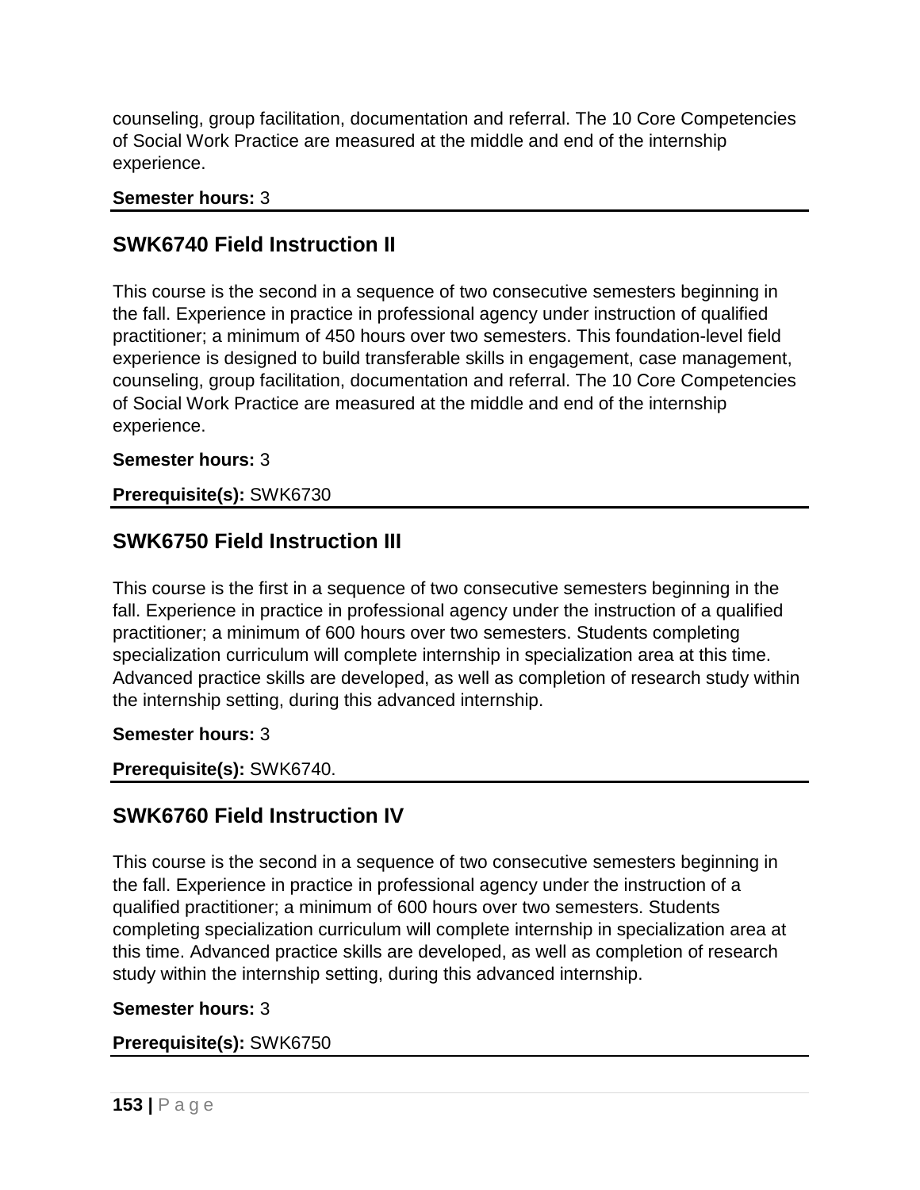counseling, group facilitation, documentation and referral. The 10 Core Competencies of Social Work Practice are measured at the middle and end of the internship experience.

**Semester hours:** 3

## SWK6740 Field Instruction II

This course is the second in a sequence of two consecutive semesters beginning in the fall. Experience in practice in professional agency under instruction of qualified practitioner; a minimum of 450 hours over two semesters. This foundation-level field experience is designed to build transferable skills in engagement, case management, counseling, group facilitation, documentation and referral. The 10 Core Competencies of Social Work Practice are measured at the middle and end of the internship experience.

**Semester hours:** 3

**Prerequisite(s):** SWK6730

## SWK6750 Field Instruction III

This course is the first in a sequence of two consecutive semesters beginning in the fall. Experience in practice in professional agency under the instruction of a qualified practitioner; a minimum of 600 hours over two semesters. Students completing specialization curriculum will complete internship in specialization area at this time. Advanced practice skills are developed, as well as completion of research study within the internship setting, during this advanced internship.

**Semester hours:** 3

**Prerequisite(s):** SWK6740.

## SWK6760 Field Instruction IV

This course is the second in a sequence of two consecutive semesters beginning in the fall. Experience in practice in professional agency under the instruction of a qualified practitioner; a minimum of 600 hours over two semesters. Students completing specialization curriculum will complete internship in specialization area at this time. Advanced practice skills are developed, as well as completion of research study within the internship setting, during this advanced internship.

**Semester hours:** 3

**Prerequisite(s):** SWK6750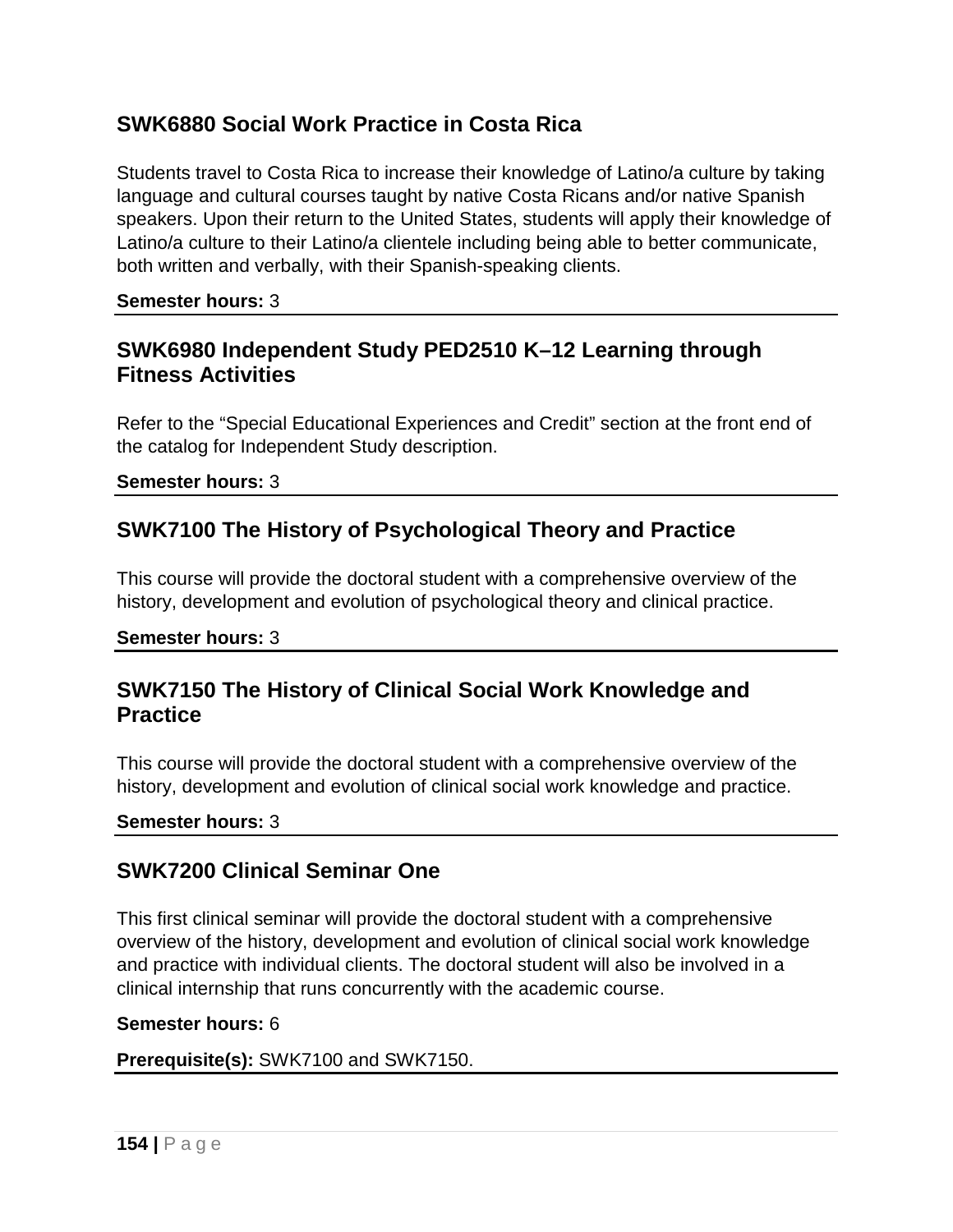## SWK6880 Social Work Practice in Costa Rica

Students travel to Costa Rica to increase their knowledge of Latino/a culture by taking language and cultural courses taught by native Costa Ricans and/or native Spanish speakers. Upon their return to the United States, students will apply their knowledge of Latino/a culture to their Latino/a clientele including being able to better communicate, both written and verbally, with their Spanish-speaking clients.

**Semester hours:** 3

## SWK6980 Independent Study PED2510 K–12 Learning through Fitness Activities

Refer to the "Special Educational Experiences and Credit" section at the front end of the catalog for Independent Study description.

**Semester hours:** 3

## SWK7100 The History of Psychological Theory and Practice

This course will provide the doctoral student with a comprehensive overview of the history, development and evolution of psychological theory and clinical practice.

**Semester hours:** 3

## SWK7150 The History of Clinical Social Work Knowledge and Practice

This course will provide the doctoral student with a comprehensive overview of the history, development and evolution of clinical social work knowledge and practice.

**Semester hours:** 3

## SWK7200 Clinical Seminar One

This first clinical seminar will provide the doctoral student with a comprehensive overview of the history, development and evolution of clinical social work knowledge and practice with individual clients. The doctoral student will also be involved in a clinical internship that runs concurrently with the academic course.

**Semester hours:** 6

**Prerequisite(s):** SWK7100 and SWK7150.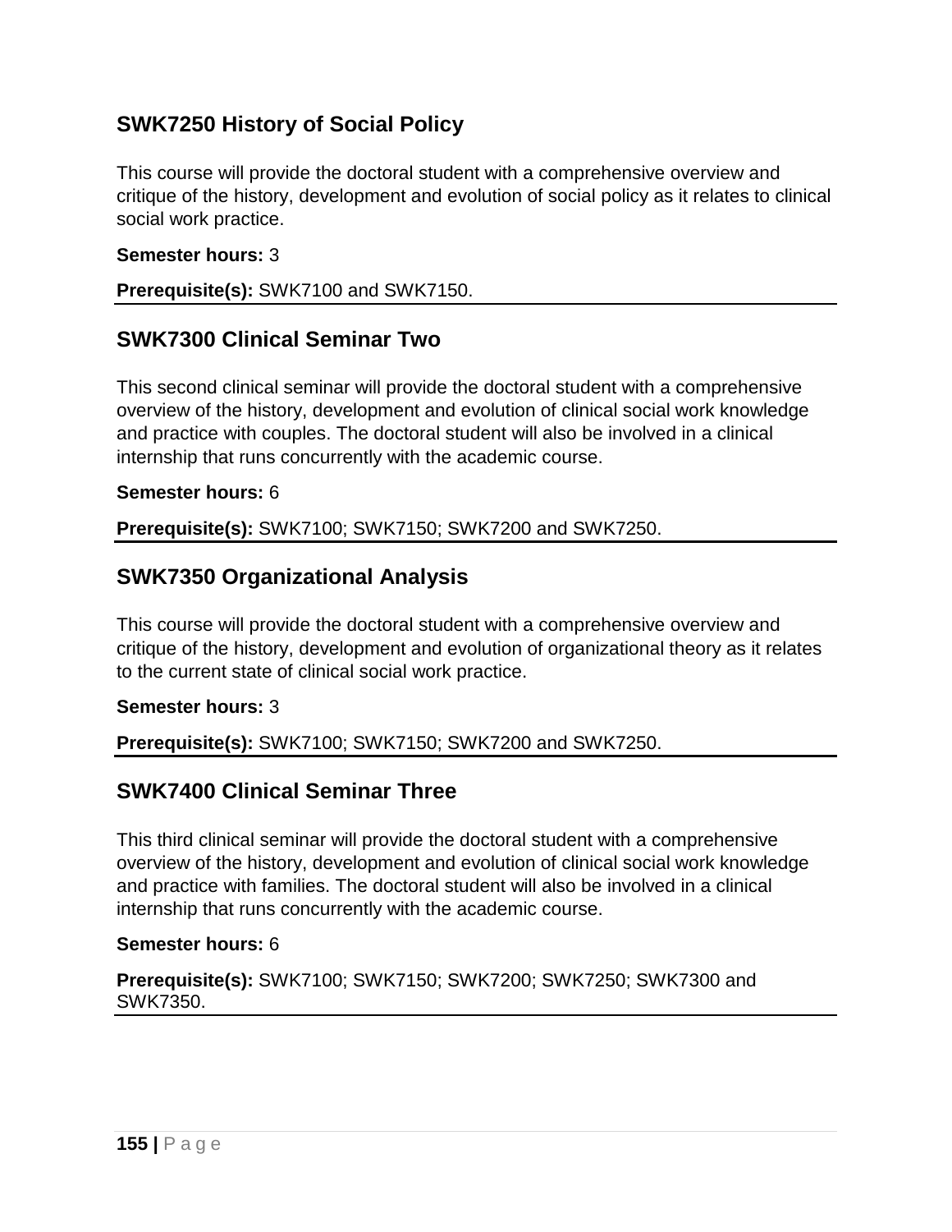## SWK7250 History of Social Policy

This course will provide the doctoral student with a comprehensive overview and critique of the history, development and evolution of social policy as it relates to clinical social work practice.

**Semester hours:** 3

**Prerequisite(s):** SWK7100 and SWK7150.

## SWK7300 Clinical Seminar Two

This second clinical seminar will provide the doctoral student with a comprehensive overview of the history, development and evolution of clinical social work knowledge and practice with couples. The doctoral student will also be involved in a clinical internship that runs concurrently with the academic course.

**Semester hours:** 6

**Prerequisite(s):** SWK7100; SWK7150; SWK7200 and SWK7250.

## SWK7350 Organizational Analysis

This course will provide the doctoral student with a comprehensive overview and critique of the history, development and evolution of organizational theory as it relates to the current state of clinical social work practice.

**Semester hours:** 3

**Prerequisite(s):** SWK7100; SWK7150; SWK7200 and SWK7250.

## SWK7400 Clinical Seminar Three

This third clinical seminar will provide the doctoral student with a comprehensive overview of the history, development and evolution of clinical social work knowledge and practice with families. The doctoral student will also be involved in a clinical internship that runs concurrently with the academic course.

**Semester hours:** 6

**Prerequisite(s):** SWK7100; SWK7150; SWK7200; SWK7250; SWK7300 and SWK7350.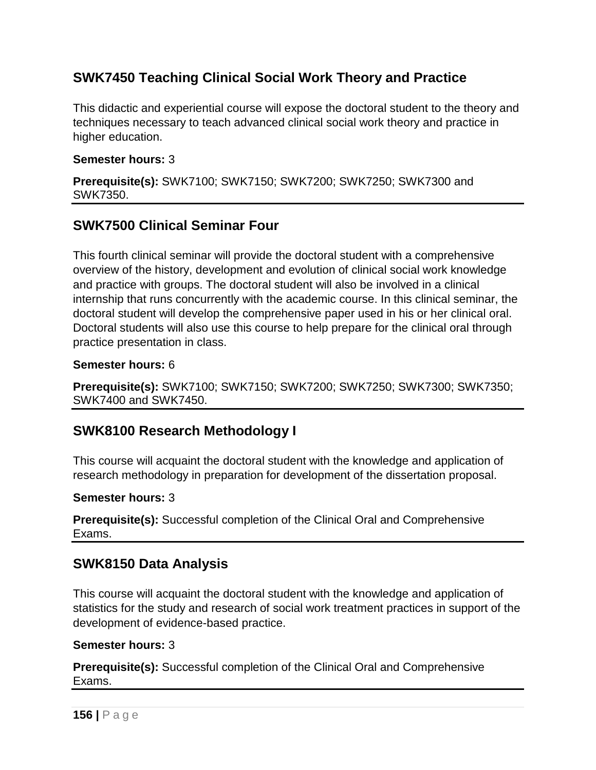## SWK7450 Teaching Clinical Social Work Theory and Practice

This didactic and experiential course will expose the doctoral student to the theory and techniques necessary to teach advanced clinical social work theory and practice in higher education.

**Semester hours:** 3

**Prerequisite(s):** SWK7100; SWK7150; SWK7200; SWK7250; SWK7300 and SWK7350.

---

## SWK7500 Clinical Seminar Four

This fourth clinical seminar will provide the doctoral student with a comprehensive overview of the history, development and evolution of clinical social work knowledge and practice with groups. The doctoral student will also be involved in a clinical internship that runs concurrently with the academic course. In this clinical seminar, the doctoral student will develop the comprehensive paper used in his or her clinical oral. Doctoral students will also use this course to help prepare for the clinical oral through practice presentation in class.

**Semester hours:** 6

**Prerequisite(s):** SWK7100; SWK7150; SWK7200; SWK7250; SWK7300; SWK7350; SWK7400 and SWK7450.

---

## SWK8100 Research Methodology I

This course will acquaint the doctoral student with the knowledge and application of research methodology in preparation for development of the dissertation proposal.

**Semester hours:** 3

**Prerequisite(s):** Successful completion of the Clinical Oral and Comprehensive Exams.

---

## SWK8150 Data Analysis

This course will acquaint the doctoral student with the knowledge and application of statistics for the study and research of social work treatment practices in support of the development of evidence-based practice.

**Semester hours:** 3

**Prerequisite(s):** Successful completion of the Clinical Oral and Comprehensive Exams.

---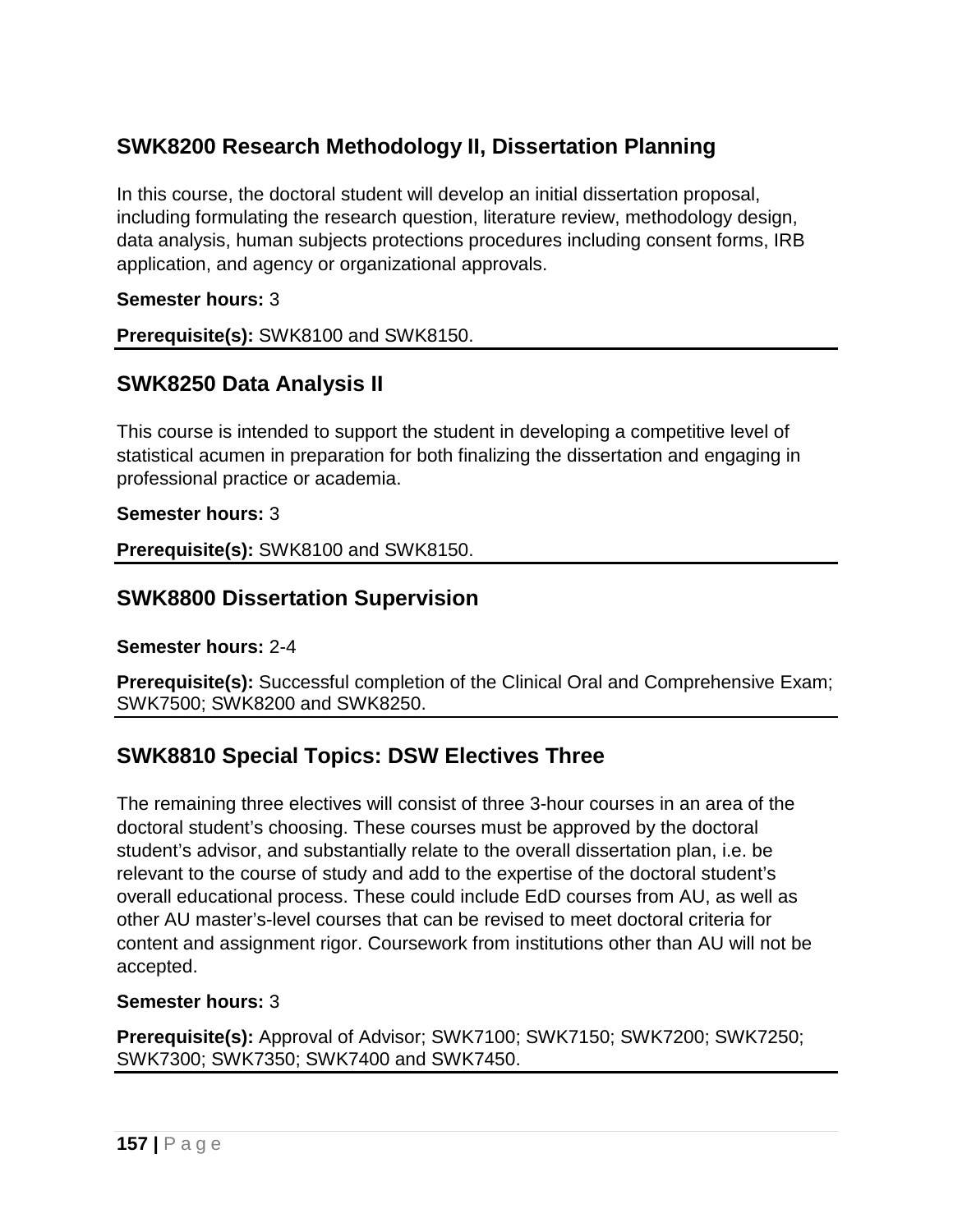## SWK8200 Research Methodology II, Dissertation Planning

In this course, the doctoral student will develop an initial dissertation proposal, including formulating the research question, literature review, methodology design, data analysis, human subjects protections procedures including consent forms, IRB application, and agency or organizational approvals.

**Semester hours:** 3

**Prerequisite(s):** SWK8100 and SWK8150.

## SWK8250 Data Analysis II

This course is intended to support the student in developing a competitive level of statistical acumen in preparation for both finalizing the dissertation and engaging in professional practice or academia.

**Semester hours:** 3

**Prerequisite(s):** SWK8100 and SWK8150.

## SWK8800 Dissertation Supervision

**Semester hours:** 2-4

**Prerequisite(s):** Successful completion of the Clinical Oral and Comprehensive Exam; SWK7500; SWK8200 and SWK8250.

## SWK8810 Special Topics: DSW Electives Three

The remaining three electives will consist of three 3-hour courses in an area of the doctoral student's choosing. These courses must be approved by the doctoral student's advisor, and substantially relate to the overall dissertation plan, i.e. be relevant to the course of study and add to the expertise of the doctoral student's overall educational process. These could include EdD courses from AU, as well as other AU master's-level courses that can be revised to meet doctoral criteria for content and assignment rigor. Coursework from institutions other than AU will not be accepted.

**Semester hours:** 3

**Prerequisite(s):** Approval of Advisor; SWK7100; SWK7150; SWK7200; SWK7250; SWK7300; SWK7350; SWK7400 and SWK7450.